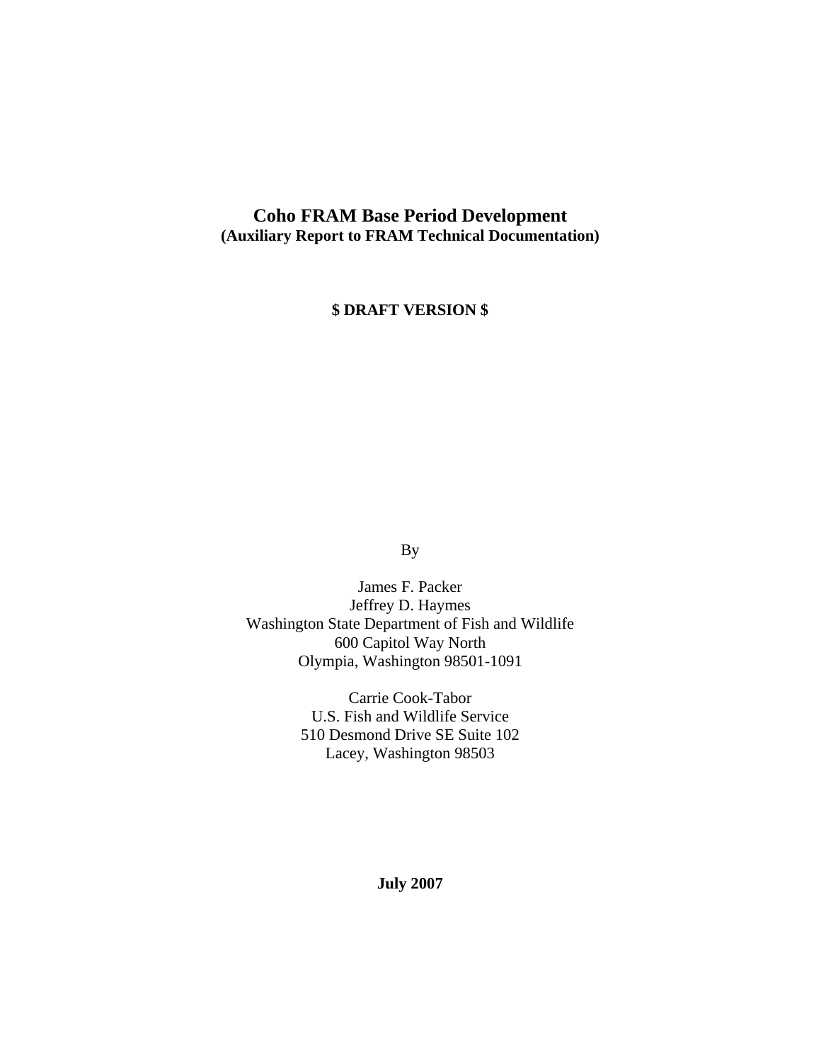# Coho FRAM Base Period Development

**(Auxiliary Report to FRAM Technical Documentation)**

**$ DRAFT VERSION $**

By

James F. Packer
Jeffrey D. Haymes
Washington State Department of Fish and Wildlife
600 Capitol Way North
Olympia, Washington 98501-1091

Carrie Cook-Tabor
U.S. Fish and Wildlife Service
510 Desmond Drive SE Suite 102
Lacey, Washington 98503

**July 2007**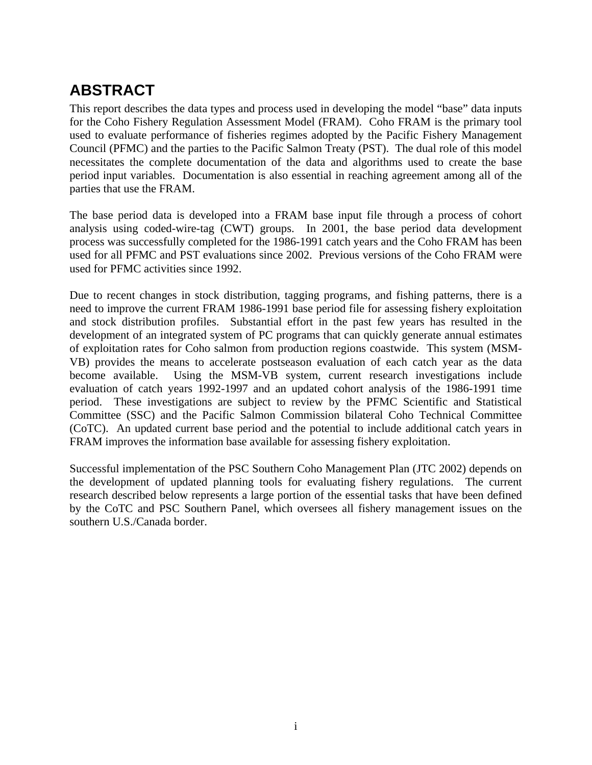# ABSTRACT

This report describes the data types and process used in developing the model "base" data inputs for the Coho Fishery Regulation Assessment Model (FRAM). Coho FRAM is the primary tool used to evaluate performance of fisheries regimes adopted by the Pacific Fishery Management Council (PFMC) and the parties to the Pacific Salmon Treaty (PST). The dual role of this model necessitates the complete documentation of the data and algorithms used to create the base period input variables. Documentation is also essential in reaching agreement among all of the parties that use the FRAM.

The base period data is developed into a FRAM base input file through a process of cohort analysis using coded-wire-tag (CWT) groups. In 2001, the base period data development process was successfully completed for the 1986-1991 catch years and the Coho FRAM has been used for all PFMC and PST evaluations since 2002. Previous versions of the Coho FRAM were used for PFMC activities since 1992.

Due to recent changes in stock distribution, tagging programs, and fishing patterns, there is a need to improve the current FRAM 1986-1991 base period file for assessing fishery exploitation and stock distribution profiles. Substantial effort in the past few years has resulted in the development of an integrated system of PC programs that can quickly generate annual estimates of exploitation rates for Coho salmon from production regions coastwide. This system (MSM-VB) provides the means to accelerate postseason evaluation of each catch year as the data become available. Using the MSM-VB system, current research investigations include evaluation of catch years 1992-1997 and an updated cohort analysis of the 1986-1991 time period. These investigations are subject to review by the PFMC Scientific and Statistical Committee (SSC) and the Pacific Salmon Commission bilateral Coho Technical Committee (CoTC). An updated current base period and the potential to include additional catch years in FRAM improves the information base available for assessing fishery exploitation.

Successful implementation of the PSC Southern Coho Management Plan (JTC 2002) depends on the development of updated planning tools for evaluating fishery regulations. The current research described below represents a large portion of the essential tasks that have been defined by the CoTC and PSC Southern Panel, which oversees all fishery management issues on the southern U.S./Canada border.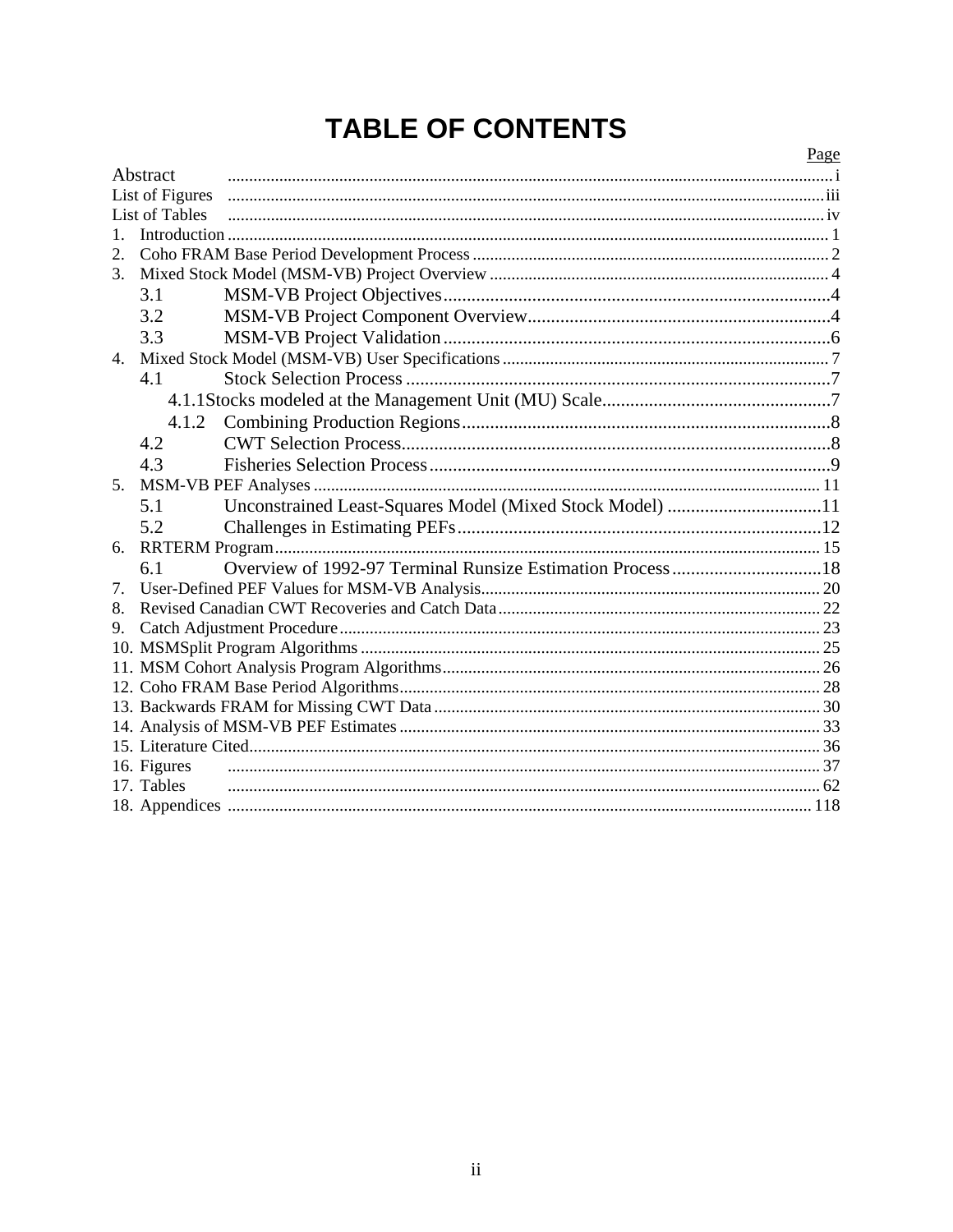# TABLE OF CONTENTS

| | Page |
|---|---|
| Abstract | i |
| List of Figures | iii |
| List of Tables | iv |
| 1. Introduction | 1 |
| 2. Coho FRAM Base Period Development Process | 2 |
| 3. Mixed Stock Model (MSM-VB) Project Overview | 4 |
| 3.1 MSM-VB Project Objectives | 4 |
| 3.2 MSM-VB Project Component Overview | 4 |
| 3.3 MSM-VB Project Validation | 6 |
| 4. Mixed Stock Model (MSM-VB) User Specifications | 7 |
| 4.1 Stock Selection Process | 7 |
| 4.1.1 Stocks modeled at the Management Unit (MU) Scale | 7 |
| 4.1.2 Combining Production Regions | 8 |
| 4.2 CWT Selection Process | 8 |
| 4.3 Fisheries Selection Process | 9 |
| 5. MSM-VB PEF Analyses | 11 |
| 5.1 Unconstrained Least-Squares Model (Mixed Stock Model) | 11 |
| 5.2 Challenges in Estimating PEFs | 12 |
| 6. RRTERM Program | 15 |
| 6.1 Overview of 1992-97 Terminal Runsize Estimation Process | 18 |
| 7. User-Defined PEF Values for MSM-VB Analysis | 20 |
| 8. Revised Canadian CWT Recoveries and Catch Data | 22 |
| 9. Catch Adjustment Procedure | 23 |
| 10. MSMSplit Program Algorithms | 25 |
| 11. MSM Cohort Analysis Program Algorithms | 26 |
| 12. Coho FRAM Base Period Algorithms | 28 |
| 13. Backwards FRAM for Missing CWT Data | 30 |
| 14. Analysis of MSM-VB PEF Estimates | 33 |
| 15. Literature Cited | 36 |
| 16. Figures | 37 |
| 17. Tables | 62 |
| 18. Appendices | 118 |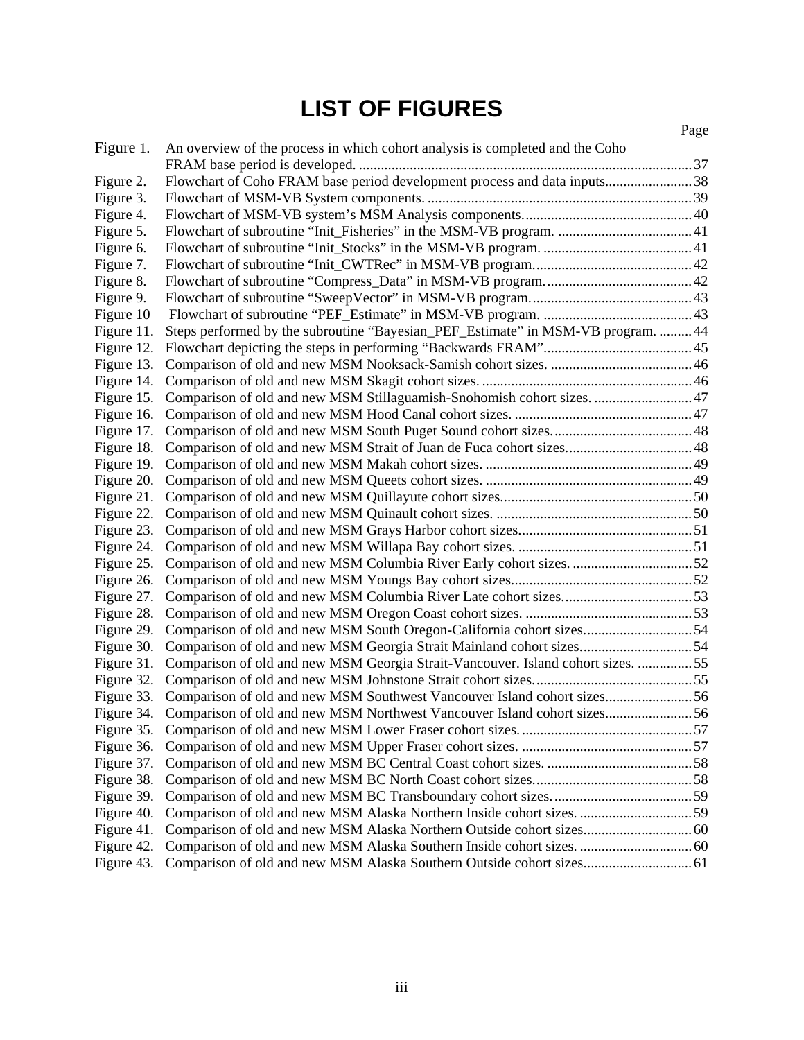# LIST OF FIGURES

| | | Page |
|---|---|---|
| Figure 1. | An overview of the process in which cohort analysis is completed and the Coho FRAM base period is developed. | 37 |
| Figure 2. | Flowchart of Coho FRAM base period development process and data inputs | 38 |
| Figure 3. | Flowchart of MSM-VB System components. | 39 |
| Figure 4. | Flowchart of MSM-VB system's MSM Analysis components. | 40 |
| Figure 5. | Flowchart of subroutine "Init_Fisheries" in the MSM-VB program. | 41 |
| Figure 6. | Flowchart of subroutine "Init_Stocks" in the MSM-VB program. | 41 |
| Figure 7. | Flowchart of subroutine "Init_CWTRec" in MSM-VB program. | 42 |
| Figure 8. | Flowchart of subroutine "Compress_Data" in MSM-VB program. | 42 |
| Figure 9. | Flowchart of subroutine "SweepVector" in MSM-VB program. | 43 |
| Figure 10 | Flowchart of subroutine "PEF_Estimate" in MSM-VB program. | 43 |
| Figure 11. | Steps performed by the subroutine "Bayesian_PEF_Estimate" in MSM-VB program. | 44 |
| Figure 12. | Flowchart depicting the steps in performing "Backwards FRAM" | 45 |
| Figure 13. | Comparison of old and new MSM Nooksack-Samish cohort sizes. | 46 |
| Figure 14. | Comparison of old and new MSM Skagit cohort sizes. | 46 |
| Figure 15. | Comparison of old and new MSM Stillaguamish-Snohomish cohort sizes. | 47 |
| Figure 16. | Comparison of old and new MSM Hood Canal cohort sizes. | 47 |
| Figure 17. | Comparison of old and new MSM South Puget Sound cohort sizes. | 48 |
| Figure 18. | Comparison of old and new MSM Strait of Juan de Fuca cohort sizes. | 48 |
| Figure 19. | Comparison of old and new MSM Makah cohort sizes. | 49 |
| Figure 20. | Comparison of old and new MSM Queets cohort sizes. | 49 |
| Figure 21. | Comparison of old and new MSM Quillayute cohort sizes. | 50 |
| Figure 22. | Comparison of old and new MSM Quinault cohort sizes. | 50 |
| Figure 23. | Comparison of old and new MSM Grays Harbor cohort sizes. | 51 |
| Figure 24. | Comparison of old and new MSM Willapa Bay cohort sizes. | 51 |
| Figure 25. | Comparison of old and new MSM Columbia River Early cohort sizes. | 52 |
| Figure 26. | Comparison of old and new MSM Youngs Bay cohort sizes. | 52 |
| Figure 27. | Comparison of old and new MSM Columbia River Late cohort sizes. | 53 |
| Figure 28. | Comparison of old and new MSM Oregon Coast cohort sizes. | 53 |
| Figure 29. | Comparison of old and new MSM South Oregon-California cohort sizes. | 54 |
| Figure 30. | Comparison of old and new MSM Georgia Strait Mainland cohort sizes. | 54 |
| Figure 31. | Comparison of old and new MSM Georgia Strait-Vancouver. Island cohort sizes. | 55 |
| Figure 32. | Comparison of old and new MSM Johnstone Strait cohort sizes. | 55 |
| Figure 33. | Comparison of old and new MSM Southwest Vancouver Island cohort sizes. | 56 |
| Figure 34. | Comparison of old and new MSM Northwest Vancouver Island cohort sizes. | 56 |
| Figure 35. | Comparison of old and new MSM Lower Fraser cohort sizes. | 57 |
| Figure 36. | Comparison of old and new MSM Upper Fraser cohort sizes. | 57 |
| Figure 37. | Comparison of old and new MSM BC Central Coast cohort sizes. | 58 |
| Figure 38. | Comparison of old and new MSM BC North Coast cohort sizes. | 58 |
| Figure 39. | Comparison of old and new MSM BC Transboundary cohort sizes. | 59 |
| Figure 40. | Comparison of old and new MSM Alaska Northern Inside cohort sizes. | 59 |
| Figure 41. | Comparison of old and new MSM Alaska Northern Outside cohort sizes. | 60 |
| Figure 42. | Comparison of old and new MSM Alaska Southern Inside cohort sizes. | 60 |
| Figure 43. | Comparison of old and new MSM Alaska Southern Outside cohort sizes. | 61 |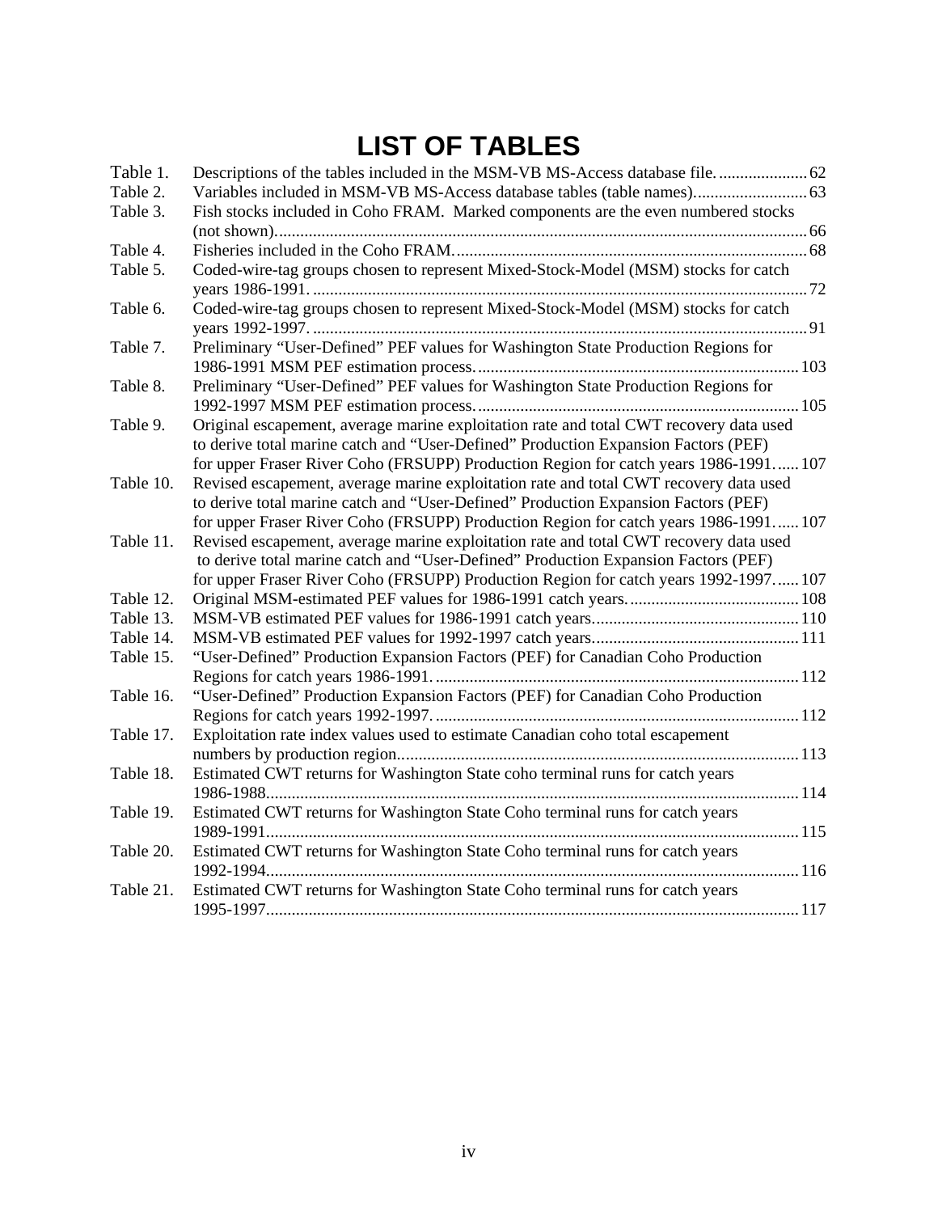# LIST OF TABLES

| | | |
|---|---|---|
| Table 1. | Descriptions of the tables included in the MSM-VB MS-Access database file. | 62 |
| Table 2. | Variables included in MSM-VB MS-Access database tables (table names). | 63 |
| Table 3. | Fish stocks included in Coho FRAM. Marked components are the even numbered stocks (not shown). | 66 |
| Table 4. | Fisheries included in the Coho FRAM. | 68 |
| Table 5. | Coded-wire-tag groups chosen to represent Mixed-Stock-Model (MSM) stocks for catch years 1986-1991. | 72 |
| Table 6. | Coded-wire-tag groups chosen to represent Mixed-Stock-Model (MSM) stocks for catch years 1992-1997. | 91 |
| Table 7. | Preliminary “User-Defined” PEF values for Washington State Production Regions for 1986-1991 MSM PEF estimation process. | 103 |
| Table 8. | Preliminary “User-Defined” PEF values for Washington State Production Regions for 1992-1997 MSM PEF estimation process. | 105 |
| Table 9. | Original escapement, average marine exploitation rate and total CWT recovery data used to derive total marine catch and “User-Defined” Production Expansion Factors (PEF) for upper Fraser River Coho (FRSUPP) Production Region for catch years 1986-1991. | 107 |
| Table 10. | Revised escapement, average marine exploitation rate and total CWT recovery data used to derive total marine catch and “User-Defined” Production Expansion Factors (PEF) for upper Fraser River Coho (FRSUPP) Production Region for catch years 1986-1991. | 107 |
| Table 11. | Revised escapement, average marine exploitation rate and total CWT recovery data used to derive total marine catch and “User-Defined” Production Expansion Factors (PEF) for upper Fraser River Coho (FRSUPP) Production Region for catch years 1992-1997. | 107 |
| Table 12. | Original MSM-estimated PEF values for 1986-1991 catch years. | 108 |
| Table 13. | MSM-VB estimated PEF values for 1986-1991 catch years. | 110 |
| Table 14. | MSM-VB estimated PEF values for 1992-1997 catch years. | 111 |
| Table 15. | “User-Defined” Production Expansion Factors (PEF) for Canadian Coho Production Regions for catch years 1986-1991. | 112 |
| Table 16. | “User-Defined” Production Expansion Factors (PEF) for Canadian Coho Production Regions for catch years 1992-1997. | 112 |
| Table 17. | Exploitation rate index values used to estimate Canadian coho total escapement numbers by production region. | 113 |
| Table 18. | Estimated CWT returns for Washington State coho terminal runs for catch years 1986-1988. | 114 |
| Table 19. | Estimated CWT returns for Washington State Coho terminal runs for catch years 1989-1991. | 115 |
| Table 20. | Estimated CWT returns for Washington State Coho terminal runs for catch years 1992-1994. | 116 |
| Table 21. | Estimated CWT returns for Washington State Coho terminal runs for catch years 1995-1997. | 117 |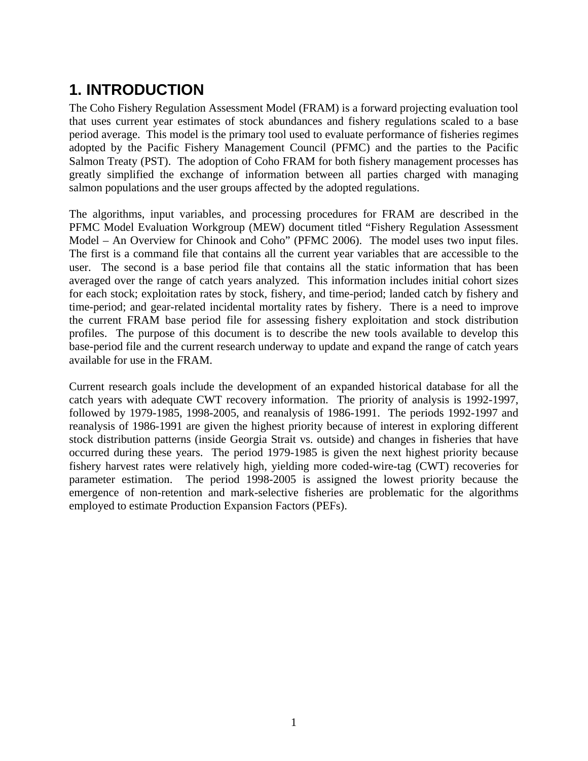# 1. INTRODUCTION

The Coho Fishery Regulation Assessment Model (FRAM) is a forward projecting evaluation tool that uses current year estimates of stock abundances and fishery regulations scaled to a base period average. This model is the primary tool used to evaluate performance of fisheries regimes adopted by the Pacific Fishery Management Council (PFMC) and the parties to the Pacific Salmon Treaty (PST). The adoption of Coho FRAM for both fishery management processes has greatly simplified the exchange of information between all parties charged with managing salmon populations and the user groups affected by the adopted regulations.

The algorithms, input variables, and processing procedures for FRAM are described in the PFMC Model Evaluation Workgroup (MEW) document titled "Fishery Regulation Assessment Model – An Overview for Chinook and Coho" (PFMC 2006). The model uses two input files. The first is a command file that contains all the current year variables that are accessible to the user. The second is a base period file that contains all the static information that has been averaged over the range of catch years analyzed. This information includes initial cohort sizes for each stock; exploitation rates by stock, fishery, and time-period; landed catch by fishery and time-period; and gear-related incidental mortality rates by fishery. There is a need to improve the current FRAM base period file for assessing fishery exploitation and stock distribution profiles. The purpose of this document is to describe the new tools available to develop this base-period file and the current research underway to update and expand the range of catch years available for use in the FRAM.

Current research goals include the development of an expanded historical database for all the catch years with adequate CWT recovery information. The priority of analysis is 1992-1997, followed by 1979-1985, 1998-2005, and reanalysis of 1986-1991. The periods 1992-1997 and reanalysis of 1986-1991 are given the highest priority because of interest in exploring different stock distribution patterns (inside Georgia Strait vs. outside) and changes in fisheries that have occurred during these years. The period 1979-1985 is given the next highest priority because fishery harvest rates were relatively high, yielding more coded-wire-tag (CWT) recoveries for parameter estimation. The period 1998-2005 is assigned the lowest priority because the emergence of non-retention and mark-selective fisheries are problematic for the algorithms employed to estimate Production Expansion Factors (PEFs).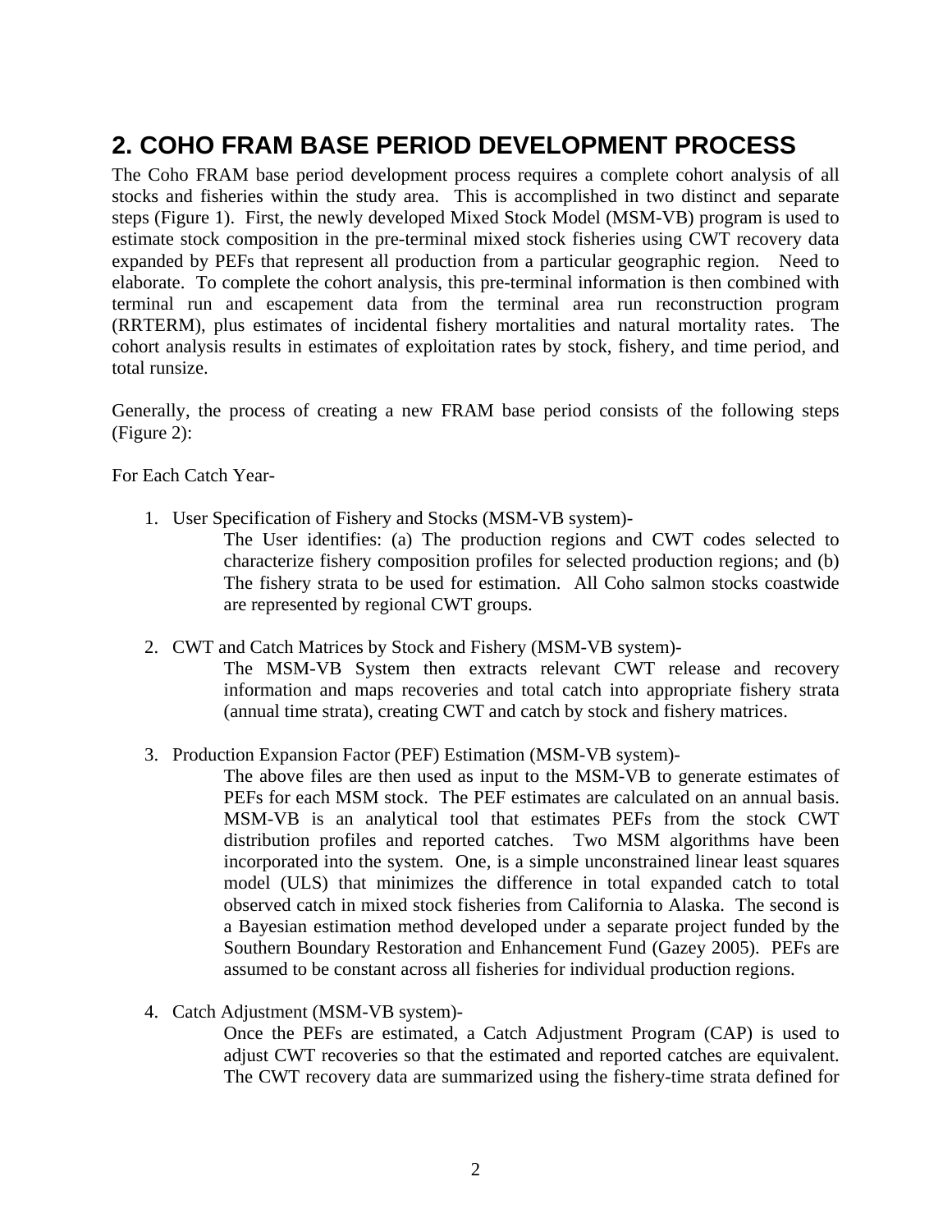## 2. COHO FRAM BASE PERIOD DEVELOPMENT PROCESS

The Coho FRAM base period development process requires a complete cohort analysis of all stocks and fisheries within the study area. This is accomplished in two distinct and separate steps (Figure 1). First, the newly developed Mixed Stock Model (MSM-VB) program is used to estimate stock composition in the pre-terminal mixed stock fisheries using CWT recovery data expanded by PEFs that represent all production from a particular geographic region. Need to elaborate. To complete the cohort analysis, this pre-terminal information is then combined with terminal run and escapement data from the terminal area run reconstruction program (RRTERM), plus estimates of incidental fishery mortalities and natural mortality rates. The cohort analysis results in estimates of exploitation rates by stock, fishery, and time period, and total runsize.

Generally, the process of creating a new FRAM base period consists of the following steps (Figure 2):

For Each Catch Year-

1. User Specification of Fishery and Stocks (MSM-VB system)-

   The User identifies: (a) The production regions and CWT codes selected to characterize fishery composition profiles for selected production regions; and (b) The fishery strata to be used for estimation. All Coho salmon stocks coastwide are represented by regional CWT groups.

2. CWT and Catch Matrices by Stock and Fishery (MSM-VB system)-

   The MSM-VB System then extracts relevant CWT release and recovery information and maps recoveries and total catch into appropriate fishery strata (annual time strata), creating CWT and catch by stock and fishery matrices.

3. Production Expansion Factor (PEF) Estimation (MSM-VB system)-

   The above files are then used as input to the MSM-VB to generate estimates of PEFs for each MSM stock. The PEF estimates are calculated on an annual basis. MSM-VB is an analytical tool that estimates PEFs from the stock CWT distribution profiles and reported catches. Two MSM algorithms have been incorporated into the system. One, is a simple unconstrained linear least squares model (ULS) that minimizes the difference in total expanded catch to total observed catch in mixed stock fisheries from California to Alaska. The second is a Bayesian estimation method developed under a separate project funded by the Southern Boundary Restoration and Enhancement Fund (Gazey 2005). PEFs are assumed to be constant across all fisheries for individual production regions.

4. Catch Adjustment (MSM-VB system)-

   Once the PEFs are estimated, a Catch Adjustment Program (CAP) is used to adjust CWT recoveries so that the estimated and reported catches are equivalent. The CWT recovery data are summarized using the fishery-time strata defined for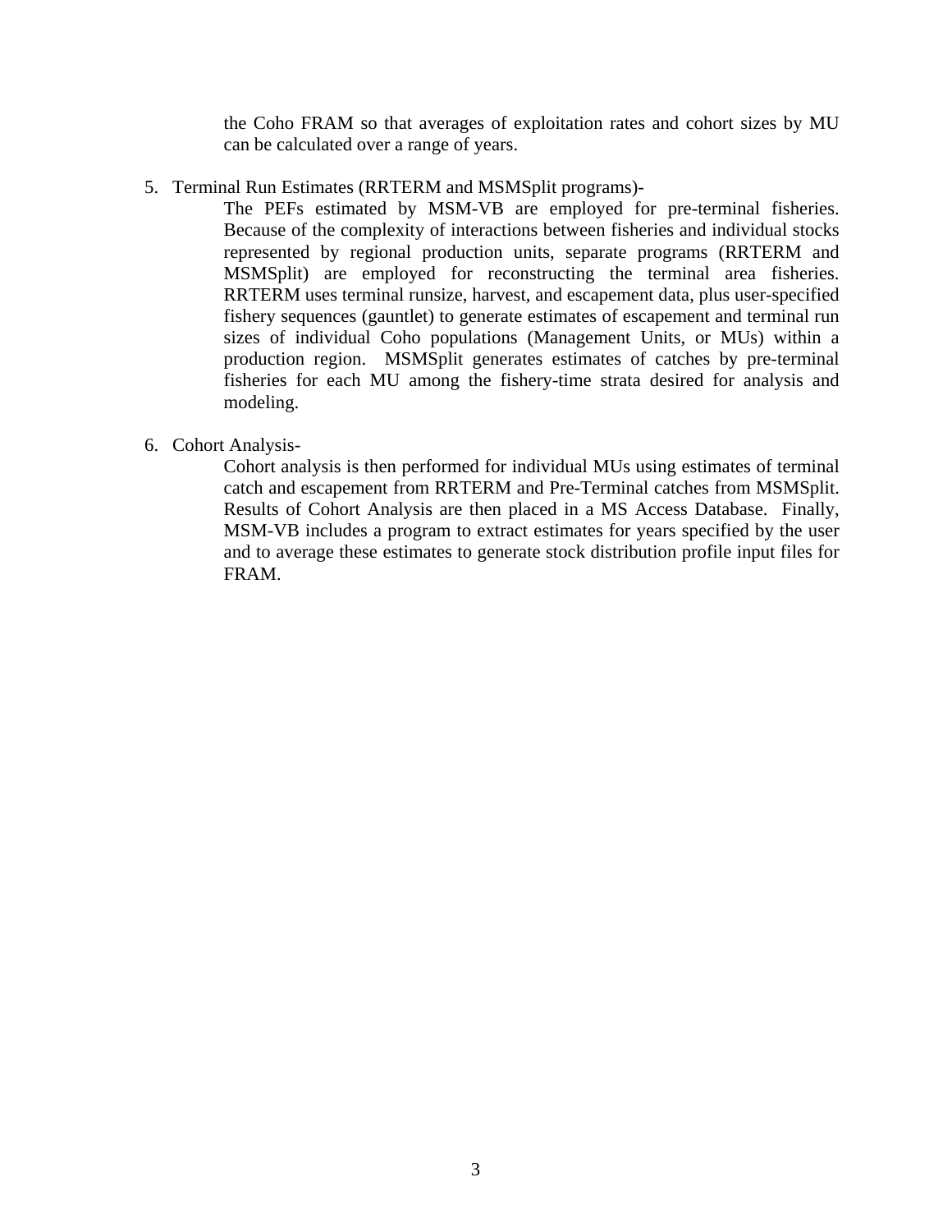the Coho FRAM so that averages of exploitation rates and cohort sizes by MU can be calculated over a range of years.

5. Terminal Run Estimates (RRTERM and MSMSplit programs)-

   The PEFs estimated by MSM-VB are employed for pre-terminal fisheries. Because of the complexity of interactions between fisheries and individual stocks represented by regional production units, separate programs (RRTERM and MSMSplit) are employed for reconstructing the terminal area fisheries. RRTERM uses terminal runsize, harvest, and escapement data, plus user-specified fishery sequences (gauntlet) to generate estimates of escapement and terminal run sizes of individual Coho populations (Management Units, or MUs) within a production region. MSMSplit generates estimates of catches by pre-terminal fisheries for each MU among the fishery-time strata desired for analysis and modeling.

6. Cohort Analysis-

   Cohort analysis is then performed for individual MUs using estimates of terminal catch and escapement from RRTERM and Pre-Terminal catches from MSMSplit. Results of Cohort Analysis are then placed in a MS Access Database. Finally, MSM-VB includes a program to extract estimates for years specified by the user and to average these estimates to generate stock distribution profile input files for FRAM.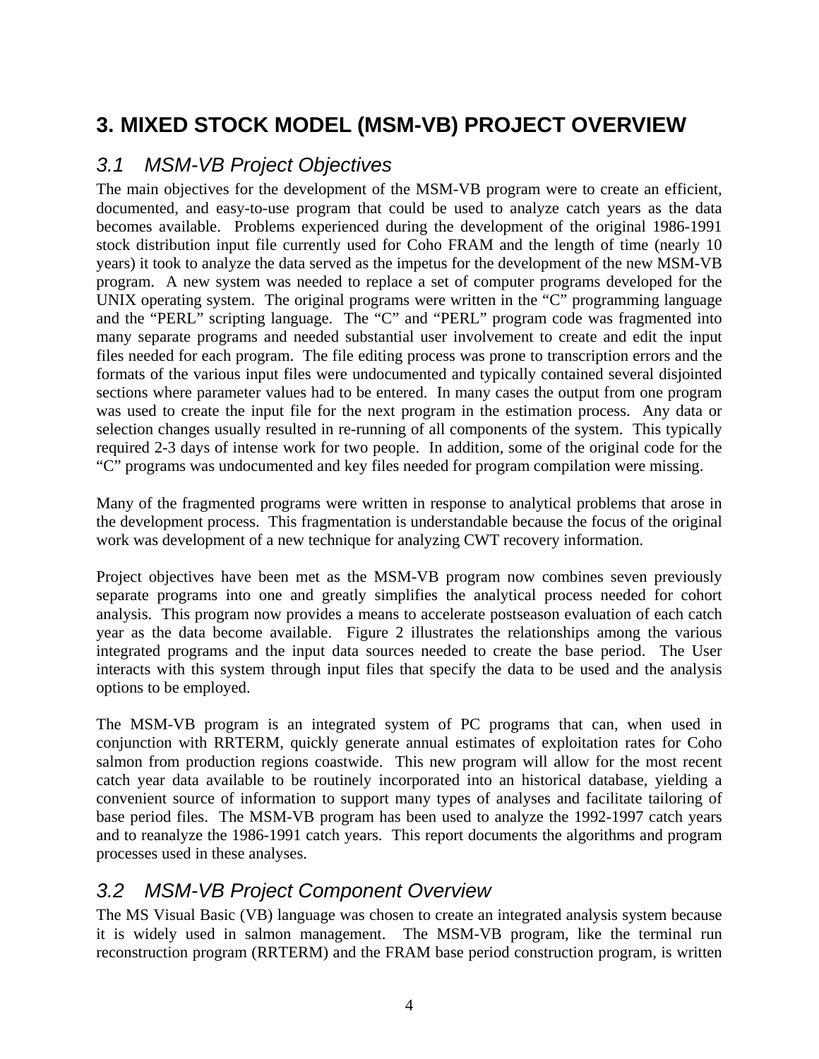# 3. MIXED STOCK MODEL (MSM-VB) PROJECT OVERVIEW

## *3.1 MSM-VB Project Objectives*

The main objectives for the development of the MSM-VB program were to create an efficient, documented, and easy-to-use program that could be used to analyze catch years as the data becomes available. Problems experienced during the development of the original 1986-1991 stock distribution input file currently used for Coho FRAM and the length of time (nearly 10 years) it took to analyze the data served as the impetus for the development of the new MSM-VB program. A new system was needed to replace a set of computer programs developed for the UNIX operating system. The original programs were written in the "C" programming language and the "PERL" scripting language. The "C" and "PERL" program code was fragmented into many separate programs and needed substantial user involvement to create and edit the input files needed for each program. The file editing process was prone to transcription errors and the formats of the various input files were undocumented and typically contained several disjointed sections where parameter values had to be entered. In many cases the output from one program was used to create the input file for the next program in the estimation process. Any data or selection changes usually resulted in re-running of all components of the system. This typically required 2-3 days of intense work for two people. In addition, some of the original code for the "C" programs was undocumented and key files needed for program compilation were missing.

Many of the fragmented programs were written in response to analytical problems that arose in the development process. This fragmentation is understandable because the focus of the original work was development of a new technique for analyzing CWT recovery information.

Project objectives have been met as the MSM-VB program now combines seven previously separate programs into one and greatly simplifies the analytical process needed for cohort analysis. This program now provides a means to accelerate postseason evaluation of each catch year as the data become available. Figure 2 illustrates the relationships among the various integrated programs and the input data sources needed to create the base period. The User interacts with this system through input files that specify the data to be used and the analysis options to be employed.

The MSM-VB program is an integrated system of PC programs that can, when used in conjunction with RRTERM, quickly generate annual estimates of exploitation rates for Coho salmon from production regions coastwide. This new program will allow for the most recent catch year data available to be routinely incorporated into an historical database, yielding a convenient source of information to support many types of analyses and facilitate tailoring of base period files. The MSM-VB program has been used to analyze the 1992-1997 catch years and to reanalyze the 1986-1991 catch years. This report documents the algorithms and program processes used in these analyses.

## *3.2 MSM-VB Project Component Overview*

The MS Visual Basic (VB) language was chosen to create an integrated analysis system because it is widely used in salmon management. The MSM-VB program, like the terminal run reconstruction program (RRTERM) and the FRAM base period construction program, is written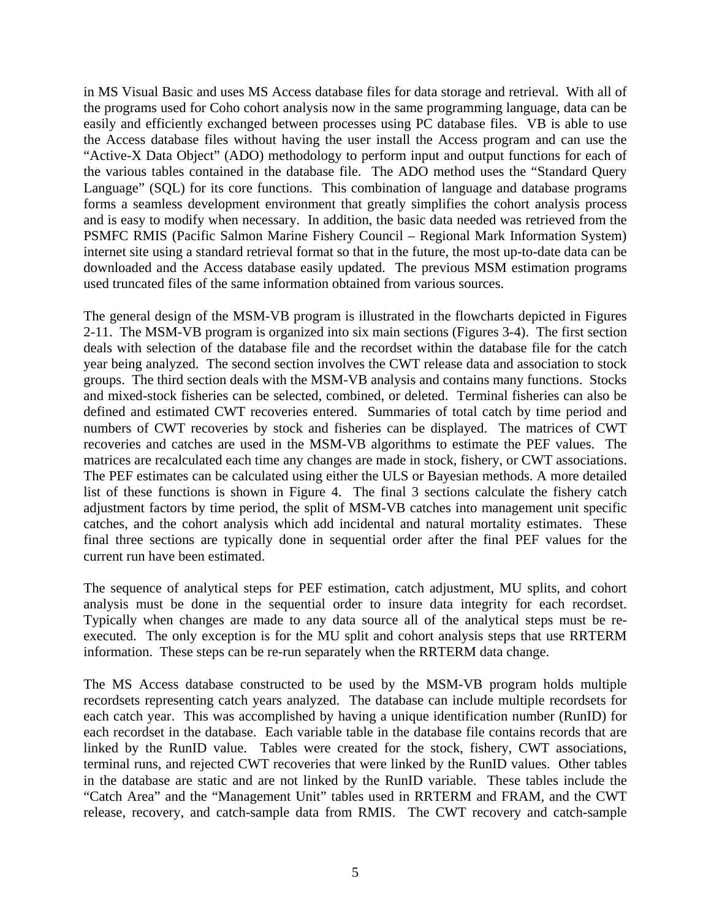in MS Visual Basic and uses MS Access database files for data storage and retrieval. With all of the programs used for Coho cohort analysis now in the same programming language, data can be easily and efficiently exchanged between processes using PC database files. VB is able to use the Access database files without having the user install the Access program and can use the "Active-X Data Object" (ADO) methodology to perform input and output functions for each of the various tables contained in the database file. The ADO method uses the "Standard Query Language" (SQL) for its core functions. This combination of language and database programs forms a seamless development environment that greatly simplifies the cohort analysis process and is easy to modify when necessary. In addition, the basic data needed was retrieved from the PSMFC RMIS (Pacific Salmon Marine Fishery Council – Regional Mark Information System) internet site using a standard retrieval format so that in the future, the most up-to-date data can be downloaded and the Access database easily updated. The previous MSM estimation programs used truncated files of the same information obtained from various sources.

The general design of the MSM-VB program is illustrated in the flowcharts depicted in Figures 2-11. The MSM-VB program is organized into six main sections (Figures 3-4). The first section deals with selection of the database file and the recordset within the database file for the catch year being analyzed. The second section involves the CWT release data and association to stock groups. The third section deals with the MSM-VB analysis and contains many functions. Stocks and mixed-stock fisheries can be selected, combined, or deleted. Terminal fisheries can also be defined and estimated CWT recoveries entered. Summaries of total catch by time period and numbers of CWT recoveries by stock and fisheries can be displayed. The matrices of CWT recoveries and catches are used in the MSM-VB algorithms to estimate the PEF values. The matrices are recalculated each time any changes are made in stock, fishery, or CWT associations. The PEF estimates can be calculated using either the ULS or Bayesian methods. A more detailed list of these functions is shown in Figure 4. The final 3 sections calculate the fishery catch adjustment factors by time period, the split of MSM-VB catches into management unit specific catches, and the cohort analysis which add incidental and natural mortality estimates. These final three sections are typically done in sequential order after the final PEF values for the current run have been estimated.

The sequence of analytical steps for PEF estimation, catch adjustment, MU splits, and cohort analysis must be done in the sequential order to insure data integrity for each recordset. Typically when changes are made to any data source all of the analytical steps must be re-executed. The only exception is for the MU split and cohort analysis steps that use RRTERM information. These steps can be re-run separately when the RRTERM data change.

The MS Access database constructed to be used by the MSM-VB program holds multiple recordsets representing catch years analyzed. The database can include multiple recordsets for each catch year. This was accomplished by having a unique identification number (RunID) for each recordset in the database. Each variable table in the database file contains records that are linked by the RunID value. Tables were created for the stock, fishery, CWT associations, terminal runs, and rejected CWT recoveries that were linked by the RunID values. Other tables in the database are static and are not linked by the RunID variable. These tables include the "Catch Area" and the "Management Unit" tables used in RRTERM and FRAM, and the CWT release, recovery, and catch-sample data from RMIS. The CWT recovery and catch-sample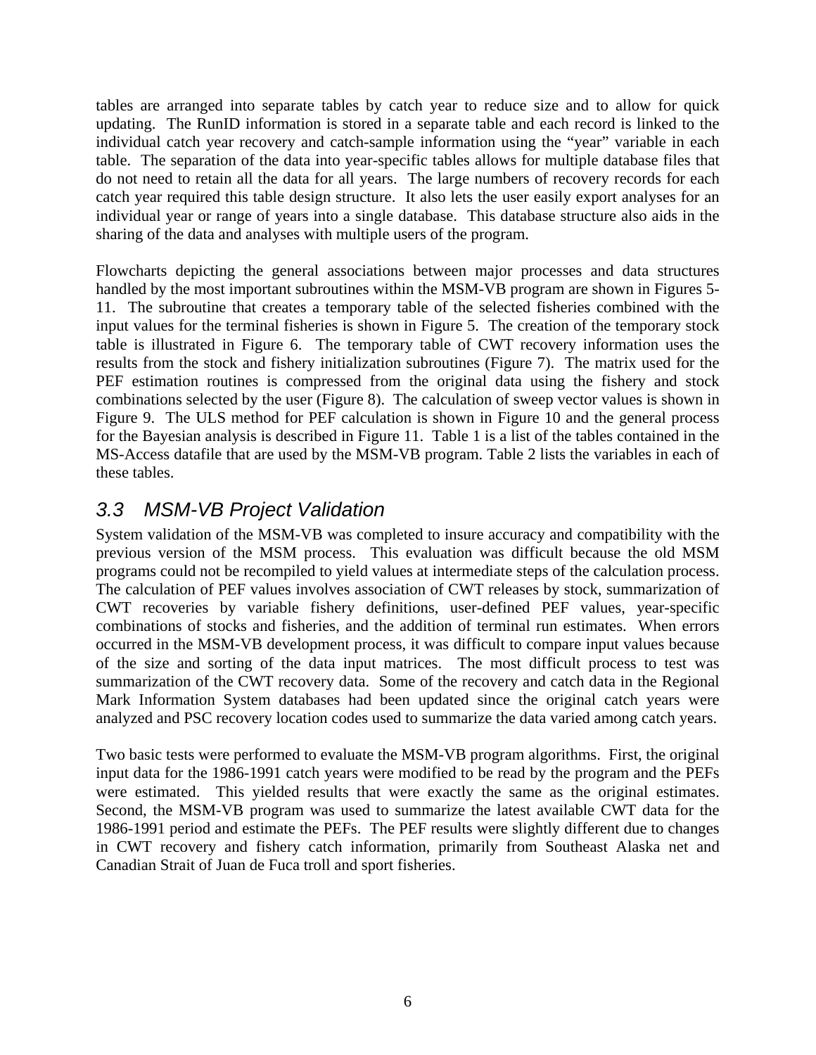tables are arranged into separate tables by catch year to reduce size and to allow for quick updating. The RunID information is stored in a separate table and each record is linked to the individual catch year recovery and catch-sample information using the "year" variable in each table. The separation of the data into year-specific tables allows for multiple database files that do not need to retain all the data for all years. The large numbers of recovery records for each catch year required this table design structure. It also lets the user easily export analyses for an individual year or range of years into a single database. This database structure also aids in the sharing of the data and analyses with multiple users of the program.

Flowcharts depicting the general associations between major processes and data structures handled by the most important subroutines within the MSM-VB program are shown in Figures 5-11. The subroutine that creates a temporary table of the selected fisheries combined with the input values for the terminal fisheries is shown in Figure 5. The creation of the temporary stock table is illustrated in Figure 6. The temporary table of CWT recovery information uses the results from the stock and fishery initialization subroutines (Figure 7). The matrix used for the PEF estimation routines is compressed from the original data using the fishery and stock combinations selected by the user (Figure 8). The calculation of sweep vector values is shown in Figure 9. The ULS method for PEF calculation is shown in Figure 10 and the general process for the Bayesian analysis is described in Figure 11. Table 1 is a list of the tables contained in the MS-Access datafile that are used by the MSM-VB program. Table 2 lists the variables in each of these tables.

## *3.3 MSM-VB Project Validation*

System validation of the MSM-VB was completed to insure accuracy and compatibility with the previous version of the MSM process. This evaluation was difficult because the old MSM programs could not be recompiled to yield values at intermediate steps of the calculation process. The calculation of PEF values involves association of CWT releases by stock, summarization of CWT recoveries by variable fishery definitions, user-defined PEF values, year-specific combinations of stocks and fisheries, and the addition of terminal run estimates. When errors occurred in the MSM-VB development process, it was difficult to compare input values because of the size and sorting of the data input matrices. The most difficult process to test was summarization of the CWT recovery data. Some of the recovery and catch data in the Regional Mark Information System databases had been updated since the original catch years were analyzed and PSC recovery location codes used to summarize the data varied among catch years.

Two basic tests were performed to evaluate the MSM-VB program algorithms. First, the original input data for the 1986-1991 catch years were modified to be read by the program and the PEFs were estimated. This yielded results that were exactly the same as the original estimates. Second, the MSM-VB program was used to summarize the latest available CWT data for the 1986-1991 period and estimate the PEFs. The PEF results were slightly different due to changes in CWT recovery and fishery catch information, primarily from Southeast Alaska net and Canadian Strait of Juan de Fuca troll and sport fisheries.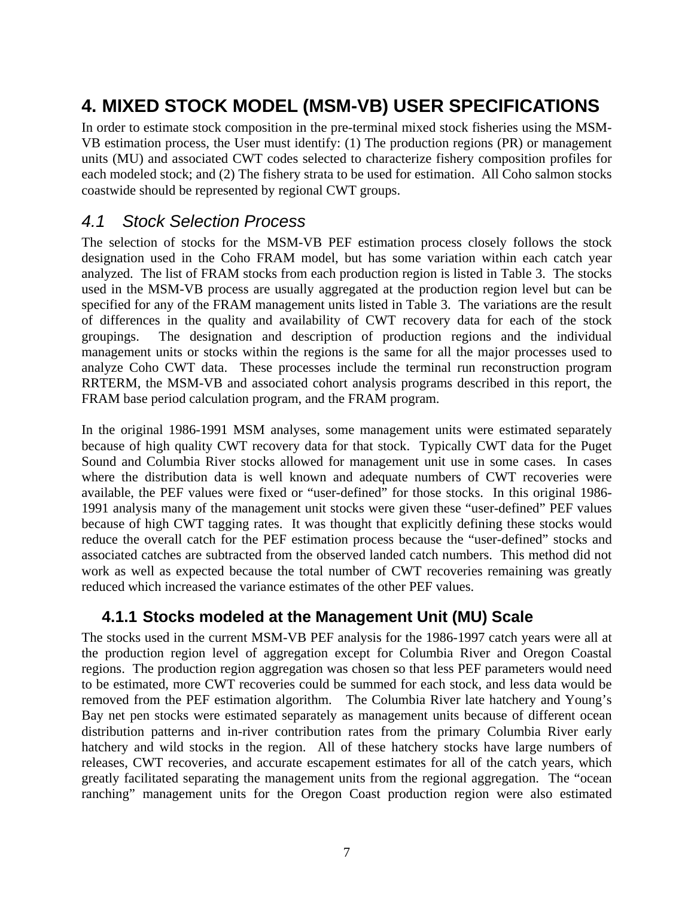# 4. MIXED STOCK MODEL (MSM-VB) USER SPECIFICATIONS

In order to estimate stock composition in the pre-terminal mixed stock fisheries using the MSM-VB estimation process, the User must identify: (1) The production regions (PR) or management units (MU) and associated CWT codes selected to characterize fishery composition profiles for each modeled stock; and (2) The fishery strata to be used for estimation. All Coho salmon stocks coastwide should be represented by regional CWT groups.

## *4.1 Stock Selection Process*

The selection of stocks for the MSM-VB PEF estimation process closely follows the stock designation used in the Coho FRAM model, but has some variation within each catch year analyzed. The list of FRAM stocks from each production region is listed in Table 3. The stocks used in the MSM-VB process are usually aggregated at the production region level but can be specified for any of the FRAM management units listed in Table 3. The variations are the result of differences in the quality and availability of CWT recovery data for each of the stock groupings. The designation and description of production regions and the individual management units or stocks within the regions is the same for all the major processes used to analyze Coho CWT data. These processes include the terminal run reconstruction program RRTERM, the MSM-VB and associated cohort analysis programs described in this report, the FRAM base period calculation program, and the FRAM program.

In the original 1986-1991 MSM analyses, some management units were estimated separately because of high quality CWT recovery data for that stock. Typically CWT data for the Puget Sound and Columbia River stocks allowed for management unit use in some cases. In cases where the distribution data is well known and adequate numbers of CWT recoveries were available, the PEF values were fixed or "user-defined" for those stocks. In this original 1986-1991 analysis many of the management unit stocks were given these "user-defined" PEF values because of high CWT tagging rates. It was thought that explicitly defining these stocks would reduce the overall catch for the PEF estimation process because the "user-defined" stocks and associated catches are subtracted from the observed landed catch numbers. This method did not work as well as expected because the total number of CWT recoveries remaining was greatly reduced which increased the variance estimates of the other PEF values.

### 4.1.1 Stocks modeled at the Management Unit (MU) Scale

The stocks used in the current MSM-VB PEF analysis for the 1986-1997 catch years were all at the production region level of aggregation except for Columbia River and Oregon Coastal regions. The production region aggregation was chosen so that less PEF parameters would need to be estimated, more CWT recoveries could be summed for each stock, and less data would be removed from the PEF estimation algorithm. The Columbia River late hatchery and Young's Bay net pen stocks were estimated separately as management units because of different ocean distribution patterns and in-river contribution rates from the primary Columbia River early hatchery and wild stocks in the region. All of these hatchery stocks have large numbers of releases, CWT recoveries, and accurate escapement estimates for all of the catch years, which greatly facilitated separating the management units from the regional aggregation. The "ocean ranching" management units for the Oregon Coast production region were also estimated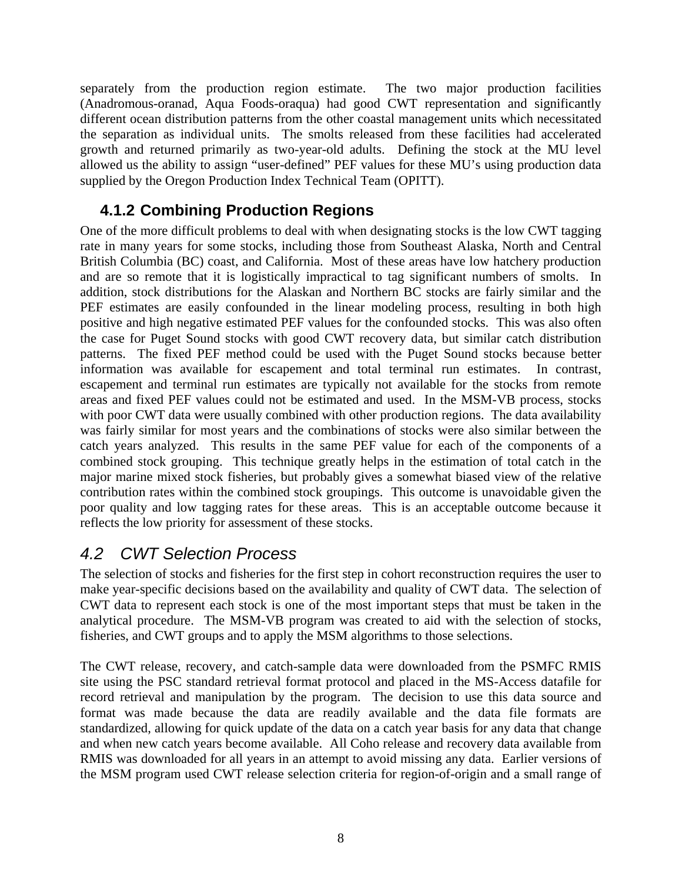separately from the production region estimate. The two major production facilities (Anadromous-oranad, Aqua Foods-oraqua) had good CWT representation and significantly different ocean distribution patterns from the other coastal management units which necessitated the separation as individual units. The smolts released from these facilities had accelerated growth and returned primarily as two-year-old adults. Defining the stock at the MU level allowed us the ability to assign "user-defined" PEF values for these MU's using production data supplied by the Oregon Production Index Technical Team (OPITT).

### 4.1.2 Combining Production Regions

One of the more difficult problems to deal with when designating stocks is the low CWT tagging rate in many years for some stocks, including those from Southeast Alaska, North and Central British Columbia (BC) coast, and California. Most of these areas have low hatchery production and are so remote that it is logistically impractical to tag significant numbers of smolts. In addition, stock distributions for the Alaskan and Northern BC stocks are fairly similar and the PEF estimates are easily confounded in the linear modeling process, resulting in both high positive and high negative estimated PEF values for the confounded stocks. This was also often the case for Puget Sound stocks with good CWT recovery data, but similar catch distribution patterns. The fixed PEF method could be used with the Puget Sound stocks because better information was available for escapement and total terminal run estimates. In contrast, escapement and terminal run estimates are typically not available for the stocks from remote areas and fixed PEF values could not be estimated and used. In the MSM-VB process, stocks with poor CWT data were usually combined with other production regions. The data availability was fairly similar for most years and the combinations of stocks were also similar between the catch years analyzed. This results in the same PEF value for each of the components of a combined stock grouping. This technique greatly helps in the estimation of total catch in the major marine mixed stock fisheries, but probably gives a somewhat biased view of the relative contribution rates within the combined stock groupings. This outcome is unavoidable given the poor quality and low tagging rates for these areas. This is an acceptable outcome because it reflects the low priority for assessment of these stocks.

## *4.2 CWT Selection Process*

The selection of stocks and fisheries for the first step in cohort reconstruction requires the user to make year-specific decisions based on the availability and quality of CWT data. The selection of CWT data to represent each stock is one of the most important steps that must be taken in the analytical procedure. The MSM-VB program was created to aid with the selection of stocks, fisheries, and CWT groups and to apply the MSM algorithms to those selections.

The CWT release, recovery, and catch-sample data were downloaded from the PSMFC RMIS site using the PSC standard retrieval format protocol and placed in the MS-Access datafile for record retrieval and manipulation by the program. The decision to use this data source and format was made because the data are readily available and the data file formats are standardized, allowing for quick update of the data on a catch year basis for any data that change and when new catch years become available. All Coho release and recovery data available from RMIS was downloaded for all years in an attempt to avoid missing any data. Earlier versions of the MSM program used CWT release selection criteria for region-of-origin and a small range of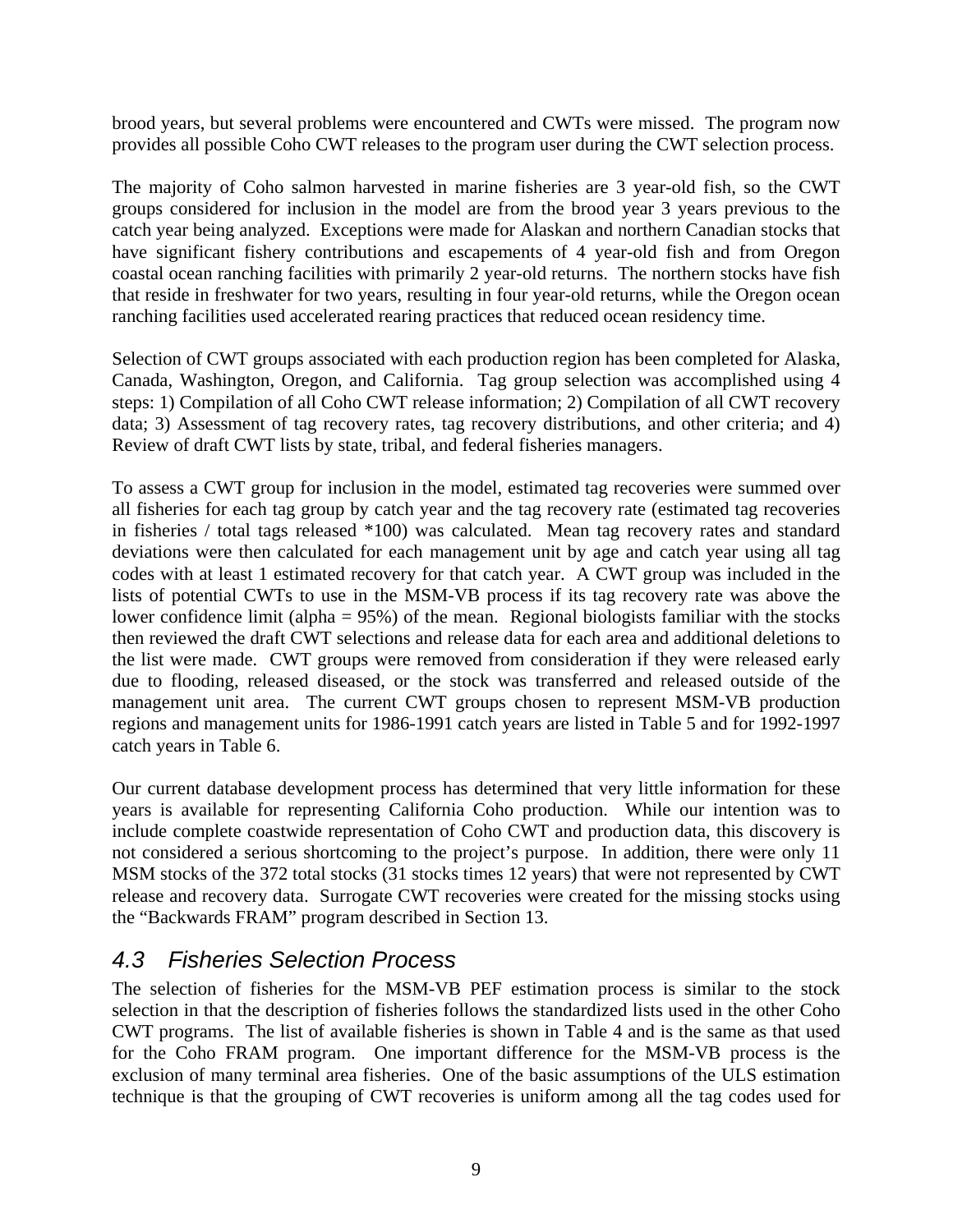brood years, but several problems were encountered and CWTs were missed. The program now provides all possible Coho CWT releases to the program user during the CWT selection process.

The majority of Coho salmon harvested in marine fisheries are 3 year-old fish, so the CWT groups considered for inclusion in the model are from the brood year 3 years previous to the catch year being analyzed. Exceptions were made for Alaskan and northern Canadian stocks that have significant fishery contributions and escapements of 4 year-old fish and from Oregon coastal ocean ranching facilities with primarily 2 year-old returns. The northern stocks have fish that reside in freshwater for two years, resulting in four year-old returns, while the Oregon ocean ranching facilities used accelerated rearing practices that reduced ocean residency time.

Selection of CWT groups associated with each production region has been completed for Alaska, Canada, Washington, Oregon, and California. Tag group selection was accomplished using 4 steps: 1) Compilation of all Coho CWT release information; 2) Compilation of all CWT recovery data; 3) Assessment of tag recovery rates, tag recovery distributions, and other criteria; and 4) Review of draft CWT lists by state, tribal, and federal fisheries managers.

To assess a CWT group for inclusion in the model, estimated tag recoveries were summed over all fisheries for each tag group by catch year and the tag recovery rate (estimated tag recoveries in fisheries / total tags released *100) was calculated. Mean tag recovery rates and standard deviations were then calculated for each management unit by age and catch year using all tag codes with at least 1 estimated recovery for that catch year. A CWT group was included in the lists of potential CWTs to use in the MSM-VB process if its tag recovery rate was above the lower confidence limit (alpha = 95%) of the mean. Regional biologists familiar with the stocks then reviewed the draft CWT selections and release data for each area and additional deletions to the list were made. CWT groups were removed from consideration if they were released early due to flooding, released diseased, or the stock was transferred and released outside of the management unit area. The current CWT groups chosen to represent MSM-VB production regions and management units for 1986-1991 catch years are listed in Table 5 and for 1992-1997 catch years in Table 6.

Our current database development process has determined that very little information for these years is available for representing California Coho production. While our intention was to include complete coastwide representation of Coho CWT and production data, this discovery is not considered a serious shortcoming to the project's purpose. In addition, there were only 11 MSM stocks of the 372 total stocks (31 stocks times 12 years) that were not represented by CWT release and recovery data. Surrogate CWT recoveries were created for the missing stocks using the "Backwards FRAM" program described in Section 13.

## *4.3 Fisheries Selection Process*

The selection of fisheries for the MSM-VB PEF estimation process is similar to the stock selection in that the description of fisheries follows the standardized lists used in the other Coho CWT programs. The list of available fisheries is shown in Table 4 and is the same as that used for the Coho FRAM program. One important difference for the MSM-VB process is the exclusion of many terminal area fisheries. One of the basic assumptions of the ULS estimation technique is that the grouping of CWT recoveries is uniform among all the tag codes used for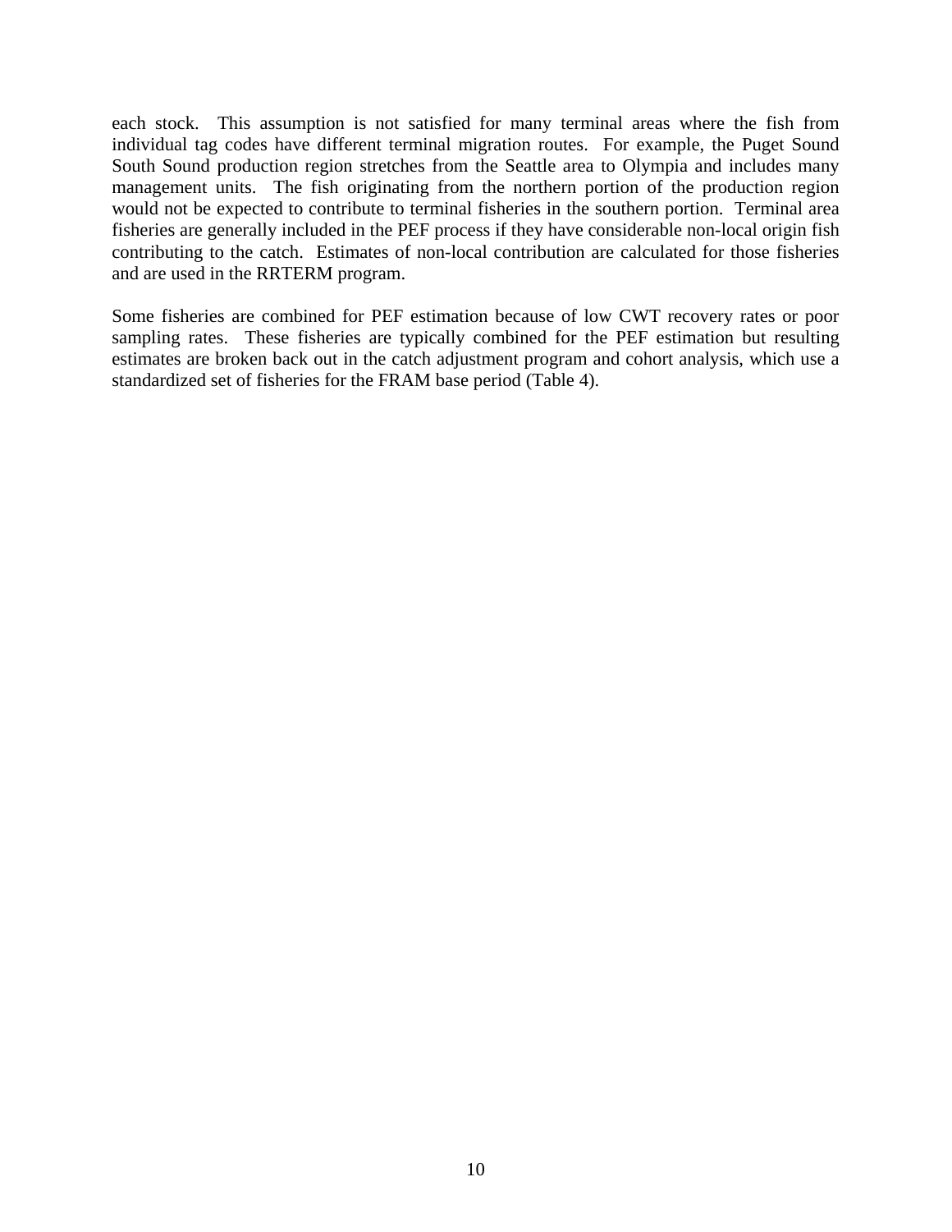each stock. This assumption is not satisfied for many terminal areas where the fish from individual tag codes have different terminal migration routes. For example, the Puget Sound South Sound production region stretches from the Seattle area to Olympia and includes many management units. The fish originating from the northern portion of the production region would not be expected to contribute to terminal fisheries in the southern portion. Terminal area fisheries are generally included in the PEF process if they have considerable non-local origin fish contributing to the catch. Estimates of non-local contribution are calculated for those fisheries and are used in the RRTERM program.

Some fisheries are combined for PEF estimation because of low CWT recovery rates or poor sampling rates. These fisheries are typically combined for the PEF estimation but resulting estimates are broken back out in the catch adjustment program and cohort analysis, which use a standardized set of fisheries for the FRAM base period (Table 4).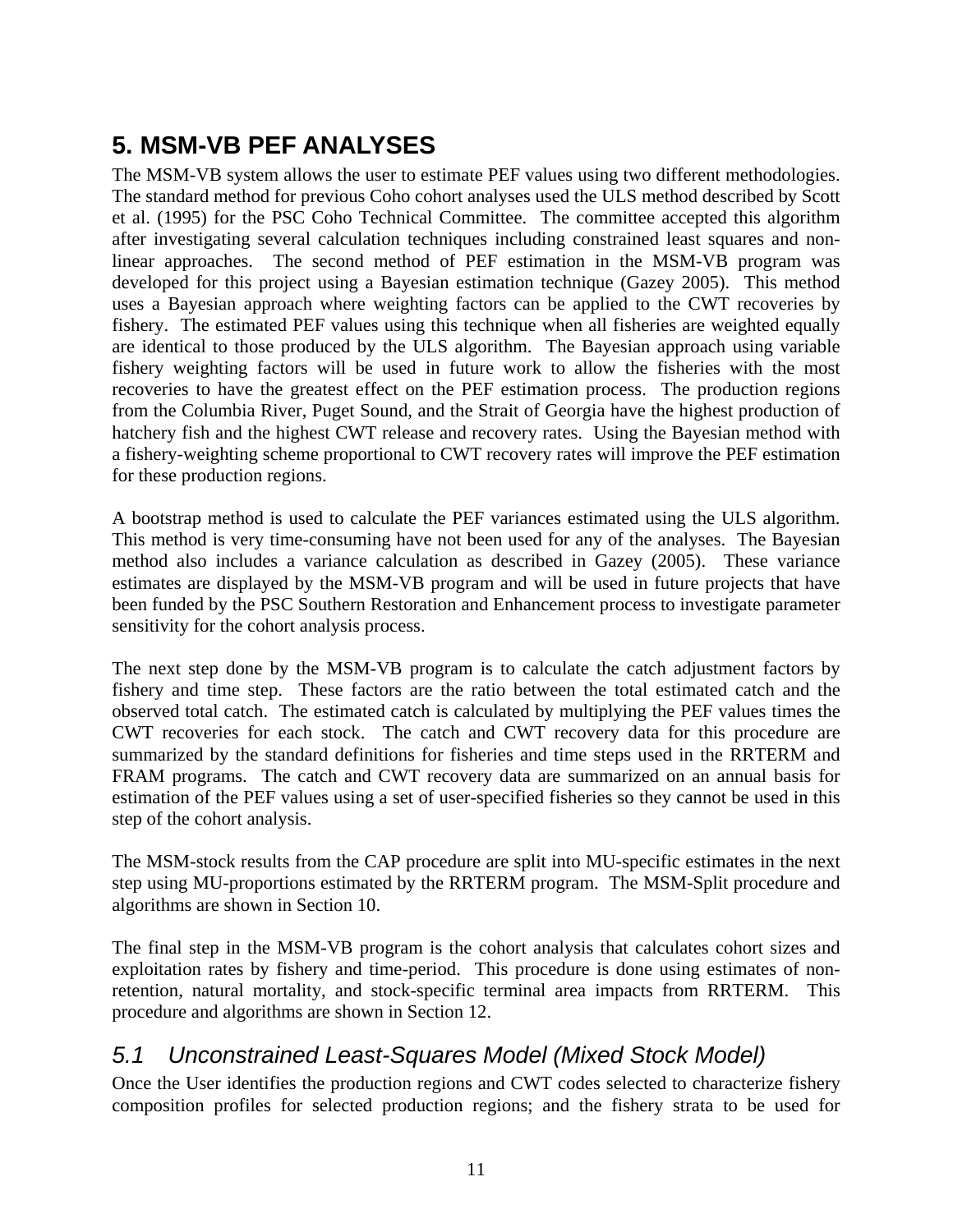# 5. MSM-VB PEF ANALYSES

The MSM-VB system allows the user to estimate PEF values using two different methodologies. The standard method for previous Coho cohort analyses used the ULS method described by Scott et al. (1995) for the PSC Coho Technical Committee. The committee accepted this algorithm after investigating several calculation techniques including constrained least squares and non-linear approaches. The second method of PEF estimation in the MSM-VB program was developed for this project using a Bayesian estimation technique (Gazey 2005). This method uses a Bayesian approach where weighting factors can be applied to the CWT recoveries by fishery. The estimated PEF values using this technique when all fisheries are weighted equally are identical to those produced by the ULS algorithm. The Bayesian approach using variable fishery weighting factors will be used in future work to allow the fisheries with the most recoveries to have the greatest effect on the PEF estimation process. The production regions from the Columbia River, Puget Sound, and the Strait of Georgia have the highest production of hatchery fish and the highest CWT release and recovery rates. Using the Bayesian method with a fishery-weighting scheme proportional to CWT recovery rates will improve the PEF estimation for these production regions.

A bootstrap method is used to calculate the PEF variances estimated using the ULS algorithm. This method is very time-consuming have not been used for any of the analyses. The Bayesian method also includes a variance calculation as described in Gazey (2005). These variance estimates are displayed by the MSM-VB program and will be used in future projects that have been funded by the PSC Southern Restoration and Enhancement process to investigate parameter sensitivity for the cohort analysis process.

The next step done by the MSM-VB program is to calculate the catch adjustment factors by fishery and time step. These factors are the ratio between the total estimated catch and the observed total catch. The estimated catch is calculated by multiplying the PEF values times the CWT recoveries for each stock. The catch and CWT recovery data for this procedure are summarized by the standard definitions for fisheries and time steps used in the RRTERM and FRAM programs. The catch and CWT recovery data are summarized on an annual basis for estimation of the PEF values using a set of user-specified fisheries so they cannot be used in this step of the cohort analysis.

The MSM-stock results from the CAP procedure are split into MU-specific estimates in the next step using MU-proportions estimated by the RRTERM program. The MSM-Split procedure and algorithms are shown in Section 10.

The final step in the MSM-VB program is the cohort analysis that calculates cohort sizes and exploitation rates by fishery and time-period. This procedure is done using estimates of non-retention, natural mortality, and stock-specific terminal area impacts from RRTERM. This procedure and algorithms are shown in Section 12.

## *5.1 Unconstrained Least-Squares Model (Mixed Stock Model)*

Once the User identifies the production regions and CWT codes selected to characterize fishery composition profiles for selected production regions; and the fishery strata to be used for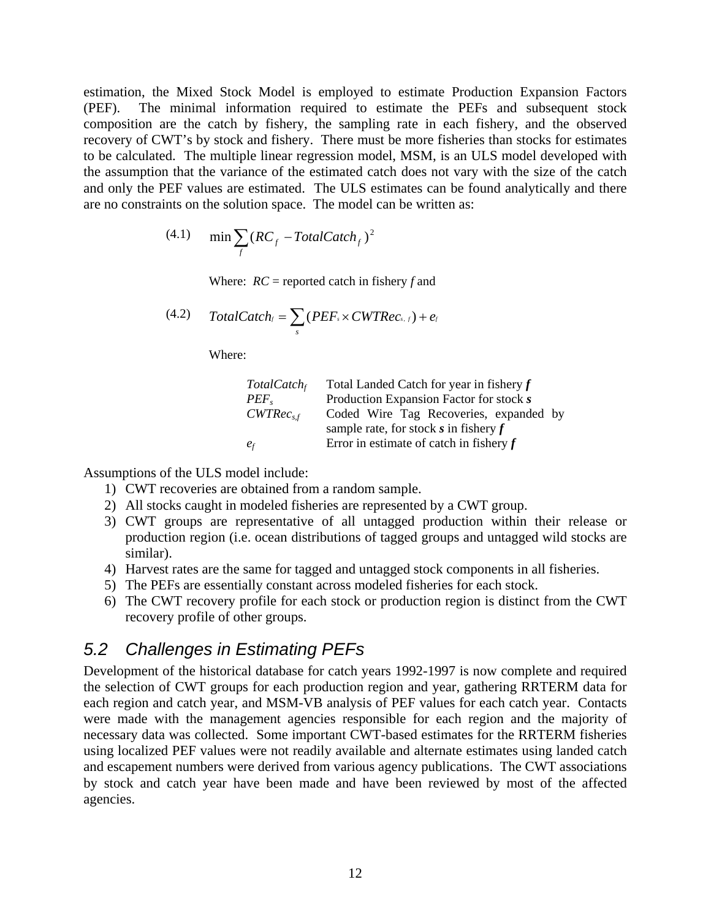estimation, the Mixed Stock Model is employed to estimate Production Expansion Factors (PEF). The minimal information required to estimate the PEFs and subsequent stock composition are the catch by fishery, the sampling rate in each fishery, and the observed recovery of CWT's by stock and fishery. There must be more fisheries than stocks for estimates to be calculated. The multiple linear regression model, MSM, is an ULS model developed with the assumption that the variance of the estimated catch does not vary with the size of the catch and only the PEF values are estimated. The ULS estimates can be found analytically and there are no constraints on the solution space. The model can be written as:

$$\text{(4.1)} \quad \min \sum_{f} (RC_f - TotalCatch_f)^2$$

Where: $RC$ = reported catch in fishery $f$ and

$$\text{(4.2)} \quad TotalCatch_f = \sum_{s} (PEF_s \times CWTRec_{s,f}) + e_f$$

Where:

| | |
|---|---|
| $TotalCatch_f$ | Total Landed Catch for year in fishery ***f*** |
| $PEF_s$ | Production Expansion Factor for stock ***s*** |
| $CWTRec_{s,f}$ | Coded Wire Tag Recoveries, expanded by sample rate, for stock ***s*** in fishery ***f*** |
| $e_f$ | Error in estimate of catch in fishery ***f*** |

Assumptions of the ULS model include:

1) CWT recoveries are obtained from a random sample.
2) All stocks caught in modeled fisheries are represented by a CWT group.
3) CWT groups are representative of all untagged production within their release or production region (i.e. ocean distributions of tagged groups and untagged wild stocks are similar).
4) Harvest rates are the same for tagged and untagged stock components in all fisheries.
5) The PEFs are essentially constant across modeled fisheries for each stock.
6) The CWT recovery profile for each stock or production region is distinct from the CWT recovery profile of other groups.

## *5.2 Challenges in Estimating PEFs*

Development of the historical database for catch years 1992-1997 is now complete and required the selection of CWT groups for each production region and year, gathering RRTERM data for each region and catch year, and MSM-VB analysis of PEF values for each catch year. Contacts were made with the management agencies responsible for each region and the majority of necessary data was collected. Some important CWT-based estimates for the RRTERM fisheries using localized PEF values were not readily available and alternate estimates using landed catch and escapement numbers were derived from various agency publications. The CWT associations by stock and catch year have been made and have been reviewed by most of the affected agencies.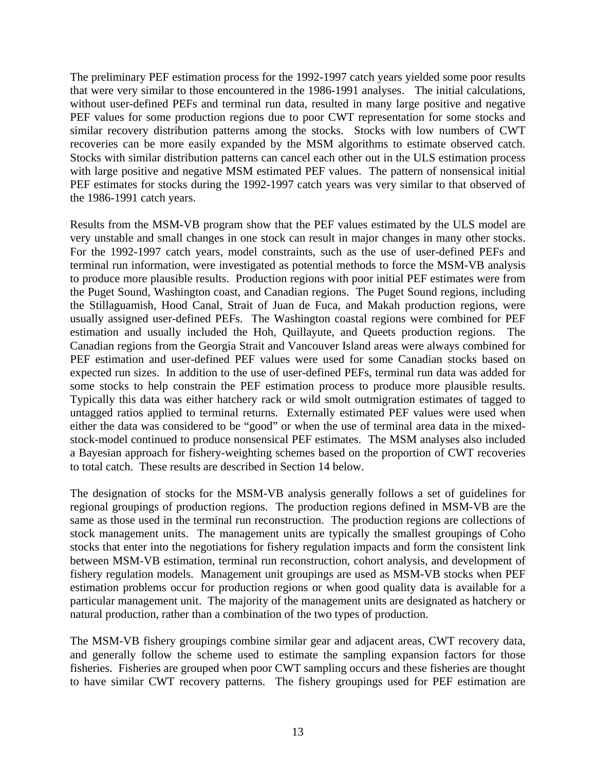The preliminary PEF estimation process for the 1992-1997 catch years yielded some poor results that were very similar to those encountered in the 1986-1991 analyses. The initial calculations, without user-defined PEFs and terminal run data, resulted in many large positive and negative PEF values for some production regions due to poor CWT representation for some stocks and similar recovery distribution patterns among the stocks. Stocks with low numbers of CWT recoveries can be more easily expanded by the MSM algorithms to estimate observed catch. Stocks with similar distribution patterns can cancel each other out in the ULS estimation process with large positive and negative MSM estimated PEF values. The pattern of nonsensical initial PEF estimates for stocks during the 1992-1997 catch years was very similar to that observed of the 1986-1991 catch years.

Results from the MSM-VB program show that the PEF values estimated by the ULS model are very unstable and small changes in one stock can result in major changes in many other stocks. For the 1992-1997 catch years, model constraints, such as the use of user-defined PEFs and terminal run information, were investigated as potential methods to force the MSM-VB analysis to produce more plausible results. Production regions with poor initial PEF estimates were from the Puget Sound, Washington coast, and Canadian regions. The Puget Sound regions, including the Stillaguamish, Hood Canal, Strait of Juan de Fuca, and Makah production regions, were usually assigned user-defined PEFs. The Washington coastal regions were combined for PEF estimation and usually included the Hoh, Quillayute, and Queets production regions. The Canadian regions from the Georgia Strait and Vancouver Island areas were always combined for PEF estimation and user-defined PEF values were used for some Canadian stocks based on expected run sizes. In addition to the use of user-defined PEFs, terminal run data was added for some stocks to help constrain the PEF estimation process to produce more plausible results. Typically this data was either hatchery rack or wild smolt outmigration estimates of tagged to untagged ratios applied to terminal returns. Externally estimated PEF values were used when either the data was considered to be "good" or when the use of terminal area data in the mixed-stock-model continued to produce nonsensical PEF estimates. The MSM analyses also included a Bayesian approach for fishery-weighting schemes based on the proportion of CWT recoveries to total catch. These results are described in Section 14 below.

The designation of stocks for the MSM-VB analysis generally follows a set of guidelines for regional groupings of production regions. The production regions defined in MSM-VB are the same as those used in the terminal run reconstruction. The production regions are collections of stock management units. The management units are typically the smallest groupings of Coho stocks that enter into the negotiations for fishery regulation impacts and form the consistent link between MSM-VB estimation, terminal run reconstruction, cohort analysis, and development of fishery regulation models. Management unit groupings are used as MSM-VB stocks when PEF estimation problems occur for production regions or when good quality data is available for a particular management unit. The majority of the management units are designated as hatchery or natural production, rather than a combination of the two types of production.

The MSM-VB fishery groupings combine similar gear and adjacent areas, CWT recovery data, and generally follow the scheme used to estimate the sampling expansion factors for those fisheries. Fisheries are grouped when poor CWT sampling occurs and these fisheries are thought to have similar CWT recovery patterns. The fishery groupings used for PEF estimation are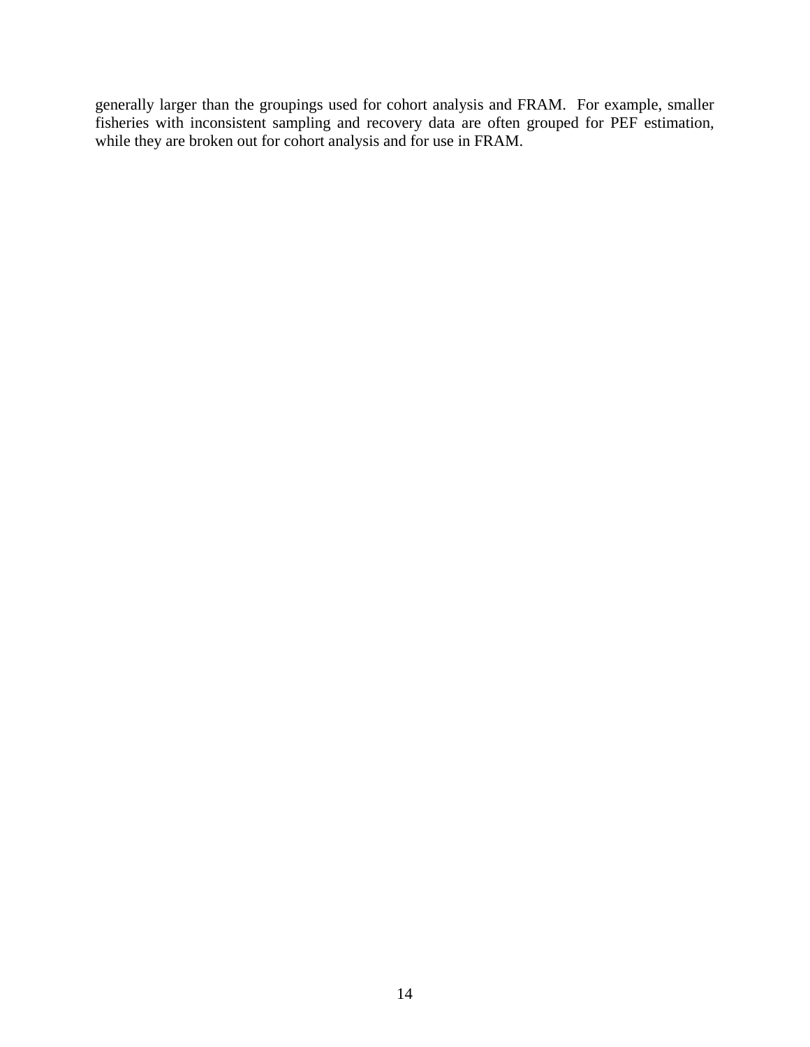generally larger than the groupings used for cohort analysis and FRAM. For example, smaller fisheries with inconsistent sampling and recovery data are often grouped for PEF estimation, while they are broken out for cohort analysis and for use in FRAM.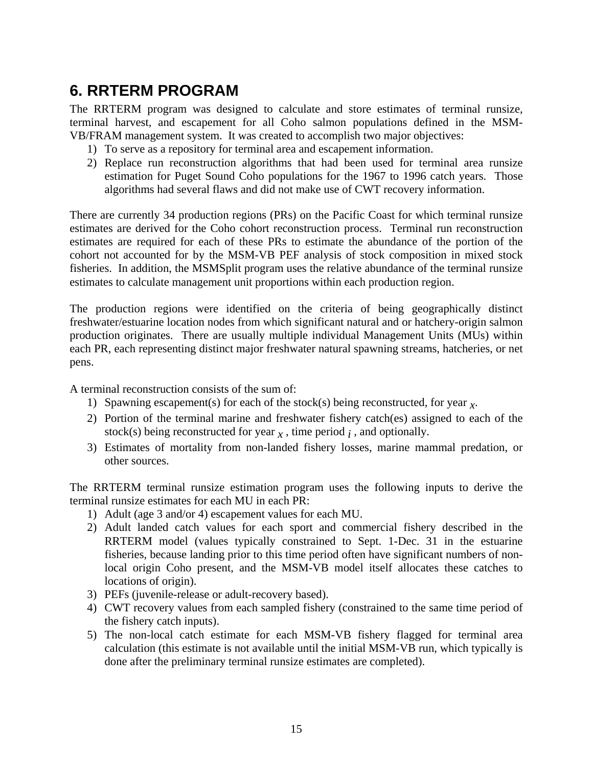## 6. RRTERM PROGRAM

The RRTERM program was designed to calculate and store estimates of terminal runsize, terminal harvest, and escapement for all Coho salmon populations defined in the MSM-VB/FRAM management system. It was created to accomplish two major objectives:

1) To serve as a repository for terminal area and escapement information.
2) Replace run reconstruction algorithms that had been used for terminal area runsize estimation for Puget Sound Coho populations for the 1967 to 1996 catch years. Those algorithms had several flaws and did not make use of CWT recovery information.

There are currently 34 production regions (PRs) on the Pacific Coast for which terminal runsize estimates are derived for the Coho cohort reconstruction process. Terminal run reconstruction estimates are required for each of these PRs to estimate the abundance of the portion of the cohort not accounted for by the MSM-VB PEF analysis of stock composition in mixed stock fisheries. In addition, the MSMSplit program uses the relative abundance of the terminal runsize estimates to calculate management unit proportions within each production region.

The production regions were identified on the criteria of being geographically distinct freshwater/estuarine location nodes from which significant natural and or hatchery-origin salmon production originates. There are usually multiple individual Management Units (MUs) within each PR, each representing distinct major freshwater natural spawning streams, hatcheries, or net pens.

A terminal reconstruction consists of the sum of:

1) Spawning escapement(s) for each of the stock(s) being reconstructed, for year $x$.
2) Portion of the terminal marine and freshwater fishery catch(es) assigned to each of the stock(s) being reconstructed for year $x$ , time period $i$ , and optionally.
3) Estimates of mortality from non-landed fishery losses, marine mammal predation, or other sources.

The RRTERM terminal runsize estimation program uses the following inputs to derive the terminal runsize estimates for each MU in each PR:

1) Adult (age 3 and/or 4) escapement values for each MU.
2) Adult landed catch values for each sport and commercial fishery described in the RRTERM model (values typically constrained to Sept. 1-Dec. 31 in the estuarine fisheries, because landing prior to this time period often have significant numbers of non-local origin Coho present, and the MSM-VB model itself allocates these catches to locations of origin).
3) PEFs (juvenile-release or adult-recovery based).
4) CWT recovery values from each sampled fishery (constrained to the same time period of the fishery catch inputs).
5) The non-local catch estimate for each MSM-VB fishery flagged for terminal area calculation (this estimate is not available until the initial MSM-VB run, which typically is done after the preliminary terminal runsize estimates are completed).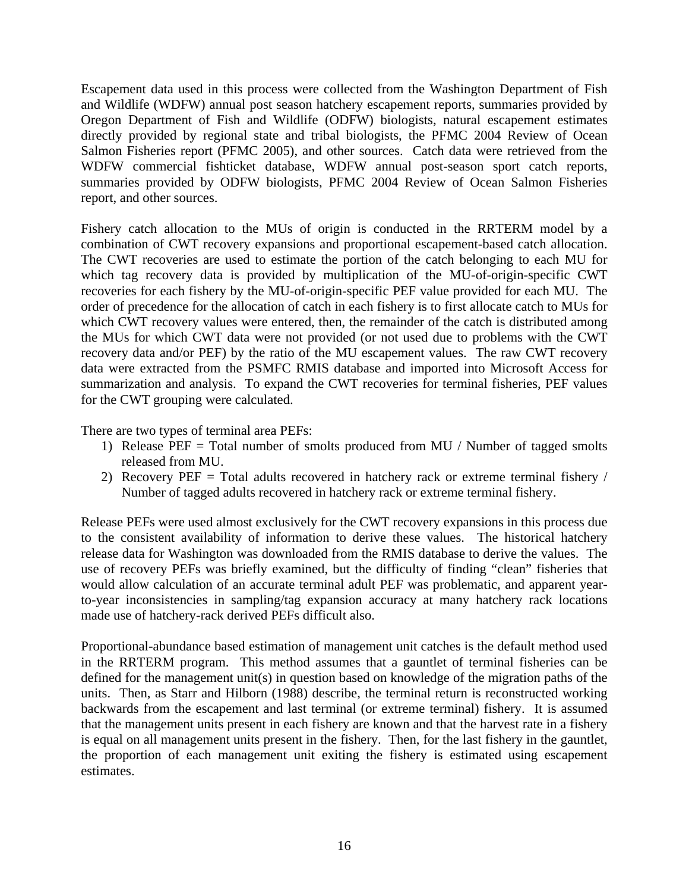Escapement data used in this process were collected from the Washington Department of Fish and Wildlife (WDFW) annual post season hatchery escapement reports, summaries provided by Oregon Department of Fish and Wildlife (ODFW) biologists, natural escapement estimates directly provided by regional state and tribal biologists, the PFMC 2004 Review of Ocean Salmon Fisheries report (PFMC 2005), and other sources. Catch data were retrieved from the WDFW commercial fishticket database, WDFW annual post-season sport catch reports, summaries provided by ODFW biologists, PFMC 2004 Review of Ocean Salmon Fisheries report, and other sources.

Fishery catch allocation to the MUs of origin is conducted in the RRTERM model by a combination of CWT recovery expansions and proportional escapement-based catch allocation. The CWT recoveries are used to estimate the portion of the catch belonging to each MU for which tag recovery data is provided by multiplication of the MU-of-origin-specific CWT recoveries for each fishery by the MU-of-origin-specific PEF value provided for each MU. The order of precedence for the allocation of catch in each fishery is to first allocate catch to MUs for which CWT recovery values were entered, then, the remainder of the catch is distributed among the MUs for which CWT data were not provided (or not used due to problems with the CWT recovery data and/or PEF) by the ratio of the MU escapement values. The raw CWT recovery data were extracted from the PSMFC RMIS database and imported into Microsoft Access for summarization and analysis. To expand the CWT recoveries for terminal fisheries, PEF values for the CWT grouping were calculated.

There are two types of terminal area PEFs:

1) Release PEF = Total number of smolts produced from MU / Number of tagged smolts released from MU.
2) Recovery PEF = Total adults recovered in hatchery rack or extreme terminal fishery / Number of tagged adults recovered in hatchery rack or extreme terminal fishery.

Release PEFs were used almost exclusively for the CWT recovery expansions in this process due to the consistent availability of information to derive these values. The historical hatchery release data for Washington was downloaded from the RMIS database to derive the values. The use of recovery PEFs was briefly examined, but the difficulty of finding "clean" fisheries that would allow calculation of an accurate terminal adult PEF was problematic, and apparent year-to-year inconsistencies in sampling/tag expansion accuracy at many hatchery rack locations made use of hatchery-rack derived PEFs difficult also.

Proportional-abundance based estimation of management unit catches is the default method used in the RRTERM program. This method assumes that a gauntlet of terminal fisheries can be defined for the management unit(s) in question based on knowledge of the migration paths of the units. Then, as Starr and Hilborn (1988) describe, the terminal return is reconstructed working backwards from the escapement and last terminal (or extreme terminal) fishery. It is assumed that the management units present in each fishery are known and that the harvest rate in a fishery is equal on all management units present in the fishery. Then, for the last fishery in the gauntlet, the proportion of each management unit exiting the fishery is estimated using escapement estimates.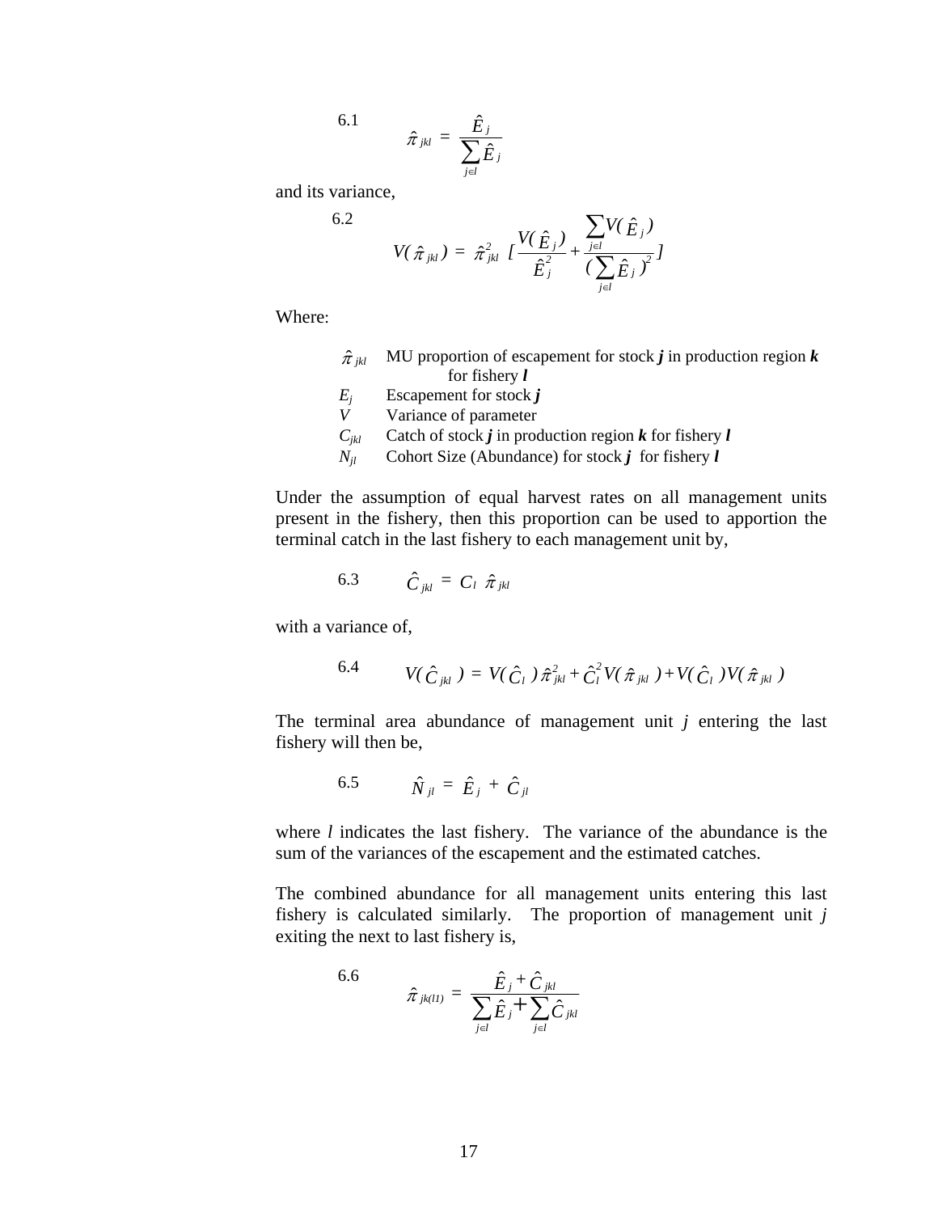6.1

$$\hat{\pi}_{jkl} = \frac{\hat{E}_j}{\sum_{j \in l} \hat{E}_j}$$

and its variance,

6.2

$$V(\hat{\pi}_{jkl}) = \hat{\pi}_{jkl}^2 \left[ \frac{V(\hat{E}_j)}{\hat{E}_j^2} + \frac{\sum_{j \in l} V(\hat{E}_j)}{(\sum_{j \in l} \hat{E}_j)^2} \right]$$

Where:

| | |
|---|---|
| $\hat{\pi}_{jkl}$ | MU proportion of escapement for stock ***j*** in production region ***k*** for fishery ***l*** |
| $E_j$ | Escapement for stock ***j*** |
| $V$ | Variance of parameter |
| $C_{jkl}$ | Catch of stock ***j*** in production region ***k*** for fishery ***l*** |
| $N_{jl}$ | Cohort Size (Abundance) for stock ***j*** for fishery ***l*** |

Under the assumption of equal harvest rates on all management units present in the fishery, then this proportion can be used to apportion the terminal catch in the last fishery to each management unit by,

6.3

$$\hat{C}_{jkl} = C_l \; \hat{\pi}_{jkl}$$

with a variance of,

6.4

$$V(\hat{C}_{jkl}) = V(\hat{C}_l)\hat{\pi}_{jkl}^2 + \hat{C}_l^2 V(\hat{\pi}_{jkl}) + V(\hat{C}_l)V(\hat{\pi}_{jkl})$$

The terminal area abundance of management unit *j* entering the last fishery will then be,

6.5

$$\hat{N}_{jl} = \hat{E}_j + \hat{C}_{jl}$$

where *l* indicates the last fishery. The variance of the abundance is the sum of the variances of the escapement and the estimated catches.

The combined abundance for all management units entering this last fishery is calculated similarly. The proportion of management unit *j* exiting the next to last fishery is,

6.6

$$\hat{\pi}_{jk(l1)} = \frac{\hat{E}_j + \hat{C}_{jkl}}{\sum_{j \in l} \hat{E}_j + \sum_{j \in l} \hat{C}_{jkl}}$$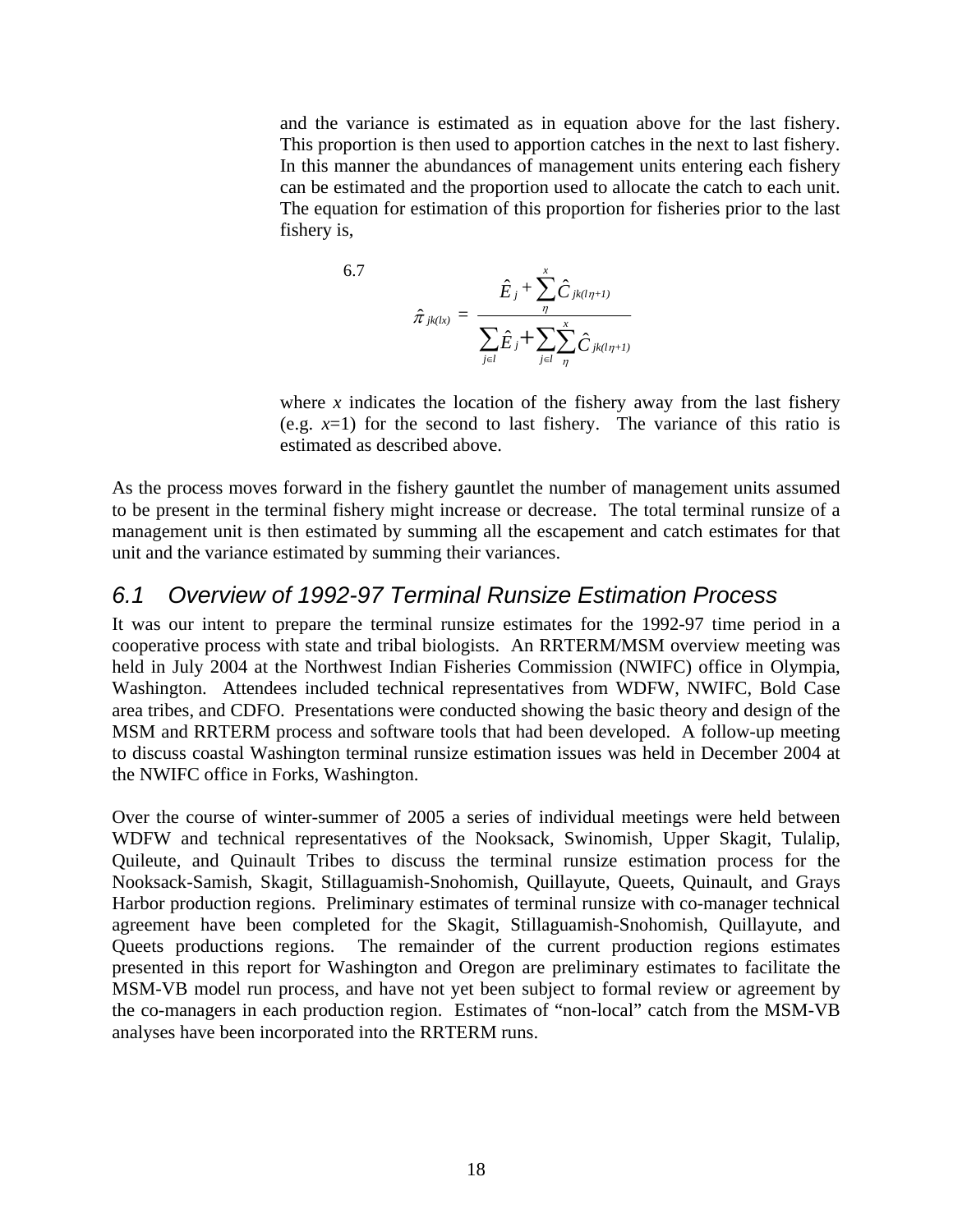and the variance is estimated as in equation above for the last fishery. This proportion is then used to apportion catches in the next to last fishery. In this manner the abundances of management units entering each fishery can be estimated and the proportion used to allocate the catch to each unit. The equation for estimation of this proportion for fisheries prior to the last fishery is,

$$\text{6.7} \qquad \hat{\pi}_{jk(lx)} = \frac{\hat{E}_j + \sum_{\eta}^{x} \hat{C}_{jk(l\eta+1)}}{\sum_{j \in l} \hat{E}_j + \sum_{j \in l} \sum_{\eta}^{x} \hat{C}_{jk(l\eta+1)}}$$

where $x$ indicates the location of the fishery away from the last fishery (e.g. $x$=1) for the second to last fishery. The variance of this ratio is estimated as described above.

As the process moves forward in the fishery gauntlet the number of management units assumed to be present in the terminal fishery might increase or decrease. The total terminal runsize of a management unit is then estimated by summing all the escapement and catch estimates for that unit and the variance estimated by summing their variances.

## 6.1 Overview of 1992-97 Terminal Runsize Estimation Process

It was our intent to prepare the terminal runsize estimates for the 1992-97 time period in a cooperative process with state and tribal biologists. An RRTERM/MSM overview meeting was held in July 2004 at the Northwest Indian Fisheries Commission (NWIFC) office in Olympia, Washington. Attendees included technical representatives from WDFW, NWIFC, Bold Case area tribes, and CDFO. Presentations were conducted showing the basic theory and design of the MSM and RRTERM process and software tools that had been developed. A follow-up meeting to discuss coastal Washington terminal runsize estimation issues was held in December 2004 at the NWIFC office in Forks, Washington.

Over the course of winter-summer of 2005 a series of individual meetings were held between WDFW and technical representatives of the Nooksack, Swinomish, Upper Skagit, Tulalip, Quileute, and Quinault Tribes to discuss the terminal runsize estimation process for the Nooksack-Samish, Skagit, Stillaguamish-Snohomish, Quillayute, Queets, Quinault, and Grays Harbor production regions. Preliminary estimates of terminal runsize with co-manager technical agreement have been completed for the Skagit, Stillaguamish-Snohomish, Quillayute, and Queets productions regions. The remainder of the current production regions estimates presented in this report for Washington and Oregon are preliminary estimates to facilitate the MSM-VB model run process, and have not yet been subject to formal review or agreement by the co-managers in each production region. Estimates of “non-local” catch from the MSM-VB analyses have been incorporated into the RRTERM runs.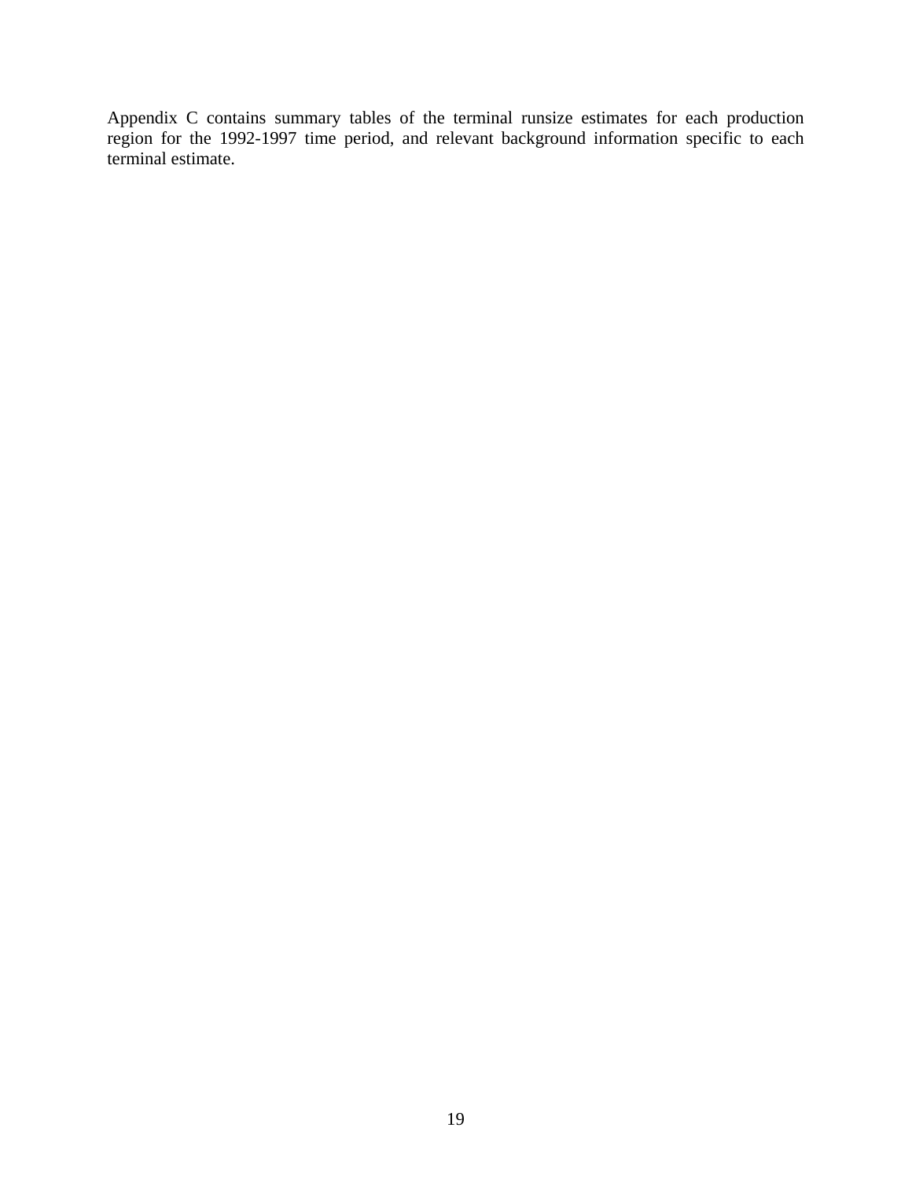Appendix C contains summary tables of the terminal runsize estimates for each production region for the 1992-1997 time period, and relevant background information specific to each terminal estimate.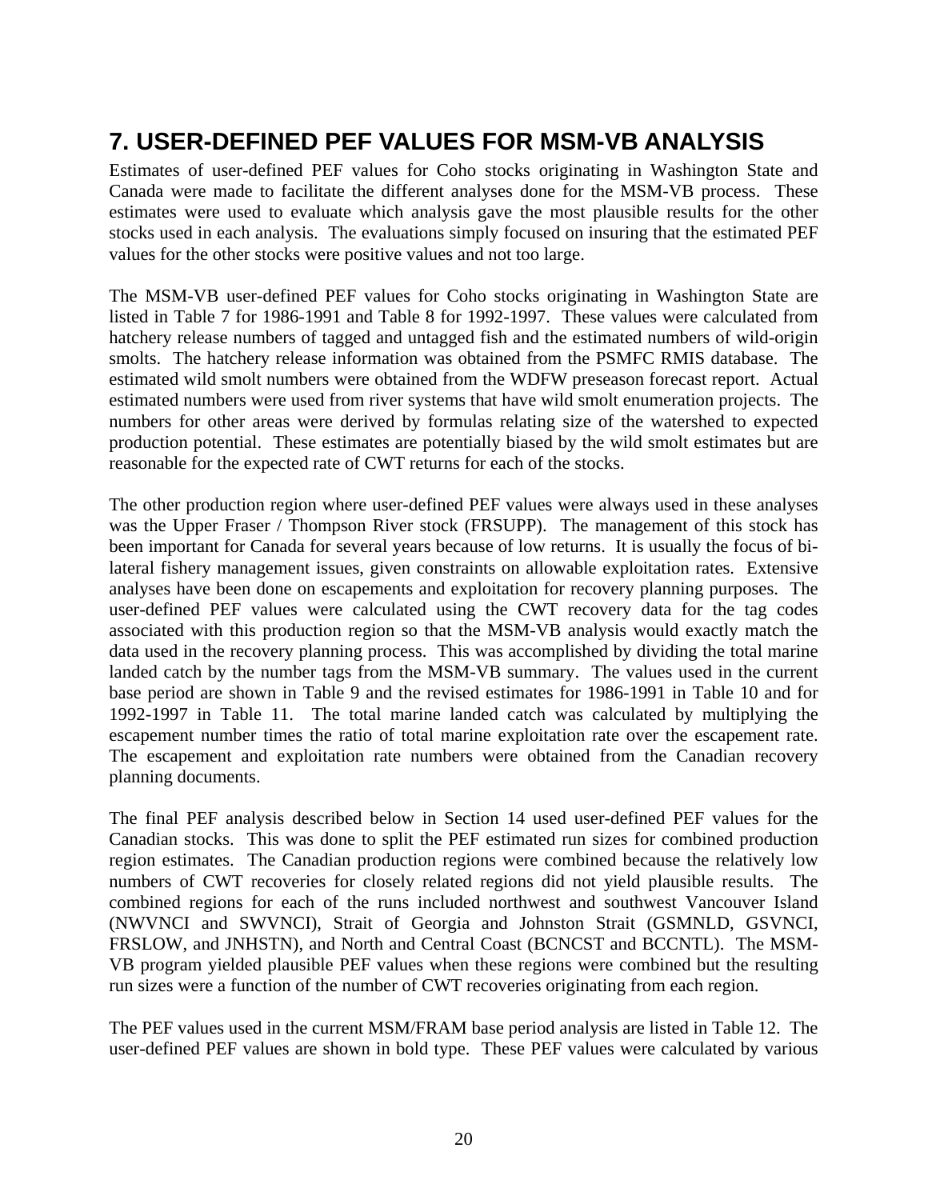# 7. USER-DEFINED PEF VALUES FOR MSM-VB ANALYSIS

Estimates of user-defined PEF values for Coho stocks originating in Washington State and Canada were made to facilitate the different analyses done for the MSM-VB process. These estimates were used to evaluate which analysis gave the most plausible results for the other stocks used in each analysis. The evaluations simply focused on insuring that the estimated PEF values for the other stocks were positive values and not too large.

The MSM-VB user-defined PEF values for Coho stocks originating in Washington State are listed in Table 7 for 1986-1991 and Table 8 for 1992-1997. These values were calculated from hatchery release numbers of tagged and untagged fish and the estimated numbers of wild-origin smolts. The hatchery release information was obtained from the PSMFC RMIS database. The estimated wild smolt numbers were obtained from the WDFW preseason forecast report. Actual estimated numbers were used from river systems that have wild smolt enumeration projects. The numbers for other areas were derived by formulas relating size of the watershed to expected production potential. These estimates are potentially biased by the wild smolt estimates but are reasonable for the expected rate of CWT returns for each of the stocks.

The other production region where user-defined PEF values were always used in these analyses was the Upper Fraser / Thompson River stock (FRSUPP). The management of this stock has been important for Canada for several years because of low returns. It is usually the focus of bi-lateral fishery management issues, given constraints on allowable exploitation rates. Extensive analyses have been done on escapements and exploitation for recovery planning purposes. The user-defined PEF values were calculated using the CWT recovery data for the tag codes associated with this production region so that the MSM-VB analysis would exactly match the data used in the recovery planning process. This was accomplished by dividing the total marine landed catch by the number tags from the MSM-VB summary. The values used in the current base period are shown in Table 9 and the revised estimates for 1986-1991 in Table 10 and for 1992-1997 in Table 11. The total marine landed catch was calculated by multiplying the escapement number times the ratio of total marine exploitation rate over the escapement rate. The escapement and exploitation rate numbers were obtained from the Canadian recovery planning documents.

The final PEF analysis described below in Section 14 used user-defined PEF values for the Canadian stocks. This was done to split the PEF estimated run sizes for combined production region estimates. The Canadian production regions were combined because the relatively low numbers of CWT recoveries for closely related regions did not yield plausible results. The combined regions for each of the runs included northwest and southwest Vancouver Island (NWVNCI and SWVNCI), Strait of Georgia and Johnston Strait (GSMNLD, GSVNCI, FRSLOW, and JNHSTN), and North and Central Coast (BCNCST and BCCNTL). The MSM-VB program yielded plausible PEF values when these regions were combined but the resulting run sizes were a function of the number of CWT recoveries originating from each region.

The PEF values used in the current MSM/FRAM base period analysis are listed in Table 12. The user-defined PEF values are shown in bold type. These PEF values were calculated by various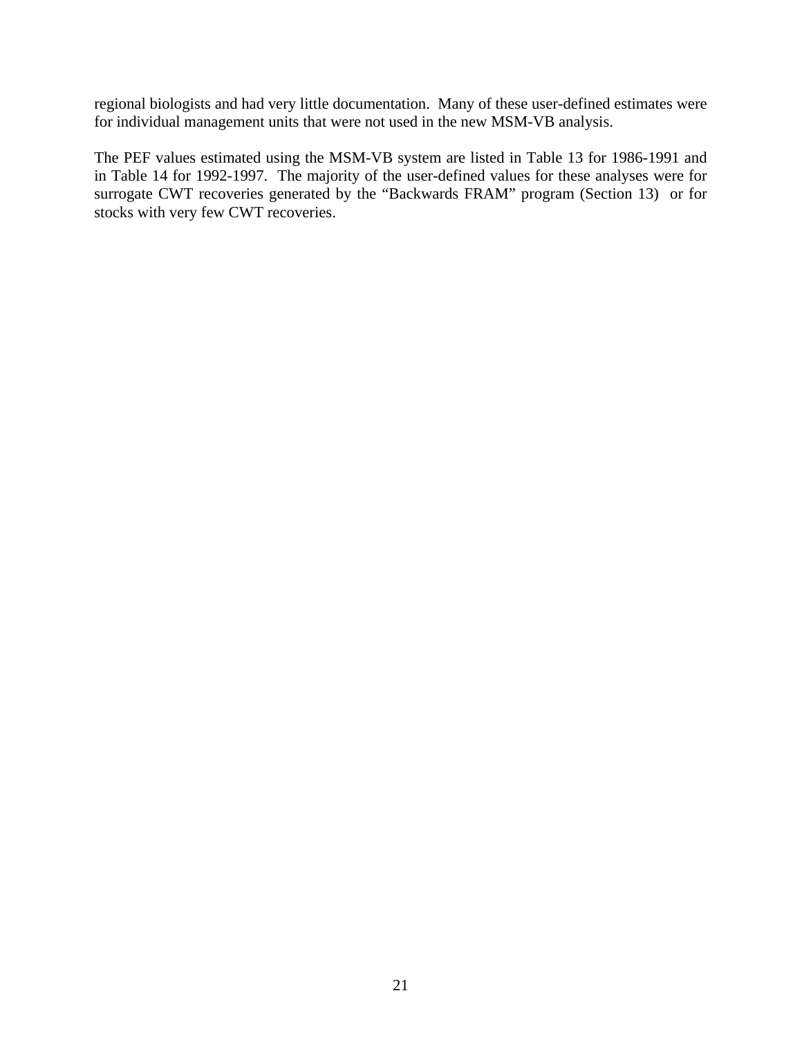regional biologists and had very little documentation. Many of these user-defined estimates were for individual management units that were not used in the new MSM-VB analysis.

The PEF values estimated using the MSM-VB system are listed in Table 13 for 1986-1991 and in Table 14 for 1992-1997. The majority of the user-defined values for these analyses were for surrogate CWT recoveries generated by the "Backwards FRAM" program (Section 13) or for stocks with very few CWT recoveries.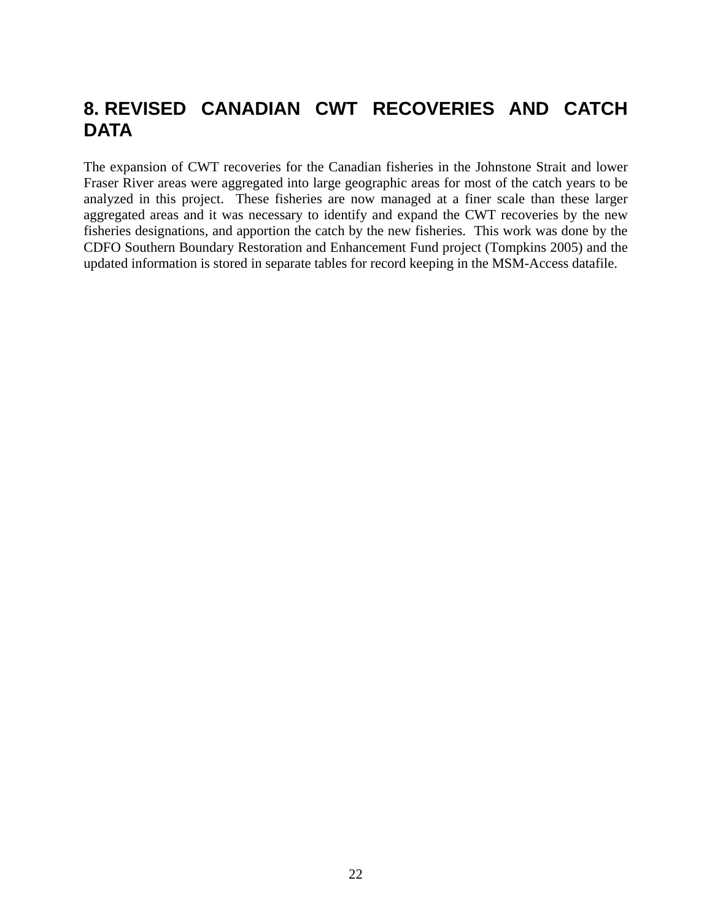# 8. REVISED CANADIAN CWT RECOVERIES AND CATCH DATA

The expansion of CWT recoveries for the Canadian fisheries in the Johnstone Strait and lower Fraser River areas were aggregated into large geographic areas for most of the catch years to be analyzed in this project. These fisheries are now managed at a finer scale than these larger aggregated areas and it was necessary to identify and expand the CWT recoveries by the new fisheries designations, and apportion the catch by the new fisheries. This work was done by the CDFO Southern Boundary Restoration and Enhancement Fund project (Tompkins 2005) and the updated information is stored in separate tables for record keeping in the MSM-Access datafile.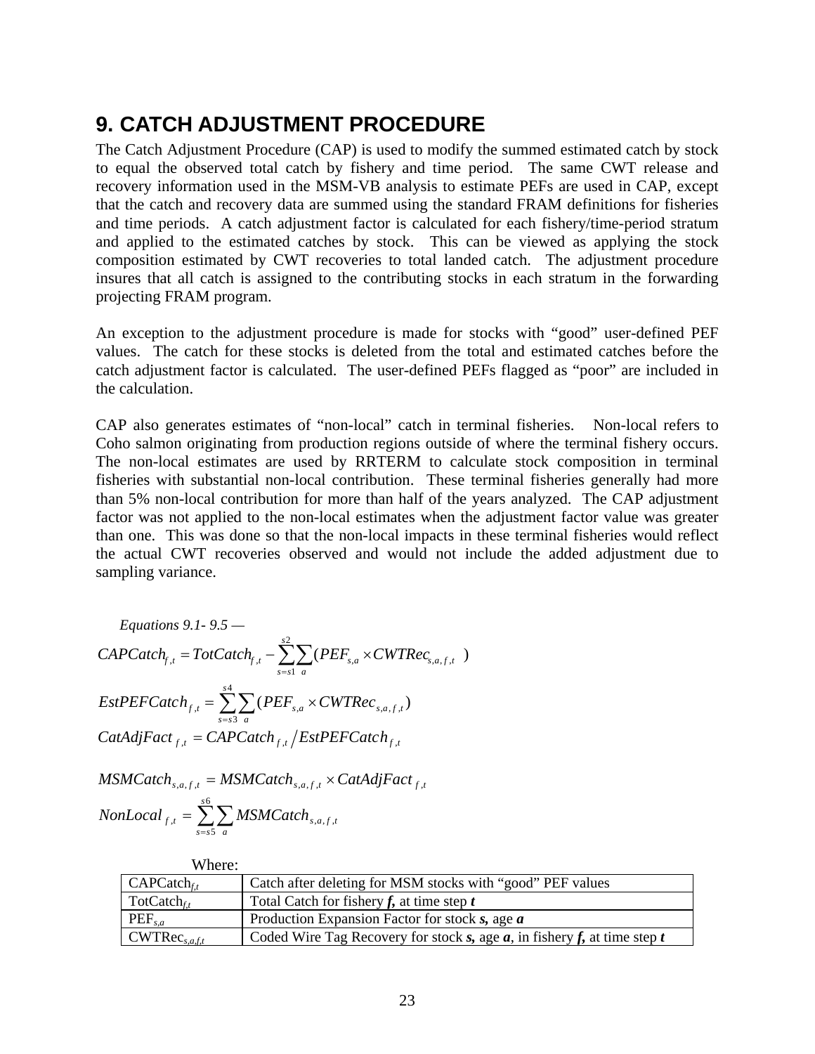# 9. CATCH ADJUSTMENT PROCEDURE

The Catch Adjustment Procedure (CAP) is used to modify the summed estimated catch by stock to equal the observed total catch by fishery and time period. The same CWT release and recovery information used in the MSM-VB analysis to estimate PEFs are used in CAP, except that the catch and recovery data are summed using the standard FRAM definitions for fisheries and time periods. A catch adjustment factor is calculated for each fishery/time-period stratum and applied to the estimated catches by stock. This can be viewed as applying the stock composition estimated by CWT recoveries to total landed catch. The adjustment procedure insures that all catch is assigned to the contributing stocks in each stratum in the forwarding projecting FRAM program.

An exception to the adjustment procedure is made for stocks with "good" user-defined PEF values. The catch for these stocks is deleted from the total and estimated catches before the catch adjustment factor is calculated. The user-defined PEFs flagged as "poor" are included in the calculation.

CAP also generates estimates of "non-local" catch in terminal fisheries. Non-local refers to Coho salmon originating from production regions outside of where the terminal fishery occurs. The non-local estimates are used by RRTERM to calculate stock composition in terminal fisheries with substantial non-local contribution. These terminal fisheries generally had more than 5% non-local contribution for more than half of the years analyzed. The CAP adjustment factor was not applied to the non-local estimates when the adjustment factor value was greater than one. This was done so that the non-local impacts in these terminal fisheries would reflect the actual CWT recoveries observed and would not include the added adjustment due to sampling variance.

*Equations 9.1- 9.5 —*

$$CAPCatch_{f,t} = TotCatch_{f,t} - \sum_{s=s1}^{s2}\sum_{a}(PEF_{s,a} \times CWTRec_{s,a,f,t})$$

$$EstPEFCatch_{f,t} = \sum_{s=s3}^{s4}\sum_{a}(PEF_{s,a} \times CWTRec_{s,a,f,t})$$

$$CatAdjFact_{f,t} = CAPCatch_{f,t} \Big/ EstPEFCatch_{f,t}$$

$$MSMCatch_{s,a,f,t} = MSMCatch_{s,a,f,t} \times CatAdjFact_{f,t}$$

$$NonLocal_{f,t} = \sum_{s=s5}^{s6}\sum_{a} MSMCatch_{s,a,f,t}$$

Where:

| | |
|---|---|
| $CAPCatch_{f,t}$ | Catch after deleting for MSM stocks with "good" PEF values |
| $TotCatch_{f,t}$ | Total Catch for fishery ***f***, at time step ***t*** |
| $PEF_{s,a}$ | Production Expansion Factor for stock ***s***, age ***a*** |
| $CWTRec_{s,a,f,t}$ | Coded Wire Tag Recovery for stock ***s***, age ***a***, in fishery ***f***, at time step ***t*** |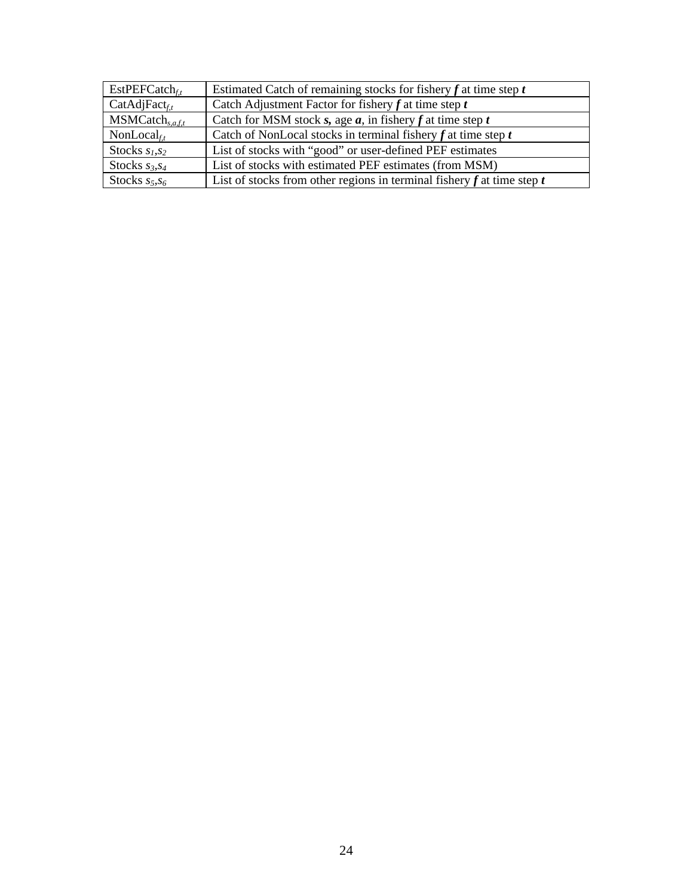| | |
|---|---|
| $EstPEFCatch_{f,t}$ | Estimated Catch of remaining stocks for fishery ***f*** at time step ***t*** |
| $CatAdjFact_{f,t}$ | Catch Adjustment Factor for fishery ***f*** at time step ***t*** |
| $MSMCatch_{s,a,f,t}$ | Catch for MSM stock ***s***, age ***a***, in fishery ***f*** at time step ***t*** |
| $NonLocal_{f,t}$ | Catch of NonLocal stocks in terminal fishery ***f*** at time step ***t*** |
| Stocks $s_1,s_2$ | List of stocks with "good" or user-defined PEF estimates |
| Stocks $s_3,s_4$ | List of stocks with estimated PEF estimates (from MSM) |
| Stocks $s_5,s_6$ | List of stocks from other regions in terminal fishery ***f*** at time step ***t*** |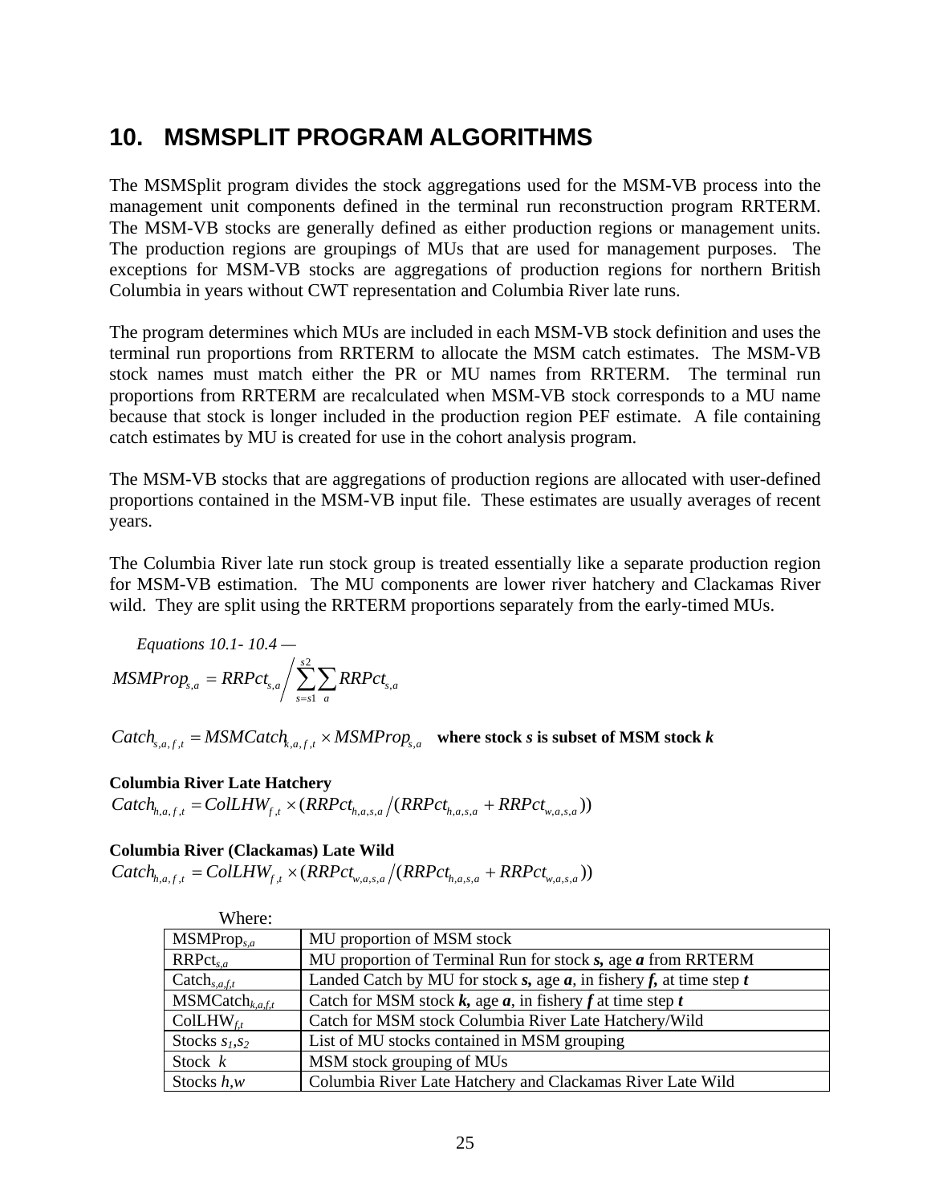# 10. MSMSPLIT PROGRAM ALGORITHMS

The MSMSplit program divides the stock aggregations used for the MSM-VB process into the management unit components defined in the terminal run reconstruction program RRTERM. The MSM-VB stocks are generally defined as either production regions or management units. The production regions are groupings of MUs that are used for management purposes. The exceptions for MSM-VB stocks are aggregations of production regions for northern British Columbia in years without CWT representation and Columbia River late runs.

The program determines which MUs are included in each MSM-VB stock definition and uses the terminal run proportions from RRTERM to allocate the MSM catch estimates. The MSM-VB stock names must match either the PR or MU names from RRTERM. The terminal run proportions from RRTERM are recalculated when MSM-VB stock corresponds to a MU name because that stock is longer included in the production region PEF estimate. A file containing catch estimates by MU is created for use in the cohort analysis program.

The MSM-VB stocks that are aggregations of production regions are allocated with user-defined proportions contained in the MSM-VB input file. These estimates are usually averages of recent years.

The Columbia River late run stock group is treated essentially like a separate production region for MSM-VB estimation. The MU components are lower river hatchery and Clackamas River wild. They are split using the RRTERM proportions separately from the early-timed MUs.

*Equations 10.1- 10.4 —*

$$MSMProp_{s,a} = RRPct_{s,a} \Big/ \sum_{s=s1}^{s2} \sum_{a} RRPct_{s,a}$$

$$Catch_{s,a,f,t} = MSMCatch_{k,a,f,t} \times MSMProp_{s,a}$$ **where stock *s* is subset of MSM stock *k***

**Columbia River Late Hatchery**

$$Catch_{h,a,f,t} = ColLHW_{f,t} \times (RRPct_{h,a,s,a} \big/ (RRPct_{h,a,s,a} + RRPct_{w,a,s,a}))$$

**Columbia River (Clackamas) Late Wild**

$$Catch_{h,a,f,t} = ColLHW_{f,t} \times (RRPct_{w,a,s,a} \big/ (RRPct_{h,a,s,a} + RRPct_{w,a,s,a}))$$

Where:

| | |
|---|---|
| $MSMProp_{s,a}$ | MU proportion of MSM stock |
| $RRPct_{s,a}$ | MU proportion of Terminal Run for stock ***s***, age ***a*** from RRTERM |
| $Catch_{s,a,f,t}$ | Landed Catch by MU for stock ***s***, age ***a***, in fishery ***f***, at time step ***t*** |
| $MSMCatch_{k,a,f,t}$ | Catch for MSM stock ***k***, age ***a***, in fishery ***f*** at time step ***t*** |
| $ColLHW_{f,t}$ | Catch for MSM stock Columbia River Late Hatchery/Wild |
| Stocks $s_1$,$s_2$ | List of MU stocks contained in MSM grouping |
| Stock *k* | MSM stock grouping of MUs |
| Stocks *h*,*w* | Columbia River Late Hatchery and Clackamas River Late Wild |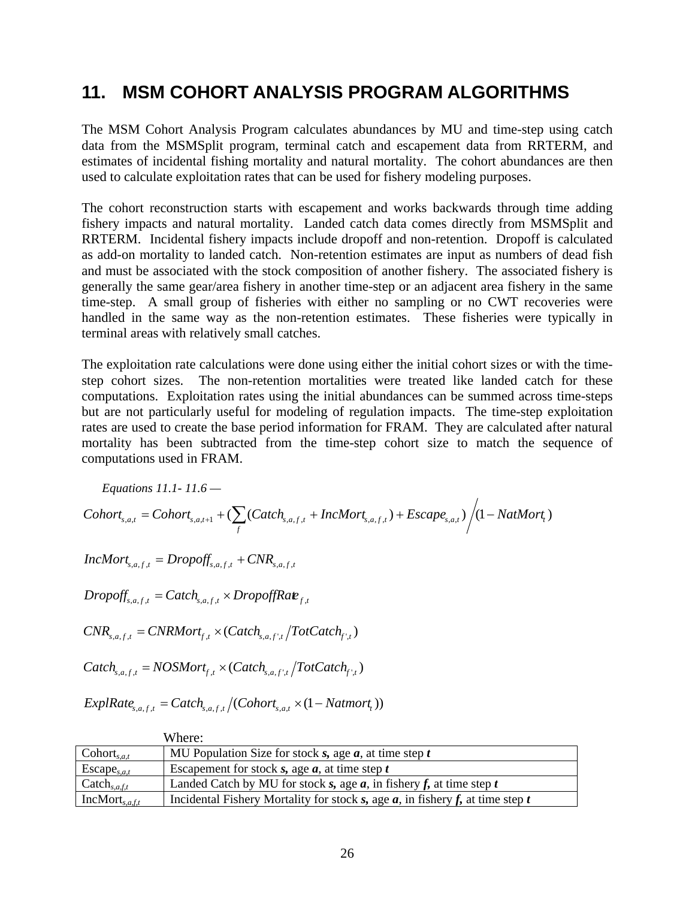# 11. MSM COHORT ANALYSIS PROGRAM ALGORITHMS

The MSM Cohort Analysis Program calculates abundances by MU and time-step using catch data from the MSMSplit program, terminal catch and escapement data from RRTERM, and estimates of incidental fishing mortality and natural mortality. The cohort abundances are then used to calculate exploitation rates that can be used for fishery modeling purposes.

The cohort reconstruction starts with escapement and works backwards through time adding fishery impacts and natural mortality. Landed catch data comes directly from MSMSplit and RRTERM. Incidental fishery impacts include dropoff and non-retention. Dropoff is calculated as add-on mortality to landed catch. Non-retention estimates are input as numbers of dead fish and must be associated with the stock composition of another fishery. The associated fishery is generally the same gear/area fishery in another time-step or an adjacent area fishery in the same time-step. A small group of fisheries with either no sampling or no CWT recoveries were handled in the same way as the non-retention estimates. These fisheries were typically in terminal areas with relatively small catches.

The exploitation rate calculations were done using either the initial cohort sizes or with the time-step cohort sizes. The non-retention mortalities were treated like landed catch for these computations. Exploitation rates using the initial abundances can be summed across time-steps but are not particularly useful for modeling of regulation impacts. The time-step exploitation rates are used to create the base period information for FRAM. They are calculated after natural mortality has been subtracted from the time-step cohort size to match the sequence of computations used in FRAM.

*Equations 11.1- 11.6 —*

$$Cohort_{s,a,t} = Cohort_{s,a,t+1} + \left(\sum_{f} (Catch_{s,a,f,t} + IncMort_{s,a,f,t}) + Escape_{s,a,t}\right) \Big/ (1 - NatMort_t)$$

$$IncMort_{s,a,f,t} = Dropoff_{s,a,f,t} + CNR_{s,a,f,t}$$

$$Dropoff_{s,a,f,t} = Catch_{s,a,f,t} \times DropoffRate_{f,t}$$

$$CNR_{s,a,f,t} = CNRMort_{f,t} \times (Catch_{s,a,f',t} / TotCatch_{f',t})$$

$$Catch_{s,a,f,t} = NOSMort_{f,t} \times (Catch_{s,a,f',t} / TotCatch_{f',t})$$

$$ExplRate_{s,a,f,t} = Catch_{s,a,f,t} / (Cohort_{s,a,t} \times (1 - Natmort_t))$$

Where:

| | |
|---|---|
| $Cohort_{s,a,t}$ | MU Population Size for stock ***s,*** age ***a***, at time step ***t*** |
| $Escape_{s,a,t}$ | Escapement for stock ***s,*** age ***a***, at time step ***t*** |
| $Catch_{s,a,f,t}$ | Landed Catch by MU for stock ***s,*** age ***a***, in fishery ***f,*** at time step ***t*** |
| $IncMort_{s,a,f,t}$ | Incidental Fishery Mortality for stock ***s,*** age ***a***, in fishery ***f,*** at time step ***t*** |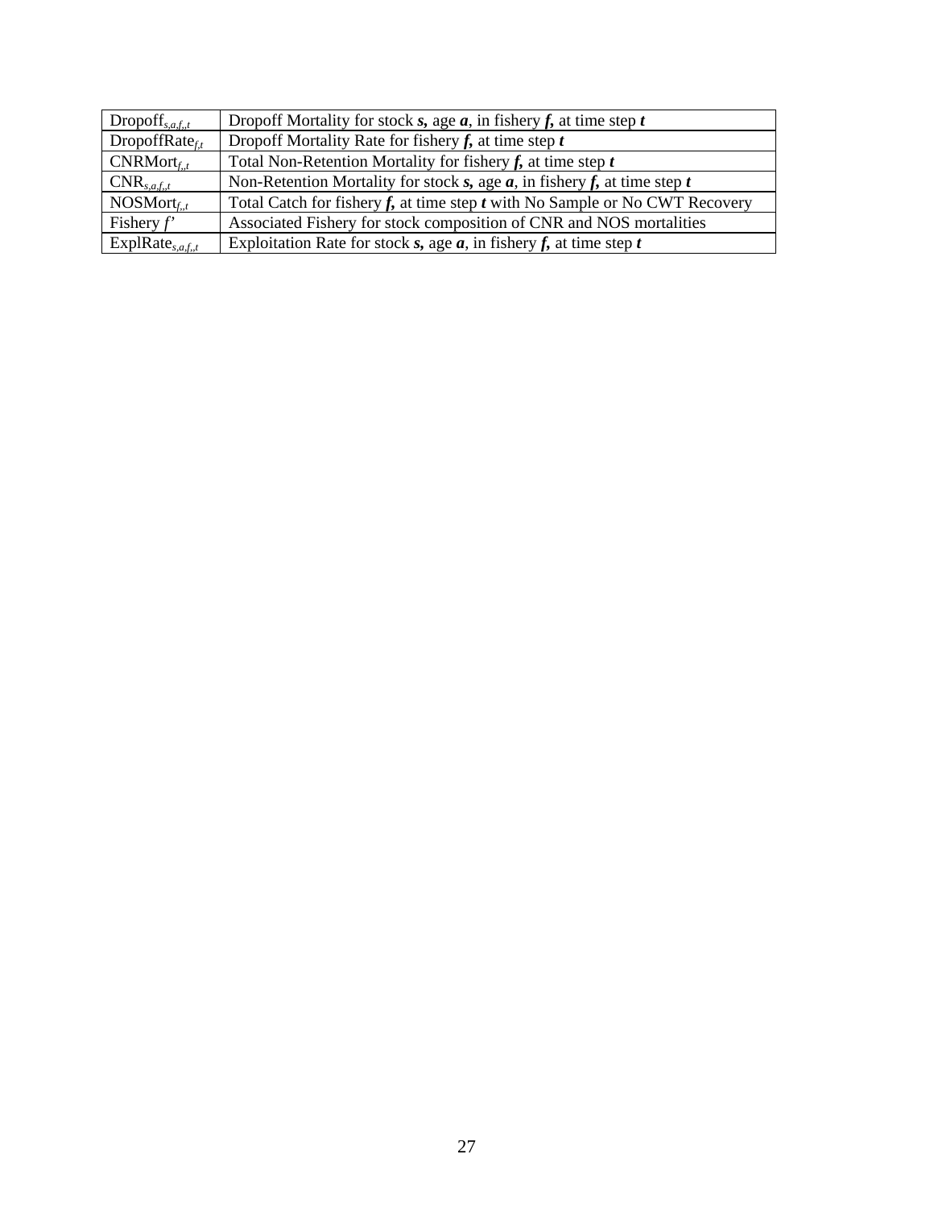| | |
|---|---|
| $\text{Dropoff}_{s,a,f,,t}$ | Dropoff Mortality for stock ***s***, age ***a***, in fishery ***f***, at time step ***t*** |
| $\text{DropoffRate}_{f,t}$ | Dropoff Mortality Rate for fishery ***f***, at time step ***t*** |
| $\text{CNRMort}_{f,,t}$ | Total Non-Retention Mortality for fishery ***f***, at time step ***t*** |
| $\text{CNR}_{s,a,f,,t}$ | Non-Retention Mortality for stock ***s***, age ***a***, in fishery ***f***, at time step ***t*** |
| $\text{NOSMort}_{f,,t}$ | Total Catch for fishery ***f***, at time step ***t*** with No Sample or No CWT Recovery |
| Fishery *f'* | Associated Fishery for stock composition of CNR and NOS mortalities |
| $\text{ExplRate}_{s,a,f,,t}$ | Exploitation Rate for stock ***s***, age ***a***, in fishery ***f***, at time step ***t*** |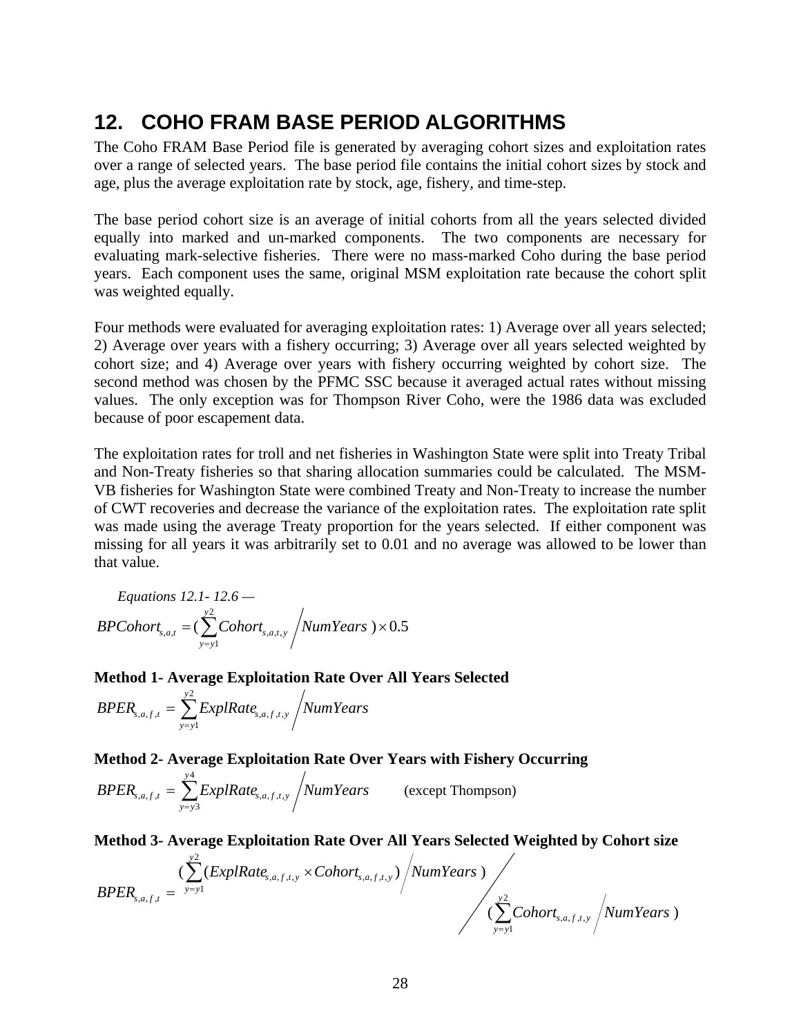# 12. COHO FRAM BASE PERIOD ALGORITHMS

The Coho FRAM Base Period file is generated by averaging cohort sizes and exploitation rates over a range of selected years. The base period file contains the initial cohort sizes by stock and age, plus the average exploitation rate by stock, age, fishery, and time-step.

The base period cohort size is an average of initial cohorts from all the years selected divided equally into marked and un-marked components. The two components are necessary for evaluating mark-selective fisheries. There were no mass-marked Coho during the base period years. Each component uses the same, original MSM exploitation rate because the cohort split was weighted equally.

Four methods were evaluated for averaging exploitation rates: 1) Average over all years selected; 2) Average over years with a fishery occurring; 3) Average over all years selected weighted by cohort size; and 4) Average over years with fishery occurring weighted by cohort size. The second method was chosen by the PFMC SSC because it averaged actual rates without missing values. The only exception was for Thompson River Coho, were the 1986 data was excluded because of poor escapement data.

The exploitation rates for troll and net fisheries in Washington State were split into Treaty Tribal and Non-Treaty fisheries so that sharing allocation summaries could be calculated. The MSM-VB fisheries for Washington State were combined Treaty and Non-Treaty to increase the number of CWT recoveries and decrease the variance of the exploitation rates. The exploitation rate split was made using the average Treaty proportion for the years selected. If either component was missing for all years it was arbitrarily set to 0.01 and no average was allowed to be lower than that value.

*Equations 12.1- 12.6 —*

$$BPCohort_{s,a,t} = \left(\sum_{y=y1}^{y2} Cohort_{s,a,t,y} \Big/ NumYears\right) \times 0.5$$

**Method 1- Average Exploitation Rate Over All Years Selected**

$$BPER_{s,a,f,t} = \sum_{y=y1}^{y2} ExplRate_{s,a,f,t,y} \Big/ NumYears$$

**Method 2- Average Exploitation Rate Over Years with Fishery Occurring**

$$BPER_{s,a,f,t} = \sum_{y=y3}^{y4} ExplRate_{s,a,f,t,y} \Big/ NumYears \qquad \text{(except Thompson)}$$

**Method 3- Average Exploitation Rate Over All Years Selected Weighted by Cohort size**

$$BPER_{s,a,f,t} = \left(\sum_{y=y1}^{y2}(ExplRate_{s,a,f,t,y} \times Cohort_{s,a,f,t,y}) \Big/ NumYears\right) \Bigg/ \left(\sum_{y=y1}^{y2} Cohort_{s,a,f,t,y} \Big/ NumYears\right)$$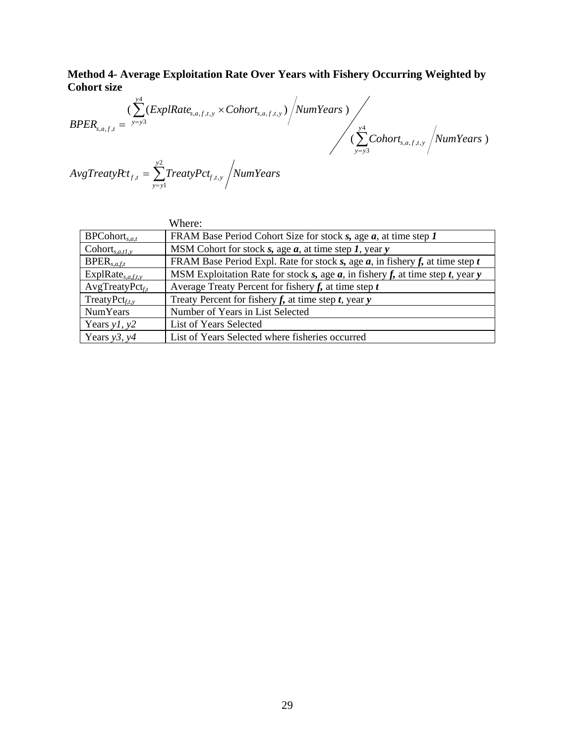**Method 4- Average Exploitation Rate Over Years with Fishery Occurring Weighted by Cohort size**

$$BPER_{s,a,f,t} = \left( \sum_{y=y3}^{y4} (ExplRate_{s,a,f,t,y} \times Cohort_{s,a,f,t,y}) \middle/ NumYears \right) \middle/ \left( \sum_{y=y3}^{y4} Cohort_{s,a,f,t,y} \middle/ NumYears \right)$$

$$AvgTreatyPct_{f,t} = \sum_{y=y1}^{y2} TreatyPct_{f,t,y} \middle/ NumYears$$

Where:

| | |
|---|---|
| $BPCohort_{s,a,t}$ | FRAM Base Period Cohort Size for stock ***s,*** age ***a***, at time step ***1*** |
| $Cohort_{s,a,t1,y}$ | MSM Cohort for stock ***s,*** age ***a***, at time step ***1***, year ***y*** |
| $BPER_{s,a,f,t}$ | FRAM Base Period Expl. Rate for stock ***s,*** age ***a***, in fishery ***f,*** at time step ***t*** |
| $ExplRate_{s,a,f,t,y}$ | MSM Exploitation Rate for stock ***s,*** age ***a***, in fishery ***f,*** at time step ***t***, year ***y*** |
| $AvgTreatyPct_{f,t}$ | Average Treaty Percent for fishery ***f,*** at time step ***t*** |
| $TreatyPct_{f,t,y}$ | Treaty Percent for fishery ***f,*** at time step ***t***, year ***y*** |
| NumYears | Number of Years in List Selected |
| Years *y1*, *y2* | List of Years Selected |
| Years *y3*, *y4* | List of Years Selected where fisheries occurred |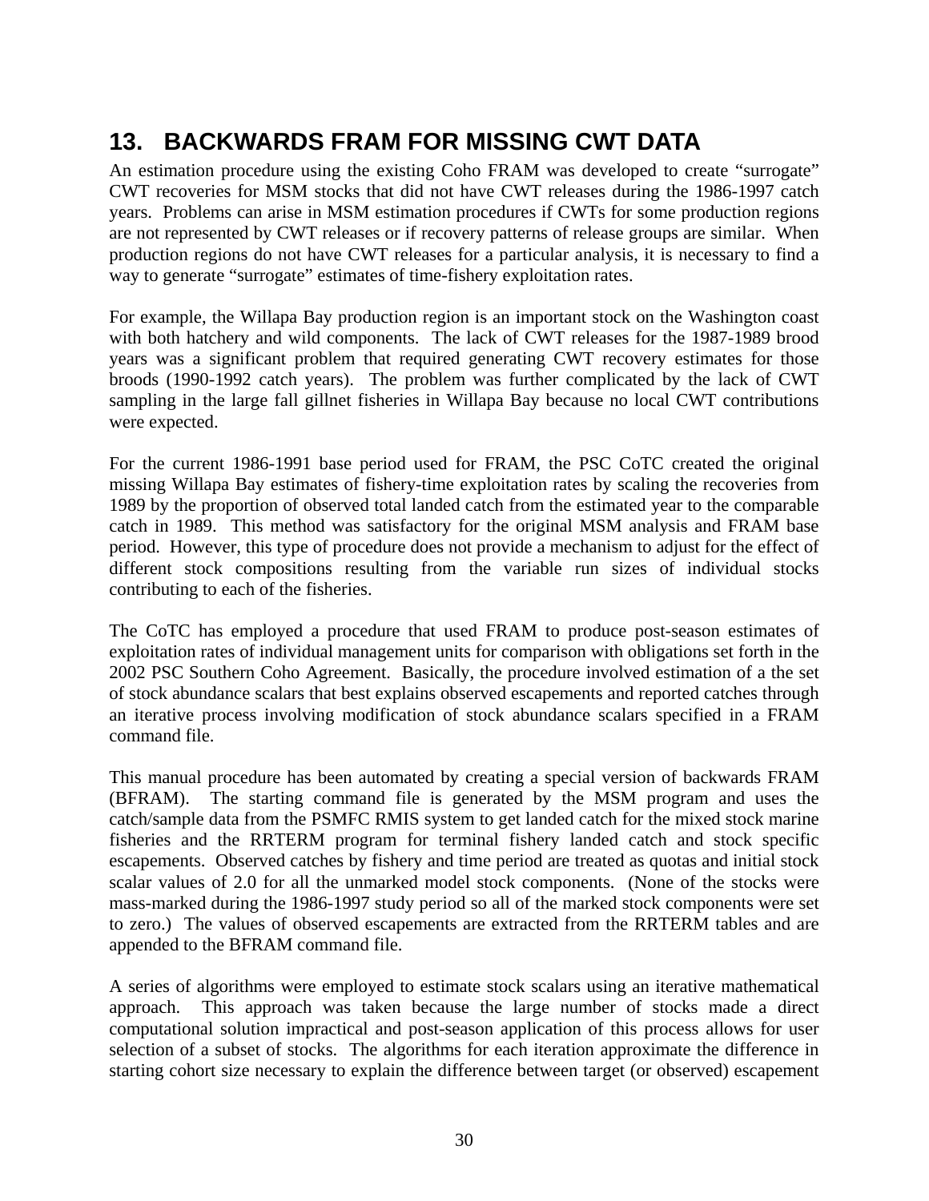# 13. BACKWARDS FRAM FOR MISSING CWT DATA

An estimation procedure using the existing Coho FRAM was developed to create "surrogate" CWT recoveries for MSM stocks that did not have CWT releases during the 1986-1997 catch years. Problems can arise in MSM estimation procedures if CWTs for some production regions are not represented by CWT releases or if recovery patterns of release groups are similar. When production regions do not have CWT releases for a particular analysis, it is necessary to find a way to generate "surrogate" estimates of time-fishery exploitation rates.

For example, the Willapa Bay production region is an important stock on the Washington coast with both hatchery and wild components. The lack of CWT releases for the 1987-1989 brood years was a significant problem that required generating CWT recovery estimates for those broods (1990-1992 catch years). The problem was further complicated by the lack of CWT sampling in the large fall gillnet fisheries in Willapa Bay because no local CWT contributions were expected.

For the current 1986-1991 base period used for FRAM, the PSC CoTC created the original missing Willapa Bay estimates of fishery-time exploitation rates by scaling the recoveries from 1989 by the proportion of observed total landed catch from the estimated year to the comparable catch in 1989. This method was satisfactory for the original MSM analysis and FRAM base period. However, this type of procedure does not provide a mechanism to adjust for the effect of different stock compositions resulting from the variable run sizes of individual stocks contributing to each of the fisheries.

The CoTC has employed a procedure that used FRAM to produce post-season estimates of exploitation rates of individual management units for comparison with obligations set forth in the 2002 PSC Southern Coho Agreement. Basically, the procedure involved estimation of a the set of stock abundance scalars that best explains observed escapements and reported catches through an iterative process involving modification of stock abundance scalars specified in a FRAM command file.

This manual procedure has been automated by creating a special version of backwards FRAM (BFRAM). The starting command file is generated by the MSM program and uses the catch/sample data from the PSMFC RMIS system to get landed catch for the mixed stock marine fisheries and the RRTERM program for terminal fishery landed catch and stock specific escapements. Observed catches by fishery and time period are treated as quotas and initial stock scalar values of 2.0 for all the unmarked model stock components. (None of the stocks were mass-marked during the 1986-1997 study period so all of the marked stock components were set to zero.) The values of observed escapements are extracted from the RRTERM tables and are appended to the BFRAM command file.

A series of algorithms were employed to estimate stock scalars using an iterative mathematical approach. This approach was taken because the large number of stocks made a direct computational solution impractical and post-season application of this process allows for user selection of a subset of stocks. The algorithms for each iteration approximate the difference in starting cohort size necessary to explain the difference between target (or observed) escapement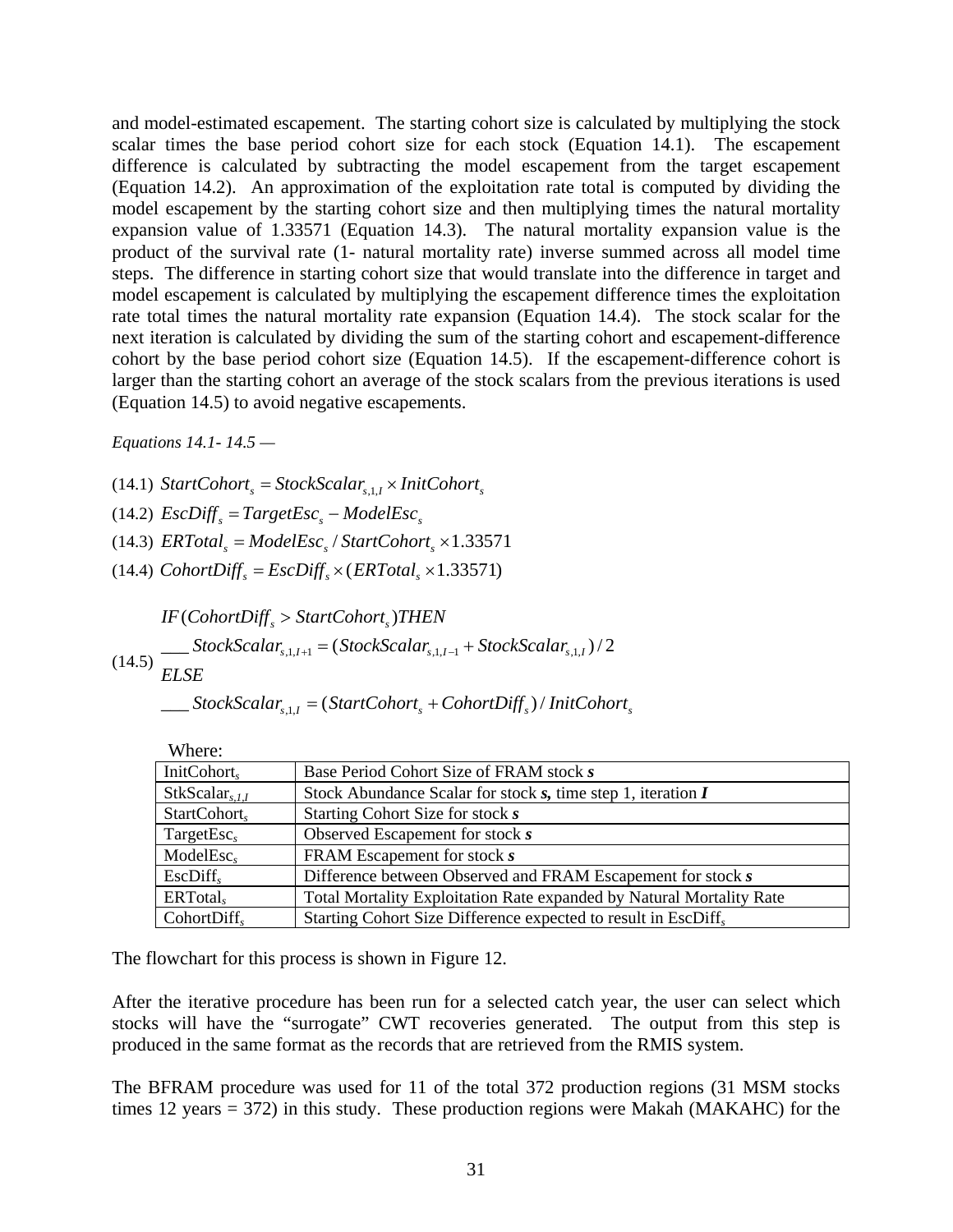and model-estimated escapement. The starting cohort size is calculated by multiplying the stock scalar times the base period cohort size for each stock (Equation 14.1). The escapement difference is calculated by subtracting the model escapement from the target escapement (Equation 14.2). An approximation of the exploitation rate total is computed by dividing the model escapement by the starting cohort size and then multiplying times the natural mortality expansion value of 1.33571 (Equation 14.3). The natural mortality expansion value is the product of the survival rate (1- natural mortality rate) inverse summed across all model time steps. The difference in starting cohort size that would translate into the difference in target and model escapement is calculated by multiplying the escapement difference times the exploitation rate total times the natural mortality rate expansion (Equation 14.4). The stock scalar for the next iteration is calculated by dividing the sum of the starting cohort and escapement-difference cohort by the base period cohort size (Equation 14.5). If the escapement-difference cohort is larger than the starting cohort an average of the stock scalars from the previous iterations is used (Equation 14.5) to avoid negative escapements.

*Equations 14.1- 14.5 —*

(14.1) $StartCohort_s = StockScalar_{s,1,I} \times InitCohort_s$

(14.2) $EscDiff_s = TargetEsc_s - ModelEsc_s$

(14.3) $ERTotal_s = ModelEsc_s / StartCohort_s \times 1.33571$

(14.4) $CohortDiff_s = EscDiff_s \times (ERTotal_s \times 1.33571)$

(14.5)

$$
\begin{aligned}
& IF(CohortDiff_s > StartCohort_s)THEN \\
& \_\_\_ StockScalar_{s,1,I+1} = (StockScalar_{s,1,I-1} + StockScalar_{s,1,I})/2 \\
& ELSE \\
& \_\_\_ StockScalar_{s,1,I} = (StartCohort_s + CohortDiff_s)/InitCohort_s
\end{aligned}
$$

Where:

| | |
|---|---|
| $InitCohort_s$ | Base Period Cohort Size of FRAM stock ***s*** |
| $StkScalar_{s,1,I}$ | Stock Abundance Scalar for stock ***s***, time step 1, iteration ***I*** |
| $StartCohort_s$ | Starting Cohort Size for stock ***s*** |
| $TargetEsc_s$ | Observed Escapement for stock ***s*** |
| $ModelEsc_s$ | FRAM Escapement for stock ***s*** |
| $EscDiff_s$ | Difference between Observed and FRAM Escapement for stock ***s*** |
| $ERTotal_s$ | Total Mortality Exploitation Rate expanded by Natural Mortality Rate |
| $CohortDiff_s$ | Starting Cohort Size Difference expected to result in $EscDiff_s$ |

The flowchart for this process is shown in Figure 12.

After the iterative procedure has been run for a selected catch year, the user can select which stocks will have the "surrogate" CWT recoveries generated. The output from this step is produced in the same format as the records that are retrieved from the RMIS system.

The BFRAM procedure was used for 11 of the total 372 production regions (31 MSM stocks times 12 years = 372) in this study. These production regions were Makah (MAKAHC) for the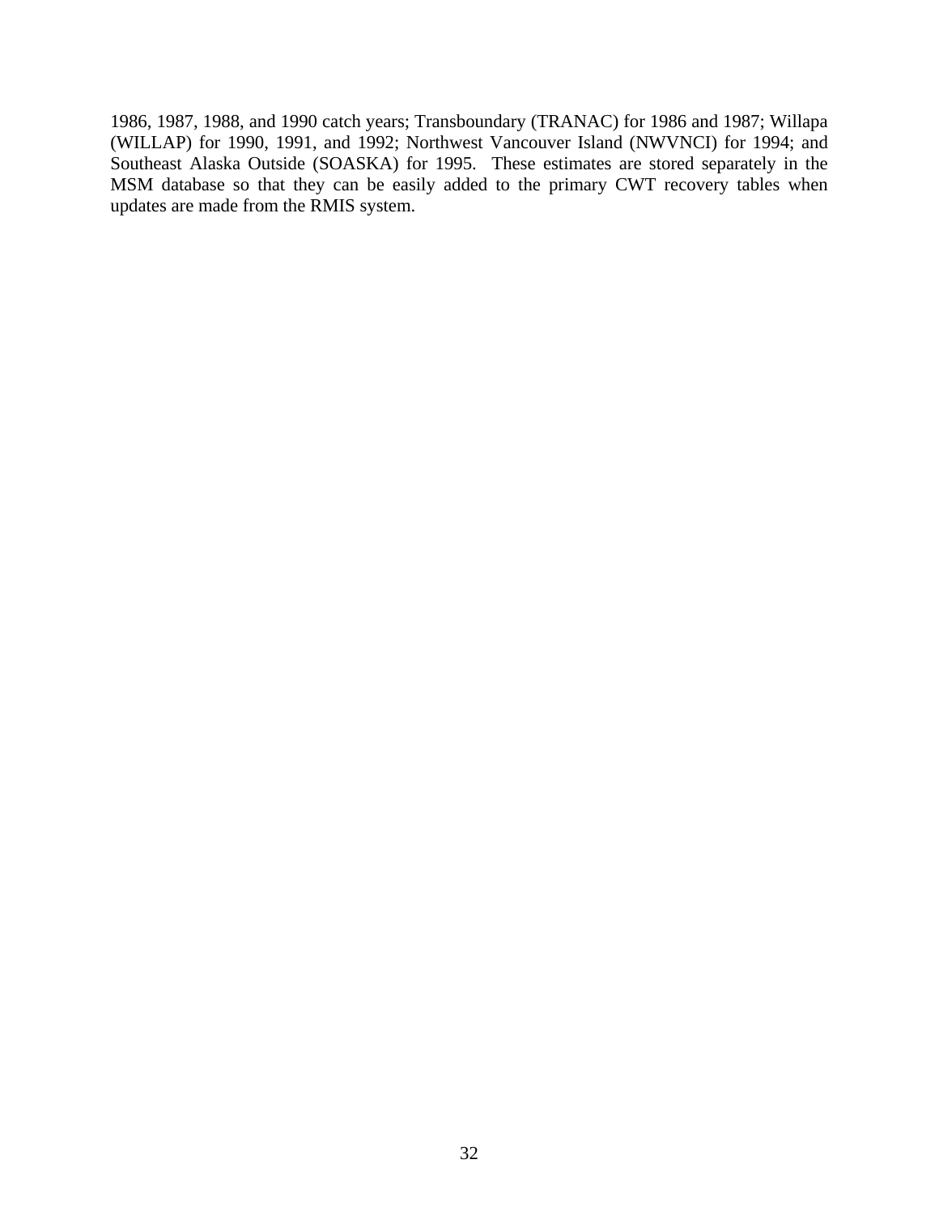1986, 1987, 1988, and 1990 catch years; Transboundary (TRANAC) for 1986 and 1987; Willapa (WILLAP) for 1990, 1991, and 1992; Northwest Vancouver Island (NWVNCI) for 1994; and Southeast Alaska Outside (SOASKA) for 1995. These estimates are stored separately in the MSM database so that they can be easily added to the primary CWT recovery tables when updates are made from the RMIS system.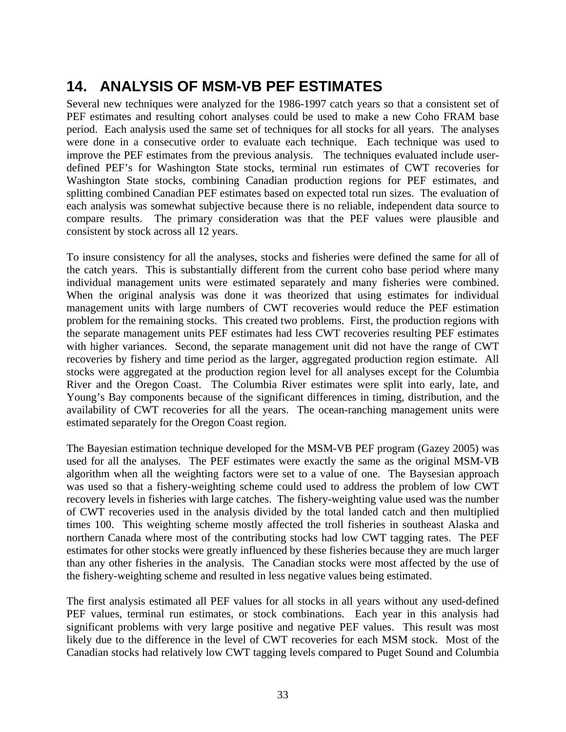# 14. ANALYSIS OF MSM-VB PEF ESTIMATES

Several new techniques were analyzed for the 1986-1997 catch years so that a consistent set of PEF estimates and resulting cohort analyses could be used to make a new Coho FRAM base period. Each analysis used the same set of techniques for all stocks for all years. The analyses were done in a consecutive order to evaluate each technique. Each technique was used to improve the PEF estimates from the previous analysis. The techniques evaluated include user-defined PEF's for Washington State stocks, terminal run estimates of CWT recoveries for Washington State stocks, combining Canadian production regions for PEF estimates, and splitting combined Canadian PEF estimates based on expected total run sizes. The evaluation of each analysis was somewhat subjective because there is no reliable, independent data source to compare results. The primary consideration was that the PEF values were plausible and consistent by stock across all 12 years.

To insure consistency for all the analyses, stocks and fisheries were defined the same for all of the catch years. This is substantially different from the current coho base period where many individual management units were estimated separately and many fisheries were combined. When the original analysis was done it was theorized that using estimates for individual management units with large numbers of CWT recoveries would reduce the PEF estimation problem for the remaining stocks. This created two problems. First, the production regions with the separate management units PEF estimates had less CWT recoveries resulting PEF estimates with higher variances. Second, the separate management unit did not have the range of CWT recoveries by fishery and time period as the larger, aggregated production region estimate. All stocks were aggregated at the production region level for all analyses except for the Columbia River and the Oregon Coast. The Columbia River estimates were split into early, late, and Young's Bay components because of the significant differences in timing, distribution, and the availability of CWT recoveries for all the years. The ocean-ranching management units were estimated separately for the Oregon Coast region.

The Bayesian estimation technique developed for the MSM-VB PEF program (Gazey 2005) was used for all the analyses. The PEF estimates were exactly the same as the original MSM-VB algorithm when all the weighting factors were set to a value of one. The Baysesian approach was used so that a fishery-weighting scheme could used to address the problem of low CWT recovery levels in fisheries with large catches. The fishery-weighting value used was the number of CWT recoveries used in the analysis divided by the total landed catch and then multiplied times 100. This weighting scheme mostly affected the troll fisheries in southeast Alaska and northern Canada where most of the contributing stocks had low CWT tagging rates. The PEF estimates for other stocks were greatly influenced by these fisheries because they are much larger than any other fisheries in the analysis. The Canadian stocks were most affected by the use of the fishery-weighting scheme and resulted in less negative values being estimated.

The first analysis estimated all PEF values for all stocks in all years without any used-defined PEF values, terminal run estimates, or stock combinations. Each year in this analysis had significant problems with very large positive and negative PEF values. This result was most likely due to the difference in the level of CWT recoveries for each MSM stock. Most of the Canadian stocks had relatively low CWT tagging levels compared to Puget Sound and Columbia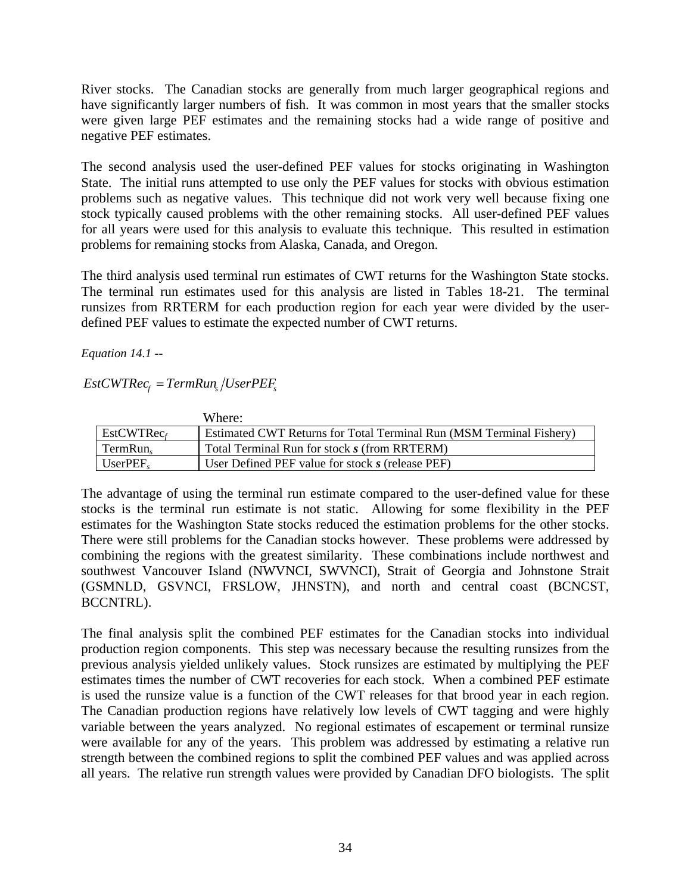River stocks. The Canadian stocks are generally from much larger geographical regions and have significantly larger numbers of fish. It was common in most years that the smaller stocks were given large PEF estimates and the remaining stocks had a wide range of positive and negative PEF estimates.

The second analysis used the user-defined PEF values for stocks originating in Washington State. The initial runs attempted to use only the PEF values for stocks with obvious estimation problems such as negative values. This technique did not work very well because fixing one stock typically caused problems with the other remaining stocks. All user-defined PEF values for all years were used for this analysis to evaluate this technique. This resulted in estimation problems for remaining stocks from Alaska, Canada, and Oregon.

The third analysis used terminal run estimates of CWT returns for the Washington State stocks. The terminal run estimates used for this analysis are listed in Tables 18-21. The terminal runsizes from RRTERM for each production region for each year were divided by the user-defined PEF values to estimate the expected number of CWT returns.

*Equation 14.1 --*

$$EstCWTRec_f = TermRun_s / UserPEF_s$$

Where:

| | |
|---|---|
| $EstCWTRec_f$ | Estimated CWT Returns for Total Terminal Run (MSM Terminal Fishery) |
| $TermRun_s$ | Total Terminal Run for stock ***s*** (from RRTERM) |
| $UserPEF_s$ | User Defined PEF value for stock ***s*** (release PEF) |

The advantage of using the terminal run estimate compared to the user-defined value for these stocks is the terminal run estimate is not static. Allowing for some flexibility in the PEF estimates for the Washington State stocks reduced the estimation problems for the other stocks. There were still problems for the Canadian stocks however. These problems were addressed by combining the regions with the greatest similarity. These combinations include northwest and southwest Vancouver Island (NWVNCI, SWVNCI), Strait of Georgia and Johnstone Strait (GSMNLD, GSVNCI, FRSLOW, JHNSTN), and north and central coast (BCNCST, BCCNTRL).

The final analysis split the combined PEF estimates for the Canadian stocks into individual production region components. This step was necessary because the resulting runsizes from the previous analysis yielded unlikely values. Stock runsizes are estimated by multiplying the PEF estimates times the number of CWT recoveries for each stock. When a combined PEF estimate is used the runsize value is a function of the CWT releases for that brood year in each region. The Canadian production regions have relatively low levels of CWT tagging and were highly variable between the years analyzed. No regional estimates of escapement or terminal runsize were available for any of the years. This problem was addressed by estimating a relative run strength between the combined regions to split the combined PEF values and was applied across all years. The relative run strength values were provided by Canadian DFO biologists. The split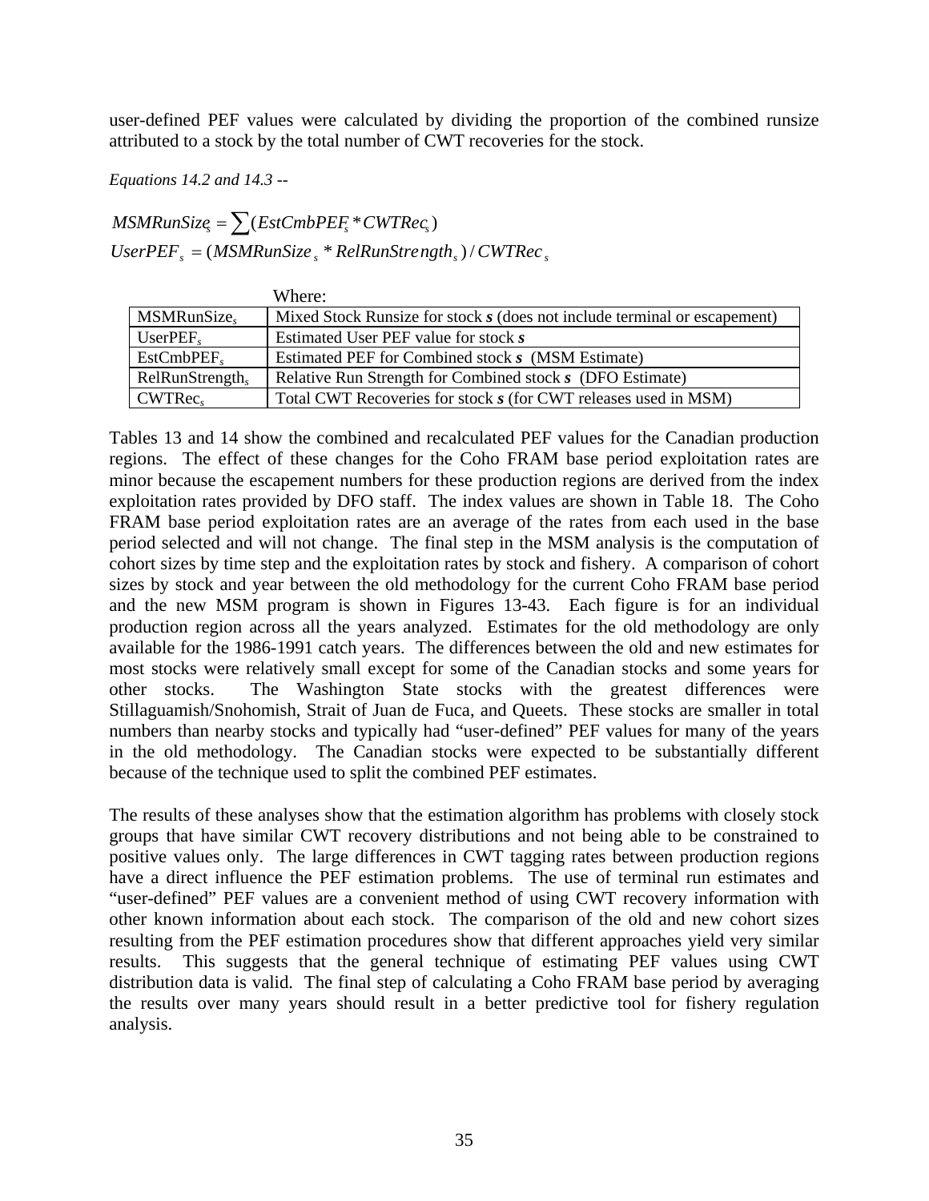user-defined PEF values were calculated by dividing the proportion of the combined runsize attributed to a stock by the total number of CWT recoveries for the stock.

*Equations 14.2 and 14.3* --

$$MSMRunSize_s = \sum(EstCmbPEF_s * CWTRec_s)$$
$$UserPEF_s = (MSMRunSize_s * RelRunStrength_s) / CWTRec_s$$

Where:

| | |
|---|---|
| $MSMRunSize_s$ | Mixed Stock Runsize for stock ***s*** (does not include terminal or escapement) |
| $UserPEF_s$ | Estimated User PEF value for stock ***s*** |
| $EstCmbPEF_s$ | Estimated PEF for Combined stock ***s*** (MSM Estimate) |
| $RelRunStrength_s$ | Relative Run Strength for Combined stock ***s*** (DFO Estimate) |
| $CWTRec_s$ | Total CWT Recoveries for stock ***s*** (for CWT releases used in MSM) |

Tables 13 and 14 show the combined and recalculated PEF values for the Canadian production regions. The effect of these changes for the Coho FRAM base period exploitation rates are minor because the escapement numbers for these production regions are derived from the index exploitation rates provided by DFO staff. The index values are shown in Table 18. The Coho FRAM base period exploitation rates are an average of the rates from each used in the base period selected and will not change. The final step in the MSM analysis is the computation of cohort sizes by time step and the exploitation rates by stock and fishery. A comparison of cohort sizes by stock and year between the old methodology for the current Coho FRAM base period and the new MSM program is shown in Figures 13-43. Each figure is for an individual production region across all the years analyzed. Estimates for the old methodology are only available for the 1986-1991 catch years. The differences between the old and new estimates for most stocks were relatively small except for some of the Canadian stocks and some years for other stocks. The Washington State stocks with the greatest differences were Stillaguamish/Snohomish, Strait of Juan de Fuca, and Queets. These stocks are smaller in total numbers than nearby stocks and typically had "user-defined" PEF values for many of the years in the old methodology. The Canadian stocks were expected to be substantially different because of the technique used to split the combined PEF estimates.

The results of these analyses show that the estimation algorithm has problems with closely stock groups that have similar CWT recovery distributions and not being able to be constrained to positive values only. The large differences in CWT tagging rates between production regions have a direct influence the PEF estimation problems. The use of terminal run estimates and "user-defined" PEF values are a convenient method of using CWT recovery information with other known information about each stock. The comparison of the old and new cohort sizes resulting from the PEF estimation procedures show that different approaches yield very similar results. This suggests that the general technique of estimating PEF values using CWT distribution data is valid. The final step of calculating a Coho FRAM base period by averaging the results over many years should result in a better predictive tool for fishery regulation analysis.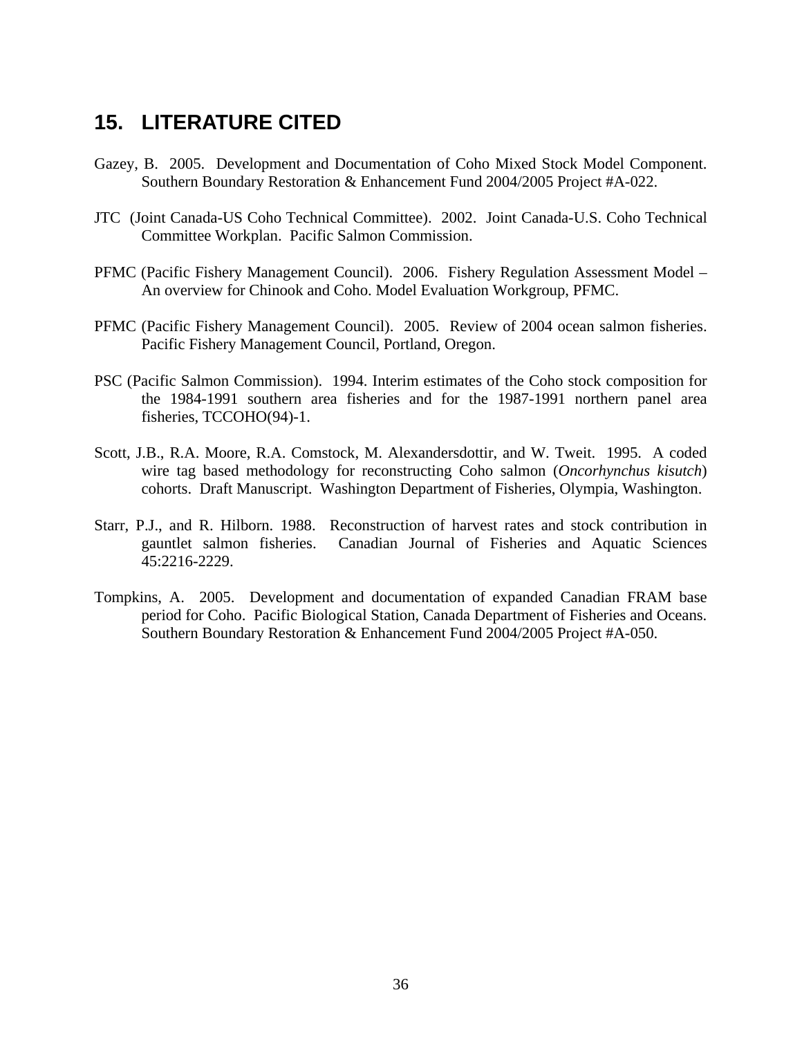## 15. LITERATURE CITED

Gazey, B. 2005. Development and Documentation of Coho Mixed Stock Model Component. Southern Boundary Restoration & Enhancement Fund 2004/2005 Project #A-022.

JTC (Joint Canada-US Coho Technical Committee). 2002. Joint Canada-U.S. Coho Technical Committee Workplan. Pacific Salmon Commission.

PFMC (Pacific Fishery Management Council). 2006. Fishery Regulation Assessment Model – An overview for Chinook and Coho. Model Evaluation Workgroup, PFMC.

PFMC (Pacific Fishery Management Council). 2005. Review of 2004 ocean salmon fisheries. Pacific Fishery Management Council, Portland, Oregon.

PSC (Pacific Salmon Commission). 1994. Interim estimates of the Coho stock composition for the 1984-1991 southern area fisheries and for the 1987-1991 northern panel area fisheries, TCCOHO(94)-1.

Scott, J.B., R.A. Moore, R.A. Comstock, M. Alexandersdottir, and W. Tweit. 1995. A coded wire tag based methodology for reconstructing Coho salmon (*Oncorhynchus kisutch*) cohorts. Draft Manuscript. Washington Department of Fisheries, Olympia, Washington.

Starr, P.J., and R. Hilborn. 1988. Reconstruction of harvest rates and stock contribution in gauntlet salmon fisheries. Canadian Journal of Fisheries and Aquatic Sciences 45:2216-2229.

Tompkins, A. 2005. Development and documentation of expanded Canadian FRAM base period for Coho. Pacific Biological Station, Canada Department of Fisheries and Oceans. Southern Boundary Restoration & Enhancement Fund 2004/2005 Project #A-050.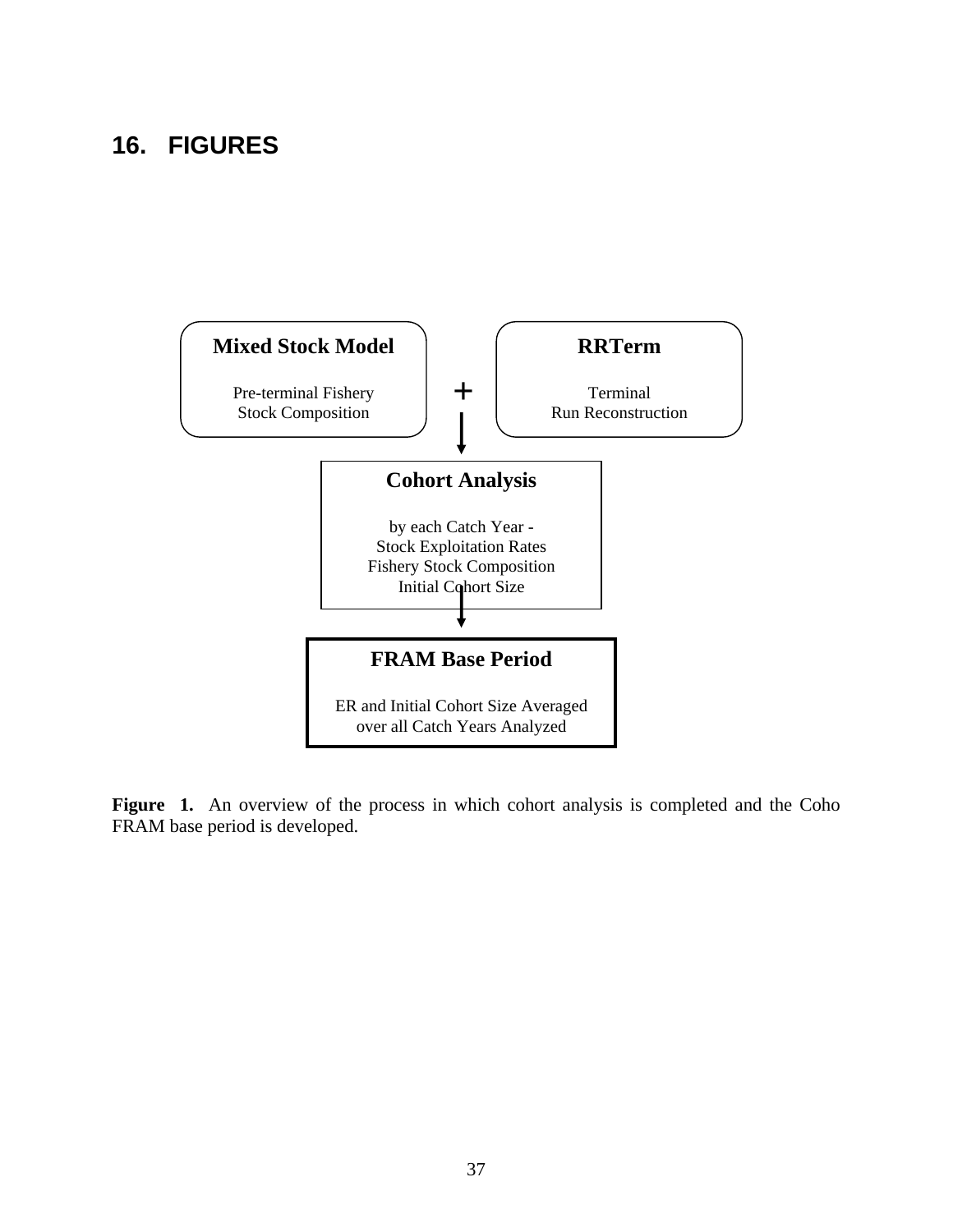## 16. FIGURES

**Mixed Stock Model**

Pre-terminal Fishery
Stock Composition

+

**RRTerm**

Terminal
Run Reconstruction

**Cohort Analysis**

by each Catch Year -
Stock Exploitation Rates
Fishery Stock Composition
Initial Cohort Size

**FRAM Base Period**

ER and Initial Cohort Size Averaged
over all Catch Years Analyzed

**Figure 1.** An overview of the process in which cohort analysis is completed and the Coho FRAM base period is developed.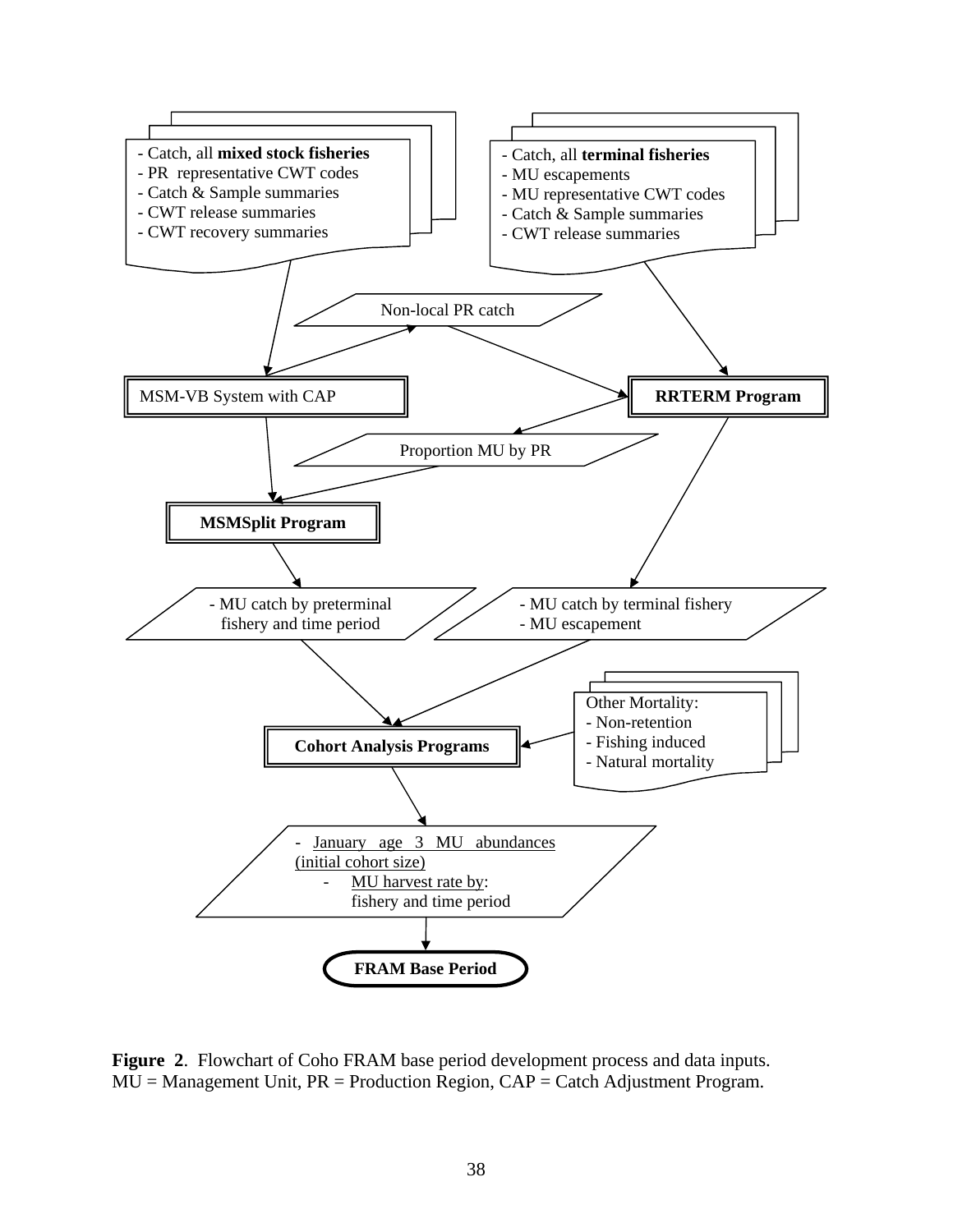- Catch, all **mixed stock fisheries**
- PR representative CWT codes
- Catch & Sample summaries
- CWT release summaries
- CWT recovery summaries

- Catch, all **terminal fisheries**
- MU escapements
- MU representative CWT codes
- Catch & Sample summaries
- CWT release summaries

Non-local PR catch

MSM-VB System with CAP

**RRTERM Program**

Proportion MU by PR

**MSMSplit Program**

- MU catch by preterminal fishery and time period

- MU catch by terminal fishery
- MU escapement

Other Mortality:
- Non-retention
- Fishing induced
- Natural mortality

**Cohort Analysis Programs**

- January age 3 MU abundances (initial cohort size)
    - MU harvest rate by: fishery and time period

**FRAM Base Period**

**Figure 2**. Flowchart of Coho FRAM base period development process and data inputs. MU = Management Unit, PR = Production Region, CAP = Catch Adjustment Program.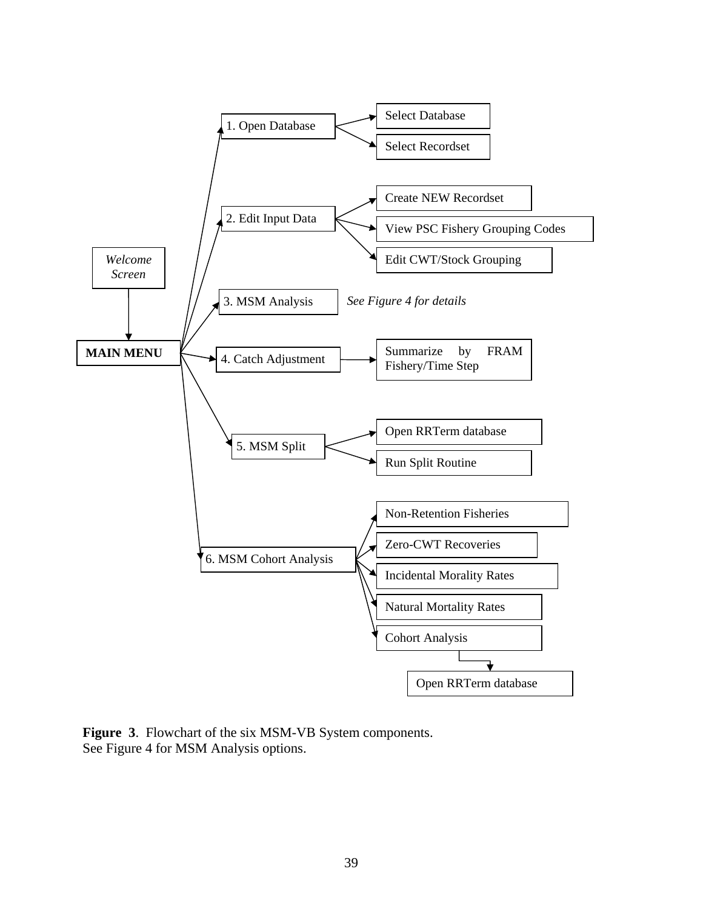*Welcome Screen*

**MAIN MENU**

1. Open Database
   - Select Database
   - Select Recordset
2. Edit Input Data
   - Create NEW Recordset
   - View PSC Fishery Grouping Codes
   - Edit CWT/Stock Grouping
3. MSM Analysis — *See Figure 4 for details*
4. Catch Adjustment
   - Summarize by FRAM Fishery/Time Step
5. MSM Split
   - Open RRTerm database
   - Run Split Routine
6. MSM Cohort Analysis
   - Non-Retention Fisheries
   - Zero-CWT Recoveries
   - Incidental Morality Rates
   - Natural Mortality Rates
   - Cohort Analysis
     - Open RRTerm database

**Figure 3**. Flowchart of the six MSM-VB System components.
See Figure 4 for MSM Analysis options.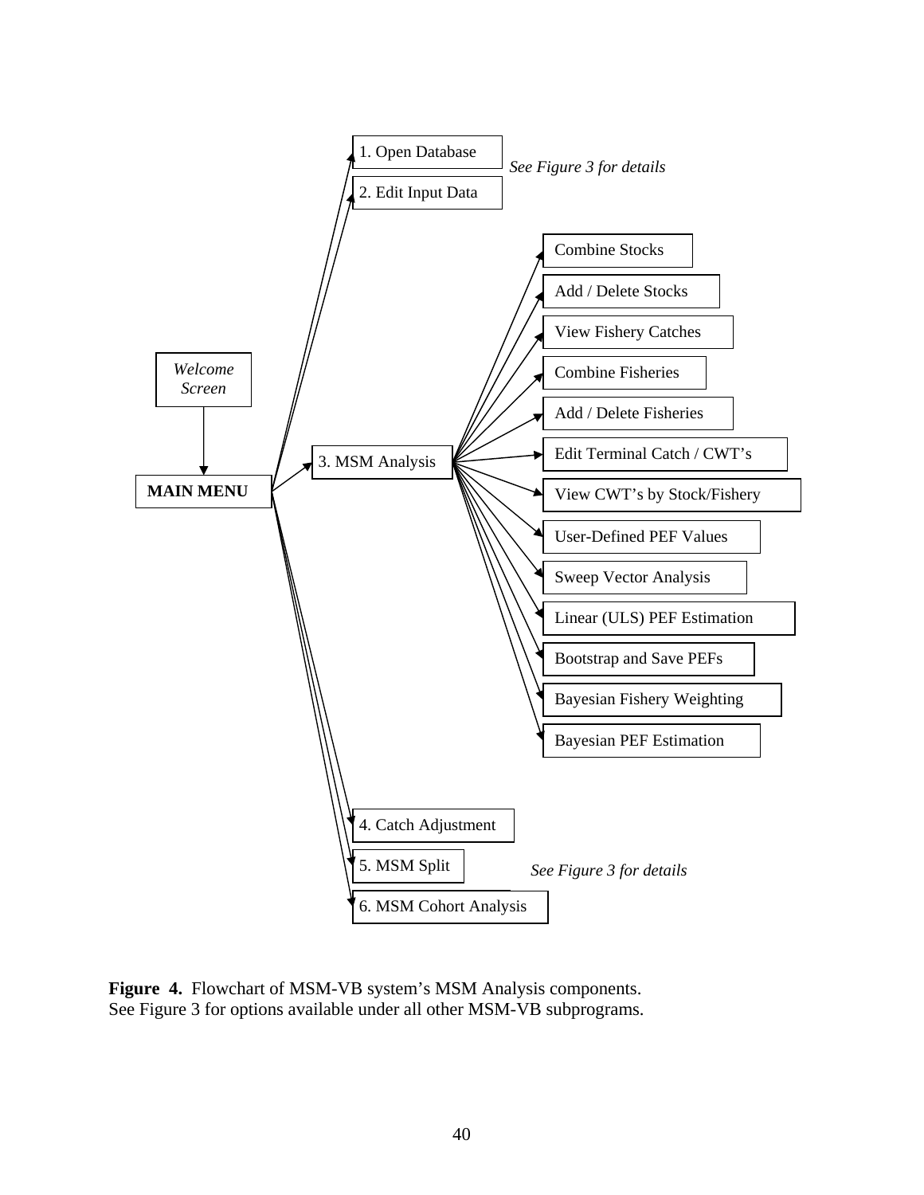Welcome Screen

MAIN MENU

1. Open Database

2. Edit Input Data

*See Figure 3 for details*

3. MSM Analysis

- Combine Stocks
- Add / Delete Stocks
- View Fishery Catches
- Combine Fisheries
- Add / Delete Fisheries
- Edit Terminal Catch / CWT's
- View CWT's by Stock/Fishery
- User-Defined PEF Values
- Sweep Vector Analysis
- Linear (ULS) PEF Estimation
- Bootstrap and Save PEFs
- Bayesian Fishery Weighting
- Bayesian PEF Estimation

4. Catch Adjustment

5. MSM Split

6. MSM Cohort Analysis

*See Figure 3 for details*

**Figure 4.** Flowchart of MSM-VB system's MSM Analysis components. See Figure 3 for options available under all other MSM-VB subprograms.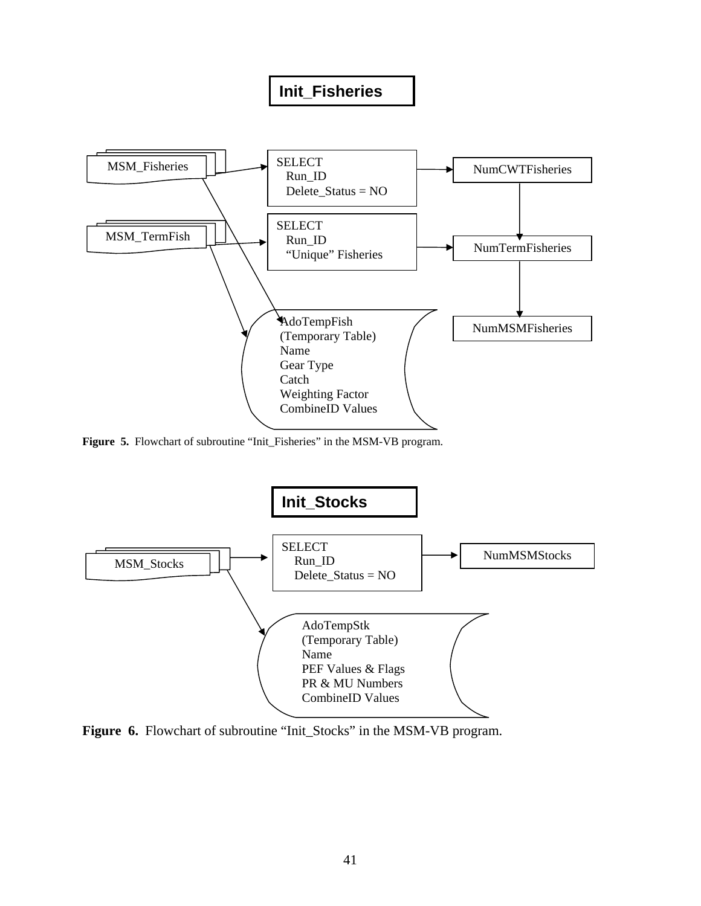**Init_Fisheries**

MSM_Fisheries

SELECT
Run_ID
Delete_Status = NO

NumCWTFisheries

MSM_TermFish

SELECT
Run_ID
"Unique" Fisheries

NumTermFisheries

AdoTempFish
(Temporary Table)
Name
Gear Type
Catch
Weighting Factor
CombineID Values

NumMSMFisheries

**Figure 5.** Flowchart of subroutine "Init_Fisheries" in the MSM-VB program.

**Init_Stocks**

MSM_Stocks

SELECT
Run_ID
Delete_Status = NO

NumMSMStocks

AdoTempStk
(Temporary Table)
Name
PEF Values & Flags
PR & MU Numbers
CombineID Values

**Figure 6.** Flowchart of subroutine "Init_Stocks" in the MSM-VB program.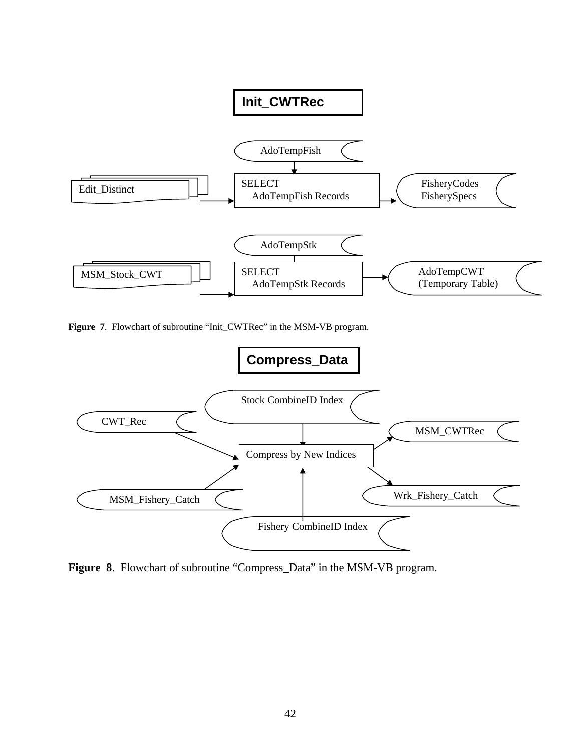**Init_CWTRec**

AdoTempFish

Edit_Distinct

SELECT
AdoTempFish Records

FisheryCodes
FisherySpecs

AdoTempStk

MSM_Stock_CWT

SELECT
AdoTempStk Records

AdoTempCWT
(Temporary Table)

**Figure 7**. Flowchart of subroutine "Init_CWTRec" in the MSM-VB program.

**Compress_Data**

Stock CombineID Index

CWT_Rec

MSM_CWTRec

Compress by New Indices

MSM_Fishery_Catch

Wrk_Fishery_Catch

Fishery CombineID Index

**Figure 8**. Flowchart of subroutine "Compress_Data" in the MSM-VB program.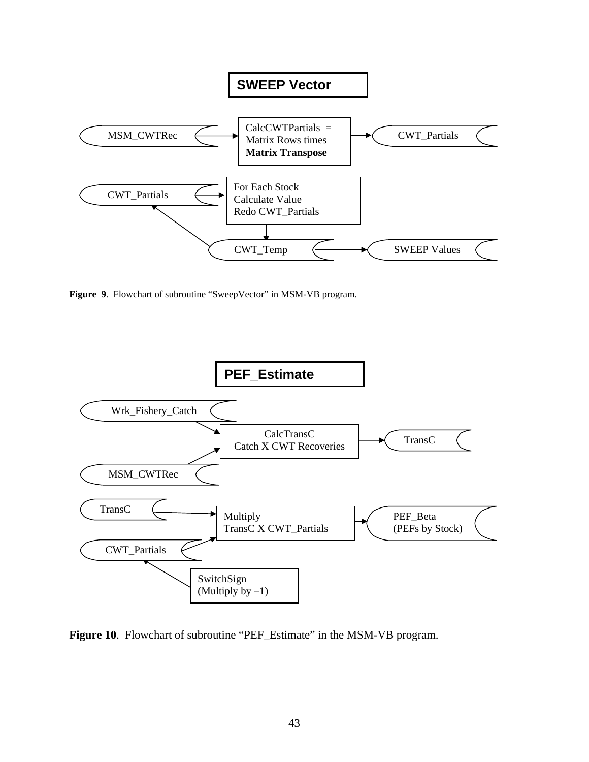**SWEEP Vector**

MSM_CWTRec → CalcCWTPartials = Matrix Rows times **Matrix Transpose** → CWT_Partials

CWT_Partials → For Each Stock Calculate Value Redo CWT_Partials → CWT_Temp → SWEEP Values

CWT_Temp → CWT_Partials

**Figure 9**. Flowchart of subroutine "SweepVector" in MSM-VB program.

**PEF_Estimate**

Wrk_Fishery_Catch → CalcTransC Catch X CWT Recoveries → TransC

MSM_CWTRec → CalcTransC Catch X CWT Recoveries

TransC → Multiply TransC X CWT_Partials → PEF_Beta (PEFs by Stock)

CWT_Partials → Multiply TransC X CWT_Partials

SwitchSign (Multiply by –1) → CWT_Partials

**Figure 10**. Flowchart of subroutine "PEF_Estimate" in the MSM-VB program.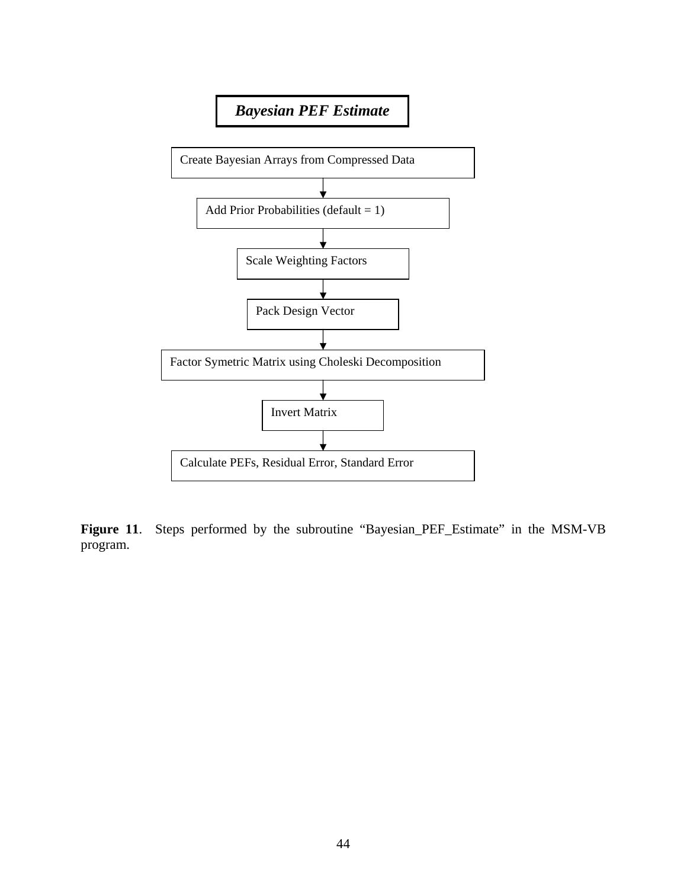***Bayesian PEF Estimate***

Create Bayesian Arrays from Compressed Data

↓

Add Prior Probabilities (default = 1)

↓

Scale Weighting Factors

↓

Pack Design Vector

↓

Factor Symetric Matrix using Choleski Decomposition

↓

Invert Matrix

↓

Calculate PEFs, Residual Error, Standard Error

**Figure 11**. Steps performed by the subroutine "Bayesian_PEF_Estimate" in the MSM-VB program.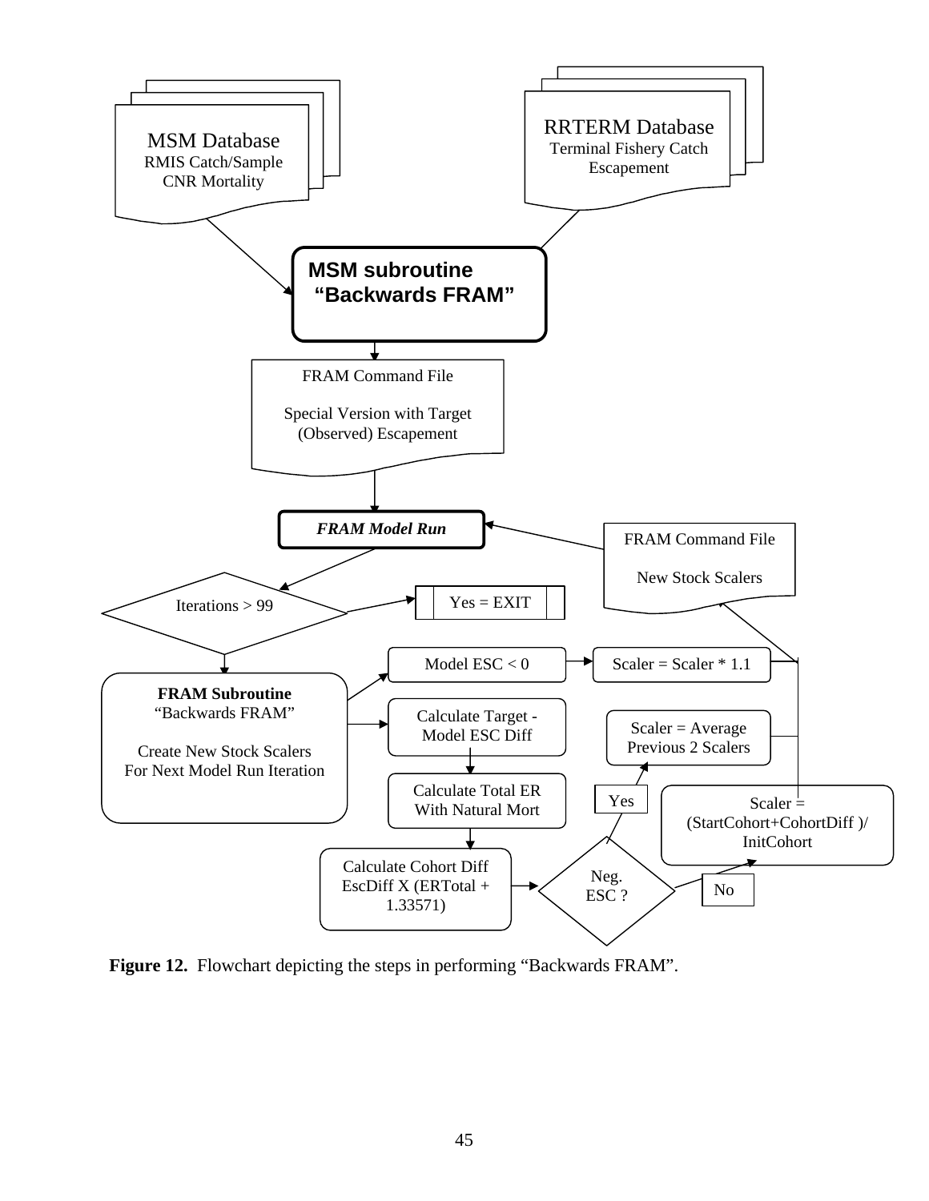MSM Database
RMIS Catch/Sample
CNR Mortality

RRTERM Database
Terminal Fishery Catch
Escapement

**MSM subroutine**
**"Backwards FRAM"**

FRAM Command File

Special Version with Target (Observed) Escapement

***FRAM Model Run***

FRAM Command File

New Stock Scalers

Iterations > 99

Yes = EXIT

**FRAM Subroutine**
"Backwards FRAM"

Create New Stock Scalers For Next Model Run Iteration

Model ESC < 0

Scaler = Scaler * 1.1

Calculate Target - Model ESC Diff

Scaler = Average Previous 2 Scalers

Calculate Total ER With Natural Mort

Yes

Scaler = (StartCohort+CohortDiff )/ InitCohort

Calculate Cohort Diff
EscDiff X (ERTotal + 1.33571)

Neg. ESC ?

No

**Figure 12.** Flowchart depicting the steps in performing "Backwards FRAM".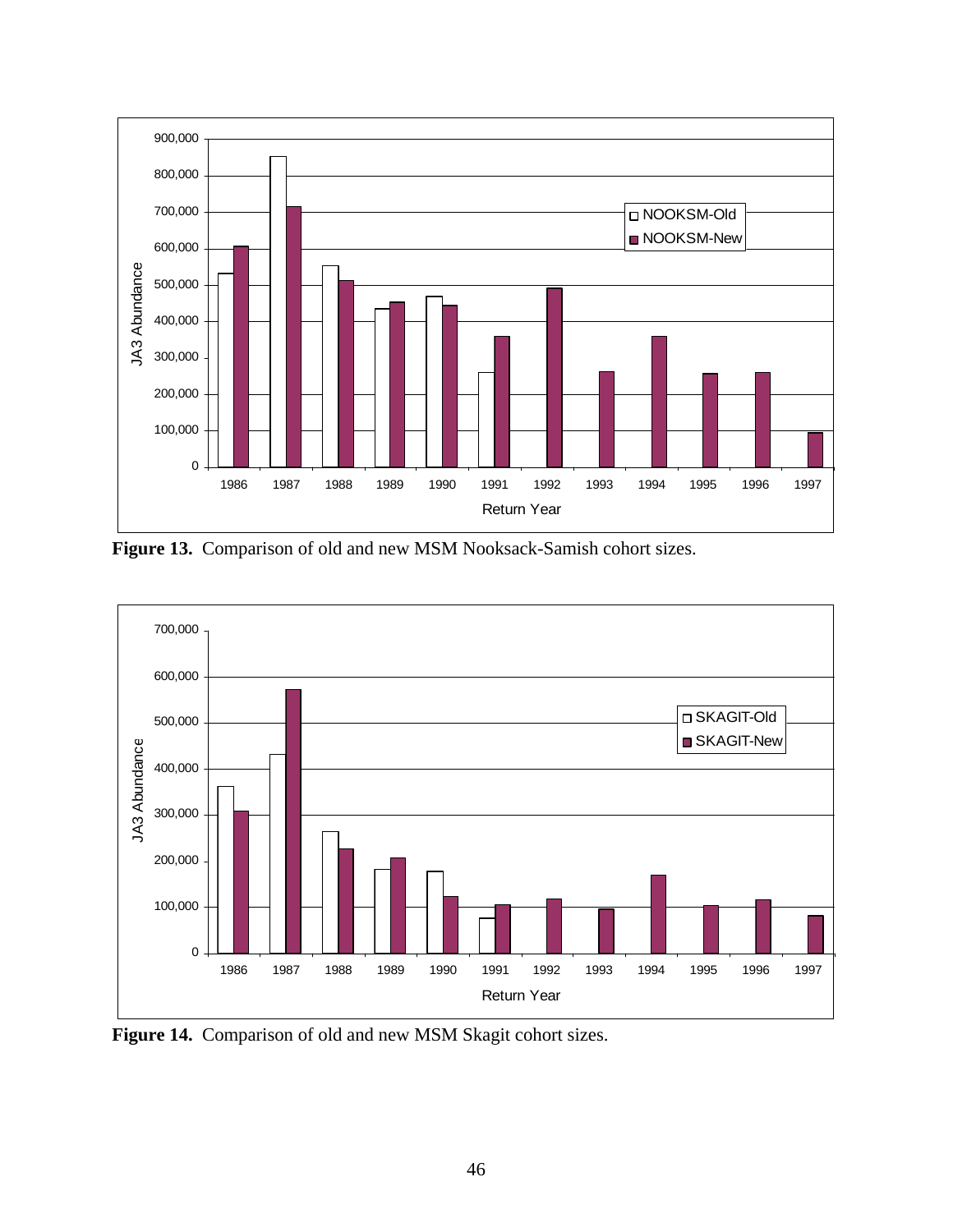**Figure 13.** Comparison of old and new MSM Nooksack-Samish cohort sizes.

**Figure 14.** Comparison of old and new MSM Skagit cohort sizes.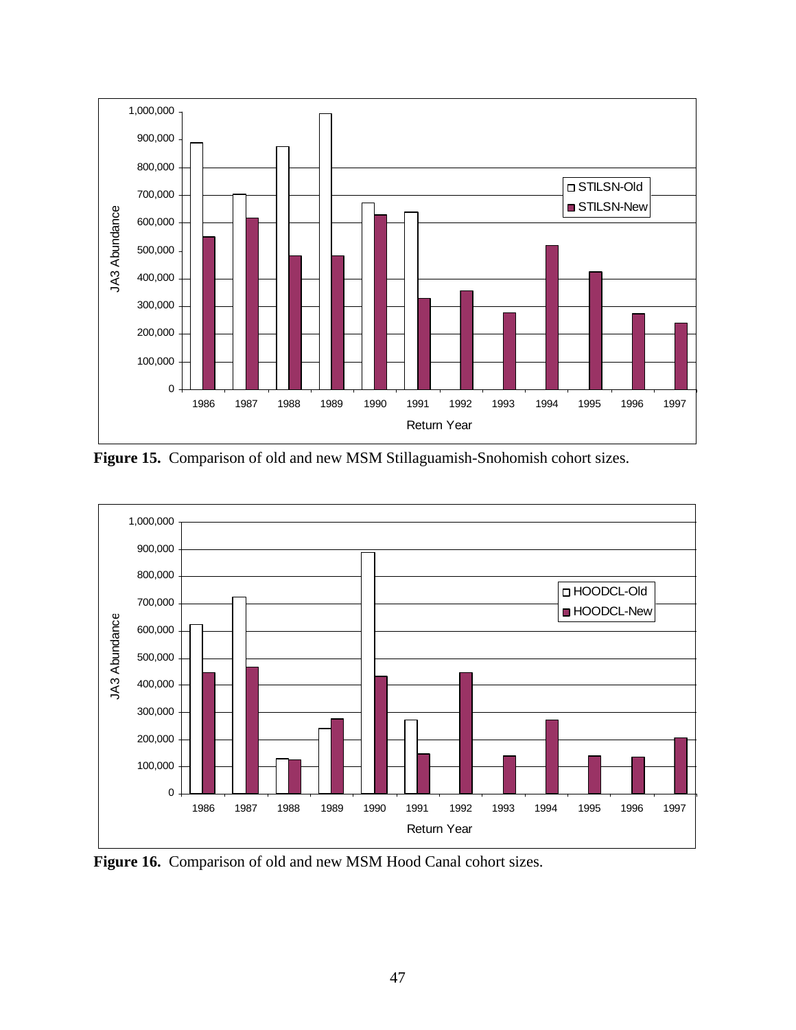**Figure 15.** Comparison of old and new MSM Stillaguamish-Snohomish cohort sizes.

**Figure 16.** Comparison of old and new MSM Hood Canal cohort sizes.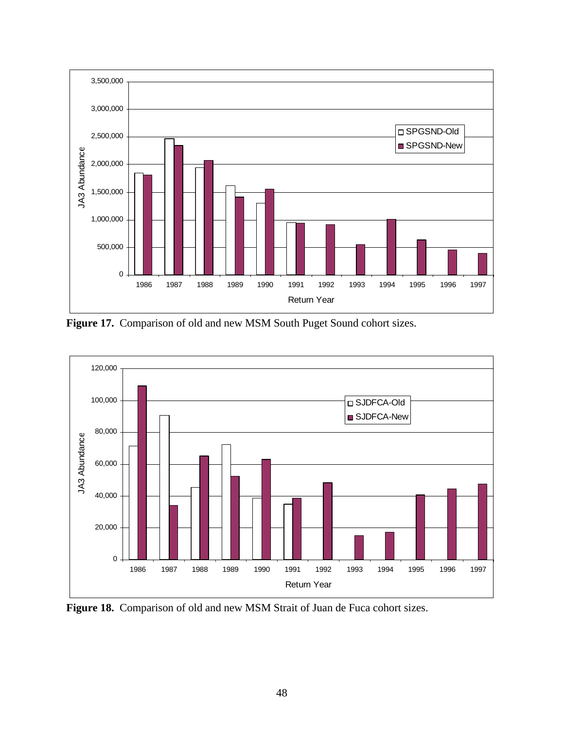**Figure 17.** Comparison of old and new MSM South Puget Sound cohort sizes.

**Figure 18.** Comparison of old and new MSM Strait of Juan de Fuca cohort sizes.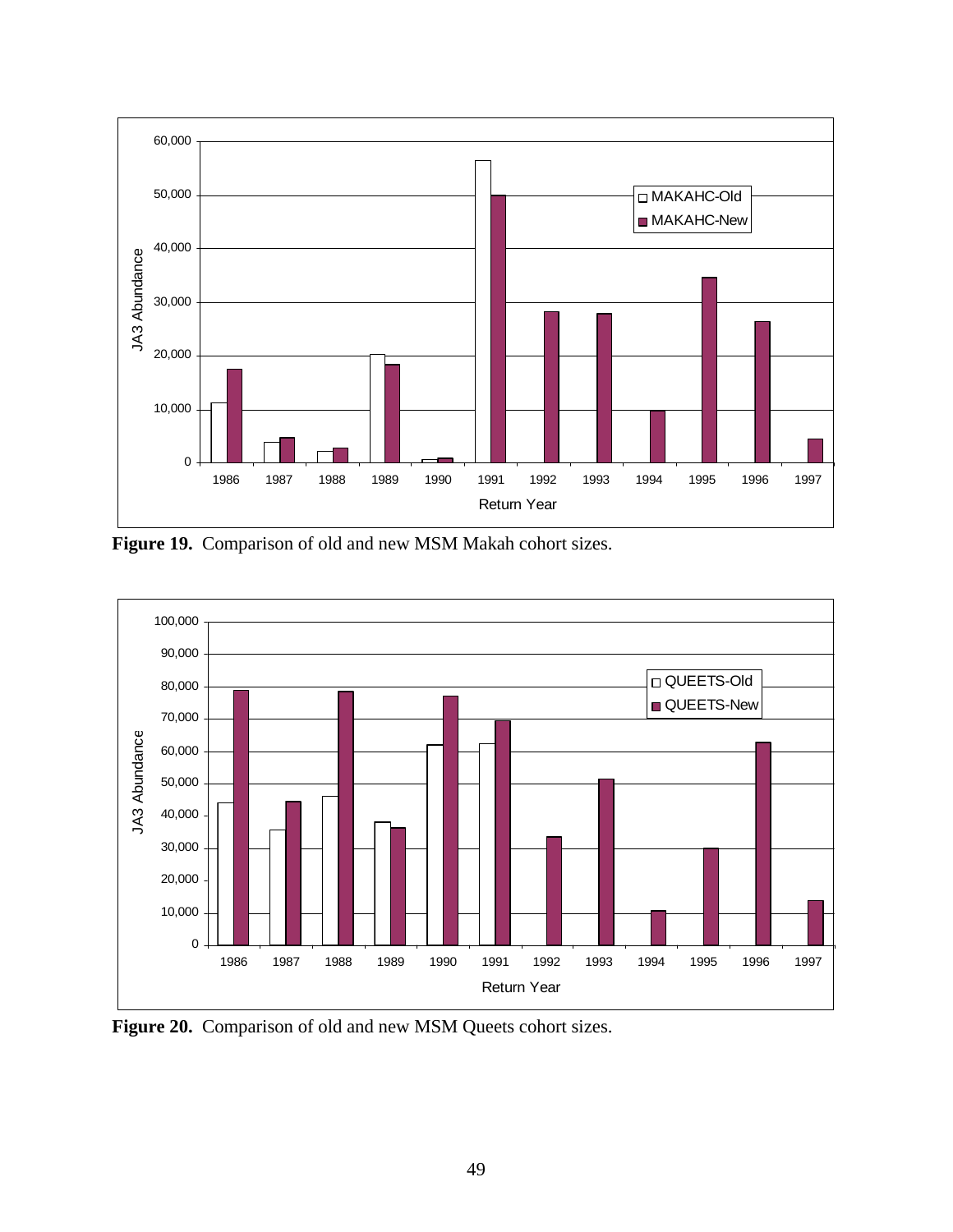**Figure 19.** Comparison of old and new MSM Makah cohort sizes.

**Figure 20.** Comparison of old and new MSM Queets cohort sizes.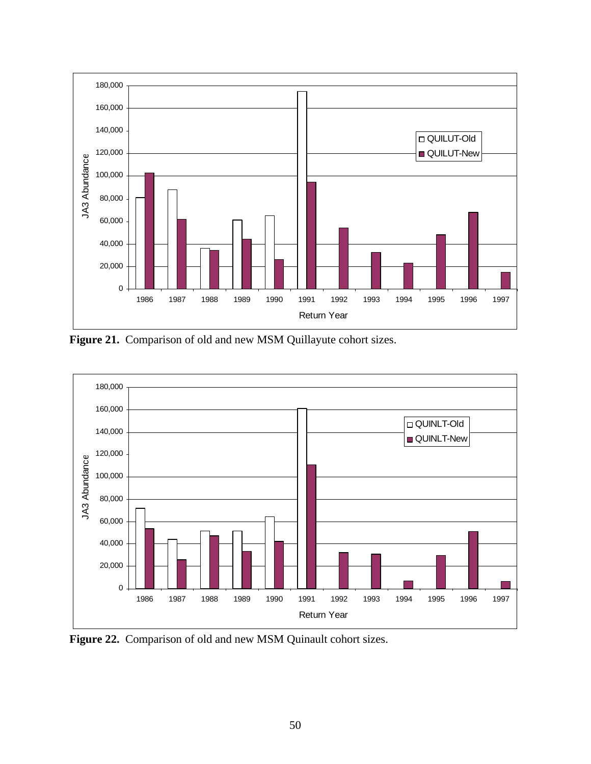Figure 21. Comparison of old and new MSM Quillayute cohort sizes.

Figure 22. Comparison of old and new MSM Quinault cohort sizes.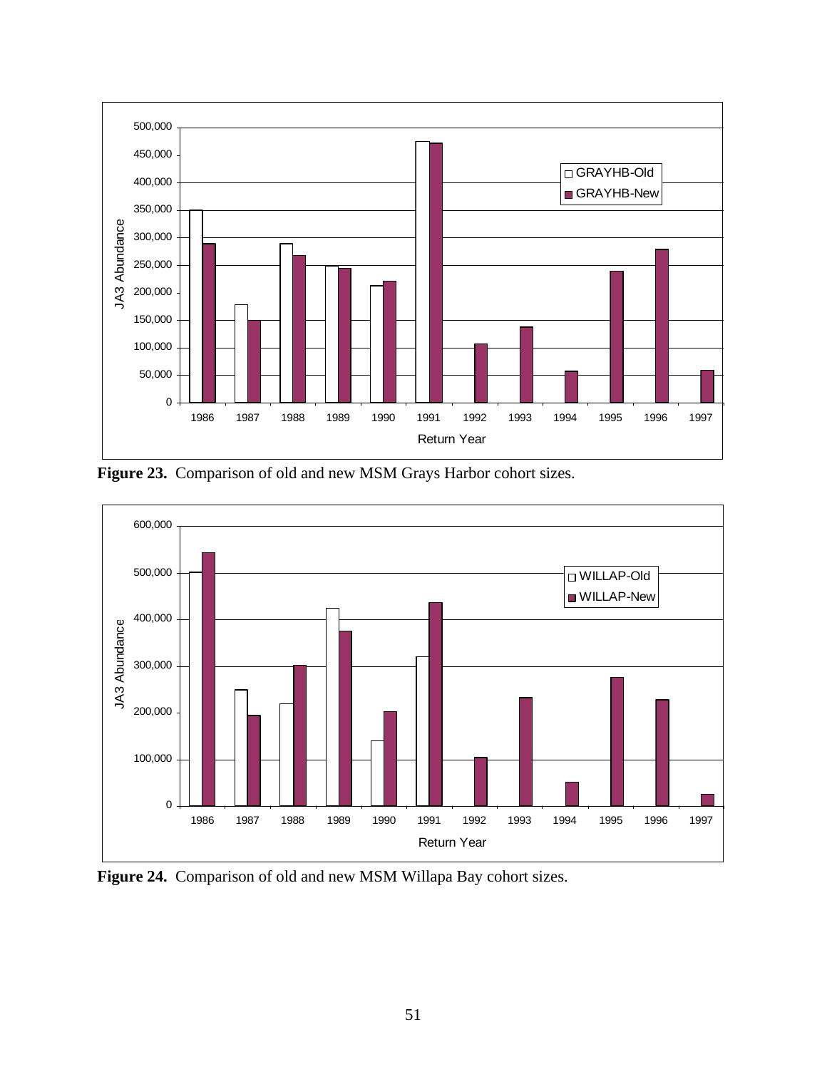**Figure 23.** Comparison of old and new MSM Grays Harbor cohort sizes.

**Figure 24.** Comparison of old and new MSM Willapa Bay cohort sizes.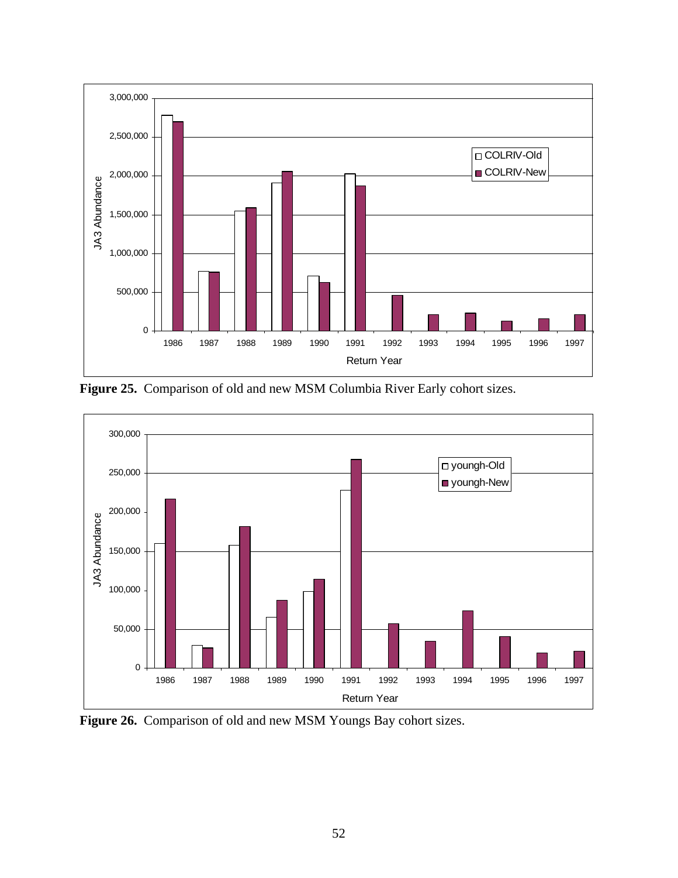Figure 25. Comparison of old and new MSM Columbia River Early cohort sizes.

Figure 26. Comparison of old and new MSM Youngs Bay cohort sizes.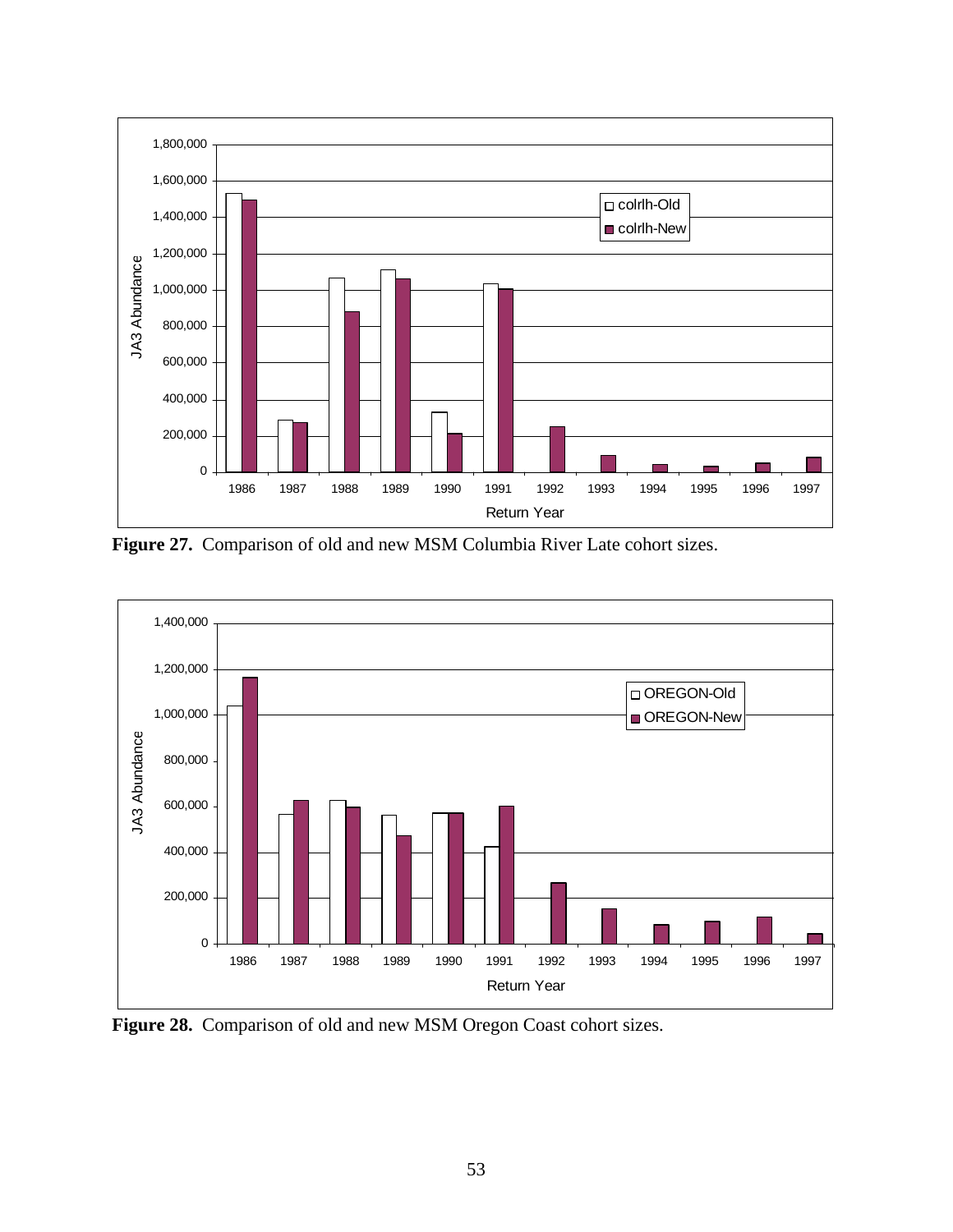Figure 27. Comparison of old and new MSM Columbia River Late cohort sizes.

Figure 28. Comparison of old and new MSM Oregon Coast cohort sizes.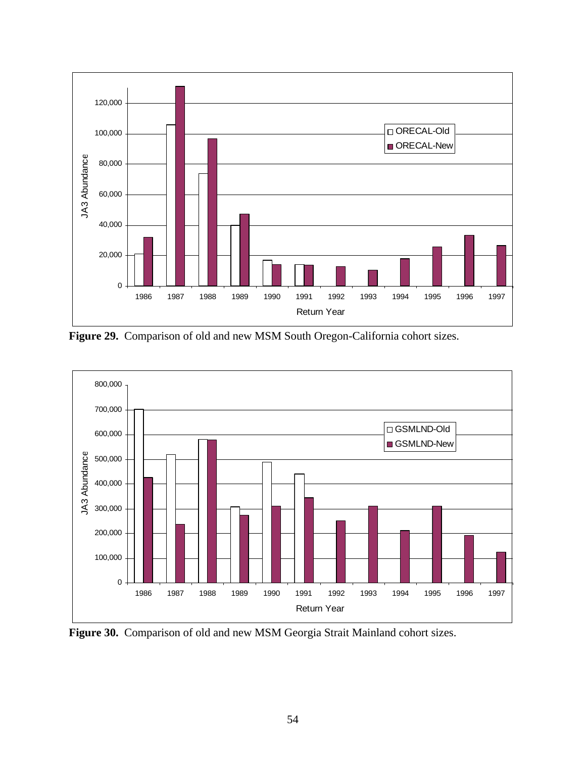**Figure 29.** Comparison of old and new MSM South Oregon-California cohort sizes.

**Figure 30.** Comparison of old and new MSM Georgia Strait Mainland cohort sizes.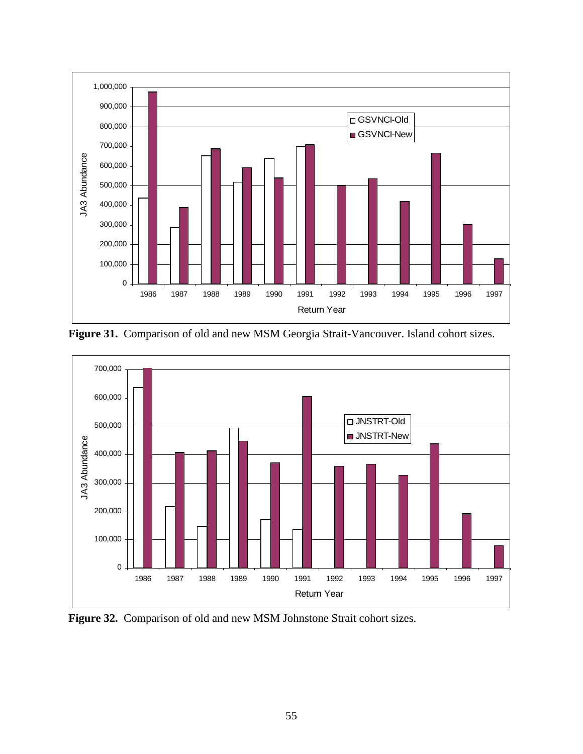**Figure 31.** Comparison of old and new MSM Georgia Strait-Vancouver. Island cohort sizes.

**Figure 32.** Comparison of old and new MSM Johnstone Strait cohort sizes.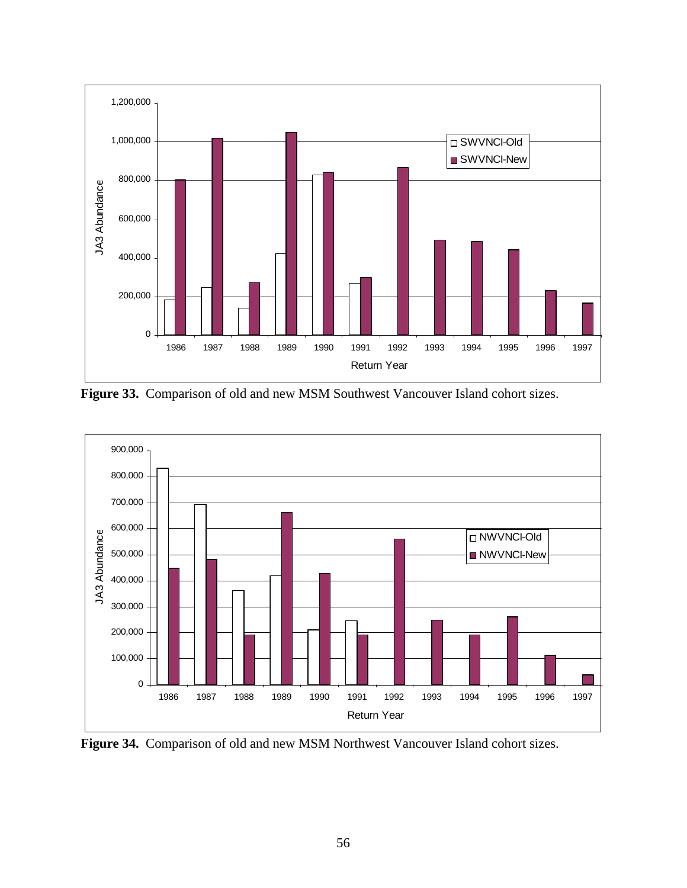Figure 33. Comparison of old and new MSM Southwest Vancouver Island cohort sizes.

Figure 34. Comparison of old and new MSM Northwest Vancouver Island cohort sizes.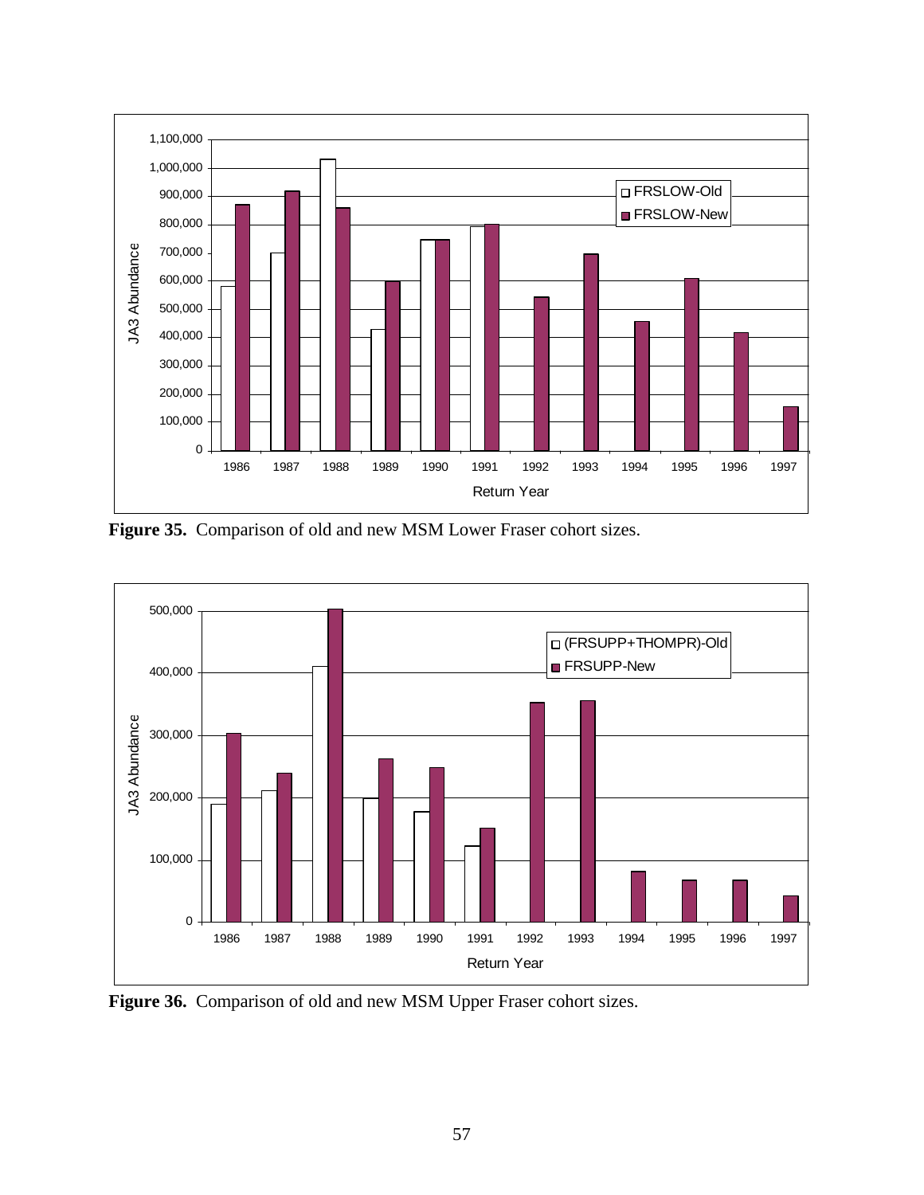Figure 35. Comparison of old and new MSM Lower Fraser cohort sizes.

Figure 36. Comparison of old and new MSM Upper Fraser cohort sizes.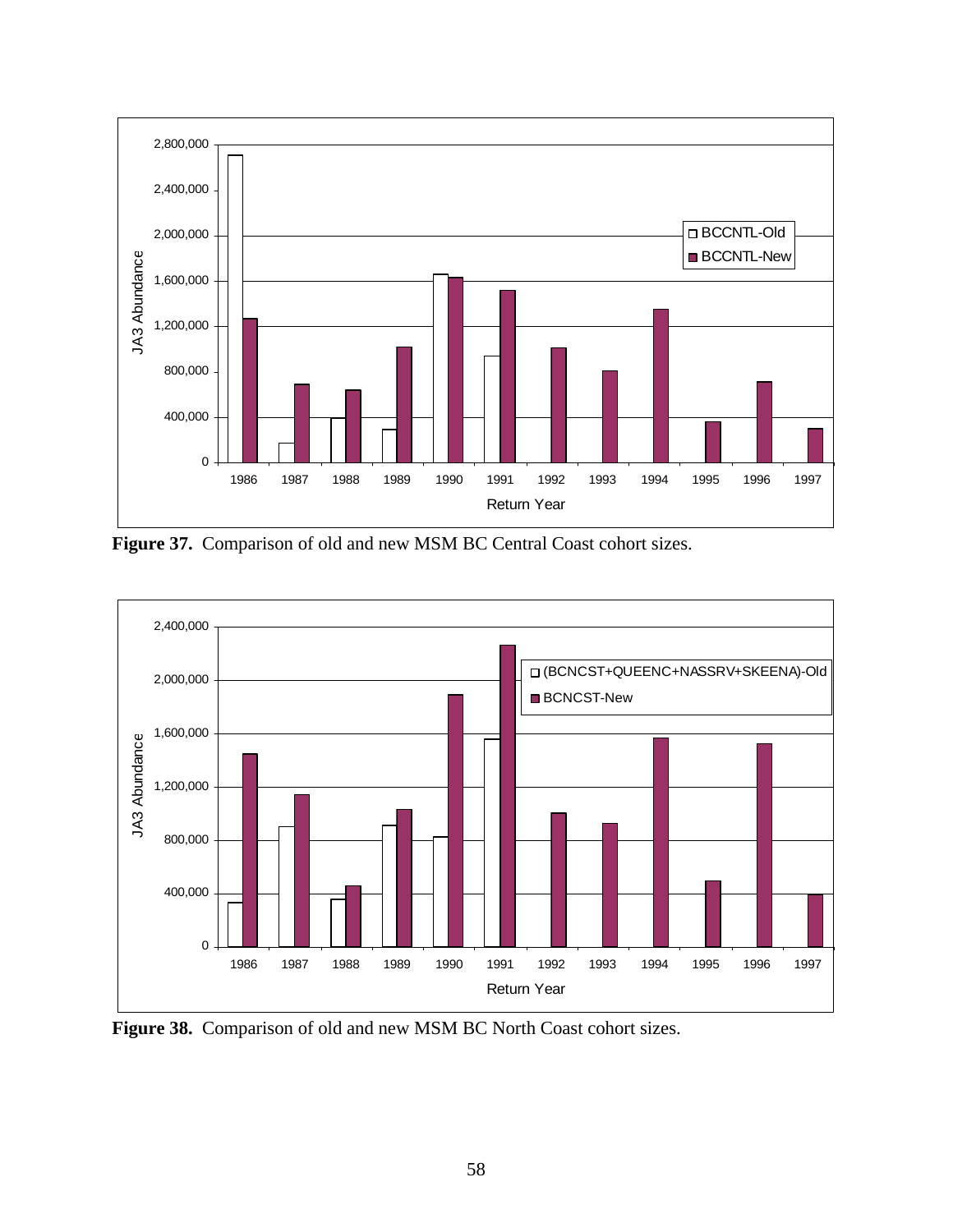**Figure 37.** Comparison of old and new MSM BC Central Coast cohort sizes.

**Figure 38.** Comparison of old and new MSM BC North Coast cohort sizes.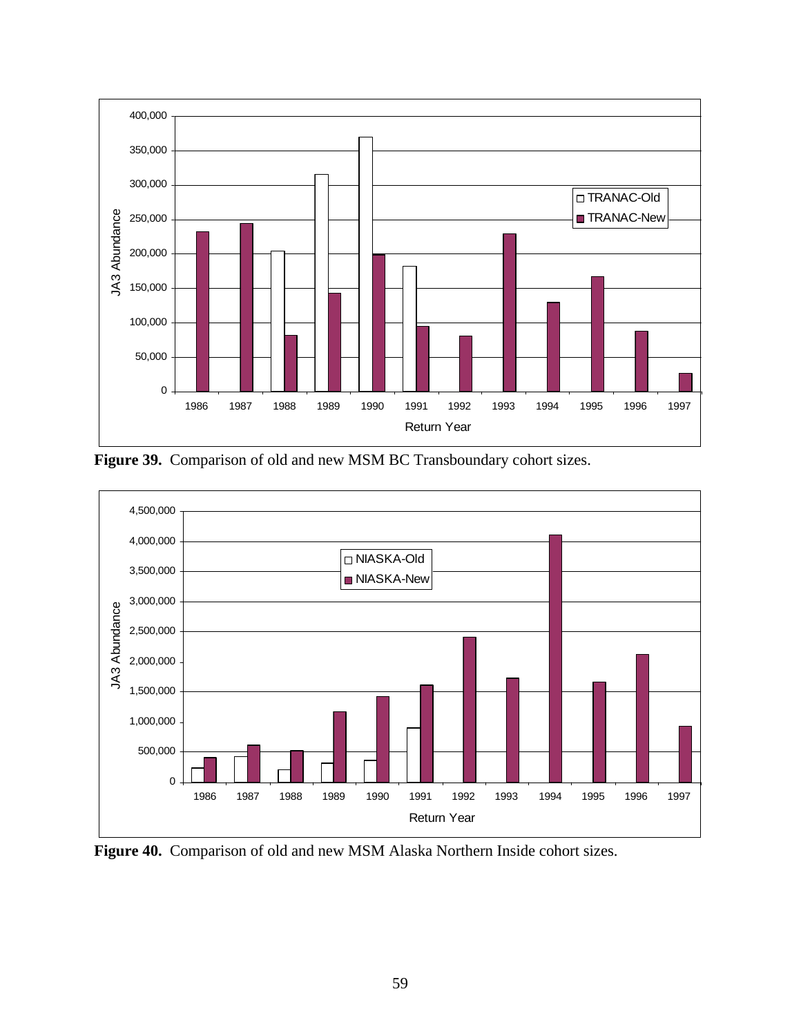**Figure 39.** Comparison of old and new MSM BC Transboundary cohort sizes.

**Figure 40.** Comparison of old and new MSM Alaska Northern Inside cohort sizes.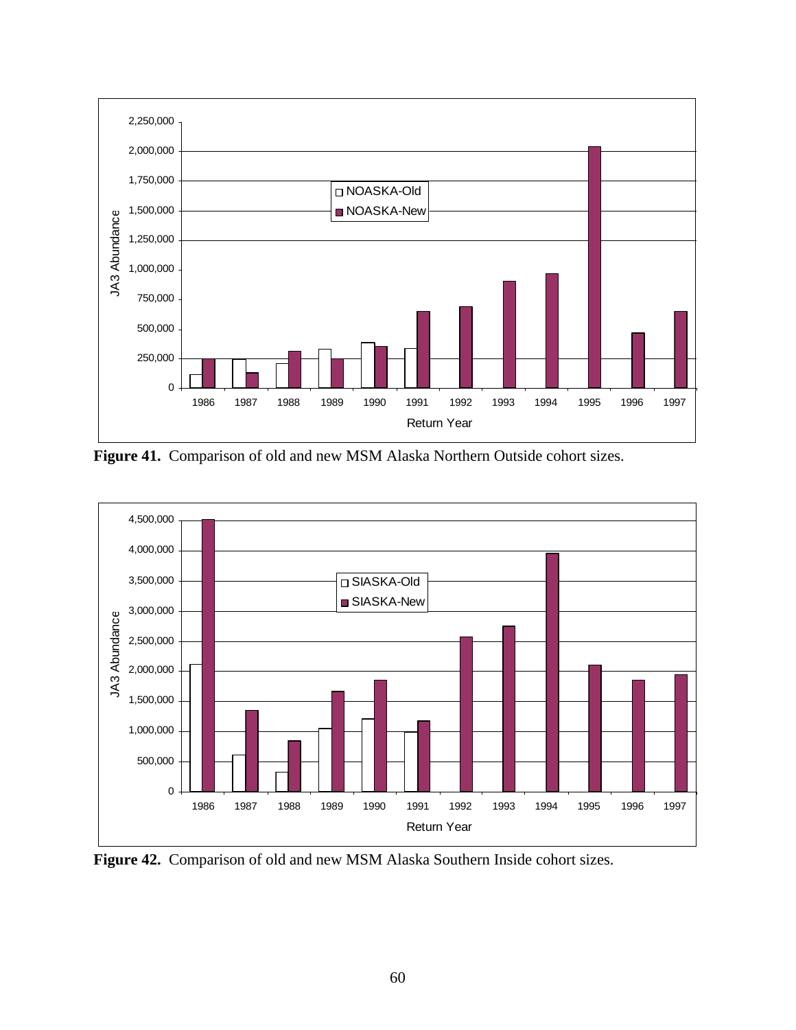**Figure 41.** Comparison of old and new MSM Alaska Northern Outside cohort sizes.

**Figure 42.** Comparison of old and new MSM Alaska Southern Inside cohort sizes.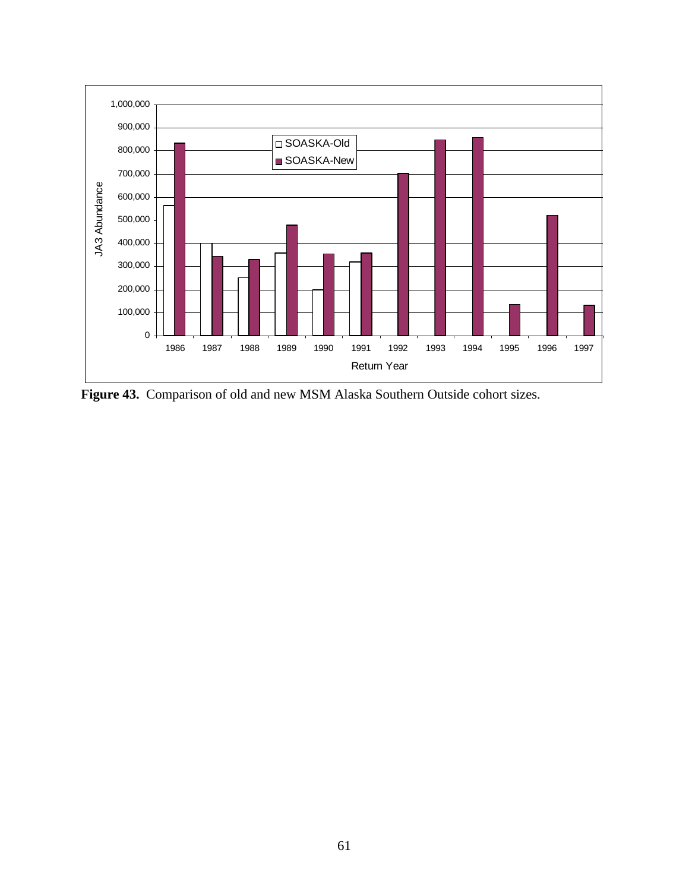Figure 43. Comparison of old and new MSM Alaska Southern Outside cohort sizes.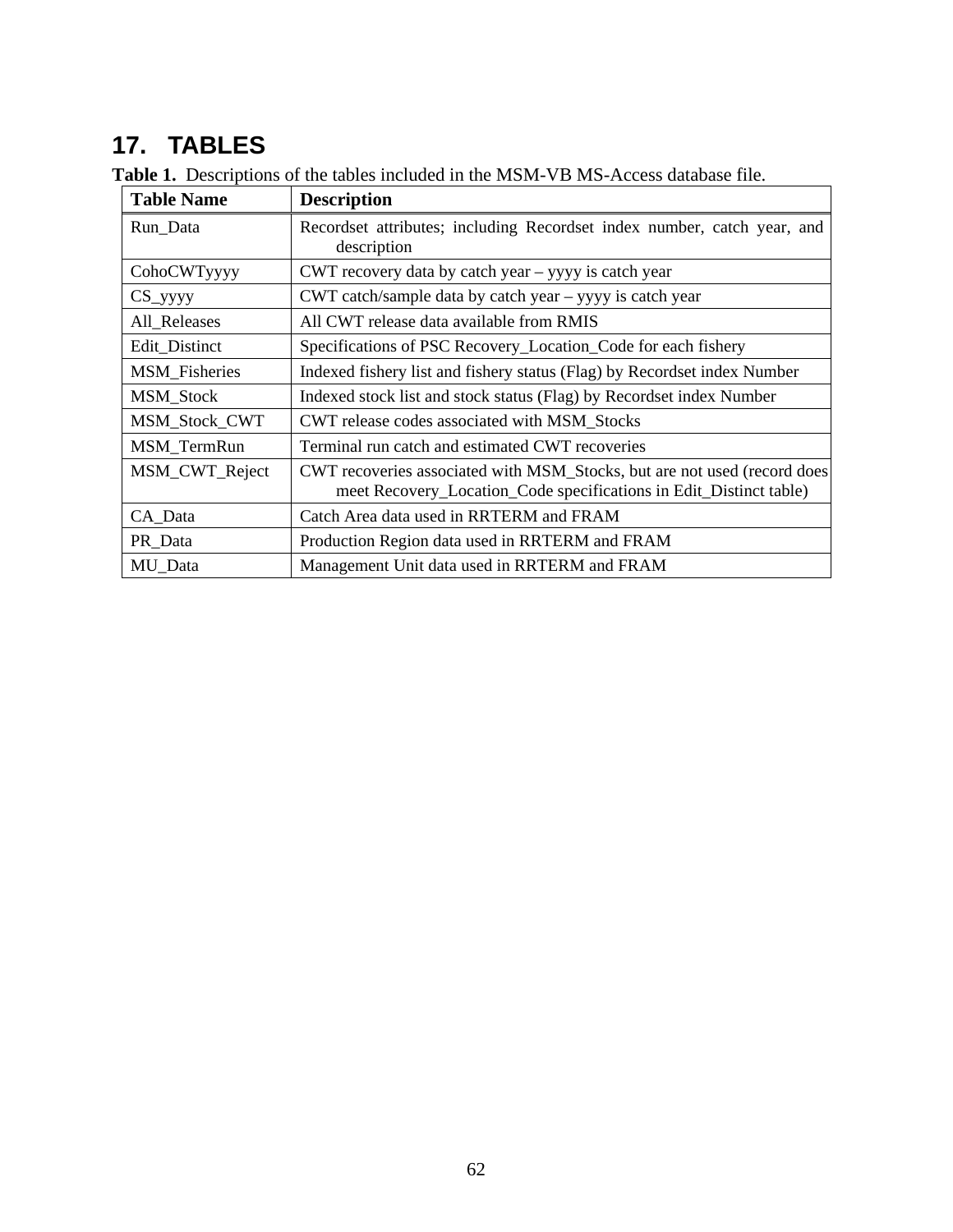# 17. TABLES

**Table 1.** Descriptions of the tables included in the MSM-VB MS-Access database file.

| Table Name | Description |
|---|---|
| Run_Data | Recordset attributes; including Recordset index number, catch year, and description |
| CohoCWTyyyy | CWT recovery data by catch year – yyyy is catch year |
| CS_yyyy | CWT catch/sample data by catch year – yyyy is catch year |
| All_Releases | All CWT release data available from RMIS |
| Edit_Distinct | Specifications of PSC Recovery_Location_Code for each fishery |
| MSM_Fisheries | Indexed fishery list and fishery status (Flag) by Recordset index Number |
| MSM_Stock | Indexed stock list and stock status (Flag) by Recordset index Number |
| MSM_Stock_CWT | CWT release codes associated with MSM_Stocks |
| MSM_TermRun | Terminal run catch and estimated CWT recoveries |
| MSM_CWT_Reject | CWT recoveries associated with MSM_Stocks, but are not used (record does meet Recovery_Location_Code specifications in Edit_Distinct table) |
| CA_Data | Catch Area data used in RRTERM and FRAM |
| PR_Data | Production Region data used in RRTERM and FRAM |
| MU_Data | Management Unit data used in RRTERM and FRAM |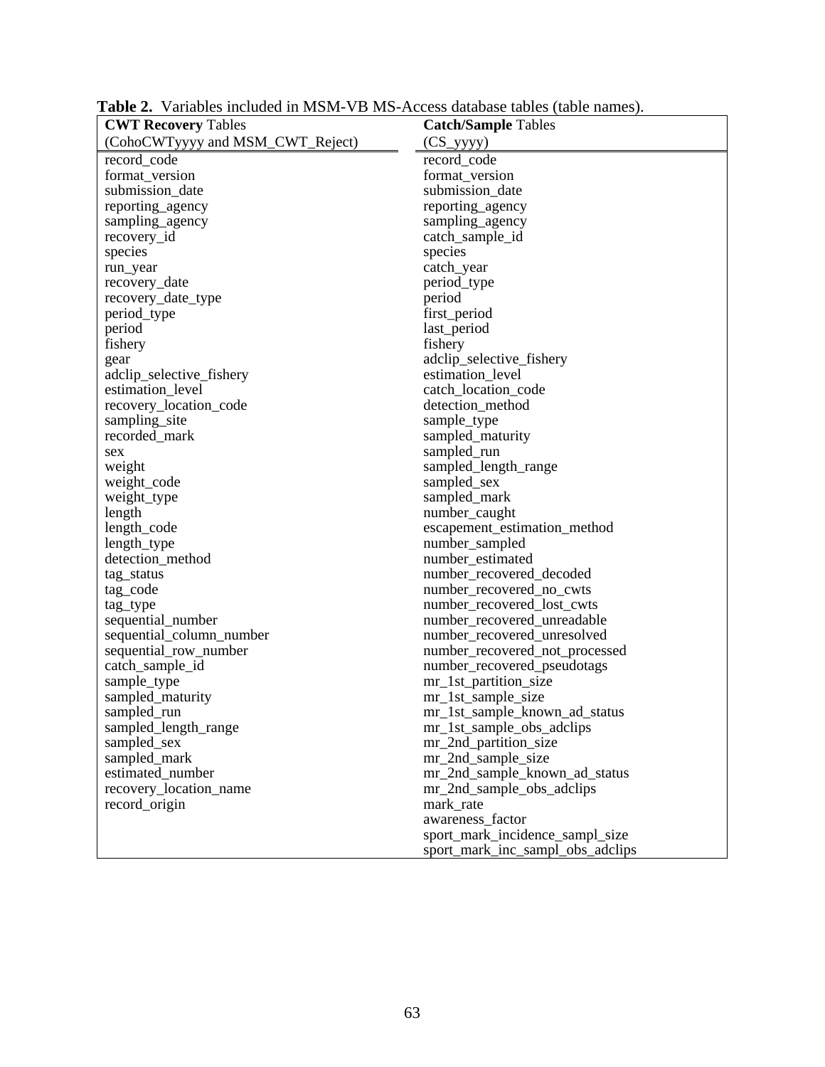**Table 2.** Variables included in MSM-VB MS-Access database tables (table names).

| **CWT Recovery** Tables (CohoCWTyyyy and MSM_CWT_Reject) | **Catch/Sample** Tables (CS_yyyy) |
|---|---|
| record_code | record_code |
| format_version | format_version |
| submission_date | submission_date |
| reporting_agency | reporting_agency |
| sampling_agency | sampling_agency |
| recovery_id | catch_sample_id |
| species | species |
| run_year | catch_year |
| recovery_date | period_type |
| recovery_date_type | period |
| period_type | first_period |
| period | last_period |
| fishery | fishery |
| gear | adclip_selective_fishery |
| adclip_selective_fishery | estimation_level |
| estimation_level | catch_location_code |
| recovery_location_code | detection_method |
| sampling_site | sample_type |
| recorded_mark | sampled_maturity |
| sex | sampled_run |
| weight | sampled_length_range |
| weight_code | sampled_sex |
| weight_type | sampled_mark |
| length | number_caught |
| length_code | escapement_estimation_method |
| length_type | number_sampled |
| detection_method | number_estimated |
| tag_status | number_recovered_decoded |
| tag_code | number_recovered_no_cwts |
| tag_type | number_recovered_lost_cwts |
| sequential_number | number_recovered_unreadable |
| sequential_column_number | number_recovered_unresolved |
| sequential_row_number | number_recovered_not_processed |
| catch_sample_id | number_recovered_pseudotags |
| sample_type | mr_1st_partition_size |
| sampled_maturity | mr_1st_sample_size |
| sampled_run | mr_1st_sample_known_ad_status |
| sampled_length_range | mr_1st_sample_obs_adclips |
| sampled_sex | mr_2nd_partition_size |
| sampled_mark | mr_2nd_sample_size |
| estimated_number | mr_2nd_sample_known_ad_status |
| recovery_location_name | mr_2nd_sample_obs_adclips |
| record_origin | mark_rate |
| | awareness_factor |
| | sport_mark_incidence_sampl_size |
| | sport_mark_inc_sampl_obs_adclips |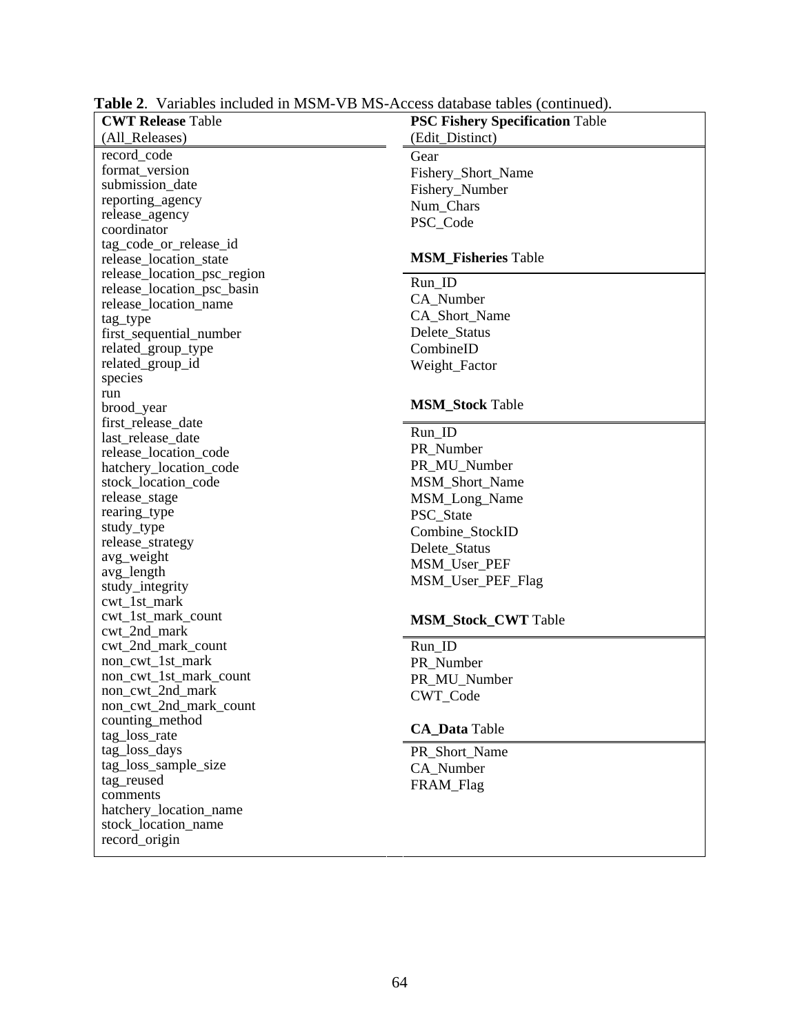**Table 2**. Variables included in MSM-VB MS-Access database tables (continued).

| **CWT Release** Table (All_Releases) | **PSC Fishery Specification** Table (Edit_Distinct) |
|---|---|
| record_code | Gear |
| format_version | Fishery_Short_Name |
| submission_date | Fishery_Number |
| reporting_agency | Num_Chars |
| release_agency | PSC_Code |
| coordinator | |
| tag_code_or_release_id | **MSM_Fisheries** Table |
| release_location_state | Run_ID |
| release_location_psc_region | CA_Number |
| release_location_psc_basin | CA_Short_Name |
| release_location_name | Delete_Status |
| tag_type | CombineID |
| first_sequential_number | Weight_Factor |
| related_group_type | |
| related_group_id | **MSM_Stock** Table |
| species | Run_ID |
| run | PR_Number |
| brood_year | PR_MU_Number |
| first_release_date | MSM_Short_Name |
| last_release_date | MSM_Long_Name |
| release_location_code | PSC_State |
| hatchery_location_code | Combine_StockID |
| stock_location_code | Delete_Status |
| release_stage | MSM_User_PEF |
| rearing_type | MSM_User_PEF_Flag |
| study_type | |
| release_strategy | **MSM_Stock_CWT** Table |
| avg_weight | Run_ID |
| avg_length | PR_Number |
| study_integrity | PR_MU_Number |
| cwt_1st_mark | CWT_Code |
| cwt_1st_mark_count | |
| cwt_2nd_mark | **CA_Data** Table |
| cwt_2nd_mark_count | PR_Short_Name |
| non_cwt_1st_mark | CA_Number |
| non_cwt_1st_mark_count | FRAM_Flag |
| non_cwt_2nd_mark | |
| non_cwt_2nd_mark_count | |
| counting_method | |
| tag_loss_rate | |
| tag_loss_days | |
| tag_loss_sample_size | |
| tag_reused | |
| comments | |
| hatchery_location_name | |
| stock_location_name | |
| record_origin | |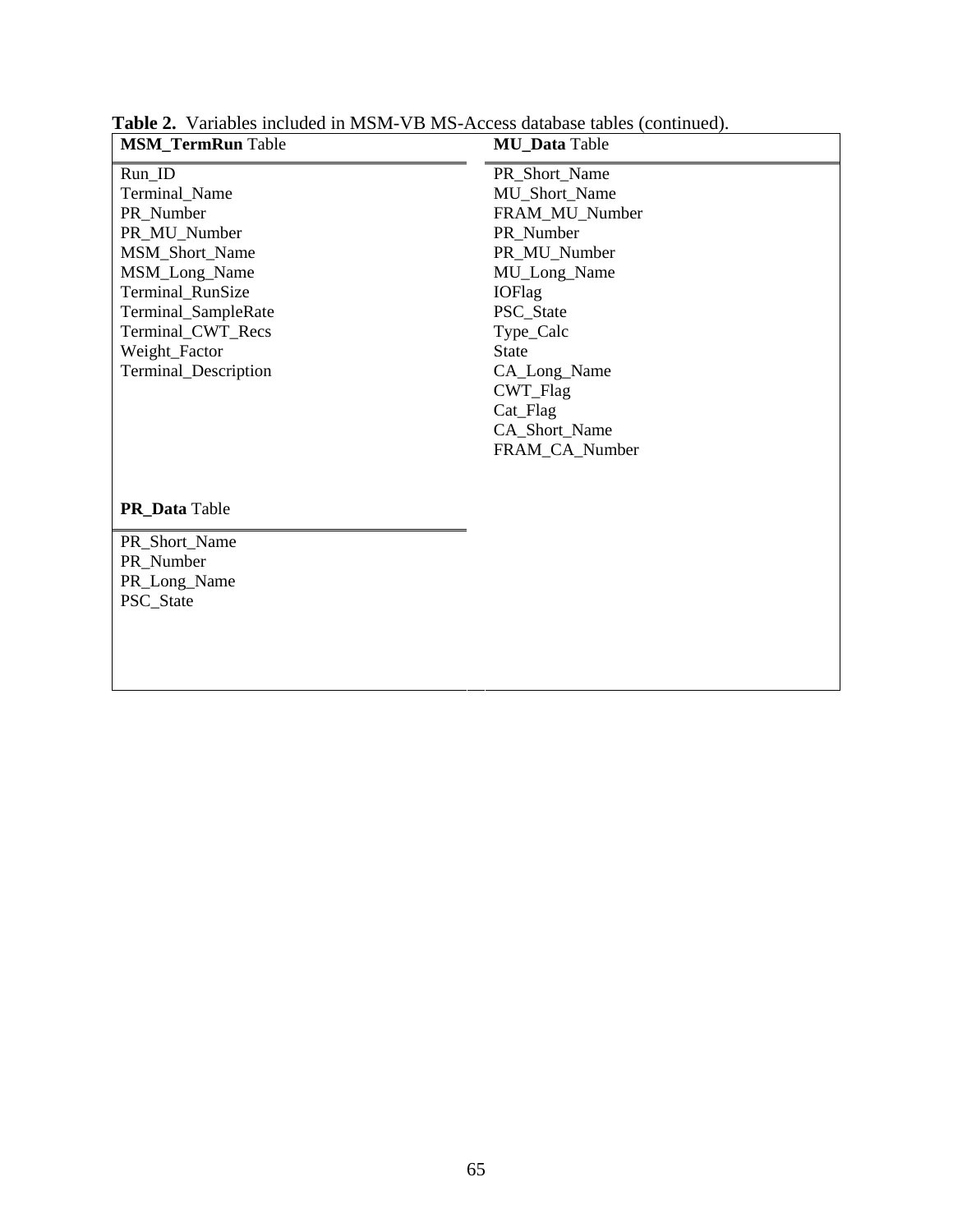**Table 2.** Variables included in MSM-VB MS-Access database tables (continued).

| **MSM_TermRun** Table | **MU_Data** Table |
|---|---|
| Run_ID | PR_Short_Name |
| Terminal_Name | MU_Short_Name |
| PR_Number | FRAM_MU_Number |
| PR_MU_Number | PR_Number |
| MSM_Short_Name | PR_MU_Number |
| MSM_Long_Name | MU_Long_Name |
| Terminal_RunSize | IOFlag |
| Terminal_SampleRate | PSC_State |
| Terminal_CWT_Recs | Type_Calc |
| Weight_Factor | State |
| Terminal_Description | CA_Long_Name |
| | CWT_Flag |
| | Cat_Flag |
| | CA_Short_Name |
| | FRAM_CA_Number |
| **PR_Data** Table | |
| PR_Short_Name | |
| PR_Number | |
| PR_Long_Name | |
| PSC_State | |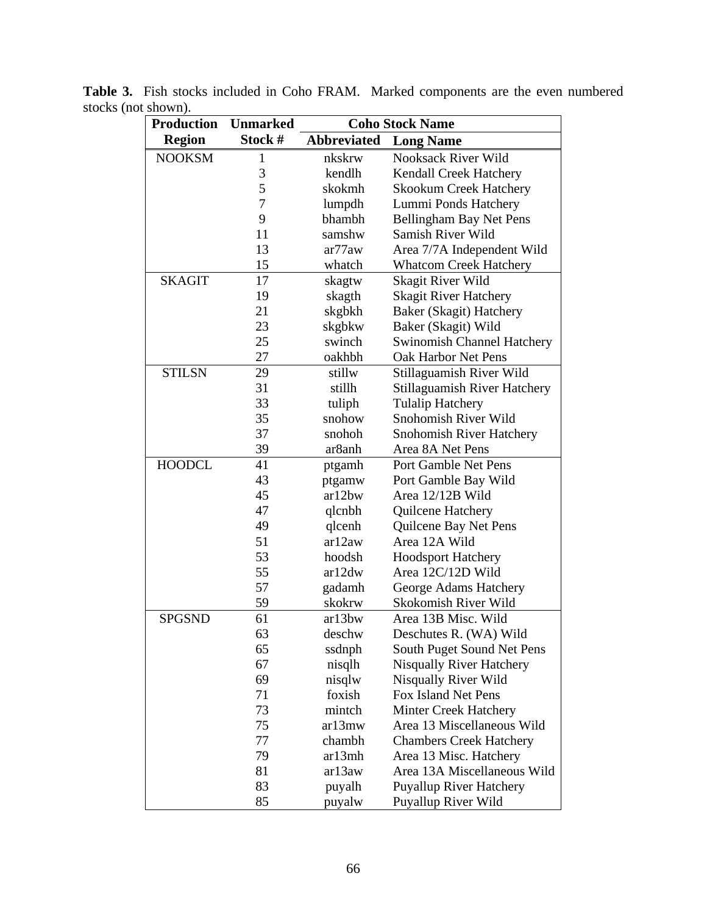**Table 3.** Fish stocks included in Coho FRAM. Marked components are the even numbered stocks (not shown).

| Production Region | Unmarked Stock # | Coho Stock Name | |
|---|---|---|---|
| | | **Abbreviated** | **Long Name** |
| NOOKSM | 1 | nkskrw | Nooksack River Wild |
| | 3 | kendlh | Kendall Creek Hatchery |
| | 5 | skokmh | Skookum Creek Hatchery |
| | 7 | lumpdh | Lummi Ponds Hatchery |
| | 9 | bhambh | Bellingham Bay Net Pens |
| | 11 | samshw | Samish River Wild |
| | 13 | ar77aw | Area 7/7A Independent Wild |
| | 15 | whatch | Whatcom Creek Hatchery |
| SKAGIT | 17 | skagtw | Skagit River Wild |
| | 19 | skagth | Skagit River Hatchery |
| | 21 | skgbkh | Baker (Skagit) Hatchery |
| | 23 | skgbkw | Baker (Skagit) Wild |
| | 25 | swinch | Swinomish Channel Hatchery |
| | 27 | oakhbh | Oak Harbor Net Pens |
| STILSN | 29 | stillw | Stillaguamish River Wild |
| | 31 | stillh | Stillaguamish River Hatchery |
| | 33 | tuliph | Tulalip Hatchery |
| | 35 | snohow | Snohomish River Wild |
| | 37 | snohoh | Snohomish River Hatchery |
| | 39 | ar8anh | Area 8A Net Pens |
| HOODCL | 41 | ptgamh | Port Gamble Net Pens |
| | 43 | ptgamw | Port Gamble Bay Wild |
| | 45 | ar12bw | Area 12/12B Wild |
| | 47 | qlcnbh | Quilcene Hatchery |
| | 49 | qlcenh | Quilcene Bay Net Pens |
| | 51 | ar12aw | Area 12A Wild |
| | 53 | hoodsh | Hoodsport Hatchery |
| | 55 | ar12dw | Area 12C/12D Wild |
| | 57 | gadamh | George Adams Hatchery |
| | 59 | skokrw | Skokomish River Wild |
| SPGSND | 61 | ar13bw | Area 13B Misc. Wild |
| | 63 | deschw | Deschutes R. (WA) Wild |
| | 65 | ssdnph | South Puget Sound Net Pens |
| | 67 | nisqlh | Nisqually River Hatchery |
| | 69 | nisqlw | Nisqually River Wild |
| | 71 | foxish | Fox Island Net Pens |
| | 73 | mintch | Minter Creek Hatchery |
| | 75 | ar13mw | Area 13 Miscellaneous Wild |
| | 77 | chambh | Chambers Creek Hatchery |
| | 79 | ar13mh | Area 13 Misc. Hatchery |
| | 81 | ar13aw | Area 13A Miscellaneous Wild |
| | 83 | puyalh | Puyallup River Hatchery |
| | 85 | puyalw | Puyallup River Wild |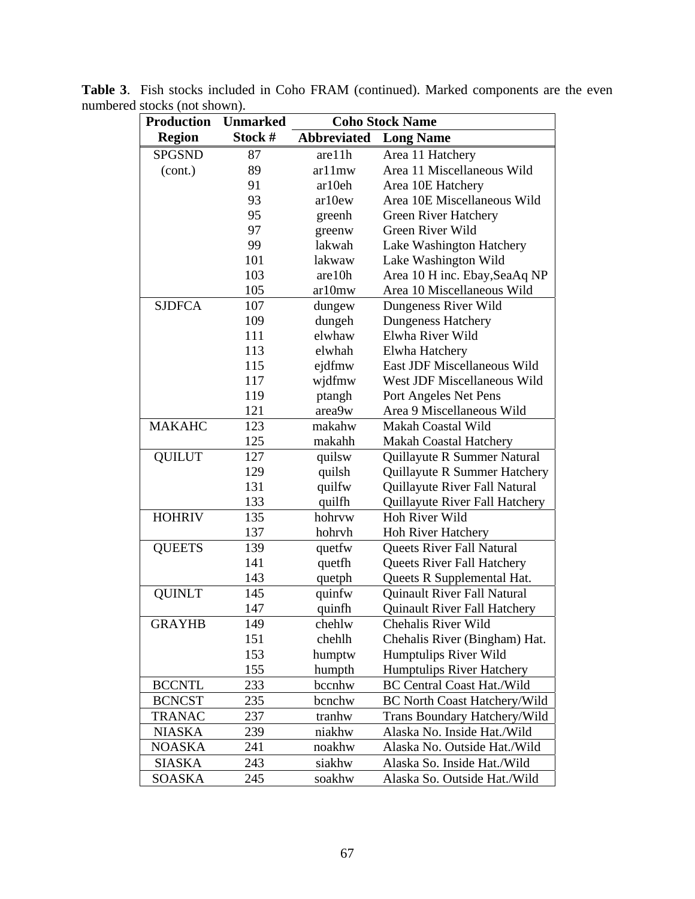**Table 3**. Fish stocks included in Coho FRAM (continued). Marked components are the even numbered stocks (not shown).

| Production Region | Unmarked Stock # | Coho Stock Name | |
|---|---|---|---|
| | | Abbreviated | Long Name |
| SPGSND (cont.) | 87 | are11h | Area 11 Hatchery |
| | 89 | ar11mw | Area 11 Miscellaneous Wild |
| | 91 | ar10eh | Area 10E Hatchery |
| | 93 | ar10ew | Area 10E Miscellaneous Wild |
| | 95 | greenh | Green River Hatchery |
| | 97 | greenw | Green River Wild |
| | 99 | lakwah | Lake Washington Hatchery |
| | 101 | lakwaw | Lake Washington Wild |
| | 103 | are10h | Area 10 H inc. Ebay,SeaAq NP |
| | 105 | ar10mw | Area 10 Miscellaneous Wild |
| SJDFCA | 107 | dungew | Dungeness River Wild |
| | 109 | dungeh | Dungeness Hatchery |
| | 111 | elwhaw | Elwha River Wild |
| | 113 | elwhah | Elwha Hatchery |
| | 115 | ejdfmw | East JDF Miscellaneous Wild |
| | 117 | wjdfmw | West JDF Miscellaneous Wild |
| | 119 | ptangh | Port Angeles Net Pens |
| | 121 | area9w | Area 9 Miscellaneous Wild |
| MAKAHC | 123 | makahw | Makah Coastal Wild |
| | 125 | makahh | Makah Coastal Hatchery |
| QUILUT | 127 | quilsw | Quillayute R Summer Natural |
| | 129 | quilsh | Quillayute R Summer Hatchery |
| | 131 | quilfw | Quillayute River Fall Natural |
| | 133 | quilfh | Quillayute River Fall Hatchery |
| HOHRIV | 135 | hohrvw | Hoh River Wild |
| | 137 | hohrvh | Hoh River Hatchery |
| QUEETS | 139 | quetfw | Queets River Fall Natural |
| | 141 | quetfh | Queets River Fall Hatchery |
| | 143 | quetph | Queets R Supplemental Hat. |
| QUINLT | 145 | quinfw | Quinault River Fall Natural |
| | 147 | quinfh | Quinault River Fall Hatchery |
| GRAYHB | 149 | chehlw | Chehalis River Wild |
| | 151 | chehlh | Chehalis River (Bingham) Hat. |
| | 153 | humptw | Humptulips River Wild |
| | 155 | humpth | Humptulips River Hatchery |
| BCCNTL | 233 | bccnhw | BC Central Coast Hat./Wild |
| BCNCST | 235 | bcnchw | BC North Coast Hatchery/Wild |
| TRANAC | 237 | tranhw | Trans Boundary Hatchery/Wild |
| NIASKA | 239 | niakhw | Alaska No. Inside Hat./Wild |
| NOASKA | 241 | noakhw | Alaska No. Outside Hat./Wild |
| SIASKA | 243 | siakhw | Alaska So. Inside Hat./Wild |
| SOASKA | 245 | soakhw | Alaska So. Outside Hat./Wild |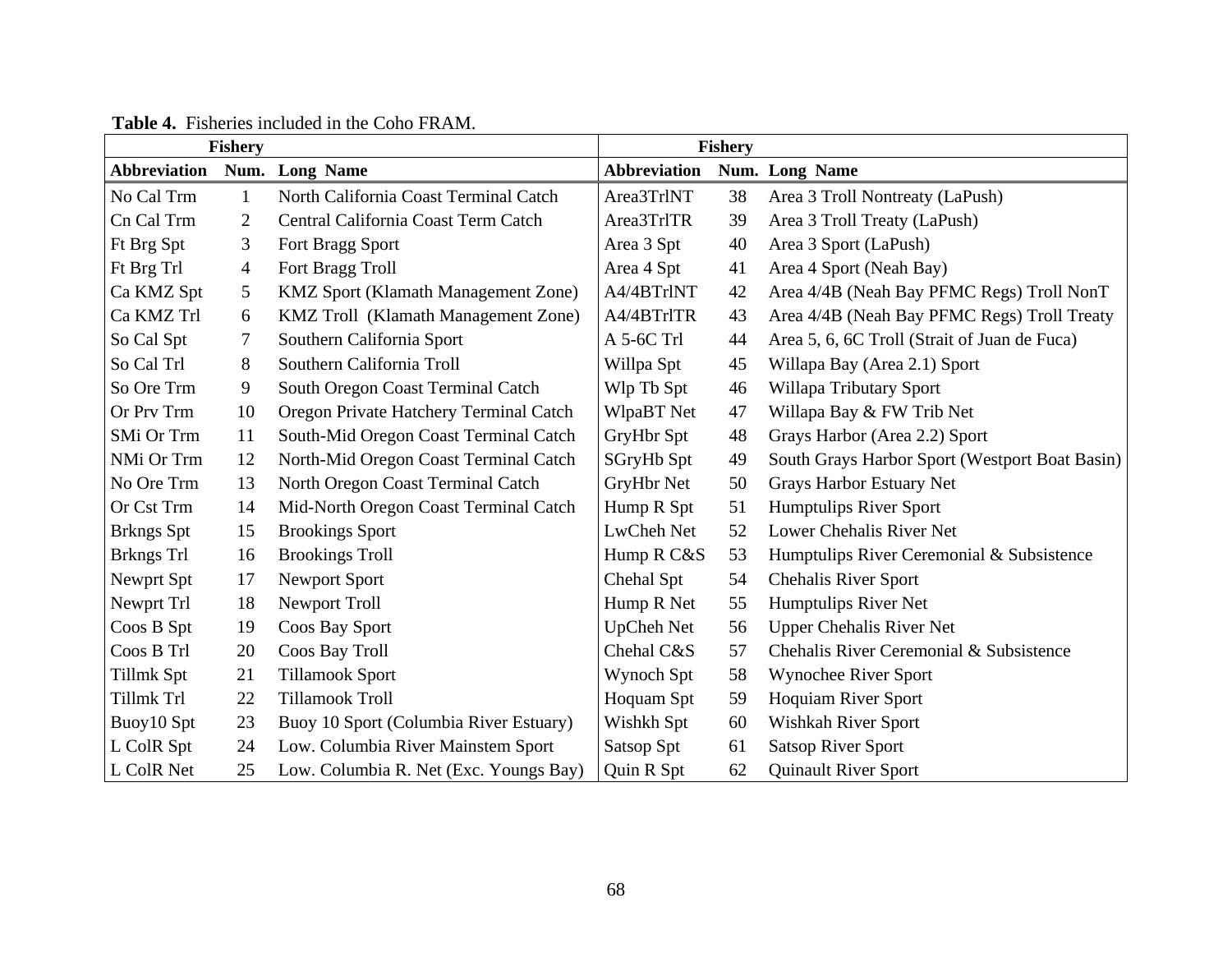**Table 4.** Fisheries included in the Coho FRAM.

| Fishery | | | Fishery | | |
|---|---|---|---|---|---|
| **Abbreviation** | **Num.** | **Long Name** | **Abbreviation** | **Num.** | **Long Name** |
| No Cal Trm | 1 | North California Coast Terminal Catch | Area3TrlNT | 38 | Area 3 Troll Nontreaty (LaPush) |
| Cn Cal Trm | 2 | Central California Coast Term Catch | Area3TrlTR | 39 | Area 3 Troll Treaty (LaPush) |
| Ft Brg Spt | 3 | Fort Bragg Sport | Area 3 Spt | 40 | Area 3 Sport (LaPush) |
| Ft Brg Trl | 4 | Fort Bragg Troll | Area 4 Spt | 41 | Area 4 Sport (Neah Bay) |
| Ca KMZ Spt | 5 | KMZ Sport (Klamath Management Zone) | A4/4BTrlNT | 42 | Area 4/4B (Neah Bay PFMC Regs) Troll NonT |
| Ca KMZ Trl | 6 | KMZ Troll (Klamath Management Zone) | A4/4BTrlTR | 43 | Area 4/4B (Neah Bay PFMC Regs) Troll Treaty |
| So Cal Spt | 7 | Southern California Sport | A 5-6C Trl | 44 | Area 5, 6, 6C Troll (Strait of Juan de Fuca) |
| So Cal Trl | 8 | Southern California Troll | Willpa Spt | 45 | Willapa Bay (Area 2.1) Sport |
| So Ore Trm | 9 | South Oregon Coast Terminal Catch | Wlp Tb Spt | 46 | Willapa Tributary Sport |
| Or Prv Trm | 10 | Oregon Private Hatchery Terminal Catch | WlpaBT Net | 47 | Willapa Bay & FW Trib Net |
| SMi Or Trm | 11 | South-Mid Oregon Coast Terminal Catch | GryHbr Spt | 48 | Grays Harbor (Area 2.2) Sport |
| NMi Or Trm | 12 | North-Mid Oregon Coast Terminal Catch | SGryHb Spt | 49 | South Grays Harbor Sport (Westport Boat Basin) |
| No Ore Trm | 13 | North Oregon Coast Terminal Catch | GryHbr Net | 50 | Grays Harbor Estuary Net |
| Or Cst Trm | 14 | Mid-North Oregon Coast Terminal Catch | Hump R Spt | 51 | Humptulips River Sport |
| Brkngs Spt | 15 | Brookings Sport | LwCheh Net | 52 | Lower Chehalis River Net |
| Brkngs Trl | 16 | Brookings Troll | Hump R C&S | 53 | Humptulips River Ceremonial & Subsistence |
| Newprt Spt | 17 | Newport Sport | Chehal Spt | 54 | Chehalis River Sport |
| Newprt Trl | 18 | Newport Troll | Hump R Net | 55 | Humptulips River Net |
| Coos B Spt | 19 | Coos Bay Sport | UpCheh Net | 56 | Upper Chehalis River Net |
| Coos B Trl | 20 | Coos Bay Troll | Chehal C&S | 57 | Chehalis River Ceremonial & Subsistence |
| Tillmk Spt | 21 | Tillamook Sport | Wynoch Spt | 58 | Wynochee River Sport |
| Tillmk Trl | 22 | Tillamook Troll | Hoquam Spt | 59 | Hoquiam River Sport |
| Buoy10 Spt | 23 | Buoy 10 Sport (Columbia River Estuary) | Wishkh Spt | 60 | Wishkah River Sport |
| L ColR Spt | 24 | Low. Columbia River Mainstem Sport | Satsop Spt | 61 | Satsop River Sport |
| L ColR Net | 25 | Low. Columbia R. Net (Exc. Youngs Bay) | Quin R Spt | 62 | Quinault River Sport |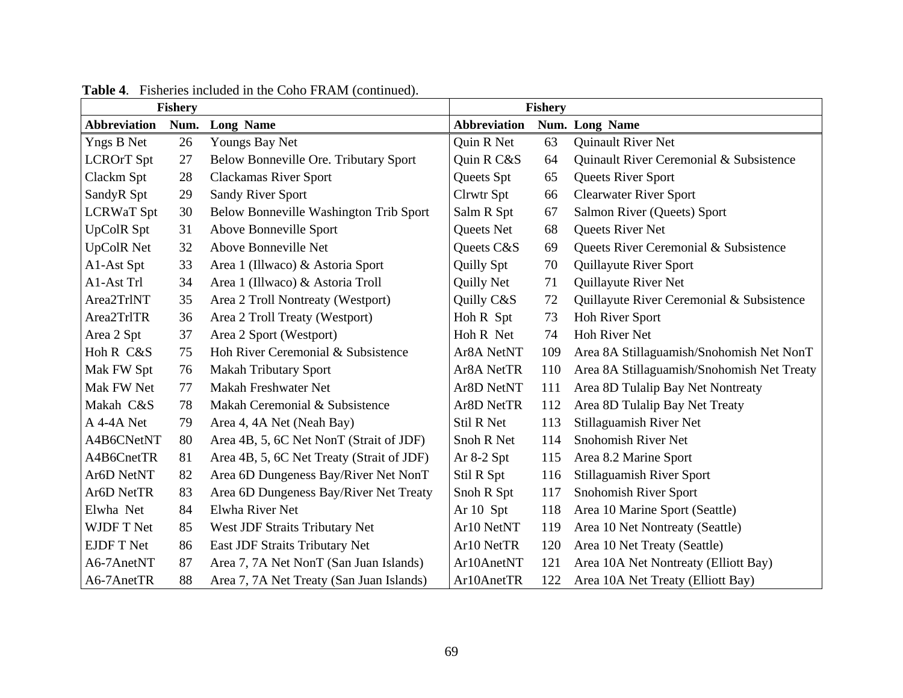**Table 4**. Fisheries included in the Coho FRAM (continued).

| Fishery | | | Fishery | | |
|---|---|---|---|---|---|
| **Abbreviation** | **Num.** | **Long Name** | **Abbreviation** | **Num.** | **Long Name** |
| Yngs B Net | 26 | Youngs Bay Net | Quin R Net | 63 | Quinault River Net |
| LCROrT Spt | 27 | Below Bonneville Ore. Tributary Sport | Quin R C&S | 64 | Quinault River Ceremonial & Subsistence |
| Clackm Spt | 28 | Clackamas River Sport | Queets Spt | 65 | Queets River Sport |
| SandyR Spt | 29 | Sandy River Sport | Clrwtr Spt | 66 | Clearwater River Sport |
| LCRWaT Spt | 30 | Below Bonneville Washington Trib Sport | Salm R Spt | 67 | Salmon River (Queets) Sport |
| UpColR Spt | 31 | Above Bonneville Sport | Queets Net | 68 | Queets River Net |
| UpColR Net | 32 | Above Bonneville Net | Queets C&S | 69 | Queets River Ceremonial & Subsistence |
| A1-Ast Spt | 33 | Area 1 (Illwaco) & Astoria Sport | Quilly Spt | 70 | Quillayute River Sport |
| A1-Ast Trl | 34 | Area 1 (Illwaco) & Astoria Troll | Quilly Net | 71 | Quillayute River Net |
| Area2TrlNT | 35 | Area 2 Troll Nontreaty (Westport) | Quilly C&S | 72 | Quillayute River Ceremonial & Subsistence |
| Area2TrlTR | 36 | Area 2 Troll Treaty (Westport) | Hoh R Spt | 73 | Hoh River Sport |
| Area 2 Spt | 37 | Area 2 Sport (Westport) | Hoh R Net | 74 | Hoh River Net |
| Hoh R C&S | 75 | Hoh River Ceremonial & Subsistence | Ar8A NetNT | 109 | Area 8A Stillaguamish/Snohomish Net NonT |
| Mak FW Spt | 76 | Makah Tributary Sport | Ar8A NetTR | 110 | Area 8A Stillaguamish/Snohomish Net Treaty |
| Mak FW Net | 77 | Makah Freshwater Net | Ar8D NetNT | 111 | Area 8D Tulalip Bay Net Nontreaty |
| Makah C&S | 78 | Makah Ceremonial & Subsistence | Ar8D NetTR | 112 | Area 8D Tulalip Bay Net Treaty |
| A 4-4A Net | 79 | Area 4, 4A Net (Neah Bay) | Stil R Net | 113 | Stillaguamish River Net |
| A4B6CNetNT | 80 | Area 4B, 5, 6C Net NonT (Strait of JDF) | Snoh R Net | 114 | Snohomish River Net |
| A4B6CnetTR | 81 | Area 4B, 5, 6C Net Treaty (Strait of JDF) | Ar 8-2 Spt | 115 | Area 8.2 Marine Sport |
| Ar6D NetNT | 82 | Area 6D Dungeness Bay/River Net NonT | Stil R Spt | 116 | Stillaguamish River Sport |
| Ar6D NetTR | 83 | Area 6D Dungeness Bay/River Net Treaty | Snoh R Spt | 117 | Snohomish River Sport |
| Elwha Net | 84 | Elwha River Net | Ar 10 Spt | 118 | Area 10 Marine Sport (Seattle) |
| WJDF T Net | 85 | West JDF Straits Tributary Net | Ar10 NetNT | 119 | Area 10 Net Nontreaty (Seattle) |
| EJDF T Net | 86 | East JDF Straits Tributary Net | Ar10 NetTR | 120 | Area 10 Net Treaty (Seattle) |
| A6-7AnetNT | 87 | Area 7, 7A Net NonT (San Juan Islands) | Ar10AnetNT | 121 | Area 10A Net Nontreaty (Elliott Bay) |
| A6-7AnetTR | 88 | Area 7, 7A Net Treaty (San Juan Islands) | Ar10AnetTR | 122 | Area 10A Net Treaty (Elliott Bay) |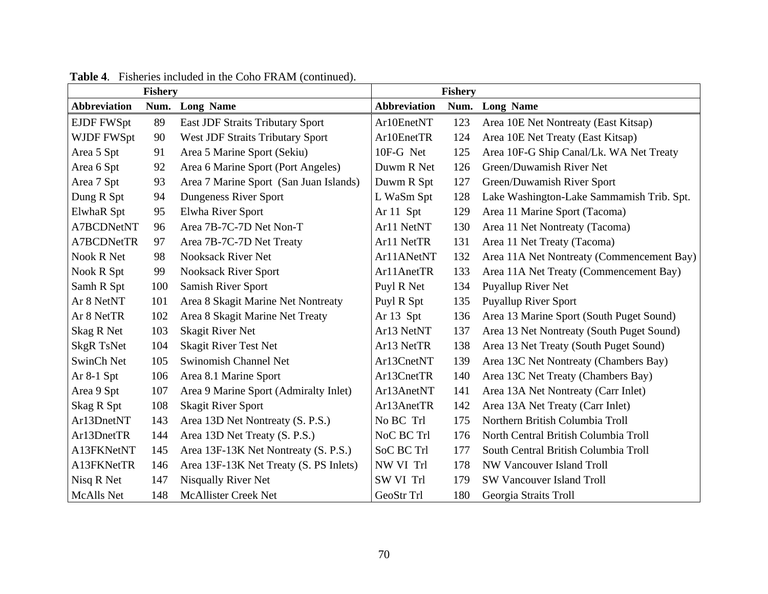**Table 4**. Fisheries included in the Coho FRAM (continued).

| Fishery | | | Fishery | | |
|---|---|---|---|---|---|
| **Abbreviation** | **Num.** | **Long Name** | **Abbreviation** | **Num.** | **Long Name** |
| EJDF FWSpt | 89 | East JDF Straits Tributary Sport | Ar10EnetNT | 123 | Area 10E Net Nontreaty (East Kitsap) |
| WJDF FWSpt | 90 | West JDF Straits Tributary Sport | Ar10EnetTR | 124 | Area 10E Net Treaty (East Kitsap) |
| Area 5 Spt | 91 | Area 5 Marine Sport (Sekiu) | 10F-G Net | 125 | Area 10F-G Ship Canal/Lk. WA Net Treaty |
| Area 6 Spt | 92 | Area 6 Marine Sport (Port Angeles) | Duwm R Net | 126 | Green/Duwamish River Net |
| Area 7 Spt | 93 | Area 7 Marine Sport (San Juan Islands) | Duwm R Spt | 127 | Green/Duwamish River Sport |
| Dung R Spt | 94 | Dungeness River Sport | L WaSm Spt | 128 | Lake Washington-Lake Sammamish Trib. Spt. |
| ElwhaR Spt | 95 | Elwha River Sport | Ar 11 Spt | 129 | Area 11 Marine Sport (Tacoma) |
| A7BCDNetNT | 96 | Area 7B-7C-7D Net Non-T | Ar11 NetNT | 130 | Area 11 Net Nontreaty (Tacoma) |
| A7BCDNetTR | 97 | Area 7B-7C-7D Net Treaty | Ar11 NetTR | 131 | Area 11 Net Treaty (Tacoma) |
| Nook R Net | 98 | Nooksack River Net | Ar11ANetNT | 132 | Area 11A Net Nontreaty (Commencement Bay) |
| Nook R Spt | 99 | Nooksack River Sport | Ar11AnetTR | 133 | Area 11A Net Treaty (Commencement Bay) |
| Samh R Spt | 100 | Samish River Sport | Puyl R Net | 134 | Puyallup River Net |
| Ar 8 NetNT | 101 | Area 8 Skagit Marine Net Nontreaty | Puyl R Spt | 135 | Puyallup River Sport |
| Ar 8 NetTR | 102 | Area 8 Skagit Marine Net Treaty | Ar 13 Spt | 136 | Area 13 Marine Sport (South Puget Sound) |
| Skag R Net | 103 | Skagit River Net | Ar13 NetNT | 137 | Area 13 Net Nontreaty (South Puget Sound) |
| SkgR TsNet | 104 | Skagit River Test Net | Ar13 NetTR | 138 | Area 13 Net Treaty (South Puget Sound) |
| SwinCh Net | 105 | Swinomish Channel Net | Ar13CnetNT | 139 | Area 13C Net Nontreaty (Chambers Bay) |
| Ar 8-1 Spt | 106 | Area 8.1 Marine Sport | Ar13CnetTR | 140 | Area 13C Net Treaty (Chambers Bay) |
| Area 9 Spt | 107 | Area 9 Marine Sport (Admiralty Inlet) | Ar13AnetNT | 141 | Area 13A Net Nontreaty (Carr Inlet) |
| Skag R Spt | 108 | Skagit River Sport | Ar13AnetTR | 142 | Area 13A Net Treaty (Carr Inlet) |
| Ar13DnetNT | 143 | Area 13D Net Nontreaty (S. P.S.) | No BC Trl | 175 | Northern British Columbia Troll |
| Ar13DnetTR | 144 | Area 13D Net Treaty (S. P.S.) | NoC BC Trl | 176 | North Central British Columbia Troll |
| A13FKNetNT | 145 | Area 13F-13K Net Nontreaty (S. P.S.) | SoC BC Trl | 177 | South Central British Columbia Troll |
| A13FKNetTR | 146 | Area 13F-13K Net Treaty (S. PS Inlets) | NW VI Trl | 178 | NW Vancouver Island Troll |
| Nisq R Net | 147 | Nisqually River Net | SW VI Trl | 179 | SW Vancouver Island Troll |
| McAlls Net | 148 | McAllister Creek Net | GeoStr Trl | 180 | Georgia Straits Troll |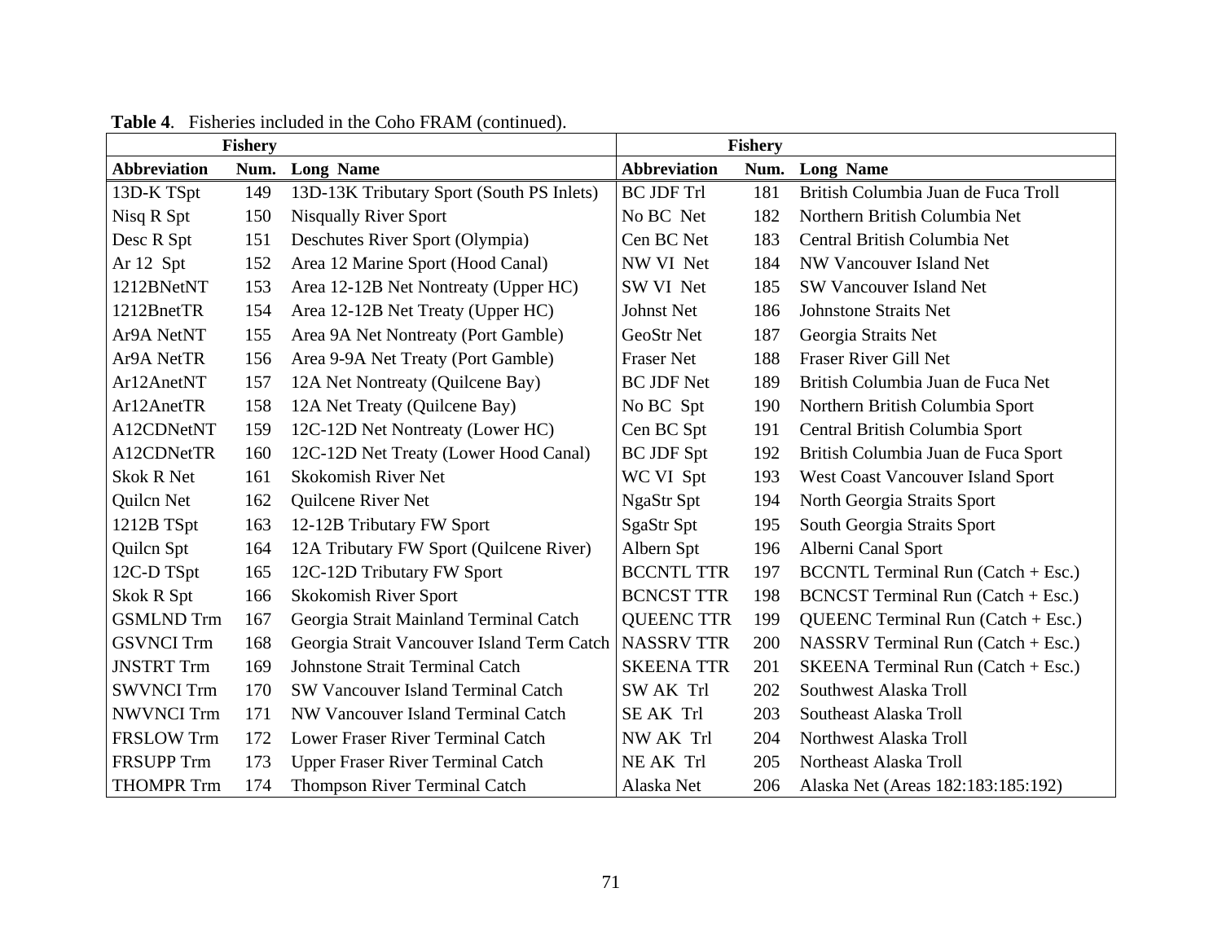**Table 4**. Fisheries included in the Coho FRAM (continued).

| Fishery | | | Fishery | | |
|---|---|---|---|---|---|
| **Abbreviation** | **Num.** | **Long Name** | **Abbreviation** | **Num.** | **Long Name** |
| 13D-K TSpt | 149 | 13D-13K Tributary Sport (South PS Inlets) | BC JDF Trl | 181 | British Columbia Juan de Fuca Troll |
| Nisq R Spt | 150 | Nisqually River Sport | No BC Net | 182 | Northern British Columbia Net |
| Desc R Spt | 151 | Deschutes River Sport (Olympia) | Cen BC Net | 183 | Central British Columbia Net |
| Ar 12 Spt | 152 | Area 12 Marine Sport (Hood Canal) | NW VI Net | 184 | NW Vancouver Island Net |
| 1212BNetNT | 153 | Area 12-12B Net Nontreaty (Upper HC) | SW VI Net | 185 | SW Vancouver Island Net |
| 1212BnetTR | 154 | Area 12-12B Net Treaty (Upper HC) | Johnst Net | 186 | Johnstone Straits Net |
| Ar9A NetNT | 155 | Area 9A Net Nontreaty (Port Gamble) | GeoStr Net | 187 | Georgia Straits Net |
| Ar9A NetTR | 156 | Area 9-9A Net Treaty (Port Gamble) | Fraser Net | 188 | Fraser River Gill Net |
| Ar12AnetNT | 157 | 12A Net Nontreaty (Quilcene Bay) | BC JDF Net | 189 | British Columbia Juan de Fuca Net |
| Ar12AnetTR | 158 | 12A Net Treaty (Quilcene Bay) | No BC Spt | 190 | Northern British Columbia Sport |
| A12CDNetNT | 159 | 12C-12D Net Nontreaty (Lower HC) | Cen BC Spt | 191 | Central British Columbia Sport |
| A12CDNetTR | 160 | 12C-12D Net Treaty (Lower Hood Canal) | BC JDF Spt | 192 | British Columbia Juan de Fuca Sport |
| Skok R Net | 161 | Skokomish River Net | WC VI Spt | 193 | West Coast Vancouver Island Sport |
| Quilcn Net | 162 | Quilcene River Net | NgaStr Spt | 194 | North Georgia Straits Sport |
| 1212B TSpt | 163 | 12-12B Tributary FW Sport | SgaStr Spt | 195 | South Georgia Straits Sport |
| Quilcn Spt | 164 | 12A Tributary FW Sport (Quilcene River) | Albern Spt | 196 | Alberni Canal Sport |
| 12C-D TSpt | 165 | 12C-12D Tributary FW Sport | BCCNTL TTR | 197 | BCCNTL Terminal Run (Catch + Esc.) |
| Skok R Spt | 166 | Skokomish River Sport | BCNCST TTR | 198 | BCNCST Terminal Run (Catch + Esc.) |
| GSMLND Trm | 167 | Georgia Strait Mainland Terminal Catch | QUEENC TTR | 199 | QUEENC Terminal Run (Catch + Esc.) |
| GSVNCI Trm | 168 | Georgia Strait Vancouver Island Term Catch | NASSRV TTR | 200 | NASSRV Terminal Run (Catch + Esc.) |
| JNSTRT Trm | 169 | Johnstone Strait Terminal Catch | SKEENA TTR | 201 | SKEENA Terminal Run (Catch + Esc.) |
| SWVNCI Trm | 170 | SW Vancouver Island Terminal Catch | SW AK Trl | 202 | Southwest Alaska Troll |
| NWVNCI Trm | 171 | NW Vancouver Island Terminal Catch | SE AK Trl | 203 | Southeast Alaska Troll |
| FRSLOW Trm | 172 | Lower Fraser River Terminal Catch | NW AK Trl | 204 | Northwest Alaska Troll |
| FRSUPP Trm | 173 | Upper Fraser River Terminal Catch | NE AK Trl | 205 | Northeast Alaska Troll |
| THOMPR Trm | 174 | Thompson River Terminal Catch | Alaska Net | 206 | Alaska Net (Areas 182:183:185:192) |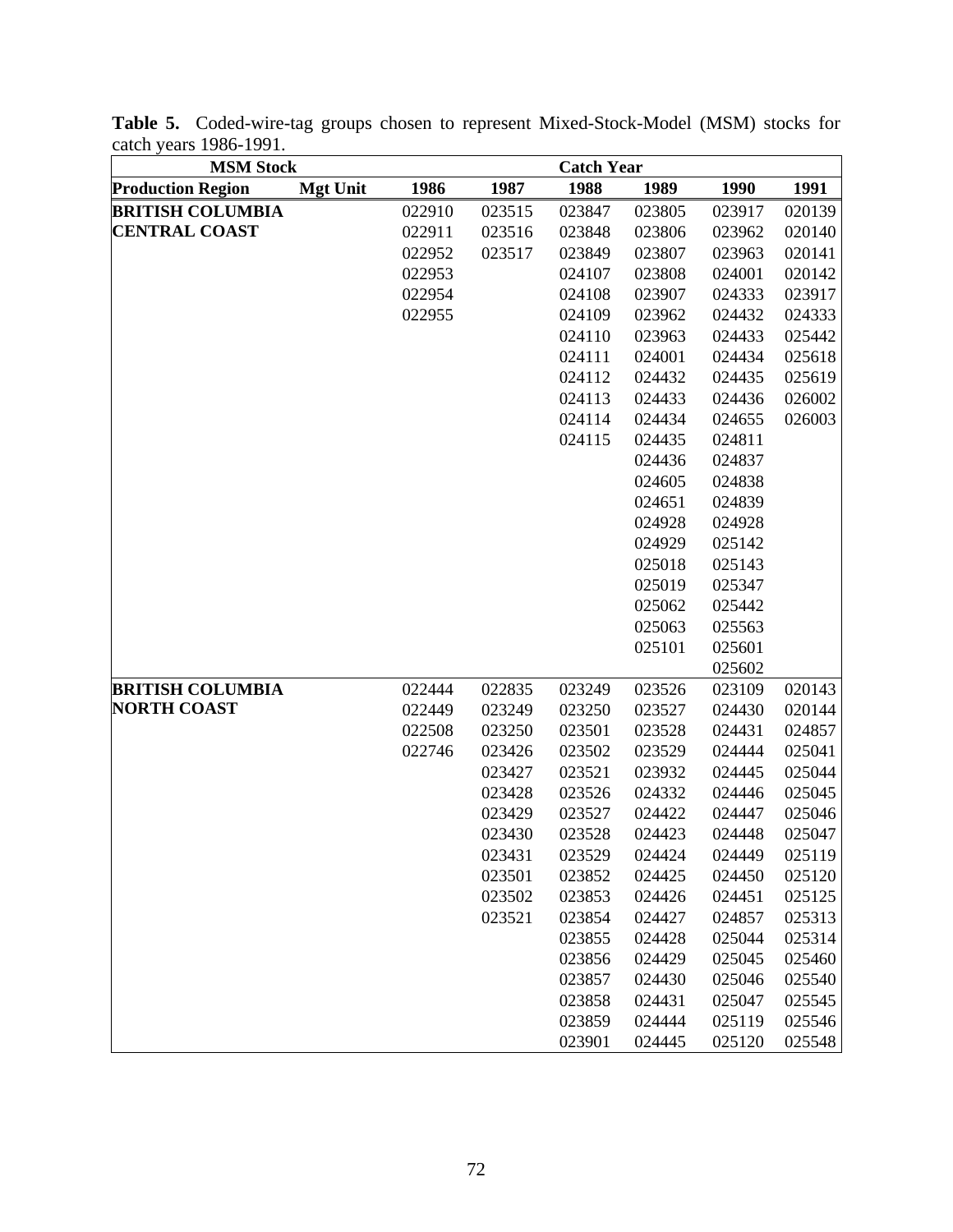**Table 5.** Coded-wire-tag groups chosen to represent Mixed-Stock-Model (MSM) stocks for catch years 1986-1991.

| MSM Stock | | Catch Year | | | | | |
|---|---|---|---|---|---|---|---|
| **Production Region** | **Mgt Unit** | **1986** | **1987** | **1988** | **1989** | **1990** | **1991** |
| **BRITISH COLUMBIA CENTRAL COAST** | | 022910 | 023515 | 023847 | 023805 | 023917 | 020139 |
| | | 022911 | 023516 | 023848 | 023806 | 023962 | 020140 |
| | | 022952 | 023517 | 023849 | 023807 | 023963 | 020141 |
| | | 022953 | | 024107 | 023808 | 024001 | 020142 |
| | | 022954 | | 024108 | 023907 | 024333 | 023917 |
| | | 022955 | | 024109 | 023962 | 024432 | 024333 |
| | | | | 024110 | 023963 | 024433 | 025442 |
| | | | | 024111 | 024001 | 024434 | 025618 |
| | | | | 024112 | 024432 | 024435 | 025619 |
| | | | | 024113 | 024433 | 024436 | 026002 |
| | | | | 024114 | 024434 | 024655 | 026003 |
| | | | | 024115 | 024435 | 024811 | |
| | | | | | 024436 | 024837 | |
| | | | | | 024605 | 024838 | |
| | | | | | 024651 | 024839 | |
| | | | | | 024928 | 024928 | |
| | | | | | 024929 | 025142 | |
| | | | | | 025018 | 025143 | |
| | | | | | 025019 | 025347 | |
| | | | | | 025062 | 025442 | |
| | | | | | 025063 | 025563 | |
| | | | | | 025101 | 025601 | |
| | | | | | | 025602 | |
| **BRITISH COLUMBIA NORTH COAST** | | 022444 | 022835 | 023249 | 023526 | 023109 | 020143 |
| | | 022449 | 023249 | 023250 | 023527 | 024430 | 020144 |
| | | 022508 | 023250 | 023501 | 023528 | 024431 | 024857 |
| | | 022746 | 023426 | 023502 | 023529 | 024444 | 025041 |
| | | | 023427 | 023521 | 023932 | 024445 | 025044 |
| | | | 023428 | 023526 | 024332 | 024446 | 025045 |
| | | | 023429 | 023527 | 024422 | 024447 | 025046 |
| | | | 023430 | 023528 | 024423 | 024448 | 025047 |
| | | | 023431 | 023529 | 024424 | 024449 | 025119 |
| | | | 023501 | 023852 | 024425 | 024450 | 025120 |
| | | | 023502 | 023853 | 024426 | 024451 | 025125 |
| | | | 023521 | 023854 | 024427 | 024857 | 025313 |
| | | | | 023855 | 024428 | 025044 | 025314 |
| | | | | 023856 | 024429 | 025045 | 025460 |
| | | | | 023857 | 024430 | 025046 | 025540 |
| | | | | 023858 | 024431 | 025047 | 025545 |
| | | | | 023859 | 024444 | 025119 | 025546 |
| | | | | 023901 | 024445 | 025120 | 025548 |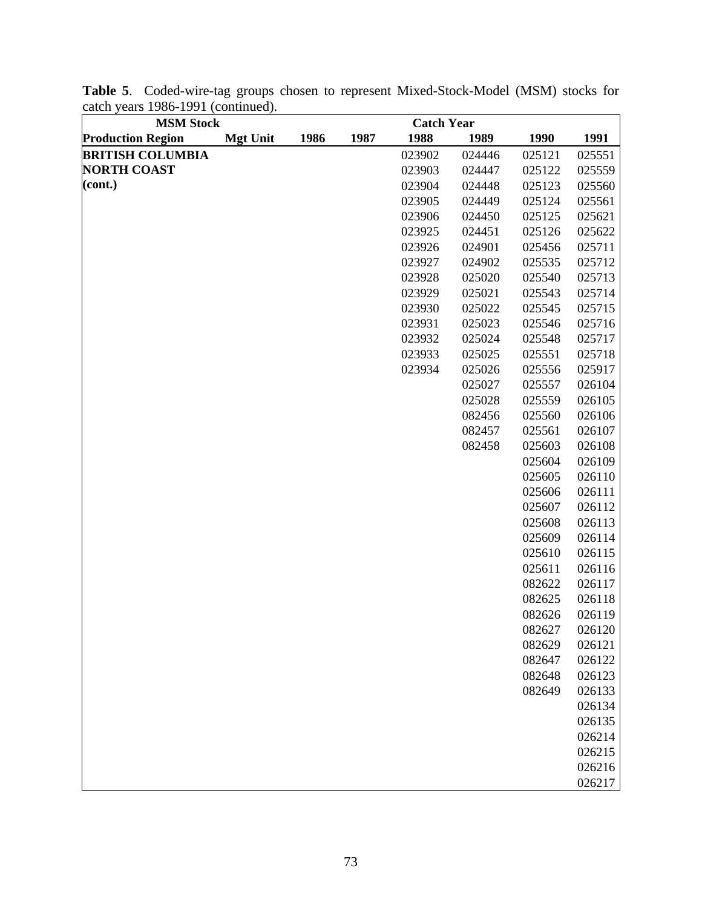**Table 5**. Coded-wire-tag groups chosen to represent Mixed-Stock-Model (MSM) stocks for catch years 1986-1991 (continued).

| MSM Stock | | Catch Year | | | | | |
|---|---|---|---|---|---|---|---|
| **Production Region** | **Mgt Unit** | **1986** | **1987** | **1988** | **1989** | **1990** | **1991** |
| **BRITISH COLUMBIA** | | | | 023902 | 024446 | 025121 | 025551 |
| **NORTH COAST** | | | | 023903 | 024447 | 025122 | 025559 |
| **(cont.)** | | | | 023904 | 024448 | 025123 | 025560 |
| | | | | 023905 | 024449 | 025124 | 025561 |
| | | | | 023906 | 024450 | 025125 | 025621 |
| | | | | 023925 | 024451 | 025126 | 025622 |
| | | | | 023926 | 024901 | 025456 | 025711 |
| | | | | 023927 | 024902 | 025535 | 025712 |
| | | | | 023928 | 025020 | 025540 | 025713 |
| | | | | 023929 | 025021 | 025543 | 025714 |
| | | | | 023930 | 025022 | 025545 | 025715 |
| | | | | 023931 | 025023 | 025546 | 025716 |
| | | | | 023932 | 025024 | 025548 | 025717 |
| | | | | 023933 | 025025 | 025551 | 025718 |
| | | | | 023934 | 025026 | 025556 | 025917 |
| | | | | | 025027 | 025557 | 026104 |
| | | | | | 025028 | 025559 | 026105 |
| | | | | | 082456 | 025560 | 026106 |
| | | | | | 082457 | 025561 | 026107 |
| | | | | | 082458 | 025603 | 026108 |
| | | | | | | 025604 | 026109 |
| | | | | | | 025605 | 026110 |
| | | | | | | 025606 | 026111 |
| | | | | | | 025607 | 026112 |
| | | | | | | 025608 | 026113 |
| | | | | | | 025609 | 026114 |
| | | | | | | 025610 | 026115 |
| | | | | | | 025611 | 026116 |
| | | | | | | 082622 | 026117 |
| | | | | | | 082625 | 026118 |
| | | | | | | 082626 | 026119 |
| | | | | | | 082627 | 026120 |
| | | | | | | 082629 | 026121 |
| | | | | | | 082647 | 026122 |
| | | | | | | 082648 | 026123 |
| | | | | | | 082649 | 026133 |
| | | | | | | | 026134 |
| | | | | | | | 026135 |
| | | | | | | | 026214 |
| | | | | | | | 026215 |
| | | | | | | | 026216 |
| | | | | | | | 026217 |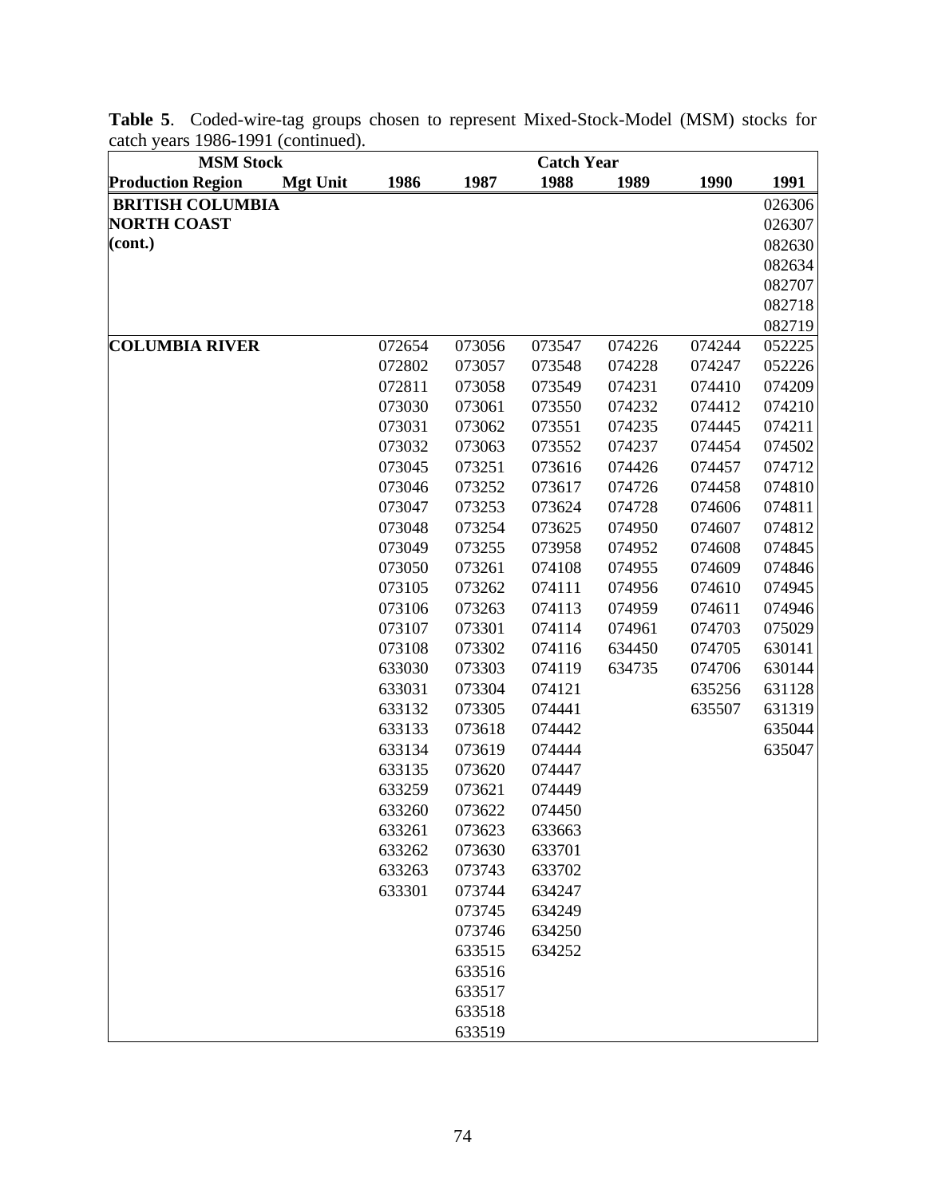**Table 5**. Coded-wire-tag groups chosen to represent Mixed-Stock-Model (MSM) stocks for catch years 1986-1991 (continued).

| MSM Stock | | Catch Year | | | | | |
|---|---|---|---|---|---|---|---|
| **Production Region** | **Mgt Unit** | **1986** | **1987** | **1988** | **1989** | **1990** | **1991** |
| **BRITISH COLUMBIA** | | | | | | | 026306 |
| **NORTH COAST** | | | | | | | 026307 |
| **(cont.)** | | | | | | | 082630 |
| | | | | | | | 082634 |
| | | | | | | | 082707 |
| | | | | | | | 082718 |
| | | | | | | | 082719 |
| **COLUMBIA RIVER** | | 072654 | 073056 | 073547 | 074226 | 074244 | 052225 |
| | | 072802 | 073057 | 073548 | 074228 | 074247 | 052226 |
| | | 072811 | 073058 | 073549 | 074231 | 074410 | 074209 |
| | | 073030 | 073061 | 073550 | 074232 | 074412 | 074210 |
| | | 073031 | 073062 | 073551 | 074235 | 074445 | 074211 |
| | | 073032 | 073063 | 073552 | 074237 | 074454 | 074502 |
| | | 073045 | 073251 | 073616 | 074426 | 074457 | 074712 |
| | | 073046 | 073252 | 073617 | 074726 | 074458 | 074810 |
| | | 073047 | 073253 | 073624 | 074728 | 074606 | 074811 |
| | | 073048 | 073254 | 073625 | 074950 | 074607 | 074812 |
| | | 073049 | 073255 | 073958 | 074952 | 074608 | 074845 |
| | | 073050 | 073261 | 074108 | 074955 | 074609 | 074846 |
| | | 073105 | 073262 | 074111 | 074956 | 074610 | 074945 |
| | | 073106 | 073263 | 074113 | 074959 | 074611 | 074946 |
| | | 073107 | 073301 | 074114 | 074961 | 074703 | 075029 |
| | | 073108 | 073302 | 074116 | 634450 | 074705 | 630141 |
| | | 633030 | 073303 | 074119 | 634735 | 074706 | 630144 |
| | | 633031 | 073304 | 074121 | | 635256 | 631128 |
| | | 633132 | 073305 | 074441 | | 635507 | 631319 |
| | | 633133 | 073618 | 074442 | | | 635044 |
| | | 633134 | 073619 | 074444 | | | 635047 |
| | | 633135 | 073620 | 074447 | | | |
| | | 633259 | 073621 | 074449 | | | |
| | | 633260 | 073622 | 074450 | | | |
| | | 633261 | 073623 | 633663 | | | |
| | | 633262 | 073630 | 633701 | | | |
| | | 633263 | 073743 | 633702 | | | |
| | | 633301 | 073744 | 634247 | | | |
| | | | 073745 | 634249 | | | |
| | | | 073746 | 634250 | | | |
| | | | 633515 | 634252 | | | |
| | | | 633516 | | | | |
| | | | 633517 | | | | |
| | | | 633518 | | | | |
| | | | 633519 | | | | |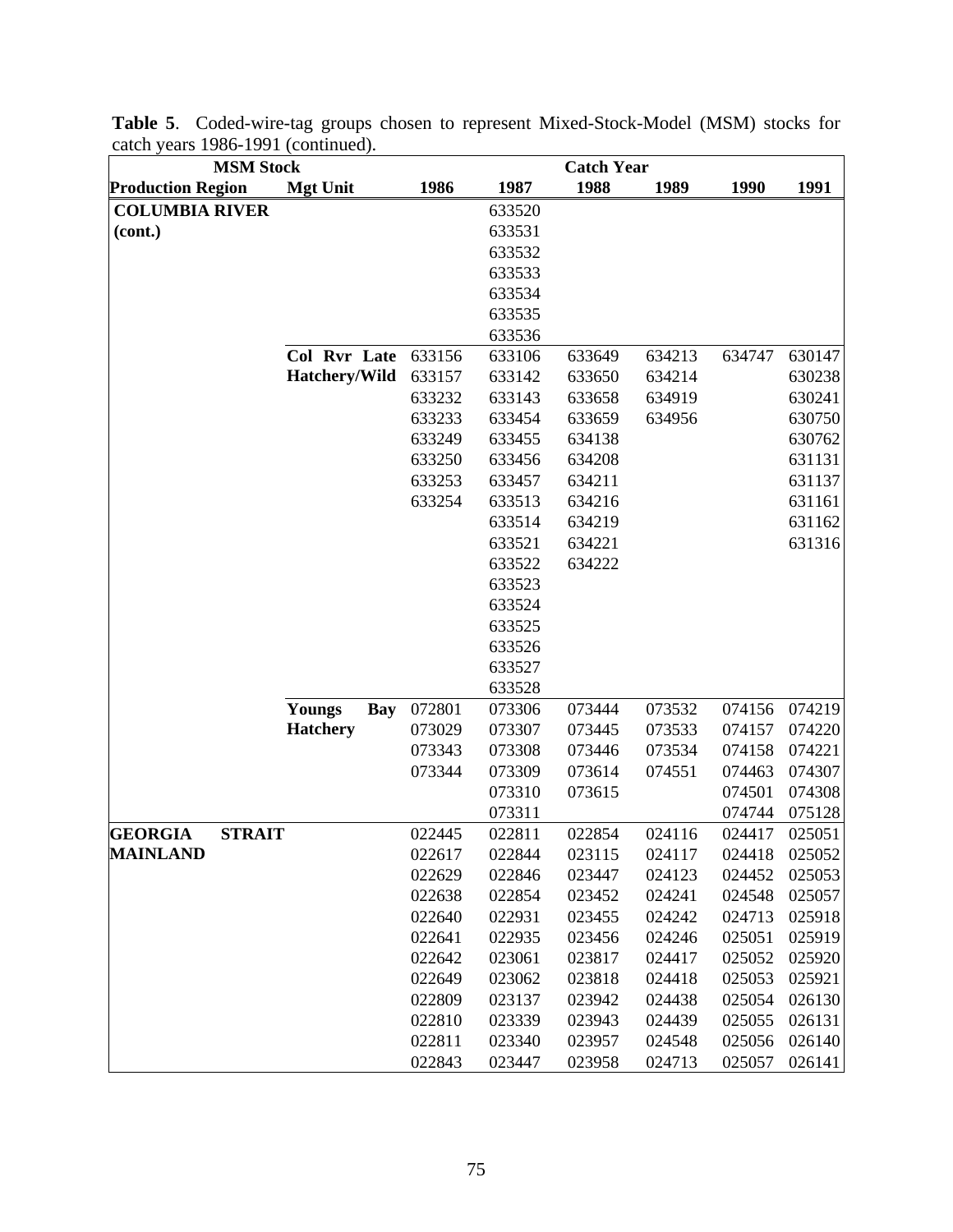**Table 5**. Coded-wire-tag groups chosen to represent Mixed-Stock-Model (MSM) stocks for catch years 1986-1991 (continued).

| MSM Stock | | Catch Year | | | | | |
|---|---|---|---|---|---|---|---|
| **Production Region** | **Mgt Unit** | **1986** | **1987** | **1988** | **1989** | **1990** | **1991** |
| **COLUMBIA RIVER** | | | 633520 | | | | |
| **(cont.)** | | | 633531 | | | | |
| | | | 633532 | | | | |
| | | | 633533 | | | | |
| | | | 633534 | | | | |
| | | | 633535 | | | | |
| | | | 633536 | | | | |
| | **Col Rvr Late** | 633156 | 633106 | 633649 | 634213 | 634747 | 630147 |
| | **Hatchery/Wild** | 633157 | 633142 | 633650 | 634214 | | 630238 |
| | | 633232 | 633143 | 633658 | 634919 | | 630241 |
| | | 633233 | 633454 | 633659 | 634956 | | 630750 |
| | | 633249 | 633455 | 634138 | | | 630762 |
| | | 633250 | 633456 | 634208 | | | 631131 |
| | | 633253 | 633457 | 634211 | | | 631137 |
| | | 633254 | 633513 | 634216 | | | 631161 |
| | | | 633514 | 634219 | | | 631162 |
| | | | 633521 | 634221 | | | 631316 |
| | | | 633522 | 634222 | | | |
| | | | 633523 | | | | |
| | | | 633524 | | | | |
| | | | 633525 | | | | |
| | | | 633526 | | | | |
| | | | 633527 | | | | |
| | | | 633528 | | | | |
| | **Youngs Bay** | 072801 | 073306 | 073444 | 073532 | 074156 | 074219 |
| | **Hatchery** | 073029 | 073307 | 073445 | 073533 | 074157 | 074220 |
| | | 073343 | 073308 | 073446 | 073534 | 074158 | 074221 |
| | | 073344 | 073309 | 073614 | 074551 | 074463 | 074307 |
| | | | 073310 | 073615 | | 074501 | 074308 |
| | | | 073311 | | | 074744 | 075128 |
| **GEORGIA STRAIT** | | 022445 | 022811 | 022854 | 024116 | 024417 | 025051 |
| **MAINLAND** | | 022617 | 022844 | 023115 | 024117 | 024418 | 025052 |
| | | 022629 | 022846 | 023447 | 024123 | 024452 | 025053 |
| | | 022638 | 022854 | 023452 | 024241 | 024548 | 025057 |
| | | 022640 | 022931 | 023455 | 024242 | 024713 | 025918 |
| | | 022641 | 022935 | 023456 | 024246 | 025051 | 025919 |
| | | 022642 | 023061 | 023817 | 024417 | 025052 | 025920 |
| | | 022649 | 023062 | 023818 | 024418 | 025053 | 025921 |
| | | 022809 | 023137 | 023942 | 024438 | 025054 | 026130 |
| | | 022810 | 023339 | 023943 | 024439 | 025055 | 026131 |
| | | 022811 | 023340 | 023957 | 024548 | 025056 | 026140 |
| | | 022843 | 023447 | 023958 | 024713 | 025057 | 026141 |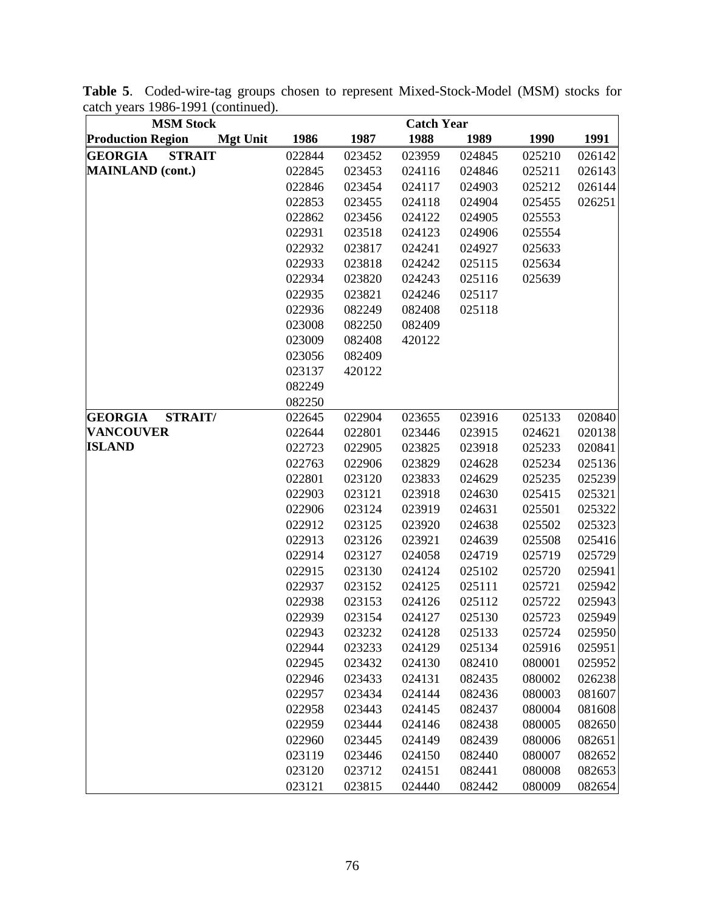**Table 5**. Coded-wire-tag groups chosen to represent Mixed-Stock-Model (MSM) stocks for catch years 1986-1991 (continued).

| MSM Stock | | Catch Year | | | | | |
|---|---|---|---|---|---|---|---|
| **Production Region** | **Mgt Unit** | **1986** | **1987** | **1988** | **1989** | **1990** | **1991** |
| **GEORGIA STRAIT MAINLAND (cont.)** | | 022844 | 023452 | 023959 | 024845 | 025210 | 026142 |
| | | 022845 | 023453 | 024116 | 024846 | 025211 | 026143 |
| | | 022846 | 023454 | 024117 | 024903 | 025212 | 026144 |
| | | 022853 | 023455 | 024118 | 024904 | 025455 | 026251 |
| | | 022862 | 023456 | 024122 | 024905 | 025553 | |
| | | 022931 | 023518 | 024123 | 024906 | 025554 | |
| | | 022932 | 023817 | 024241 | 024927 | 025633 | |
| | | 022933 | 023818 | 024242 | 025115 | 025634 | |
| | | 022934 | 023820 | 024243 | 025116 | 025639 | |
| | | 022935 | 023821 | 024246 | 025117 | | |
| | | 022936 | 082249 | 082408 | 025118 | | |
| | | 023008 | 082250 | 082409 | | | |
| | | 023009 | 082408 | 420122 | | | |
| | | 023056 | 082409 | | | | |
| | | 023137 | 420122 | | | | |
| | | 082249 | | | | | |
| | | 082250 | | | | | |
| **GEORGIA STRAIT/ VANCOUVER ISLAND** | | 022645 | 022904 | 023655 | 023916 | 025133 | 020840 |
| | | 022644 | 022801 | 023446 | 023915 | 024621 | 020138 |
| | | 022723 | 022905 | 023825 | 023918 | 025233 | 020841 |
| | | 022763 | 022906 | 023829 | 024628 | 025234 | 025136 |
| | | 022801 | 023120 | 023833 | 024629 | 025235 | 025239 |
| | | 022903 | 023121 | 023918 | 024630 | 025415 | 025321 |
| | | 022906 | 023124 | 023919 | 024631 | 025501 | 025322 |
| | | 022912 | 023125 | 023920 | 024638 | 025502 | 025323 |
| | | 022913 | 023126 | 023921 | 024639 | 025508 | 025416 |
| | | 022914 | 023127 | 024058 | 024719 | 025719 | 025729 |
| | | 022915 | 023130 | 024124 | 025102 | 025720 | 025941 |
| | | 022937 | 023152 | 024125 | 025111 | 025721 | 025942 |
| | | 022938 | 023153 | 024126 | 025112 | 025722 | 025943 |
| | | 022939 | 023154 | 024127 | 025130 | 025723 | 025949 |
| | | 022943 | 023232 | 024128 | 025133 | 025724 | 025950 |
| | | 022944 | 023233 | 024129 | 025134 | 025916 | 025951 |
| | | 022945 | 023432 | 024130 | 082410 | 080001 | 025952 |
| | | 022946 | 023433 | 024131 | 082435 | 080002 | 026238 |
| | | 022957 | 023434 | 024144 | 082436 | 080003 | 081607 |
| | | 022958 | 023443 | 024145 | 082437 | 080004 | 081608 |
| | | 022959 | 023444 | 024146 | 082438 | 080005 | 082650 |
| | | 022960 | 023445 | 024149 | 082439 | 080006 | 082651 |
| | | 023119 | 023446 | 024150 | 082440 | 080007 | 082652 |
| | | 023120 | 023712 | 024151 | 082441 | 080008 | 082653 |
| | | 023121 | 023815 | 024440 | 082442 | 080009 | 082654 |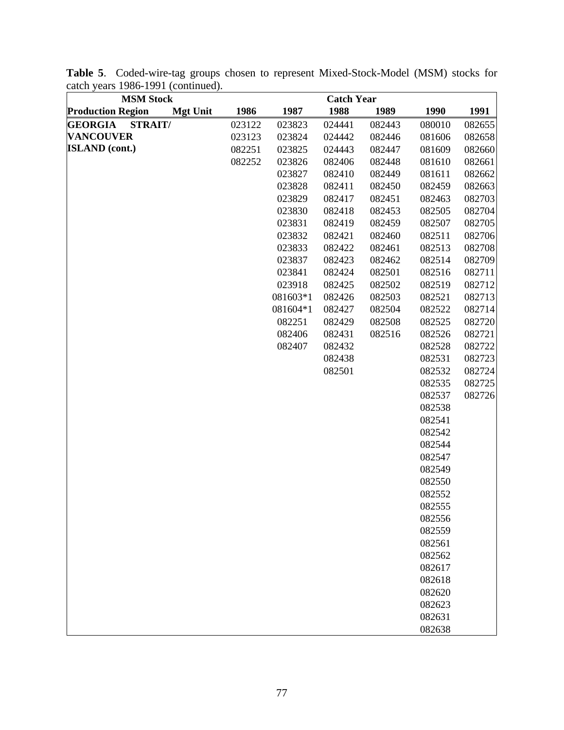**Table 5**. Coded-wire-tag groups chosen to represent Mixed-Stock-Model (MSM) stocks for catch years 1986-1991 (continued).

| MSM Stock | | Catch Year | | | | | |
|---|---|---|---|---|---|---|---|
| Production Region | Mgt Unit | 1986 | 1987 | 1988 | 1989 | 1990 | 1991 |
| GEORGIA STRAIT/ VANCOUVER ISLAND (cont.) | | 023122 | 023823 | 024441 | 082443 | 080010 | 082655 |
| | | 023123 | 023824 | 024442 | 082446 | 081606 | 082658 |
| | | 082251 | 023825 | 024443 | 082447 | 081609 | 082660 |
| | | 082252 | 023826 | 082406 | 082448 | 081610 | 082661 |
| | | | 023827 | 082410 | 082449 | 081611 | 082662 |
| | | | 023828 | 082411 | 082450 | 082459 | 082663 |
| | | | 023829 | 082417 | 082451 | 082463 | 082703 |
| | | | 023830 | 082418 | 082453 | 082505 | 082704 |
| | | | 023831 | 082419 | 082459 | 082507 | 082705 |
| | | | 023832 | 082421 | 082460 | 082511 | 082706 |
| | | | 023833 | 082422 | 082461 | 082513 | 082708 |
| | | | 023837 | 082423 | 082462 | 082514 | 082709 |
| | | | 023841 | 082424 | 082501 | 082516 | 082711 |
| | | | 023918 | 082425 | 082502 | 082519 | 082712 |
| | | | 081603*1 | 082426 | 082503 | 082521 | 082713 |
| | | | 081604*1 | 082427 | 082504 | 082522 | 082714 |
| | | | 082251 | 082429 | 082508 | 082525 | 082720 |
| | | | 082406 | 082431 | 082516 | 082526 | 082721 |
| | | | 082407 | 082432 | | 082528 | 082722 |
| | | | | 082438 | | 082531 | 082723 |
| | | | | 082501 | | 082532 | 082724 |
| | | | | | | 082535 | 082725 |
| | | | | | | 082537 | 082726 |
| | | | | | | 082538 | |
| | | | | | | 082541 | |
| | | | | | | 082542 | |
| | | | | | | 082544 | |
| | | | | | | 082547 | |
| | | | | | | 082549 | |
| | | | | | | 082550 | |
| | | | | | | 082552 | |
| | | | | | | 082555 | |
| | | | | | | 082556 | |
| | | | | | | 082559 | |
| | | | | | | 082561 | |
| | | | | | | 082562 | |
| | | | | | | 082617 | |
| | | | | | | 082618 | |
| | | | | | | 082620 | |
| | | | | | | 082623 | |
| | | | | | | 082631 | |
| | | | | | | 082638 | |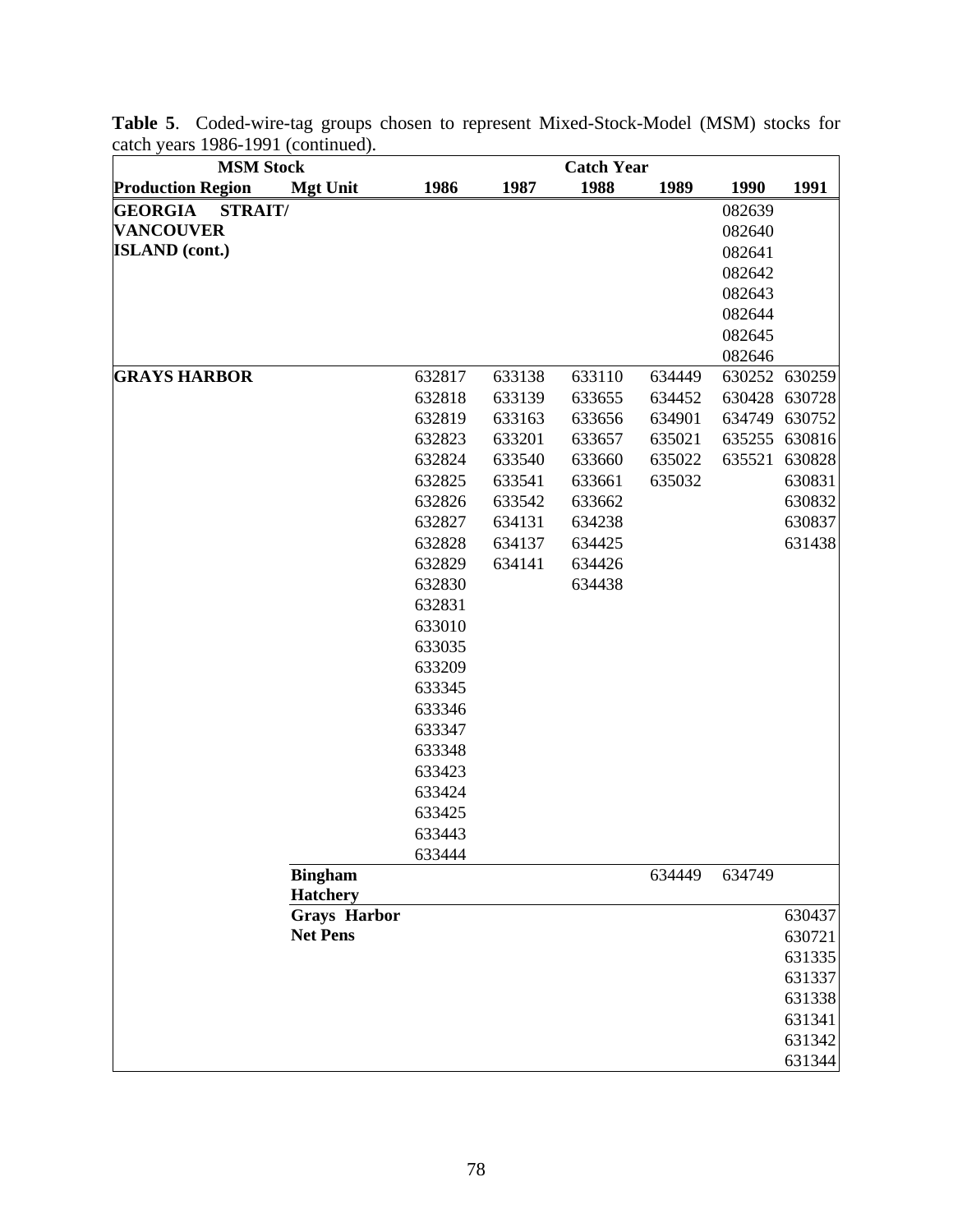**Table 5**. Coded-wire-tag groups chosen to represent Mixed-Stock-Model (MSM) stocks for catch years 1986-1991 (continued).

| MSM Stock | | Catch Year | | | | | |
|---|---|---|---|---|---|---|---|
| **Production Region** | **Mgt Unit** | **1986** | **1987** | **1988** | **1989** | **1990** | **1991** |
| **GEORGIA STRAIT/ VANCOUVER ISLAND (cont.)** | | | | | | 082639 | |
| | | | | | | 082640 | |
| | | | | | | 082641 | |
| | | | | | | 082642 | |
| | | | | | | 082643 | |
| | | | | | | 082644 | |
| | | | | | | 082645 | |
| | | | | | | 082646 | |
| **GRAYS HARBOR** | | 632817 | 633138 | 633110 | 634449 | 630252 | 630259 |
| | | 632818 | 633139 | 633655 | 634452 | 630428 | 630728 |
| | | 632819 | 633163 | 633656 | 634901 | 634749 | 630752 |
| | | 632823 | 633201 | 633657 | 635021 | 635255 | 630816 |
| | | 632824 | 633540 | 633660 | 635022 | 635521 | 630828 |
| | | 632825 | 633541 | 633661 | 635032 | | 630831 |
| | | 632826 | 633542 | 633662 | | | 630832 |
| | | 632827 | 634131 | 634238 | | | 630837 |
| | | 632828 | 634137 | 634425 | | | 631438 |
| | | 632829 | 634141 | 634426 | | | |
| | | 632830 | | 634438 | | | |
| | | 632831 | | | | | |
| | | 633010 | | | | | |
| | | 633035 | | | | | |
| | | 633209 | | | | | |
| | | 633345 | | | | | |
| | | 633346 | | | | | |
| | | 633347 | | | | | |
| | | 633348 | | | | | |
| | | 633423 | | | | | |
| | | 633424 | | | | | |
| | | 633425 | | | | | |
| | | 633443 | | | | | |
| | | 633444 | | | | | |
| | **Bingham Hatchery** | | | | 634449 | 634749 | |
| | **Grays Harbor Net Pens** | | | | | | 630437 |
| | | | | | | | 630721 |
| | | | | | | | 631335 |
| | | | | | | | 631337 |
| | | | | | | | 631338 |
| | | | | | | | 631341 |
| | | | | | | | 631342 |
| | | | | | | | 631344 |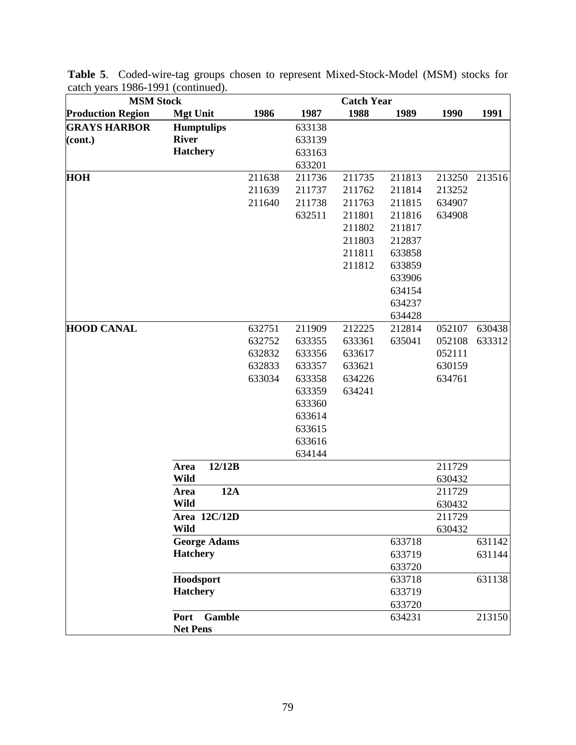**Table 5**. Coded-wire-tag groups chosen to represent Mixed-Stock-Model (MSM) stocks for catch years 1986-1991 (continued).

| MSM Stock | | Catch Year | | | | | |
|---|---|---|---|---|---|---|---|
| **Production Region** | **Mgt Unit** | **1986** | **1987** | **1988** | **1989** | **1990** | **1991** |
| **GRAYS HARBOR (cont.)** | **Humptulips River Hatchery** | | 633138 | | | | |
| | | | 633139 | | | | |
| | | | 633163 | | | | |
| | | | 633201 | | | | |
| **HOH** | | 211638 | 211736 | 211735 | 211813 | 213250 | 213516 |
| | | 211639 | 211737 | 211762 | 211814 | 213252 | |
| | | 211640 | 211738 | 211763 | 211815 | 634907 | |
| | | | 632511 | 211801 | 211816 | 634908 | |
| | | | | 211802 | 211817 | | |
| | | | | 211803 | 212837 | | |
| | | | | 211811 | 633858 | | |
| | | | | 211812 | 633859 | | |
| | | | | | 633906 | | |
| | | | | | 634154 | | |
| | | | | | 634237 | | |
| | | | | | 634428 | | |
| **HOOD CANAL** | | 632751 | 211909 | 212225 | 212814 | 052107 | 630438 |
| | | 632752 | 633355 | 633361 | 635041 | 052108 | 633312 |
| | | 632832 | 633356 | 633617 | | 052111 | |
| | | 632833 | 633357 | 633621 | | 630159 | |
| | | 633034 | 633358 | 634226 | | 634761 | |
| | | | 633359 | 634241 | | | |
| | | | 633360 | | | | |
| | | | 633614 | | | | |
| | | | 633615 | | | | |
| | | | 633616 | | | | |
| | | | 634144 | | | | |
| | **Area 12/12B Wild** | | | | | 211729 | |
| | | | | | | 630432 | |
| | **Area 12A Wild** | | | | | 211729 | |
| | | | | | | 630432 | |
| | **Area 12C/12D Wild** | | | | | 211729 | |
| | | | | | | 630432 | |
| | **George Adams Hatchery** | | | | 633718 | | 631142 |
| | | | | | 633719 | | 631144 |
| | | | | | 633720 | | |
| | **Hoodsport Hatchery** | | | | 633718 | | 631138 |
| | | | | | 633719 | | |
| | | | | | 633720 | | |
| | **Port Gamble Net Pens** | | | | 634231 | | 213150 |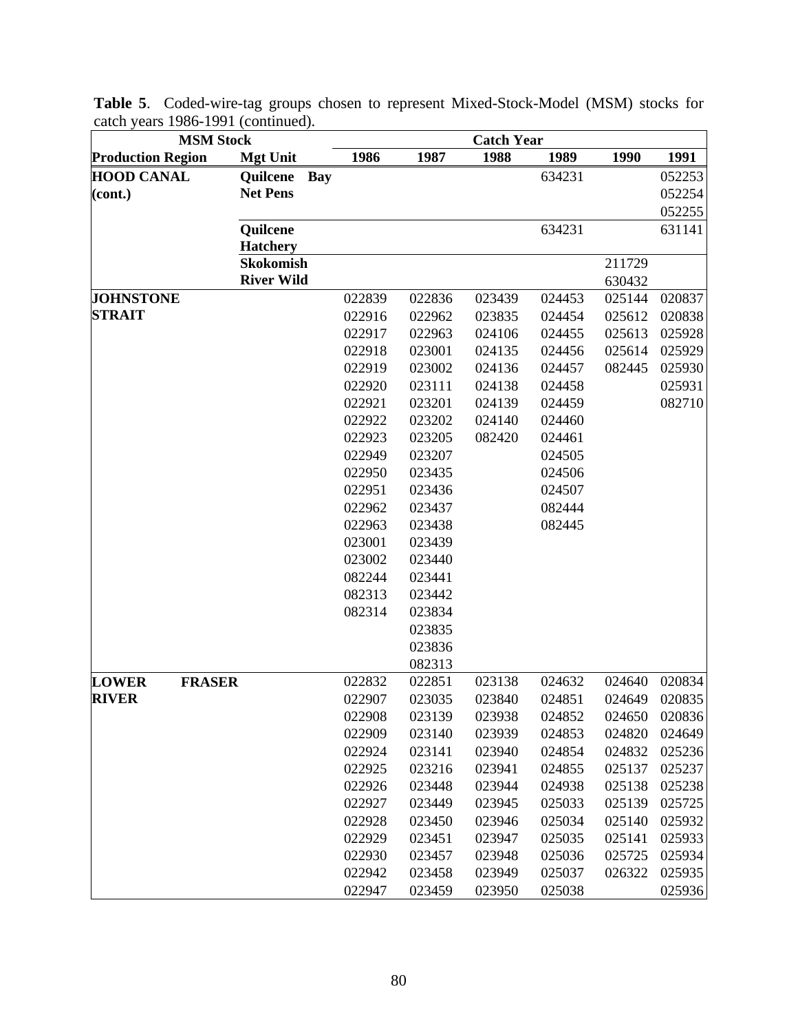**Table 5**. Coded-wire-tag groups chosen to represent Mixed-Stock-Model (MSM) stocks for catch years 1986-1991 (continued).

| MSM Stock | | Catch Year | | | | | |
|---|---|---|---|---|---|---|---|
| **Production Region** | **Mgt Unit** | **1986** | **1987** | **1988** | **1989** | **1990** | **1991** |
| **HOOD CANAL (cont.)** | **Quilcene Bay Net Pens** | | | | 634231 | | 052253 |
| | | | | | | | 052254 |
| | | | | | | | 052255 |
| | **Quilcene Hatchery** | | | | 634231 | | 631141 |
| | **Skokomish River Wild** | | | | | 211729 | |
| | | | | | | 630432 | |
| **JOHNSTONE STRAIT** | | 022839 | 022836 | 023439 | 024453 | 025144 | 020837 |
| | | 022916 | 022962 | 023835 | 024454 | 025612 | 020838 |
| | | 022917 | 022963 | 024106 | 024455 | 025613 | 025928 |
| | | 022918 | 023001 | 024135 | 024456 | 025614 | 025929 |
| | | 022919 | 023002 | 024136 | 024457 | 082445 | 025930 |
| | | 022920 | 023111 | 024138 | 024458 | | 025931 |
| | | 022921 | 023201 | 024139 | 024459 | | 082710 |
| | | 022922 | 023202 | 024140 | 024460 | | |
| | | 022923 | 023205 | 082420 | 024461 | | |
| | | 022949 | 023207 | | 024505 | | |
| | | 022950 | 023435 | | 024506 | | |
| | | 022951 | 023436 | | 024507 | | |
| | | 022962 | 023437 | | 082444 | | |
| | | 022963 | 023438 | | 082445 | | |
| | | 023001 | 023439 | | | | |
| | | 023002 | 023440 | | | | |
| | | 082244 | 023441 | | | | |
| | | 082313 | 023442 | | | | |
| | | 082314 | 023834 | | | | |
| | | | 023835 | | | | |
| | | | 023836 | | | | |
| | | | 082313 | | | | |
| **LOWER FRASER RIVER** | | 022832 | 022851 | 023138 | 024632 | 024640 | 020834 |
| | | 022907 | 023035 | 023840 | 024851 | 024649 | 020835 |
| | | 022908 | 023139 | 023938 | 024852 | 024650 | 020836 |
| | | 022909 | 023140 | 023939 | 024853 | 024820 | 024649 |
| | | 022924 | 023141 | 023940 | 024854 | 024832 | 025236 |
| | | 022925 | 023216 | 023941 | 024855 | 025137 | 025237 |
| | | 022926 | 023448 | 023944 | 024938 | 025138 | 025238 |
| | | 022927 | 023449 | 023945 | 025033 | 025139 | 025725 |
| | | 022928 | 023450 | 023946 | 025034 | 025140 | 025932 |
| | | 022929 | 023451 | 023947 | 025035 | 025141 | 025933 |
| | | 022930 | 023457 | 023948 | 025036 | 025725 | 025934 |
| | | 022942 | 023458 | 023949 | 025037 | 026322 | 025935 |
| | | 022947 | 023459 | 023950 | 025038 | | 025936 |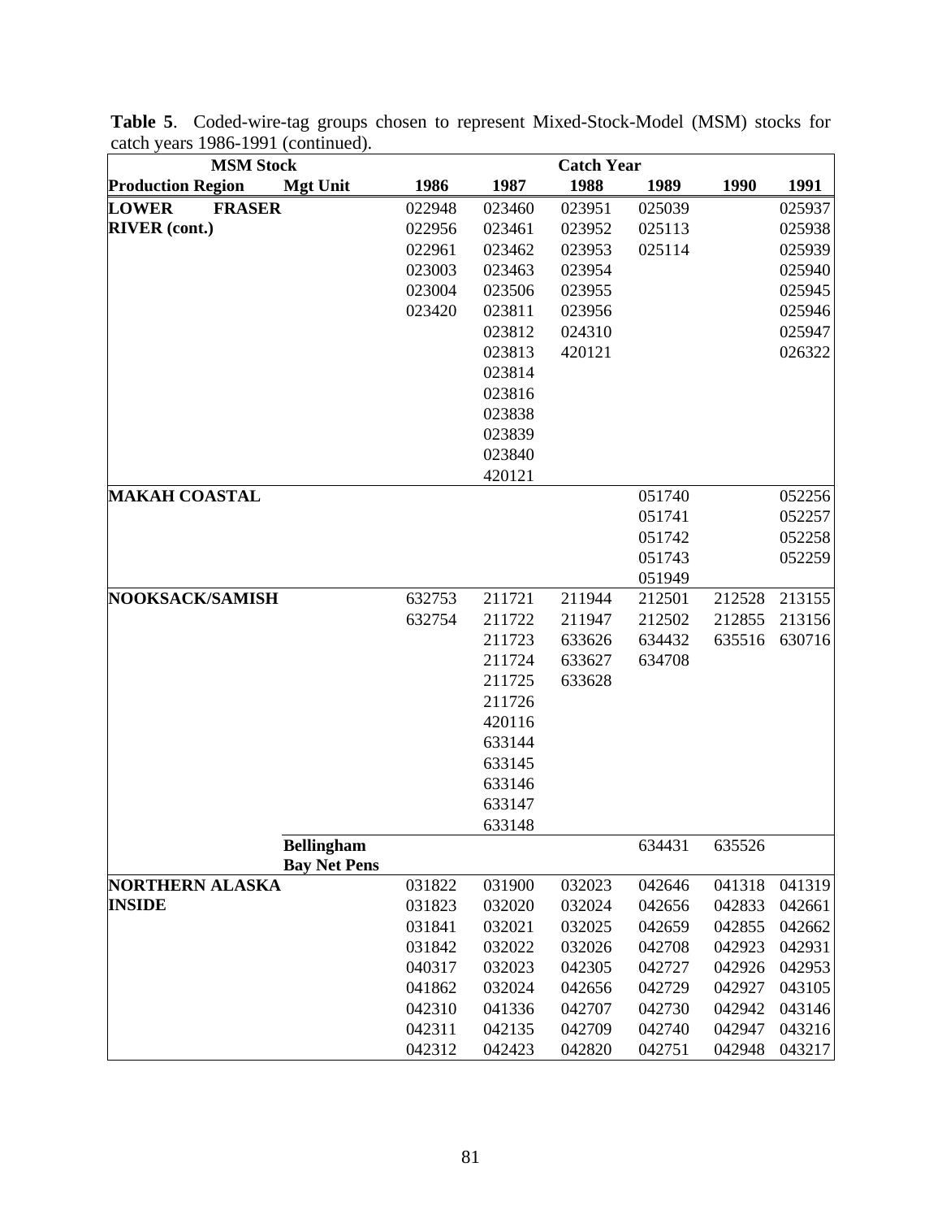**Table 5**. Coded-wire-tag groups chosen to represent Mixed-Stock-Model (MSM) stocks for catch years 1986-1991 (continued).

| MSM Stock | | Catch Year | | | | | |
|---|---|---|---|---|---|---|---|
| **Production Region** | **Mgt Unit** | **1986** | **1987** | **1988** | **1989** | **1990** | **1991** |
| **LOWER FRASER RIVER (cont.)** | | 022948 | 023460 | 023951 | 025039 | | 025937 |
| | | 022956 | 023461 | 023952 | 025113 | | 025938 |
| | | 022961 | 023462 | 023953 | 025114 | | 025939 |
| | | 023003 | 023463 | 023954 | | | 025940 |
| | | 023004 | 023506 | 023955 | | | 025945 |
| | | 023420 | 023811 | 023956 | | | 025946 |
| | | | 023812 | 024310 | | | 025947 |
| | | | 023813 | 420121 | | | 026322 |
| | | | 023814 | | | | |
| | | | 023816 | | | | |
| | | | 023838 | | | | |
| | | | 023839 | | | | |
| | | | 023840 | | | | |
| | | | 420121 | | | | |
| **MAKAH COASTAL** | | | | | 051740 | | 052256 |
| | | | | | 051741 | | 052257 |
| | | | | | 051742 | | 052258 |
| | | | | | 051743 | | 052259 |
| | | | | | 051949 | | |
| **NOOKSACK/SAMISH** | | 632753 | 211721 | 211944 | 212501 | 212528 | 213155 |
| | | 632754 | 211722 | 211947 | 212502 | 212855 | 213156 |
| | | | 211723 | 633626 | 634432 | 635516 | 630716 |
| | | | 211724 | 633627 | 634708 | | |
| | | | 211725 | 633628 | | | |
| | | | 211726 | | | | |
| | | | 420116 | | | | |
| | | | 633144 | | | | |
| | | | 633145 | | | | |
| | | | 633146 | | | | |
| | | | 633147 | | | | |
| | | | 633148 | | | | |
| | **Bellingham Bay Net Pens** | | | | 634431 | 635526 | |
| **NORTHERN ALASKA INSIDE** | | 031822 | 031900 | 032023 | 042646 | 041318 | 041319 |
| | | 031823 | 032020 | 032024 | 042656 | 042833 | 042661 |
| | | 031841 | 032021 | 032025 | 042659 | 042855 | 042662 |
| | | 031842 | 032022 | 032026 | 042708 | 042923 | 042931 |
| | | 040317 | 032023 | 042305 | 042727 | 042926 | 042953 |
| | | 041862 | 032024 | 042656 | 042729 | 042927 | 043105 |
| | | 042310 | 041336 | 042707 | 042730 | 042942 | 043146 |
| | | 042311 | 042135 | 042709 | 042740 | 042947 | 043216 |
| | | 042312 | 042423 | 042820 | 042751 | 042948 | 043217 |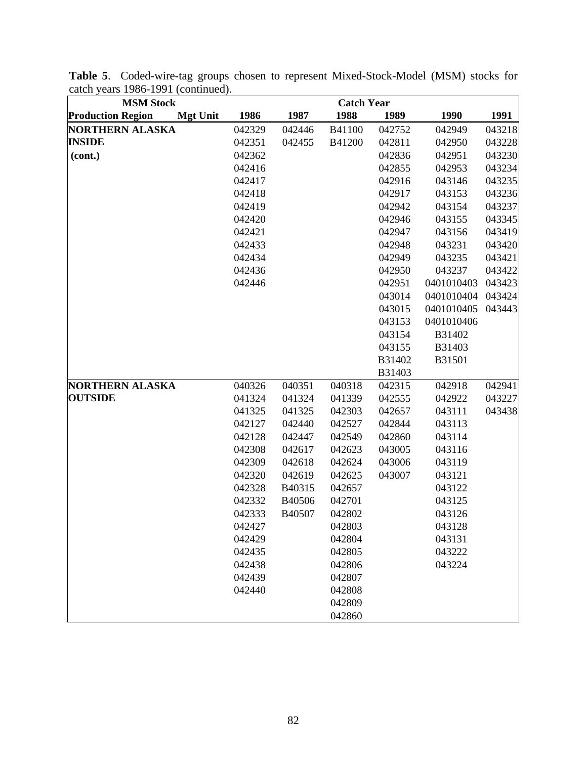**Table 5**. Coded-wire-tag groups chosen to represent Mixed-Stock-Model (MSM) stocks for catch years 1986-1991 (continued).

| MSM Stock | | Catch Year | | | | | |
|---|---|---|---|---|---|---|---|
| **Production Region** | **Mgt Unit** | **1986** | **1987** | **1988** | **1989** | **1990** | **1991** |
| **NORTHERN ALASKA** | | 042329 | 042446 | B41100 | 042752 | 042949 | 043218 |
| **INSIDE** | | 042351 | 042455 | B41200 | 042811 | 042950 | 043228 |
| **(cont.)** | | 042362 | | | 042836 | 042951 | 043230 |
| | | 042416 | | | 042855 | 042953 | 043234 |
| | | 042417 | | | 042916 | 043146 | 043235 |
| | | 042418 | | | 042917 | 043153 | 043236 |
| | | 042419 | | | 042942 | 043154 | 043237 |
| | | 042420 | | | 042946 | 043155 | 043345 |
| | | 042421 | | | 042947 | 043156 | 043419 |
| | | 042433 | | | 042948 | 043231 | 043420 |
| | | 042434 | | | 042949 | 043235 | 043421 |
| | | 042436 | | | 042950 | 043237 | 043422 |
| | | 042446 | | | 042951 | 0401010403 | 043423 |
| | | | | | 043014 | 0401010404 | 043424 |
| | | | | | 043015 | 0401010405 | 043443 |
| | | | | | 043153 | 0401010406 | |
| | | | | | 043154 | B31402 | |
| | | | | | 043155 | B31403 | |
| | | | | | B31402 | B31501 | |
| | | | | | B31403 | | |
| **NORTHERN ALASKA** | | 040326 | 040351 | 040318 | 042315 | 042918 | 042941 |
| **OUTSIDE** | | 041324 | 041324 | 041339 | 042555 | 042922 | 043227 |
| | | 041325 | 041325 | 042303 | 042657 | 043111 | 043438 |
| | | 042127 | 042440 | 042527 | 042844 | 043113 | |
| | | 042128 | 042447 | 042549 | 042860 | 043114 | |
| | | 042308 | 042617 | 042623 | 043005 | 043116 | |
| | | 042309 | 042618 | 042624 | 043006 | 043119 | |
| | | 042320 | 042619 | 042625 | 043007 | 043121 | |
| | | 042328 | B40315 | 042657 | | 043122 | |
| | | 042332 | B40506 | 042701 | | 043125 | |
| | | 042333 | B40507 | 042802 | | 043126 | |
| | | 042427 | | 042803 | | 043128 | |
| | | 042429 | | 042804 | | 043131 | |
| | | 042435 | | 042805 | | 043222 | |
| | | 042438 | | 042806 | | 043224 | |
| | | 042439 | | 042807 | | | |
| | | 042440 | | 042808 | | | |
| | | | | 042809 | | | |
| | | | | 042860 | | | |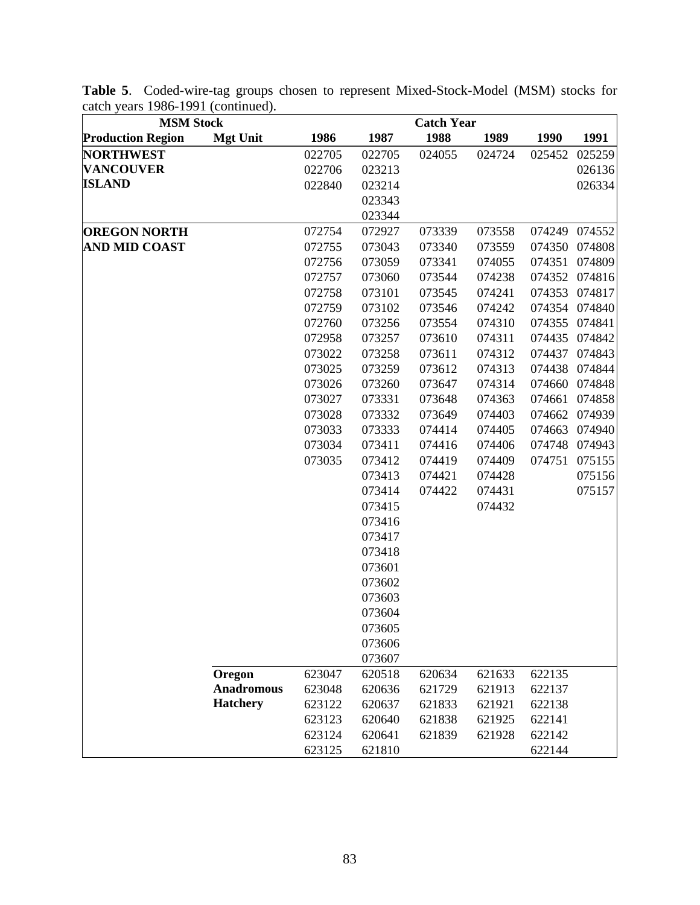**Table 5**. Coded-wire-tag groups chosen to represent Mixed-Stock-Model (MSM) stocks for catch years 1986-1991 (continued).

| MSM Stock | | Catch Year | | | | | |
|---|---|---|---|---|---|---|---|
| **Production Region** | **Mgt Unit** | **1986** | **1987** | **1988** | **1989** | **1990** | **1991** |
| **NORTHWEST** | | 022705 | 022705 | 024055 | 024724 | 025452 | 025259 |
| **VANCOUVER** | | 022706 | 023213 | | | | 026136 |
| **ISLAND** | | 022840 | 023214 | | | | 026334 |
| | | | 023343 | | | | |
| | | | 023344 | | | | |
| **OREGON NORTH** | | 072754 | 072927 | 073339 | 073558 | 074249 | 074552 |
| **AND MID COAST** | | 072755 | 073043 | 073340 | 073559 | 074350 | 074808 |
| | | 072756 | 073059 | 073341 | 074055 | 074351 | 074809 |
| | | 072757 | 073060 | 073544 | 074238 | 074352 | 074816 |
| | | 072758 | 073101 | 073545 | 074241 | 074353 | 074817 |
| | | 072759 | 073102 | 073546 | 074242 | 074354 | 074840 |
| | | 072760 | 073256 | 073554 | 074310 | 074355 | 074841 |
| | | 072958 | 073257 | 073610 | 074311 | 074435 | 074842 |
| | | 073022 | 073258 | 073611 | 074312 | 074437 | 074843 |
| | | 073025 | 073259 | 073612 | 074313 | 074438 | 074844 |
| | | 073026 | 073260 | 073647 | 074314 | 074660 | 074848 |
| | | 073027 | 073331 | 073648 | 074363 | 074661 | 074858 |
| | | 073028 | 073332 | 073649 | 074403 | 074662 | 074939 |
| | | 073033 | 073333 | 074414 | 074405 | 074663 | 074940 |
| | | 073034 | 073411 | 074416 | 074406 | 074748 | 074943 |
| | | 073035 | 073412 | 074419 | 074409 | 074751 | 075155 |
| | | | 073413 | 074421 | 074428 | | 075156 |
| | | | 073414 | 074422 | 074431 | | 075157 |
| | | | 073415 | | 074432 | | |
| | | | 073416 | | | | |
| | | | 073417 | | | | |
| | | | 073418 | | | | |
| | | | 073601 | | | | |
| | | | 073602 | | | | |
| | | | 073603 | | | | |
| | | | 073604 | | | | |
| | | | 073605 | | | | |
| | | | 073606 | | | | |
| | | | 073607 | | | | |
| | **Oregon** | 623047 | 620518 | 620634 | 621633 | 622135 | |
| | **Anadromous** | 623048 | 620636 | 621729 | 621913 | 622137 | |
| | **Hatchery** | 623122 | 620637 | 621833 | 621921 | 622138 | |
| | | 623123 | 620640 | 621838 | 621925 | 622141 | |
| | | 623124 | 620641 | 621839 | 621928 | 622142 | |
| | | 623125 | 621810 | | | 622144 | |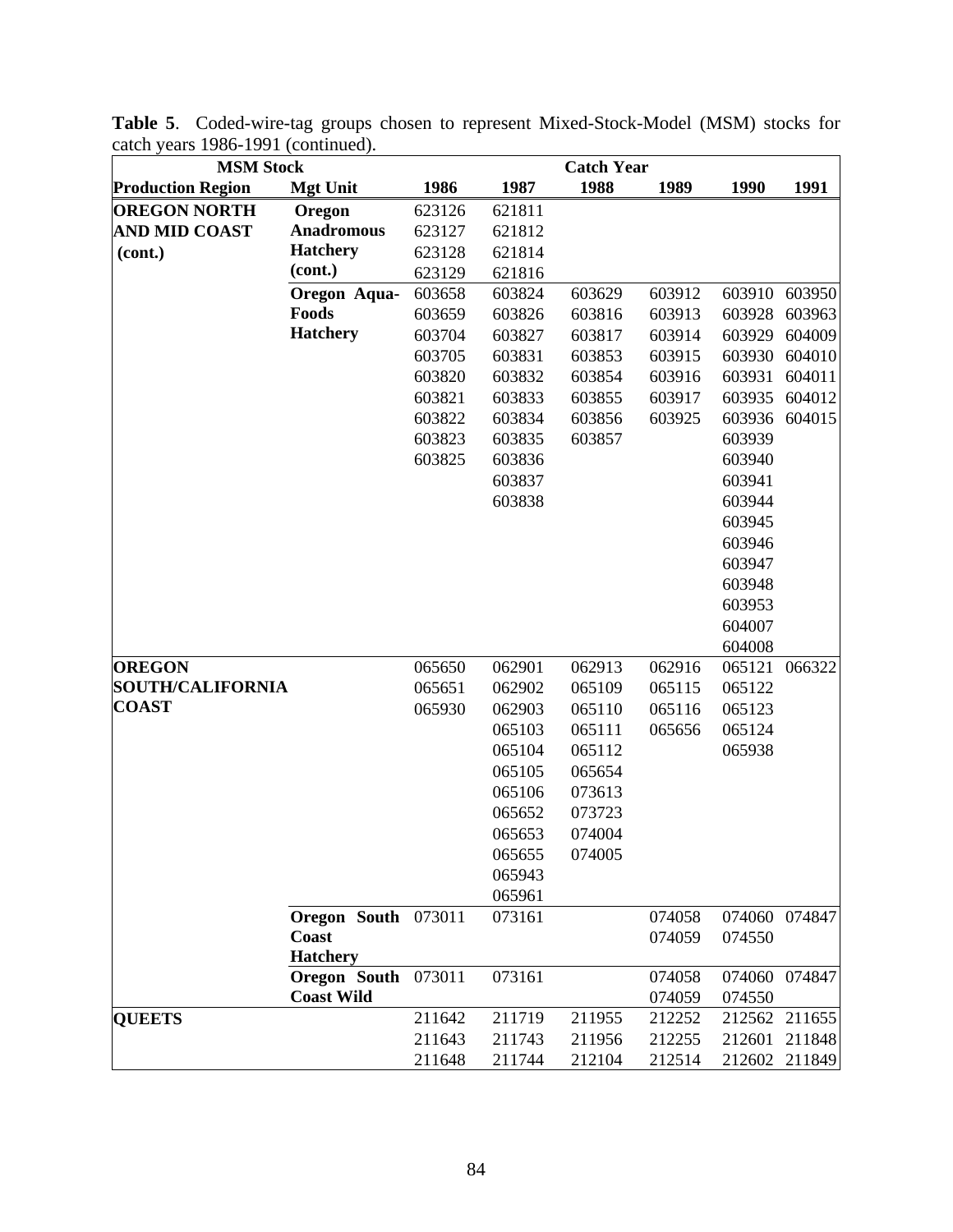**Table 5**. Coded-wire-tag groups chosen to represent Mixed-Stock-Model (MSM) stocks for catch years 1986-1991 (continued).

| MSM Stock | | Catch Year | | | | | |
|---|---|---|---|---|---|---|---|
| **Production Region** | **Mgt Unit** | **1986** | **1987** | **1988** | **1989** | **1990** | **1991** |
| **OREGON NORTH AND MID COAST (cont.)** | **Oregon Anadromous Hatchery (cont.)** | 623126 | 621811 | | | | |
| | | 623127 | 621812 | | | | |
| | | 623128 | 621814 | | | | |
| | | 623129 | 621816 | | | | |
| | **Oregon Aqua-Foods Hatchery** | 603658 | 603824 | 603629 | 603912 | 603910 | 603950 |
| | | 603659 | 603826 | 603816 | 603913 | 603928 | 603963 |
| | | 603704 | 603827 | 603817 | 603914 | 603929 | 604009 |
| | | 603705 | 603831 | 603853 | 603915 | 603930 | 604010 |
| | | 603820 | 603832 | 603854 | 603916 | 603931 | 604011 |
| | | 603821 | 603833 | 603855 | 603917 | 603935 | 604012 |
| | | 603822 | 603834 | 603856 | 603925 | 603936 | 604015 |
| | | 603823 | 603835 | 603857 | | 603939 | |
| | | 603825 | 603836 | | | 603940 | |
| | | | 603837 | | | 603941 | |
| | | | 603838 | | | 603944 | |
| | | | | | | 603945 | |
| | | | | | | 603946 | |
| | | | | | | 603947 | |
| | | | | | | 603948 | |
| | | | | | | 603953 | |
| | | | | | | 604007 | |
| | | | | | | 604008 | |
| **OREGON SOUTH/CALIFORNIA COAST** | | 065650 | 062901 | 062913 | 062916 | 065121 | 066322 |
| | | 065651 | 062902 | 065109 | 065115 | 065122 | |
| | | 065930 | 062903 | 065110 | 065116 | 065123 | |
| | | | 065103 | 065111 | 065656 | 065124 | |
| | | | 065104 | 065112 | | 065938 | |
| | | | 065105 | 065654 | | | |
| | | | 065106 | 073613 | | | |
| | | | 065652 | 073723 | | | |
| | | | 065653 | 074004 | | | |
| | | | 065655 | 074005 | | | |
| | | | 065943 | | | | |
| | | | 065961 | | | | |
| | **Oregon South Coast Hatchery** | 073011 | 073161 | | 074058 | 074060 | 074847 |
| | | | | | 074059 | 074550 | |
| | **Oregon South Coast Wild** | 073011 | 073161 | | 074058 | 074060 | 074847 |
| | | | | | 074059 | 074550 | |
| **QUEETS** | | 211642 | 211719 | 211955 | 212252 | 212562 | 211655 |
| | | 211643 | 211743 | 211956 | 212255 | 212601 | 211848 |
| | | 211648 | 211744 | 212104 | 212514 | 212602 | 211849 |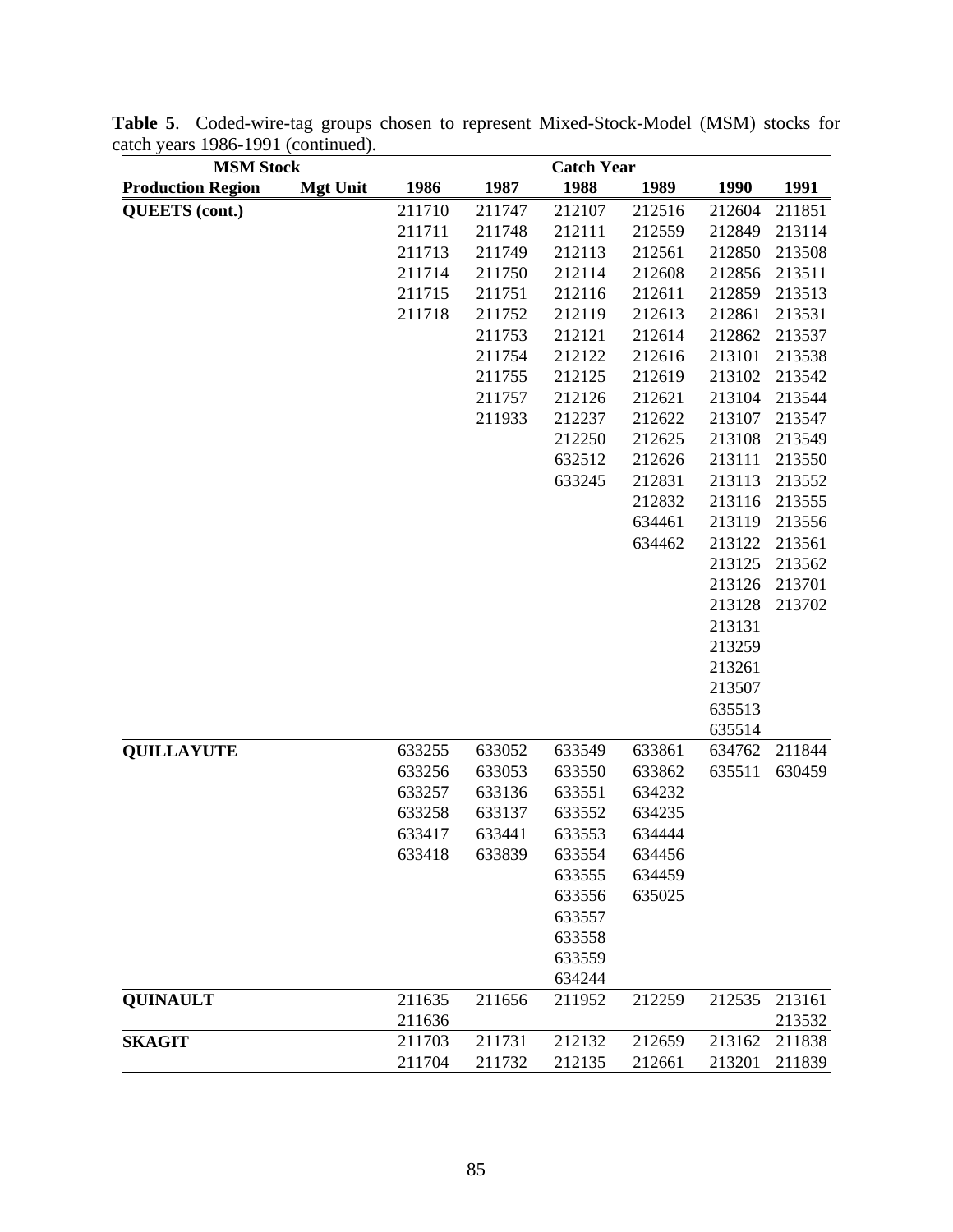**Table 5**. Coded-wire-tag groups chosen to represent Mixed-Stock-Model (MSM) stocks for catch years 1986-1991 (continued).

| MSM Stock | | Catch Year | | | | | |
|---|---|---|---|---|---|---|---|
| **Production Region** | **Mgt Unit** | **1986** | **1987** | **1988** | **1989** | **1990** | **1991** |
| **QUEETS (cont.)** | | 211710 | 211747 | 212107 | 212516 | 212604 | 211851 |
| | | 211711 | 211748 | 212111 | 212559 | 212849 | 213114 |
| | | 211713 | 211749 | 212113 | 212561 | 212850 | 213508 |
| | | 211714 | 211750 | 212114 | 212608 | 212856 | 213511 |
| | | 211715 | 211751 | 212116 | 212611 | 212859 | 213513 |
| | | 211718 | 211752 | 212119 | 212613 | 212861 | 213531 |
| | | | 211753 | 212121 | 212614 | 212862 | 213537 |
| | | | 211754 | 212122 | 212616 | 213101 | 213538 |
| | | | 211755 | 212125 | 212619 | 213102 | 213542 |
| | | | 211757 | 212126 | 212621 | 213104 | 213544 |
| | | | 211933 | 212237 | 212622 | 213107 | 213547 |
| | | | | 212250 | 212625 | 213108 | 213549 |
| | | | | 632512 | 212626 | 213111 | 213550 |
| | | | | 633245 | 212831 | 213113 | 213552 |
| | | | | | 212832 | 213116 | 213555 |
| | | | | | 634461 | 213119 | 213556 |
| | | | | | 634462 | 213122 | 213561 |
| | | | | | | 213125 | 213562 |
| | | | | | | 213126 | 213701 |
| | | | | | | 213128 | 213702 |
| | | | | | | 213131 | |
| | | | | | | 213259 | |
| | | | | | | 213261 | |
| | | | | | | 213507 | |
| | | | | | | 635513 | |
| | | | | | | 635514 | |
| **QUILLAYUTE** | | 633255 | 633052 | 633549 | 633861 | 634762 | 211844 |
| | | 633256 | 633053 | 633550 | 633862 | 635511 | 630459 |
| | | 633257 | 633136 | 633551 | 634232 | | |
| | | 633258 | 633137 | 633552 | 634235 | | |
| | | 633417 | 633441 | 633553 | 634444 | | |
| | | 633418 | 633839 | 633554 | 634456 | | |
| | | | | 633555 | 634459 | | |
| | | | | 633556 | 635025 | | |
| | | | | 633557 | | | |
| | | | | 633558 | | | |
| | | | | 633559 | | | |
| | | | | 634244 | | | |
| **QUINAULT** | | 211635 | 211656 | 211952 | 212259 | 212535 | 213161 |
| | | 211636 | | | | | 213532 |
| **SKAGIT** | | 211703 | 211731 | 212132 | 212659 | 213162 | 211838 |
| | | 211704 | 211732 | 212135 | 212661 | 213201 | 211839 |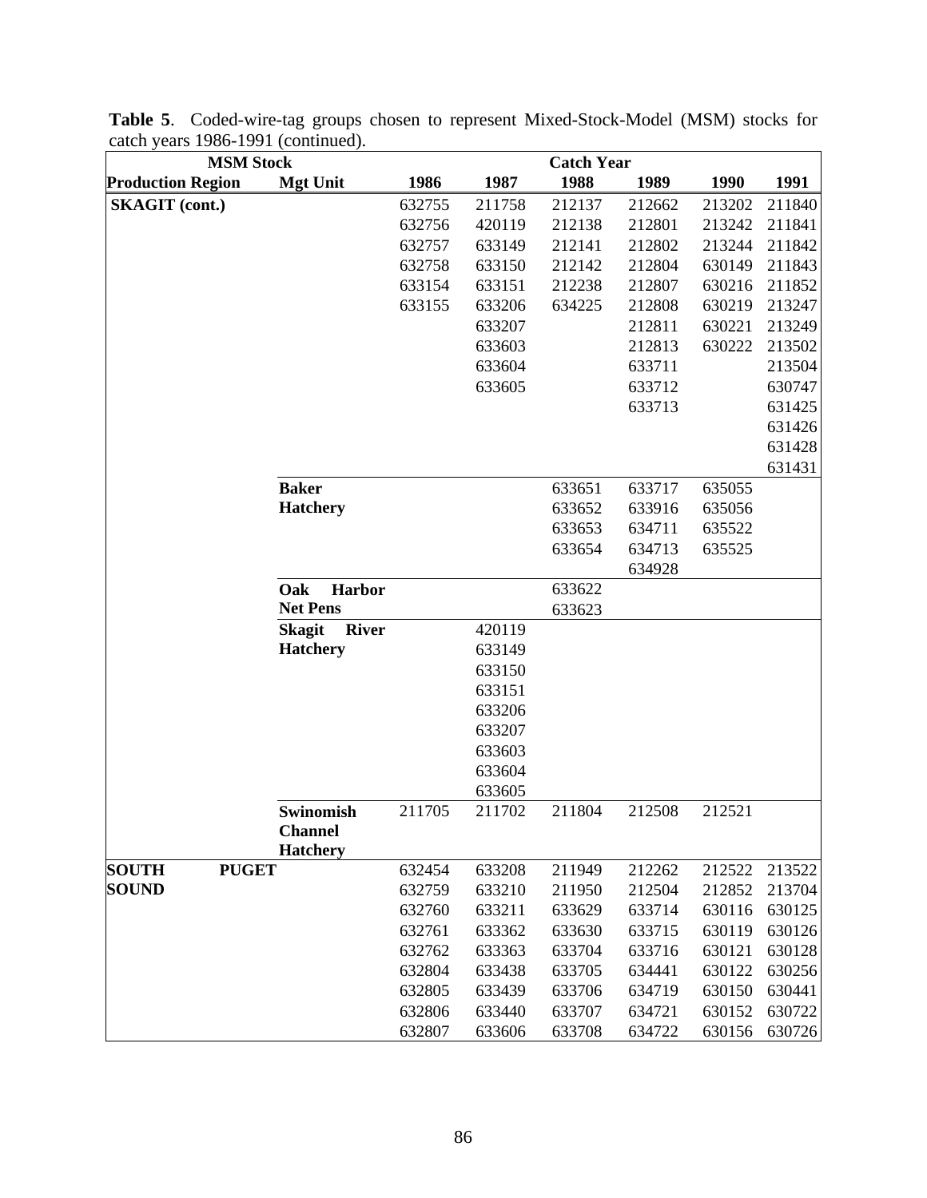**Table 5**. Coded-wire-tag groups chosen to represent Mixed-Stock-Model (MSM) stocks for catch years 1986-1991 (continued).

| MSM Stock | | Catch Year | | | | | |
|---|---|---|---|---|---|---|---|
| **Production Region** | **Mgt Unit** | **1986** | **1987** | **1988** | **1989** | **1990** | **1991** |
| **SKAGIT (cont.)** | | 632755 | 211758 | 212137 | 212662 | 213202 | 211840 |
| | | 632756 | 420119 | 212138 | 212801 | 213242 | 211841 |
| | | 632757 | 633149 | 212141 | 212802 | 213244 | 211842 |
| | | 632758 | 633150 | 212142 | 212804 | 630149 | 211843 |
| | | 633154 | 633151 | 212238 | 212807 | 630216 | 211852 |
| | | 633155 | 633206 | 634225 | 212808 | 630219 | 213247 |
| | | | 633207 | | 212811 | 630221 | 213249 |
| | | | 633603 | | 212813 | 630222 | 213502 |
| | | | 633604 | | 633711 | | 213504 |
| | | | 633605 | | 633712 | | 630747 |
| | | | | | 633713 | | 631425 |
| | | | | | | | 631426 |
| | | | | | | | 631428 |
| | | | | | | | 631431 |
| | **Baker Hatchery** | | | 633651 | 633717 | 635055 | |
| | | | | 633652 | 633916 | 635056 | |
| | | | | 633653 | 634711 | 635522 | |
| | | | | 633654 | 634713 | 635525 | |
| | | | | | 634928 | | |
| | **Oak Harbor Net Pens** | | | 633622 | | | |
| | | | | 633623 | | | |
| | **Skagit River Hatchery** | | 420119 | | | | |
| | | | 633149 | | | | |
| | | | 633150 | | | | |
| | | | 633151 | | | | |
| | | | 633206 | | | | |
| | | | 633207 | | | | |
| | | | 633603 | | | | |
| | | | 633604 | | | | |
| | | | 633605 | | | | |
| | **Swinomish Channel Hatchery** | 211705 | 211702 | 211804 | 212508 | 212521 | |
| **SOUTH PUGET SOUND** | | 632454 | 633208 | 211949 | 212262 | 212522 | 213522 |
| | | 632759 | 633210 | 211950 | 212504 | 212852 | 213704 |
| | | 632760 | 633211 | 633629 | 633714 | 630116 | 630125 |
| | | 632761 | 633362 | 633630 | 633715 | 630119 | 630126 |
| | | 632762 | 633363 | 633704 | 633716 | 630121 | 630128 |
| | | 632804 | 633438 | 633705 | 634441 | 630122 | 630256 |
| | | 632805 | 633439 | 633706 | 634719 | 630150 | 630441 |
| | | 632806 | 633440 | 633707 | 634721 | 630152 | 630722 |
| | | 632807 | 633606 | 633708 | 634722 | 630156 | 630726 |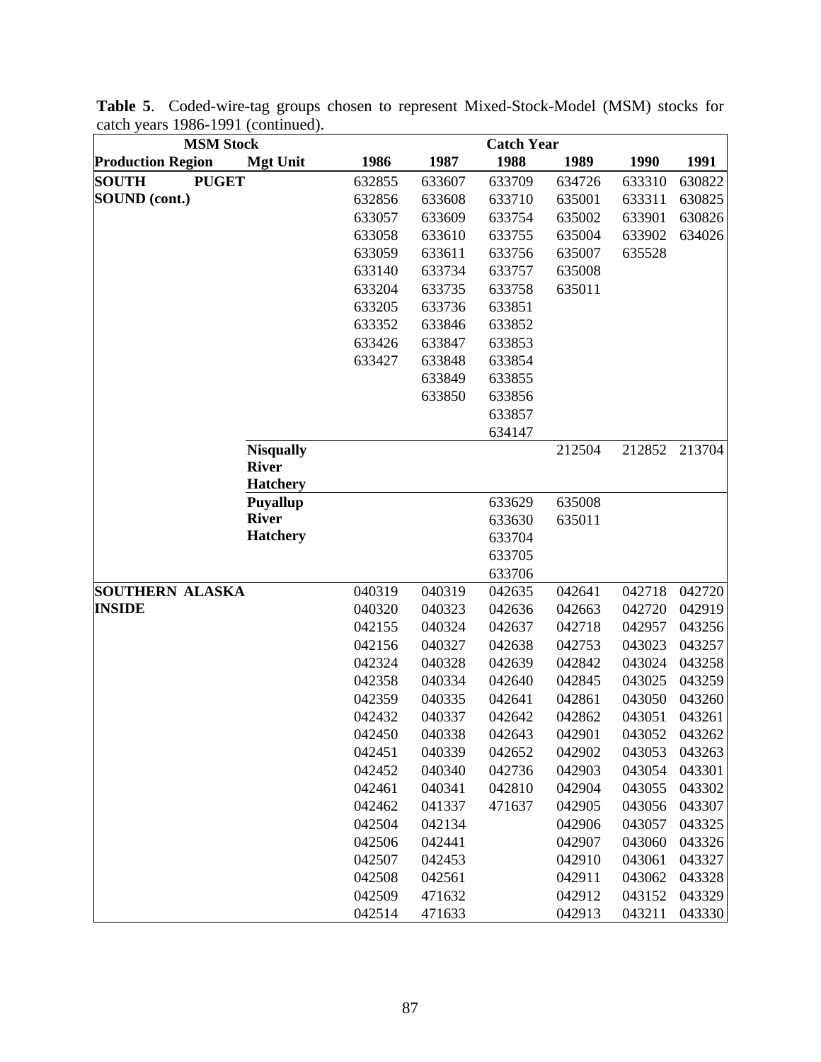**Table 5**. Coded-wire-tag groups chosen to represent Mixed-Stock-Model (MSM) stocks for catch years 1986-1991 (continued).

| MSM Stock | | Catch Year | | | | | |
|---|---|---|---|---|---|---|---|
| **Production Region** | **Mgt Unit** | **1986** | **1987** | **1988** | **1989** | **1990** | **1991** |
| **SOUTH PUGET SOUND (cont.)** | | 632855 | 633607 | 633709 | 634726 | 633310 | 630822 |
| | | 632856 | 633608 | 633710 | 635001 | 633311 | 630825 |
| | | 633057 | 633609 | 633754 | 635002 | 633901 | 630826 |
| | | 633058 | 633610 | 633755 | 635004 | 633902 | 634026 |
| | | 633059 | 633611 | 633756 | 635007 | 635528 | |
| | | 633140 | 633734 | 633757 | 635008 | | |
| | | 633204 | 633735 | 633758 | 635011 | | |
| | | 633205 | 633736 | 633851 | | | |
| | | 633352 | 633846 | 633852 | | | |
| | | 633426 | 633847 | 633853 | | | |
| | | 633427 | 633848 | 633854 | | | |
| | | | 633849 | 633855 | | | |
| | | | 633850 | 633856 | | | |
| | | | | 633857 | | | |
| | | | | 634147 | | | |
| | **Nisqually River Hatchery** | | | | 212504 | 212852 | 213704 |
| | **Puyallup River Hatchery** | | | 633629 | 635008 | | |
| | | | | 633630 | 635011 | | |
| | | | | 633704 | | | |
| | | | | 633705 | | | |
| | | | | 633706 | | | |
| **SOUTHERN ALASKA INSIDE** | | 040319 | 040319 | 042635 | 042641 | 042718 | 042720 |
| | | 040320 | 040323 | 042636 | 042663 | 042720 | 042919 |
| | | 042155 | 040324 | 042637 | 042718 | 042957 | 043256 |
| | | 042156 | 040327 | 042638 | 042753 | 043023 | 043257 |
| | | 042324 | 040328 | 042639 | 042842 | 043024 | 043258 |
| | | 042358 | 040334 | 042640 | 042845 | 043025 | 043259 |
| | | 042359 | 040335 | 042641 | 042861 | 043050 | 043260 |
| | | 042432 | 040337 | 042642 | 042862 | 043051 | 043261 |
| | | 042450 | 040338 | 042643 | 042901 | 043052 | 043262 |
| | | 042451 | 040339 | 042652 | 042902 | 043053 | 043263 |
| | | 042452 | 040340 | 042736 | 042903 | 043054 | 043301 |
| | | 042461 | 040341 | 042810 | 042904 | 043055 | 043302 |
| | | 042462 | 041337 | 471637 | 042905 | 043056 | 043307 |
| | | 042504 | 042134 | | 042906 | 043057 | 043325 |
| | | 042506 | 042441 | | 042907 | 043060 | 043326 |
| | | 042507 | 042453 | | 042910 | 043061 | 043327 |
| | | 042508 | 042561 | | 042911 | 043062 | 043328 |
| | | 042509 | 471632 | | 042912 | 043152 | 043329 |
| | | 042514 | 471633 | | 042913 | 043211 | 043330 |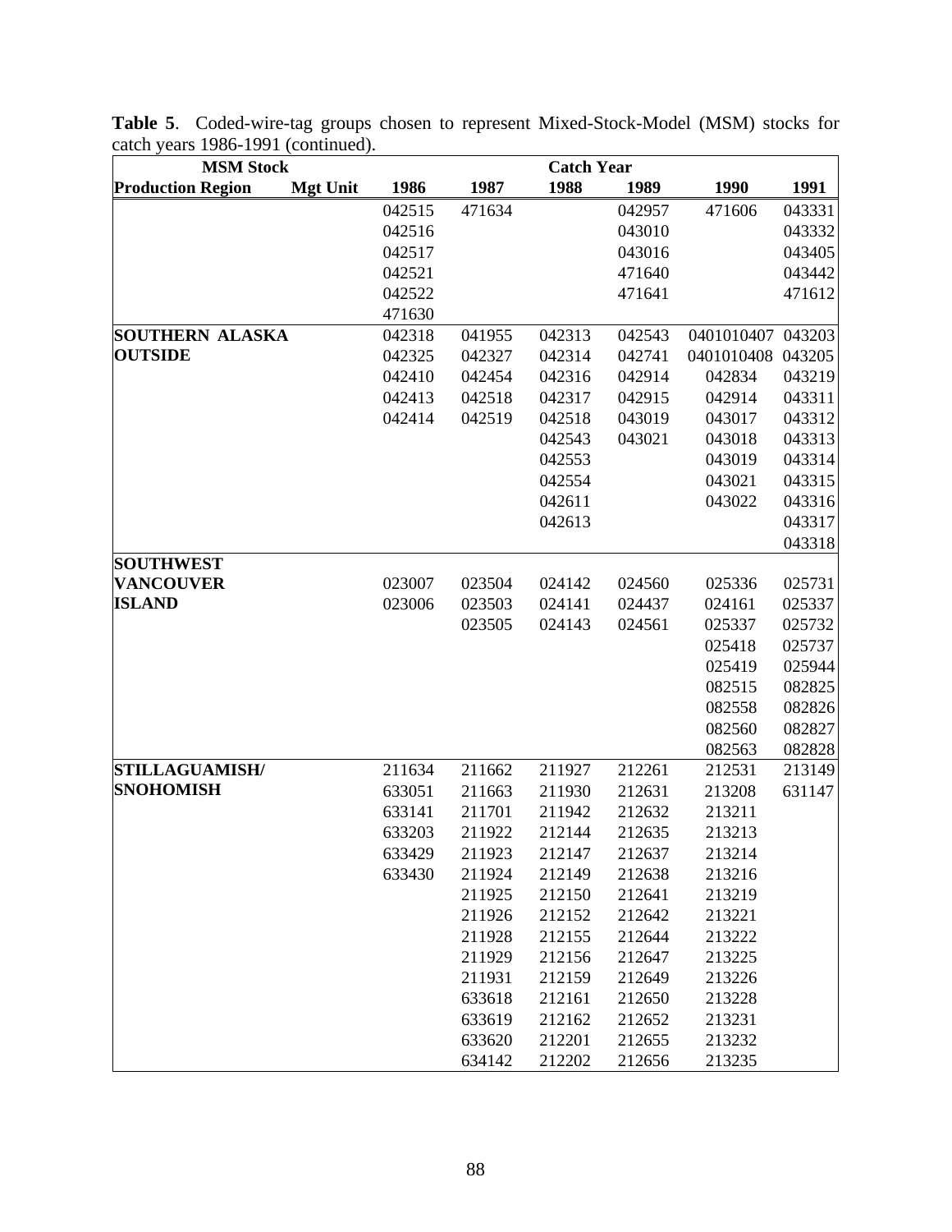**Table 5**. Coded-wire-tag groups chosen to represent Mixed-Stock-Model (MSM) stocks for catch years 1986-1991 (continued).

| MSM Stock | | Catch Year | | | | | |
|---|---|---|---|---|---|---|---|
| Production Region | Mgt Unit | 1986 | 1987 | 1988 | 1989 | 1990 | 1991 |
| | | 042515 | 471634 | | 042957 | 471606 | 043331 |
| | | 042516 | | | 043010 | | 043332 |
| | | 042517 | | | 043016 | | 043405 |
| | | 042521 | | | 471640 | | 043442 |
| | | 042522 | | | 471641 | | 471612 |
| | | 471630 | | | | | |
| **SOUTHERN ALASKA** | | 042318 | 041955 | 042313 | 042543 | 0401010407 | 043203 |
| **OUTSIDE** | | 042325 | 042327 | 042314 | 042741 | 0401010408 | 043205 |
| | | 042410 | 042454 | 042316 | 042914 | 042834 | 043219 |
| | | 042413 | 042518 | 042317 | 042915 | 042914 | 043311 |
| | | 042414 | 042519 | 042518 | 043019 | 043017 | 043312 |
| | | | | 042543 | 043021 | 043018 | 043313 |
| | | | | 042553 | | 043019 | 043314 |
| | | | | 042554 | | 043021 | 043315 |
| | | | | 042611 | | 043022 | 043316 |
| | | | | 042613 | | | 043317 |
| | | | | | | | 043318 |
| **SOUTHWEST** | | | | | | | |
| **VANCOUVER** | | 023007 | 023504 | 024142 | 024560 | 025336 | 025731 |
| **ISLAND** | | 023006 | 023503 | 024141 | 024437 | 024161 | 025337 |
| | | | 023505 | 024143 | 024561 | 025337 | 025732 |
| | | | | | | 025418 | 025737 |
| | | | | | | 025419 | 025944 |
| | | | | | | 082515 | 082825 |
| | | | | | | 082558 | 082826 |
| | | | | | | 082560 | 082827 |
| | | | | | | 082563 | 082828 |
| **STILLAGUAMISH/** | | 211634 | 211662 | 211927 | 212261 | 212531 | 213149 |
| **SNOHOMISH** | | 633051 | 211663 | 211930 | 212631 | 213208 | 631147 |
| | | 633141 | 211701 | 211942 | 212632 | 213211 | |
| | | 633203 | 211922 | 212144 | 212635 | 213213 | |
| | | 633429 | 211923 | 212147 | 212637 | 213214 | |
| | | 633430 | 211924 | 212149 | 212638 | 213216 | |
| | | | 211925 | 212150 | 212641 | 213219 | |
| | | | 211926 | 212152 | 212642 | 213221 | |
| | | | 211928 | 212155 | 212644 | 213222 | |
| | | | 211929 | 212156 | 212647 | 213225 | |
| | | | 211931 | 212159 | 212649 | 213226 | |
| | | | 633618 | 212161 | 212650 | 213228 | |
| | | | 633619 | 212162 | 212652 | 213231 | |
| | | | 633620 | 212201 | 212655 | 213232 | |
| | | | 634142 | 212202 | 212656 | 213235 | |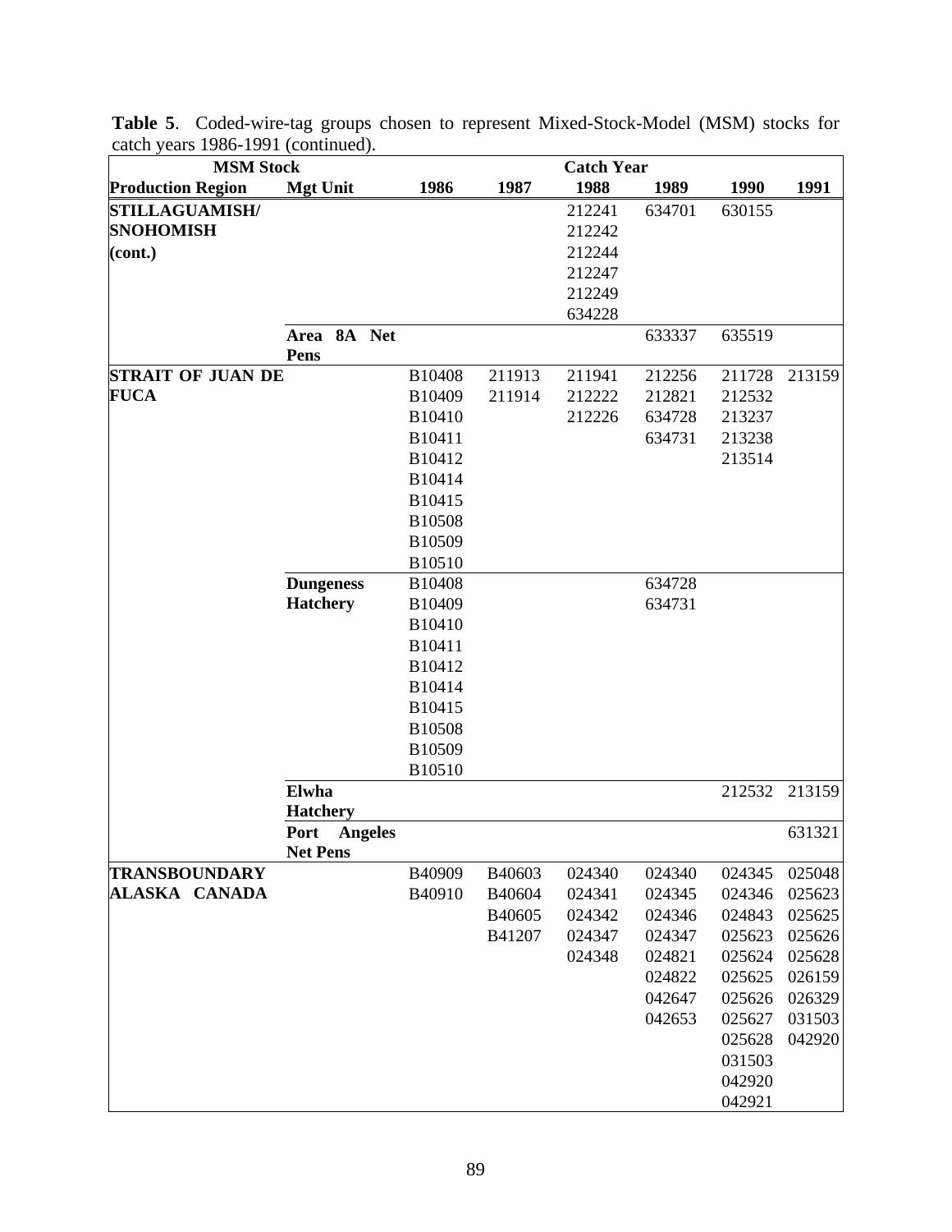**Table 5**. Coded-wire-tag groups chosen to represent Mixed-Stock-Model (MSM) stocks for catch years 1986-1991 (continued).

| MSM Stock | | Catch Year | | | | | |
|---|---|---|---|---|---|---|---|
| **Production Region** | **Mgt Unit** | **1986** | **1987** | **1988** | **1989** | **1990** | **1991** |
| **STILLAGUAMISH/ SNOHOMISH (cont.)** | | | | 212241 | 634701 | 630155 | |
| | | | | 212242 | | | |
| | | | | 212244 | | | |
| | | | | 212247 | | | |
| | | | | 212249 | | | |
| | | | | 634228 | | | |
| | **Area 8A Net Pens** | | | | 633337 | 635519 | |
| **STRAIT OF JUAN DE FUCA** | | B10408 | 211913 | 211941 | 212256 | 211728 | 213159 |
| | | B10409 | 211914 | 212222 | 212821 | 212532 | |
| | | B10410 | | 212226 | 634728 | 213237 | |
| | | B10411 | | | 634731 | 213238 | |
| | | B10412 | | | | 213514 | |
| | | B10414 | | | | | |
| | | B10415 | | | | | |
| | | B10508 | | | | | |
| | | B10509 | | | | | |
| | | B10510 | | | | | |
| | **Dungeness Hatchery** | B10408 | | | 634728 | | |
| | | B10409 | | | 634731 | | |
| | | B10410 | | | | | |
| | | B10411 | | | | | |
| | | B10412 | | | | | |
| | | B10414 | | | | | |
| | | B10415 | | | | | |
| | | B10508 | | | | | |
| | | B10509 | | | | | |
| | | B10510 | | | | | |
| | **Elwha Hatchery** | | | | | 212532 | 213159 |
| | **Port Angeles Net Pens** | | | | | | 631321 |
| **TRANSBOUNDARY ALASKA CANADA** | | B40909 | B40603 | 024340 | 024340 | 024345 | 025048 |
| | | B40910 | B40604 | 024341 | 024345 | 024346 | 025623 |
| | | | B40605 | 024342 | 024346 | 024843 | 025625 |
| | | | B41207 | 024347 | 024347 | 025623 | 025626 |
| | | | | 024348 | 024821 | 025624 | 025628 |
| | | | | | 024822 | 025625 | 026159 |
| | | | | | 042647 | 025626 | 026329 |
| | | | | | 042653 | 025627 | 031503 |
| | | | | | | 025628 | 042920 |
| | | | | | | 031503 | |
| | | | | | | 042920 | |
| | | | | | | 042921 | |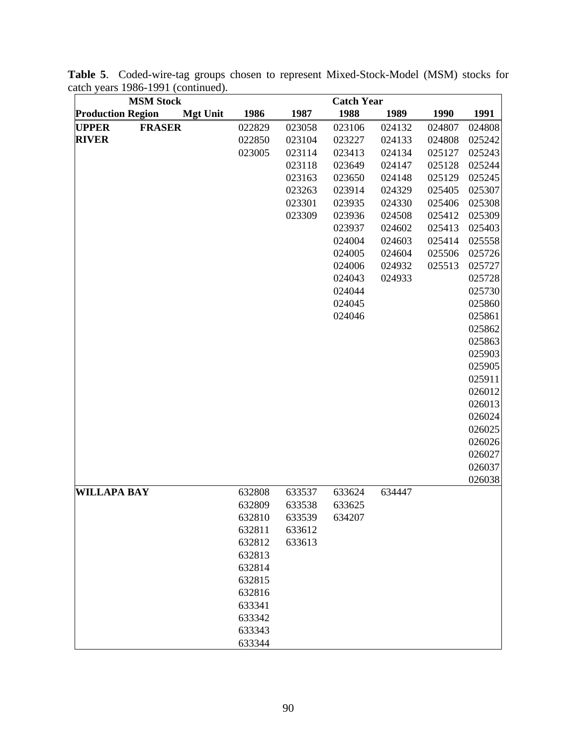**Table 5**. Coded-wire-tag groups chosen to represent Mixed-Stock-Model (MSM) stocks for catch years 1986-1991 (continued).

| MSM Stock | | Catch Year | | | | | |
|---|---|---|---|---|---|---|---|
| **Production Region** | **Mgt Unit** | **1986** | **1987** | **1988** | **1989** | **1990** | **1991** |
| **UPPER FRASER RIVER** | | 022829 | 023058 | 023106 | 024132 | 024807 | 024808 |
| | | 022850 | 023104 | 023227 | 024133 | 024808 | 025242 |
| | | 023005 | 023114 | 023413 | 024134 | 025127 | 025243 |
| | | | 023118 | 023649 | 024147 | 025128 | 025244 |
| | | | 023163 | 023650 | 024148 | 025129 | 025245 |
| | | | 023263 | 023914 | 024329 | 025405 | 025307 |
| | | | 023301 | 023935 | 024330 | 025406 | 025308 |
| | | | 023309 | 023936 | 024508 | 025412 | 025309 |
| | | | | 023937 | 024602 | 025413 | 025403 |
| | | | | 024004 | 024603 | 025414 | 025558 |
| | | | | 024005 | 024604 | 025506 | 025726 |
| | | | | 024006 | 024932 | 025513 | 025727 |
| | | | | 024043 | 024933 | | 025728 |
| | | | | 024044 | | | 025730 |
| | | | | 024045 | | | 025860 |
| | | | | 024046 | | | 025861 |
| | | | | | | | 025862 |
| | | | | | | | 025863 |
| | | | | | | | 025903 |
| | | | | | | | 025905 |
| | | | | | | | 025911 |
| | | | | | | | 026012 |
| | | | | | | | 026013 |
| | | | | | | | 026024 |
| | | | | | | | 026025 |
| | | | | | | | 026026 |
| | | | | | | | 026027 |
| | | | | | | | 026037 |
| | | | | | | | 026038 |
| **WILLAPA BAY** | | 632808 | 633537 | 633624 | 634447 | | |
| | | 632809 | 633538 | 633625 | | | |
| | | 632810 | 633539 | 634207 | | | |
| | | 632811 | 633612 | | | | |
| | | 632812 | 633613 | | | | |
| | | 632813 | | | | | |
| | | 632814 | | | | | |
| | | 632815 | | | | | |
| | | 632816 | | | | | |
| | | 633341 | | | | | |
| | | 633342 | | | | | |
| | | 633343 | | | | | |
| | | 633344 | | | | | |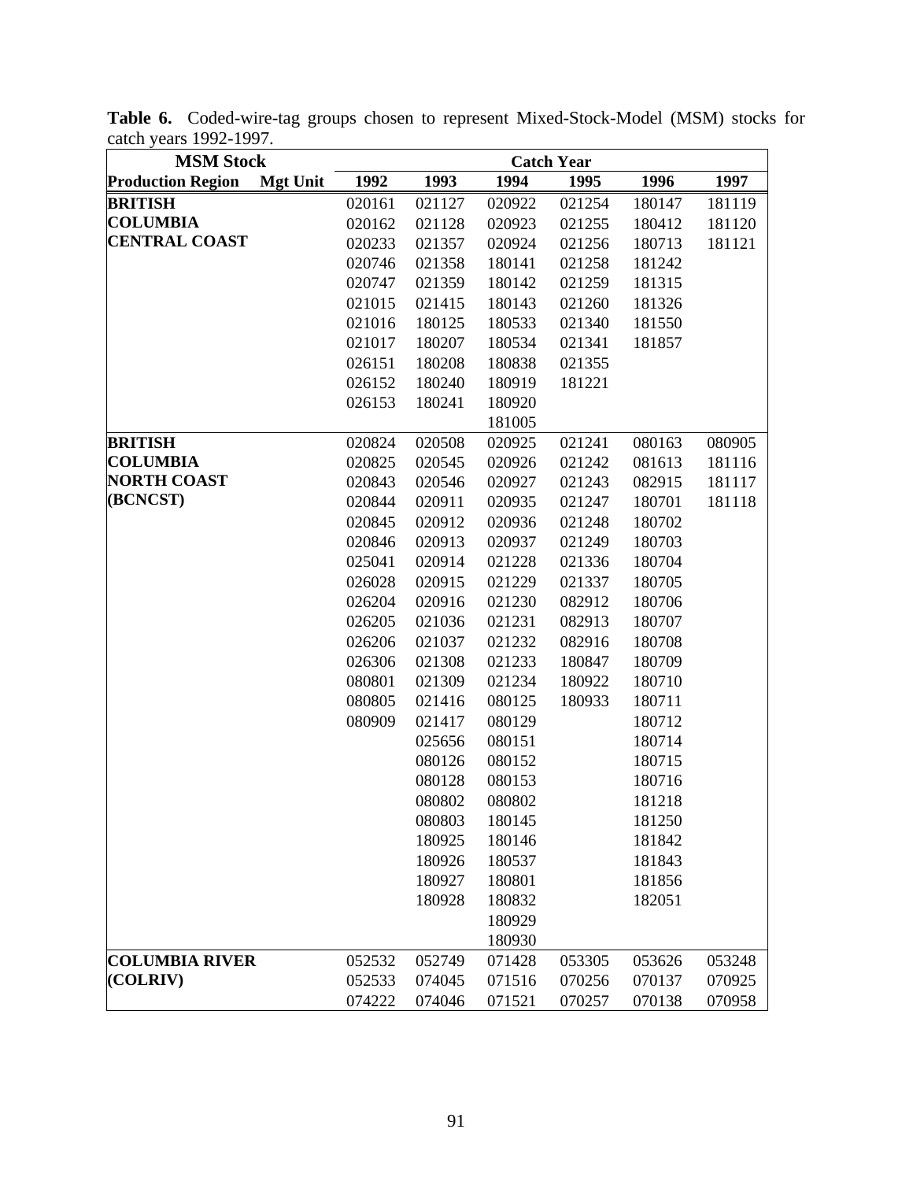**Table 6.** Coded-wire-tag groups chosen to represent Mixed-Stock-Model (MSM) stocks for catch years 1992-1997.

| MSM Stock | | Catch Year | | | | | |
|---|---|---|---|---|---|---|---|
| **Production Region** | **Mgt Unit** | **1992** | **1993** | **1994** | **1995** | **1996** | **1997** |
| **BRITISH COLUMBIA CENTRAL COAST** | | 020161 | 021127 | 020922 | 021254 | 180147 | 181119 |
| | | 020162 | 021128 | 020923 | 021255 | 180412 | 181120 |
| | | 020233 | 021357 | 020924 | 021256 | 180713 | 181121 |
| | | 020746 | 021358 | 180141 | 021258 | 181242 | |
| | | 020747 | 021359 | 180142 | 021259 | 181315 | |
| | | 021015 | 021415 | 180143 | 021260 | 181326 | |
| | | 021016 | 180125 | 180533 | 021340 | 181550 | |
| | | 021017 | 180207 | 180534 | 021341 | 181857 | |
| | | 026151 | 180208 | 180838 | 021355 | | |
| | | 026152 | 180240 | 180919 | 181221 | | |
| | | 026153 | 180241 | 180920 | | | |
| | | | | 181005 | | | |
| **BRITISH COLUMBIA NORTH COAST (BCNCST)** | | 020824 | 020508 | 020925 | 021241 | 080163 | 080905 |
| | | 020825 | 020545 | 020926 | 021242 | 081613 | 181116 |
| | | 020843 | 020546 | 020927 | 021243 | 082915 | 181117 |
| | | 020844 | 020911 | 020935 | 021247 | 180701 | 181118 |
| | | 020845 | 020912 | 020936 | 021248 | 180702 | |
| | | 020846 | 020913 | 020937 | 021249 | 180703 | |
| | | 025041 | 020914 | 021228 | 021336 | 180704 | |
| | | 026028 | 020915 | 021229 | 021337 | 180705 | |
| | | 026204 | 020916 | 021230 | 082912 | 180706 | |
| | | 026205 | 021036 | 021231 | 082913 | 180707 | |
| | | 026206 | 021037 | 021232 | 082916 | 180708 | |
| | | 026306 | 021308 | 021233 | 180847 | 180709 | |
| | | 080801 | 021309 | 021234 | 180922 | 180710 | |
| | | 080805 | 021416 | 080125 | 180933 | 180711 | |
| | | 080909 | 021417 | 080129 | | 180712 | |
| | | | 025656 | 080151 | | 180714 | |
| | | | 080126 | 080152 | | 180715 | |
| | | | 080128 | 080153 | | 180716 | |
| | | | 080802 | 080802 | | 181218 | |
| | | | 080803 | 180145 | | 181250 | |
| | | | 180925 | 180146 | | 181842 | |
| | | | 180926 | 180537 | | 181843 | |
| | | | 180927 | 180801 | | 181856 | |
| | | | 180928 | 180832 | | 182051 | |
| | | | | 180929 | | | |
| | | | | 180930 | | | |
| **COLUMBIA RIVER (COLRIV)** | | 052532 | 052749 | 071428 | 053305 | 053626 | 053248 |
| | | 052533 | 074045 | 071516 | 070256 | 070137 | 070925 |
| | | 074222 | 074046 | 071521 | 070257 | 070138 | 070958 |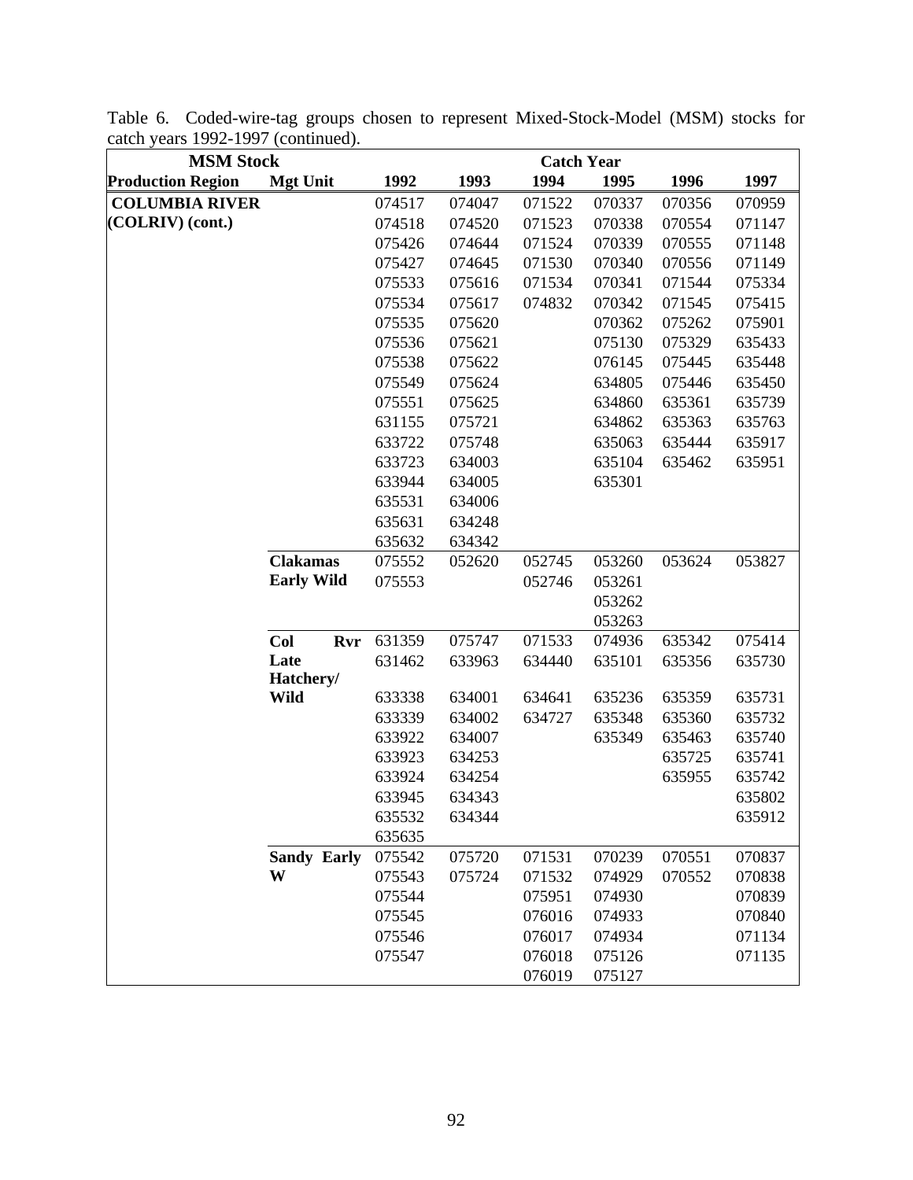Table 6. Coded-wire-tag groups chosen to represent Mixed-Stock-Model (MSM) stocks for catch years 1992-1997 (continued).

| MSM Stock | | Catch Year | | | | | |
|---|---|---|---|---|---|---|---|
| **Production Region** | **Mgt Unit** | **1992** | **1993** | **1994** | **1995** | **1996** | **1997** |
| **COLUMBIA RIVER (COLRIV) (cont.)** | | 074517 | 074047 | 071522 | 070337 | 070356 | 070959 |
| | | 074518 | 074520 | 071523 | 070338 | 070554 | 071147 |
| | | 075426 | 074644 | 071524 | 070339 | 070555 | 071148 |
| | | 075427 | 074645 | 071530 | 070340 | 070556 | 071149 |
| | | 075533 | 075616 | 071534 | 070341 | 071544 | 075334 |
| | | 075534 | 075617 | 074832 | 070342 | 071545 | 075415 |
| | | 075535 | 075620 | | 070362 | 075262 | 075901 |
| | | 075536 | 075621 | | 075130 | 075329 | 635433 |
| | | 075538 | 075622 | | 076145 | 075445 | 635448 |
| | | 075549 | 075624 | | 634805 | 075446 | 635450 |
| | | 075551 | 075625 | | 634860 | 635361 | 635739 |
| | | 631155 | 075721 | | 634862 | 635363 | 635763 |
| | | 633722 | 075748 | | 635063 | 635444 | 635917 |
| | | 633723 | 634003 | | 635104 | 635462 | 635951 |
| | | 633944 | 634005 | | 635301 | | |
| | | 635531 | 634006 | | | | |
| | | 635631 | 634248 | | | | |
| | | 635632 | 634342 | | | | |
| | **Clakamas Early Wild** | 075552 | 052620 | 052745 | 053260 | 053624 | 053827 |
| | | 075553 | | 052746 | 053261 | | |
| | | | | | 053262 | | |
| | | | | | 053263 | | |
| | **Col Rvr Late Hatchery/ Wild** | 631359 | 075747 | 071533 | 074936 | 635342 | 075414 |
| | | 631462 | 633963 | 634440 | 635101 | 635356 | 635730 |
| | | 633338 | 634001 | 634641 | 635236 | 635359 | 635731 |
| | | 633339 | 634002 | 634727 | 635348 | 635360 | 635732 |
| | | 633922 | 634007 | | 635349 | 635463 | 635740 |
| | | 633923 | 634253 | | | 635725 | 635741 |
| | | 633924 | 634254 | | | 635955 | 635742 |
| | | 633945 | 634343 | | | | 635802 |
| | | 635532 | 634344 | | | | 635912 |
| | | 635635 | | | | | |
| | **Sandy Early W** | 075542 | 075720 | 071531 | 070239 | 070551 | 070837 |
| | | 075543 | 075724 | 071532 | 074929 | 070552 | 070838 |
| | | 075544 | | 075951 | 074930 | | 070839 |
| | | 075545 | | 076016 | 074933 | | 070840 |
| | | 075546 | | 076017 | 074934 | | 071134 |
| | | 075547 | | 076018 | 075126 | | 071135 |
| | | | | 076019 | 075127 | | |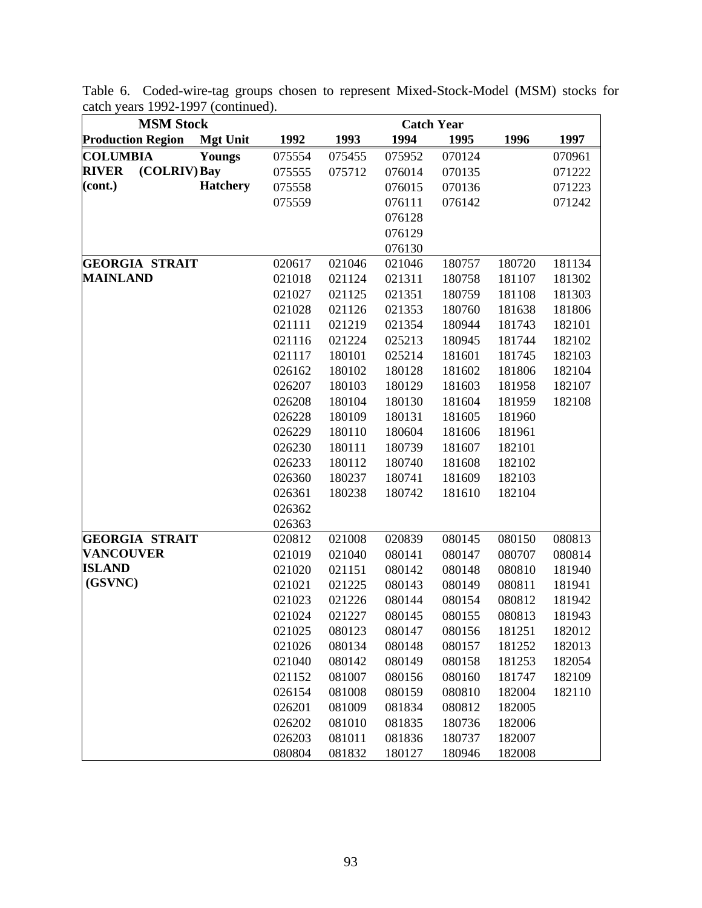Table 6. Coded-wire-tag groups chosen to represent Mixed-Stock-Model (MSM) stocks for catch years 1992-1997 (continued).

| MSM Stock | | Catch Year | | | | | |
|---|---|---|---|---|---|---|---|
| **Production Region** | **Mgt Unit** | **1992** | **1993** | **1994** | **1995** | **1996** | **1997** |
| **COLUMBIA RIVER (COLRIV) (cont.)** | **Youngs Bay Hatchery** | 075554 | 075455 | 075952 | 070124 | | 070961 |
| | | 075555 | 075712 | 076014 | 070135 | | 071222 |
| | | 075558 | | 076015 | 070136 | | 071223 |
| | | 075559 | | 076111 | 076142 | | 071242 |
| | | | | 076128 | | | |
| | | | | 076129 | | | |
| | | | | 076130 | | | |
| **GEORGIA STRAIT MAINLAND** | | 020617 | 021046 | 021046 | 180757 | 180720 | 181134 |
| | | 021018 | 021124 | 021311 | 180758 | 181107 | 181302 |
| | | 021027 | 021125 | 021351 | 180759 | 181108 | 181303 |
| | | 021028 | 021126 | 021353 | 180760 | 181638 | 181806 |
| | | 021111 | 021219 | 021354 | 180944 | 181743 | 182101 |
| | | 021116 | 021224 | 025213 | 180945 | 181744 | 182102 |
| | | 021117 | 180101 | 025214 | 181601 | 181745 | 182103 |
| | | 026162 | 180102 | 180128 | 181602 | 181806 | 182104 |
| | | 026207 | 180103 | 180129 | 181603 | 181958 | 182107 |
| | | 026208 | 180104 | 180130 | 181604 | 181959 | 182108 |
| | | 026228 | 180109 | 180131 | 181605 | 181960 | |
| | | 026229 | 180110 | 180604 | 181606 | 181961 | |
| | | 026230 | 180111 | 180739 | 181607 | 182101 | |
| | | 026233 | 180112 | 180740 | 181608 | 182102 | |
| | | 026360 | 180237 | 180741 | 181609 | 182103 | |
| | | 026361 | 180238 | 180742 | 181610 | 182104 | |
| | | 026362 | | | | | |
| | | 026363 | | | | | |
| **GEORGIA STRAIT VANCOUVER ISLAND (GSVNC)** | | 020812 | 021008 | 020839 | 080145 | 080150 | 080813 |
| | | 021019 | 021040 | 080141 | 080147 | 080707 | 080814 |
| | | 021020 | 021151 | 080142 | 080148 | 080810 | 181940 |
| | | 021021 | 021225 | 080143 | 080149 | 080811 | 181941 |
| | | 021023 | 021226 | 080144 | 080154 | 080812 | 181942 |
| | | 021024 | 021227 | 080145 | 080155 | 080813 | 181943 |
| | | 021025 | 080123 | 080147 | 080156 | 181251 | 182012 |
| | | 021026 | 080134 | 080148 | 080157 | 181252 | 182013 |
| | | 021040 | 080142 | 080149 | 080158 | 181253 | 182054 |
| | | 021152 | 081007 | 080156 | 080160 | 181747 | 182109 |
| | | 026154 | 081008 | 080159 | 080810 | 182004 | 182110 |
| | | 026201 | 081009 | 081834 | 080812 | 182005 | |
| | | 026202 | 081010 | 081835 | 180736 | 182006 | |
| | | 026203 | 081011 | 081836 | 180737 | 182007 | |
| | | 080804 | 081832 | 180127 | 180946 | 182008 | |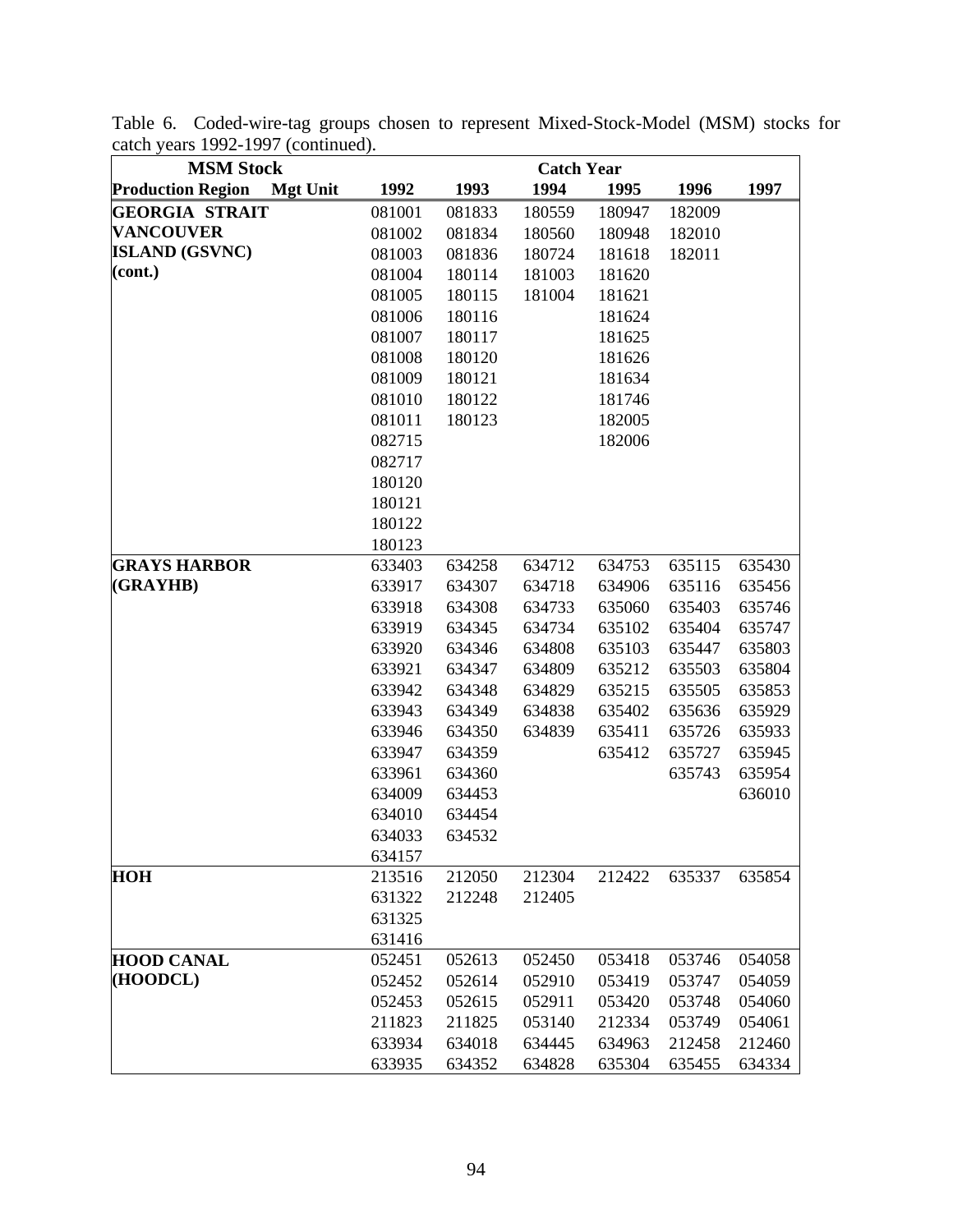Table 6. Coded-wire-tag groups chosen to represent Mixed-Stock-Model (MSM) stocks for catch years 1992-1997 (continued).

| MSM Stock | | Catch Year | | | | | |
|---|---|---|---|---|---|---|---|
| **Production Region** | **Mgt Unit** | **1992** | **1993** | **1994** | **1995** | **1996** | **1997** |
| **GEORGIA STRAIT** | | 081001 | 081833 | 180559 | 180947 | 182009 | |
| **VANCOUVER** | | 081002 | 081834 | 180560 | 180948 | 182010 | |
| **ISLAND (GSVNC)** | | 081003 | 081836 | 180724 | 181618 | 182011 | |
| **(cont.)** | | 081004 | 180114 | 181003 | 181620 | | |
| | | 081005 | 180115 | 181004 | 181621 | | |
| | | 081006 | 180116 | | 181624 | | |
| | | 081007 | 180117 | | 181625 | | |
| | | 081008 | 180120 | | 181626 | | |
| | | 081009 | 180121 | | 181634 | | |
| | | 081010 | 180122 | | 181746 | | |
| | | 081011 | 180123 | | 182005 | | |
| | | 082715 | | | 182006 | | |
| | | 082717 | | | | | |
| | | 180120 | | | | | |
| | | 180121 | | | | | |
| | | 180122 | | | | | |
| | | 180123 | | | | | |
| **GRAYS HARBOR** | | 633403 | 634258 | 634712 | 634753 | 635115 | 635430 |
| **(GRAYHB)** | | 633917 | 634307 | 634718 | 634906 | 635116 | 635456 |
| | | 633918 | 634308 | 634733 | 635060 | 635403 | 635746 |
| | | 633919 | 634345 | 634734 | 635102 | 635404 | 635747 |
| | | 633920 | 634346 | 634808 | 635103 | 635447 | 635803 |
| | | 633921 | 634347 | 634809 | 635212 | 635503 | 635804 |
| | | 633942 | 634348 | 634829 | 635215 | 635505 | 635853 |
| | | 633943 | 634349 | 634838 | 635402 | 635636 | 635929 |
| | | 633946 | 634350 | 634839 | 635411 | 635726 | 635933 |
| | | 633947 | 634359 | | 635412 | 635727 | 635945 |
| | | 633961 | 634360 | | | 635743 | 635954 |
| | | 634009 | 634453 | | | | 636010 |
| | | 634010 | 634454 | | | | |
| | | 634033 | 634532 | | | | |
| | | 634157 | | | | | |
| **HOH** | | 213516 | 212050 | 212304 | 212422 | 635337 | 635854 |
| | | 631322 | 212248 | 212405 | | | |
| | | 631325 | | | | | |
| | | 631416 | | | | | |
| **HOOD CANAL** | | 052451 | 052613 | 052450 | 053418 | 053746 | 054058 |
| **(HOODCL)** | | 052452 | 052614 | 052910 | 053419 | 053747 | 054059 |
| | | 052453 | 052615 | 052911 | 053420 | 053748 | 054060 |
| | | 211823 | 211825 | 053140 | 212334 | 053749 | 054061 |
| | | 633934 | 634018 | 634445 | 634963 | 212458 | 212460 |
| | | 633935 | 634352 | 634828 | 635304 | 635455 | 634334 |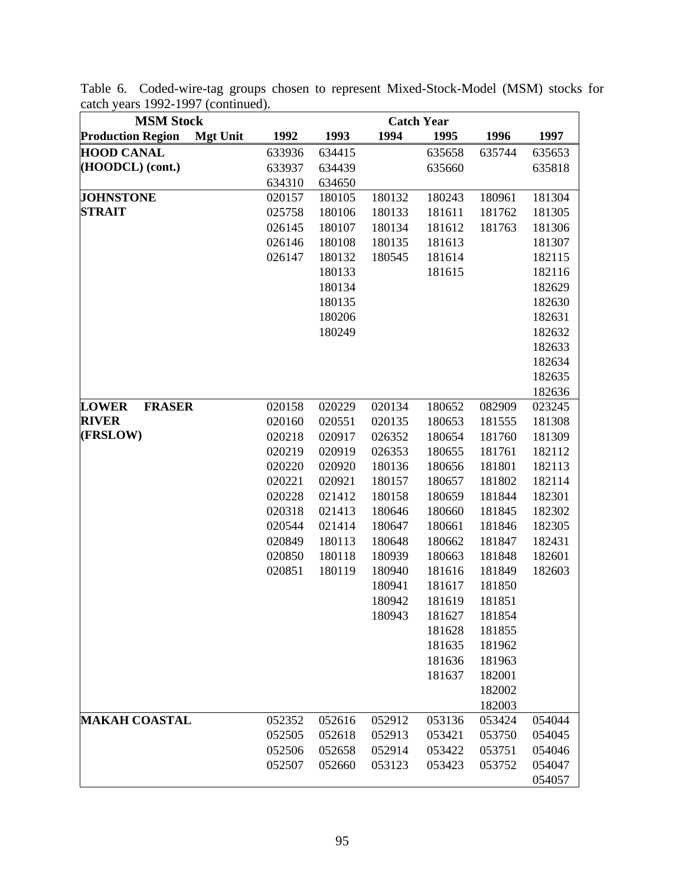Table 6. Coded-wire-tag groups chosen to represent Mixed-Stock-Model (MSM) stocks for catch years 1992-1997 (continued).

| MSM Stock | | Catch Year | | | | | |
|---|---|---|---|---|---|---|---|
| **Production Region** | **Mgt Unit** | **1992** | **1993** | **1994** | **1995** | **1996** | **1997** |
| **HOOD CANAL** | | 633936 | 634415 | | 635658 | 635744 | 635653 |
| **(HOODCL) (cont.)** | | 633937 | 634439 | | 635660 | | 635818 |
| | | 634310 | 634650 | | | | |
| **JOHNSTONE** | | 020157 | 180105 | 180132 | 180243 | 180961 | 181304 |
| **STRAIT** | | 025758 | 180106 | 180133 | 181611 | 181762 | 181305 |
| | | 026145 | 180107 | 180134 | 181612 | 181763 | 181306 |
| | | 026146 | 180108 | 180135 | 181613 | | 181307 |
| | | 026147 | 180132 | 180545 | 181614 | | 182115 |
| | | | 180133 | | 181615 | | 182116 |
| | | | 180134 | | | | 182629 |
| | | | 180135 | | | | 182630 |
| | | | 180206 | | | | 182631 |
| | | | 180249 | | | | 182632 |
| | | | | | | | 182633 |
| | | | | | | | 182634 |
| | | | | | | | 182635 |
| | | | | | | | 182636 |
| **LOWER FRASER** | | 020158 | 020229 | 020134 | 180652 | 082909 | 023245 |
| **RIVER** | | 020160 | 020551 | 020135 | 180653 | 181555 | 181308 |
| **(FRSLOW)** | | 020218 | 020917 | 026352 | 180654 | 181760 | 181309 |
| | | 020219 | 020919 | 026353 | 180655 | 181761 | 182112 |
| | | 020220 | 020920 | 180136 | 180656 | 181801 | 182113 |
| | | 020221 | 020921 | 180157 | 180657 | 181802 | 182114 |
| | | 020228 | 021412 | 180158 | 180659 | 181844 | 182301 |
| | | 020318 | 021413 | 180646 | 180660 | 181845 | 182302 |
| | | 020544 | 021414 | 180647 | 180661 | 181846 | 182305 |
| | | 020849 | 180113 | 180648 | 180662 | 181847 | 182431 |
| | | 020850 | 180118 | 180939 | 180663 | 181848 | 182601 |
| | | 020851 | 180119 | 180940 | 181616 | 181849 | 182603 |
| | | | | 180941 | 181617 | 181850 | |
| | | | | 180942 | 181619 | 181851 | |
| | | | | 180943 | 181627 | 181854 | |
| | | | | | 181628 | 181855 | |
| | | | | | 181635 | 181962 | |
| | | | | | 181636 | 181963 | |
| | | | | | 181637 | 182001 | |
| | | | | | | 182002 | |
| | | | | | | 182003 | |
| **MAKAH COASTAL** | | 052352 | 052616 | 052912 | 053136 | 053424 | 054044 |
| | | 052505 | 052618 | 052913 | 053421 | 053750 | 054045 |
| | | 052506 | 052658 | 052914 | 053422 | 053751 | 054046 |
| | | 052507 | 052660 | 053123 | 053423 | 053752 | 054047 |
| | | | | | | | 054057 |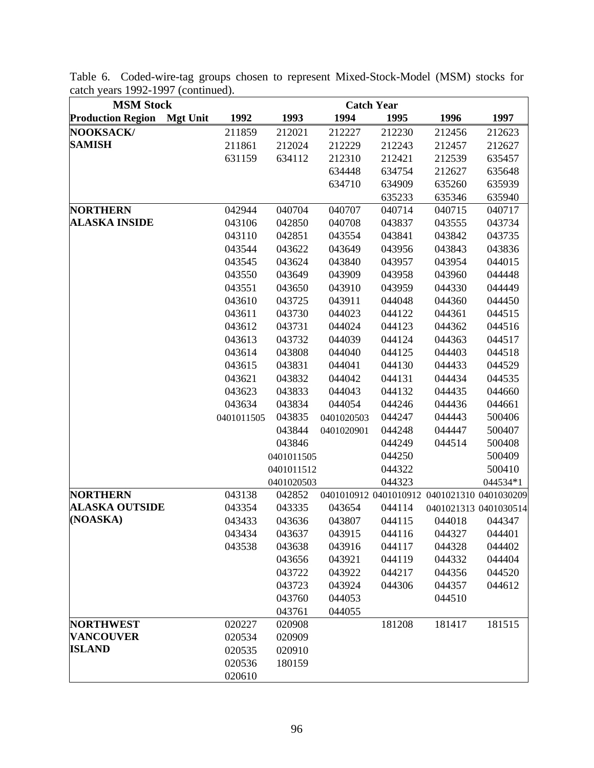Table 6. Coded-wire-tag groups chosen to represent Mixed-Stock-Model (MSM) stocks for catch years 1992-1997 (continued).

| MSM Stock | | Catch Year | | | | | |
|---|---|---|---|---|---|---|---|
| **Production Region** | **Mgt Unit** | **1992** | **1993** | **1994** | **1995** | **1996** | **1997** |
| **NOOKSACK/** | | 211859 | 212021 | 212227 | 212230 | 212456 | 212623 |
| **SAMISH** | | 211861 | 212024 | 212229 | 212243 | 212457 | 212627 |
| | | 631159 | 634112 | 212310 | 212421 | 212539 | 635457 |
| | | | | 634448 | 634754 | 212627 | 635648 |
| | | | | 634710 | 634909 | 635260 | 635939 |
| | | | | | 635233 | 635346 | 635940 |
| **NORTHERN** | | 042944 | 040704 | 040707 | 040714 | 040715 | 040717 |
| **ALASKA INSIDE** | | 043106 | 042850 | 040708 | 043837 | 043555 | 043734 |
| | | 043110 | 042851 | 043554 | 043841 | 043842 | 043735 |
| | | 043544 | 043622 | 043649 | 043956 | 043843 | 043836 |
| | | 043545 | 043624 | 043840 | 043957 | 043954 | 044015 |
| | | 043550 | 043649 | 043909 | 043958 | 043960 | 044448 |
| | | 043551 | 043650 | 043910 | 043959 | 044330 | 044449 |
| | | 043610 | 043725 | 043911 | 044048 | 044360 | 044450 |
| | | 043611 | 043730 | 044023 | 044122 | 044361 | 044515 |
| | | 043612 | 043731 | 044024 | 044123 | 044362 | 044516 |
| | | 043613 | 043732 | 044039 | 044124 | 044363 | 044517 |
| | | 043614 | 043808 | 044040 | 044125 | 044403 | 044518 |
| | | 043615 | 043831 | 044041 | 044130 | 044433 | 044529 |
| | | 043621 | 043832 | 044042 | 044131 | 044434 | 044535 |
| | | 043623 | 043833 | 044043 | 044132 | 044435 | 044660 |
| | | 043634 | 043834 | 044054 | 044246 | 044436 | 044661 |
| | | 0401011505 | 043835 | 0401020503 | 044247 | 044443 | 500406 |
| | | | 043844 | 0401020901 | 044248 | 044447 | 500407 |
| | | | 043846 | | 044249 | 044514 | 500408 |
| | | | 0401011505 | | 044250 | | 500409 |
| | | | 0401011512 | | 044322 | | 500410 |
| | | | 0401020503 | | 044323 | | 044534*1 |
| **NORTHERN** | | 043138 | 042852 | 0401010912 | 0401010912 | 0401021310 | 0401030209 |
| **ALASKA OUTSIDE** | | 043354 | 043335 | 043654 | 044114 | 0401021313 | 0401030514 |
| **(NOASKA)** | | 043433 | 043636 | 043807 | 044115 | 044018 | 044347 |
| | | 043434 | 043637 | 043915 | 044116 | 044327 | 044401 |
| | | 043538 | 043638 | 043916 | 044117 | 044328 | 044402 |
| | | | 043656 | 043921 | 044119 | 044332 | 044404 |
| | | | 043722 | 043922 | 044217 | 044356 | 044520 |
| | | | 043723 | 043924 | 044306 | 044357 | 044612 |
| | | | 043760 | 044053 | | 044510 | |
| | | | 043761 | 044055 | | | |
| **NORTHWEST** | | 020227 | 020908 | | 181208 | 181417 | 181515 |
| **VANCOUVER** | | 020534 | 020909 | | | | |
| **ISLAND** | | 020535 | 020910 | | | | |
| | | 020536 | 180159 | | | | |
| | | 020610 | | | | | |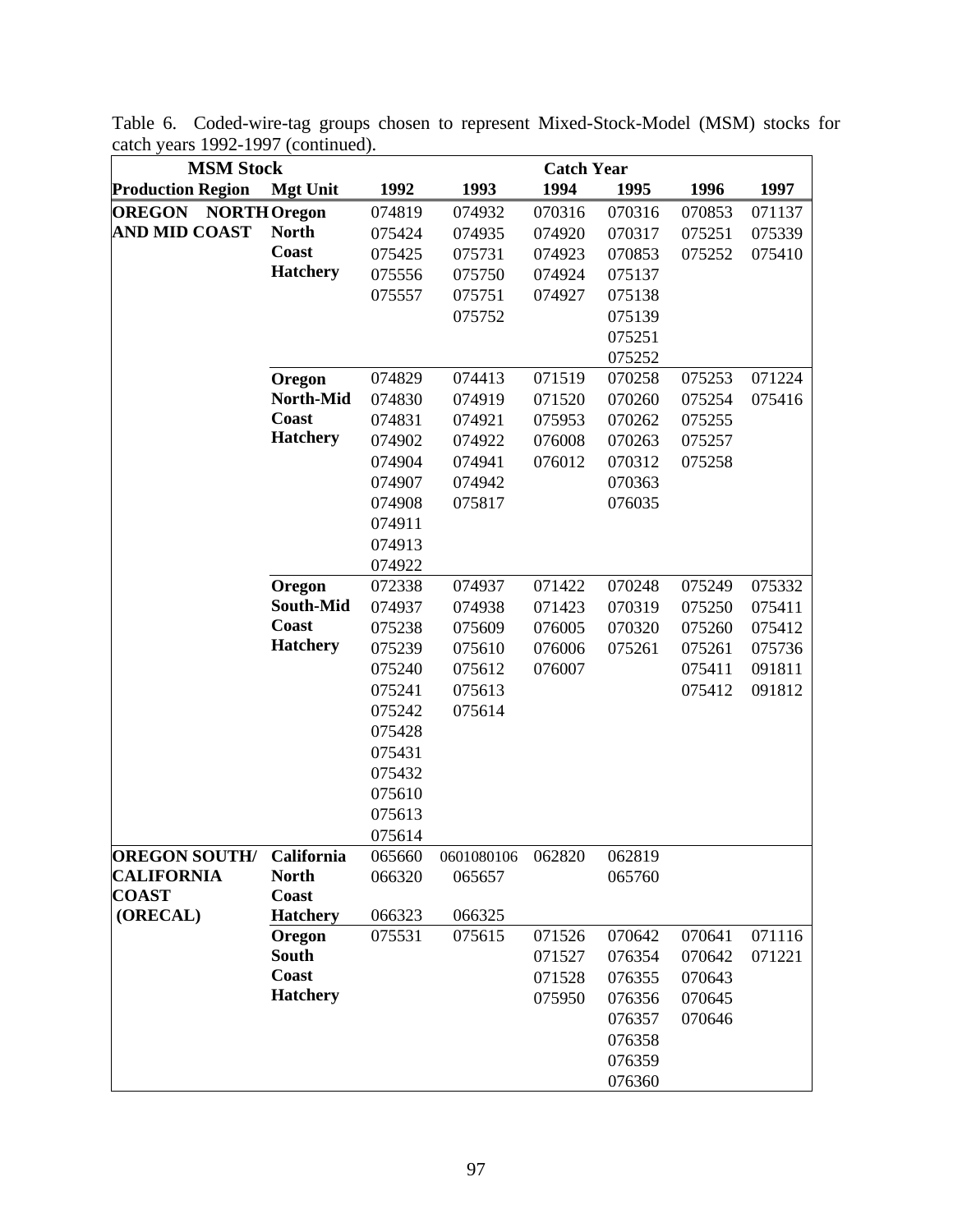Table 6. Coded-wire-tag groups chosen to represent Mixed-Stock-Model (MSM) stocks for catch years 1992-1997 (continued).

| MSM Stock | | Catch Year | | | | | |
|---|---|---|---|---|---|---|---|
| **Production Region** | **Mgt Unit** | **1992** | **1993** | **1994** | **1995** | **1996** | **1997** |
| **OREGON NORTH AND MID COAST** | **Oregon North Coast Hatchery** | 074819 | 074932 | 070316 | 070316 | 070853 | 071137 |
| | | 075424 | 074935 | 074920 | 070317 | 075251 | 075339 |
| | | 075425 | 075731 | 074923 | 070853 | 075252 | 075410 |
| | | 075556 | 075750 | 074924 | 075137 | | |
| | | 075557 | 075751 | 074927 | 075138 | | |
| | | | 075752 | | 075139 | | |
| | | | | | 075251 | | |
| | | | | | 075252 | | |
| | **Oregon North-Mid Coast Hatchery** | 074829 | 074413 | 071519 | 070258 | 075253 | 071224 |
| | | 074830 | 074919 | 071520 | 070260 | 075254 | 075416 |
| | | 074831 | 074921 | 075953 | 070262 | 075255 | |
| | | 074902 | 074922 | 076008 | 070263 | 075257 | |
| | | 074904 | 074941 | 076012 | 070312 | 075258 | |
| | | 074907 | 074942 | | 070363 | | |
| | | 074908 | 075817 | | 076035 | | |
| | | 074911 | | | | | |
| | | 074913 | | | | | |
| | | 074922 | | | | | |
| | **Oregon South-Mid Coast Hatchery** | 072338 | 074937 | 071422 | 070248 | 075249 | 075332 |
| | | 074937 | 074938 | 071423 | 070319 | 075250 | 075411 |
| | | 075238 | 075609 | 076005 | 070320 | 075260 | 075412 |
| | | 075239 | 075610 | 076006 | 075261 | 075261 | 075736 |
| | | 075240 | 075612 | 076007 | | 075411 | 091811 |
| | | 075241 | 075613 | | | 075412 | 091812 |
| | | 075242 | 075614 | | | | |
| | | 075428 | | | | | |
| | | 075431 | | | | | |
| | | 075432 | | | | | |
| | | 075610 | | | | | |
| | | 075613 | | | | | |
| | | 075614 | | | | | |
| **OREGON SOUTH/ CALIFORNIA COAST (ORECAL)** | **California North Coast Hatchery** | 065660 | 0601080106 | 062820 | 062819 | | |
| | | 066320 | 065657 | | 065760 | | |
| | | 066323 | 066325 | | | | |
| | **Oregon South Coast Hatchery** | 075531 | 075615 | 071526 | 070642 | 070641 | 071116 |
| | | | | 071527 | 076354 | 070642 | 071221 |
| | | | | 071528 | 076355 | 070643 | |
| | | | | 075950 | 076356 | 070645 | |
| | | | | | 076357 | 070646 | |
| | | | | | 076358 | | |
| | | | | | 076359 | | |
| | | | | | 076360 | | |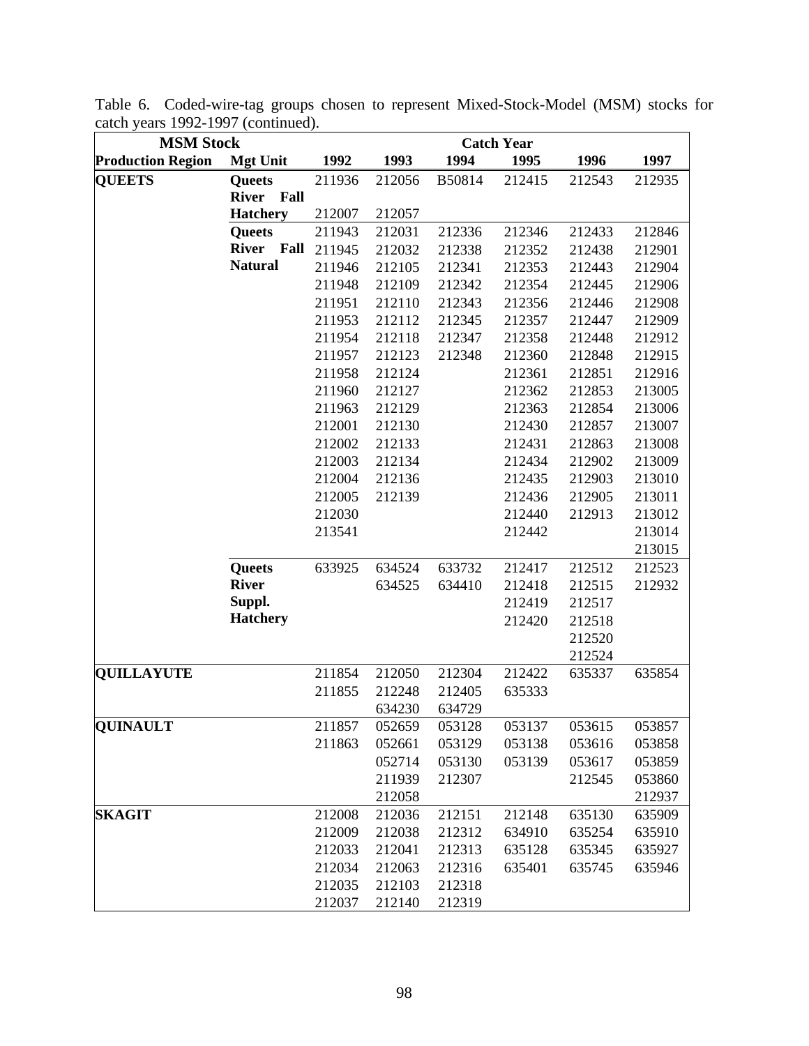Table 6. Coded-wire-tag groups chosen to represent Mixed-Stock-Model (MSM) stocks for catch years 1992-1997 (continued).

| MSM Stock | | Catch Year | | | | | |
|---|---|---|---|---|---|---|---|
| **Production Region** | **Mgt Unit** | **1992** | **1993** | **1994** | **1995** | **1996** | **1997** |
| **QUEETS** | **Queets River Fall Hatchery** | 211936 | 212056 | B50814 | 212415 | 212543 | 212935 |
| | | 212007 | 212057 | | | | |
| | **Queets River Fall Natural** | 211943 | 212031 | 212336 | 212346 | 212433 | 212846 |
| | | 211945 | 212032 | 212338 | 212352 | 212438 | 212901 |
| | | 211946 | 212105 | 212341 | 212353 | 212443 | 212904 |
| | | 211948 | 212109 | 212342 | 212354 | 212445 | 212906 |
| | | 211951 | 212110 | 212343 | 212356 | 212446 | 212908 |
| | | 211953 | 212112 | 212345 | 212357 | 212447 | 212909 |
| | | 211954 | 212118 | 212347 | 212358 | 212448 | 212912 |
| | | 211957 | 212123 | 212348 | 212360 | 212848 | 212915 |
| | | 211958 | 212124 | | 212361 | 212851 | 212916 |
| | | 211960 | 212127 | | 212362 | 212853 | 213005 |
| | | 211963 | 212129 | | 212363 | 212854 | 213006 |
| | | 212001 | 212130 | | 212430 | 212857 | 213007 |
| | | 212002 | 212133 | | 212431 | 212863 | 213008 |
| | | 212003 | 212134 | | 212434 | 212902 | 213009 |
| | | 212004 | 212136 | | 212435 | 212903 | 213010 |
| | | 212005 | 212139 | | 212436 | 212905 | 213011 |
| | | 212030 | | | 212440 | 212913 | 213012 |
| | | 213541 | | | 212442 | | 213014 |
| | | | | | | | 213015 |
| | **Queets River Suppl. Hatchery** | 633925 | 634524 | 633732 | 212417 | 212512 | 212523 |
| | | | 634525 | 634410 | 212418 | 212515 | 212932 |
| | | | | | 212419 | 212517 | |
| | | | | | 212420 | 212518 | |
| | | | | | | 212520 | |
| | | | | | | 212524 | |
| **QUILLAYUTE** | | 211854 | 212050 | 212304 | 212422 | 635337 | 635854 |
| | | 211855 | 212248 | 212405 | 635333 | | |
| | | | 634230 | 634729 | | | |
| **QUINAULT** | | 211857 | 052659 | 053128 | 053137 | 053615 | 053857 |
| | | 211863 | 052661 | 053129 | 053138 | 053616 | 053858 |
| | | | 052714 | 053130 | 053139 | 053617 | 053859 |
| | | | 211939 | 212307 | | 212545 | 053860 |
| | | | 212058 | | | | 212937 |
| **SKAGIT** | | 212008 | 212036 | 212151 | 212148 | 635130 | 635909 |
| | | 212009 | 212038 | 212312 | 634910 | 635254 | 635910 |
| | | 212033 | 212041 | 212313 | 635128 | 635345 | 635927 |
| | | 212034 | 212063 | 212316 | 635401 | 635745 | 635946 |
| | | 212035 | 212103 | 212318 | | | |
| | | 212037 | 212140 | 212319 | | | |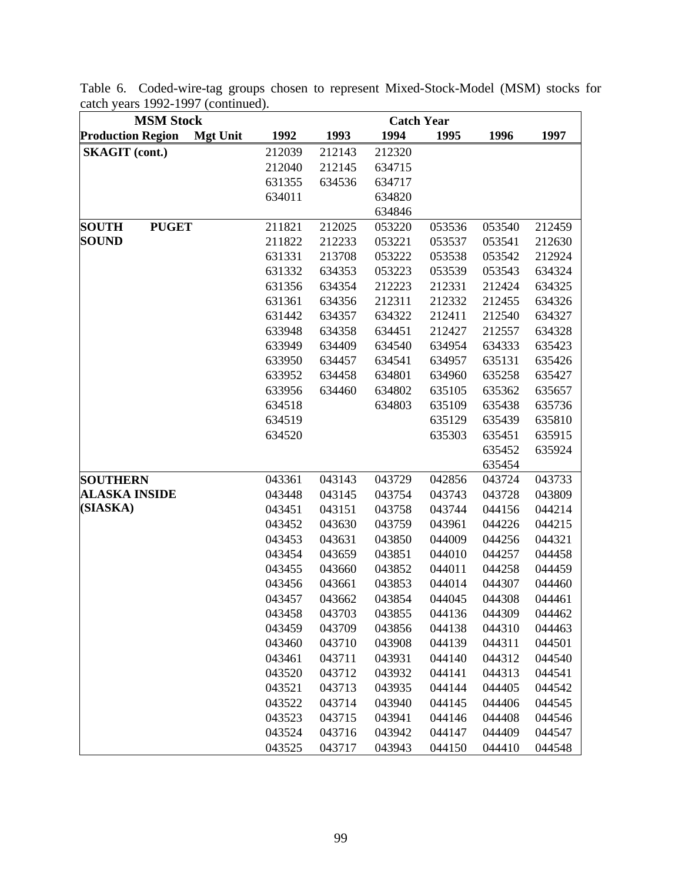Table 6. Coded-wire-tag groups chosen to represent Mixed-Stock-Model (MSM) stocks for catch years 1992-1997 (continued).

| MSM Stock | | Catch Year | | | | | |
|---|---|---|---|---|---|---|---|
| Production Region | Mgt Unit | 1992 | 1993 | 1994 | 1995 | 1996 | 1997 |
| **SKAGIT (cont.)** | | 212039 | 212143 | 212320 | | | |
| | | 212040 | 212145 | 634715 | | | |
| | | 631355 | 634536 | 634717 | | | |
| | | 634011 | | 634820 | | | |
| | | | | 634846 | | | |
| **SOUTH PUGET SOUND** | | 211821 | 212025 | 053220 | 053536 | 053540 | 212459 |
| | | 211822 | 212233 | 053221 | 053537 | 053541 | 212630 |
| | | 631331 | 213708 | 053222 | 053538 | 053542 | 212924 |
| | | 631332 | 634353 | 053223 | 053539 | 053543 | 634324 |
| | | 631356 | 634354 | 212223 | 212331 | 212424 | 634325 |
| | | 631361 | 634356 | 212311 | 212332 | 212455 | 634326 |
| | | 631442 | 634357 | 634322 | 212411 | 212540 | 634327 |
| | | 633948 | 634358 | 634451 | 212427 | 212557 | 634328 |
| | | 633949 | 634409 | 634540 | 634954 | 634333 | 635423 |
| | | 633950 | 634457 | 634541 | 634957 | 635131 | 635426 |
| | | 633952 | 634458 | 634801 | 634960 | 635258 | 635427 |
| | | 633956 | 634460 | 634802 | 635105 | 635362 | 635657 |
| | | 634518 | | 634803 | 635109 | 635438 | 635736 |
| | | 634519 | | | 635129 | 635439 | 635810 |
| | | 634520 | | | 635303 | 635451 | 635915 |
| | | | | | | 635452 | 635924 |
| | | | | | | 635454 | |
| **SOUTHERN ALASKA INSIDE (SIASKA)** | | 043361 | 043143 | 043729 | 042856 | 043724 | 043733 |
| | | 043448 | 043145 | 043754 | 043743 | 043728 | 043809 |
| | | 043451 | 043151 | 043758 | 043744 | 044156 | 044214 |
| | | 043452 | 043630 | 043759 | 043961 | 044226 | 044215 |
| | | 043453 | 043631 | 043850 | 044009 | 044256 | 044321 |
| | | 043454 | 043659 | 043851 | 044010 | 044257 | 044458 |
| | | 043455 | 043660 | 043852 | 044011 | 044258 | 044459 |
| | | 043456 | 043661 | 043853 | 044014 | 044307 | 044460 |
| | | 043457 | 043662 | 043854 | 044045 | 044308 | 044461 |
| | | 043458 | 043703 | 043855 | 044136 | 044309 | 044462 |
| | | 043459 | 043709 | 043856 | 044138 | 044310 | 044463 |
| | | 043460 | 043710 | 043908 | 044139 | 044311 | 044501 |
| | | 043461 | 043711 | 043931 | 044140 | 044312 | 044540 |
| | | 043520 | 043712 | 043932 | 044141 | 044313 | 044541 |
| | | 043521 | 043713 | 043935 | 044144 | 044405 | 044542 |
| | | 043522 | 043714 | 043940 | 044145 | 044406 | 044545 |
| | | 043523 | 043715 | 043941 | 044146 | 044408 | 044546 |
| | | 043524 | 043716 | 043942 | 044147 | 044409 | 044547 |
| | | 043525 | 043717 | 043943 | 044150 | 044410 | 044548 |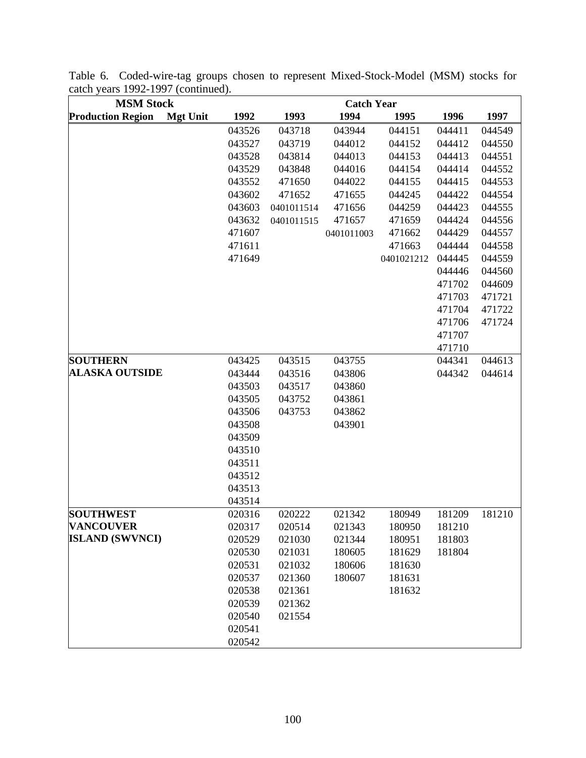Table 6. Coded-wire-tag groups chosen to represent Mixed-Stock-Model (MSM) stocks for catch years 1992-1997 (continued).

| MSM Stock | | Catch Year | | | | | |
|---|---|---|---|---|---|---|---|
| **Production Region** | **Mgt Unit** | **1992** | **1993** | **1994** | **1995** | **1996** | **1997** |
| | | 043526 | 043718 | 043944 | 044151 | 044411 | 044549 |
| | | 043527 | 043719 | 044012 | 044152 | 044412 | 044550 |
| | | 043528 | 043814 | 044013 | 044153 | 044413 | 044551 |
| | | 043529 | 043848 | 044016 | 044154 | 044414 | 044552 |
| | | 043552 | 471650 | 044022 | 044155 | 044415 | 044553 |
| | | 043602 | 471652 | 471655 | 044245 | 044422 | 044554 |
| | | 043603 | 0401011514 | 471656 | 044259 | 044423 | 044555 |
| | | 043632 | 0401011515 | 471657 | 471659 | 044424 | 044556 |
| | | 471607 | | 0401011003 | 471662 | 044429 | 044557 |
| | | 471611 | | | 471663 | 044444 | 044558 |
| | | 471649 | | | 0401021212 | 044445 | 044559 |
| | | | | | | 044446 | 044560 |
| | | | | | | 471702 | 044609 |
| | | | | | | 471703 | 471721 |
| | | | | | | 471704 | 471722 |
| | | | | | | 471706 | 471724 |
| | | | | | | 471707 | |
| | | | | | | 471710 | |
| **SOUTHERN** | | 043425 | 043515 | 043755 | | 044341 | 044613 |
| **ALASKA OUTSIDE** | | 043444 | 043516 | 043806 | | 044342 | 044614 |
| | | 043503 | 043517 | 043860 | | | |
| | | 043505 | 043752 | 043861 | | | |
| | | 043506 | 043753 | 043862 | | | |
| | | 043508 | | 043901 | | | |
| | | 043509 | | | | | |
| | | 043510 | | | | | |
| | | 043511 | | | | | |
| | | 043512 | | | | | |
| | | 043513 | | | | | |
| | | 043514 | | | | | |
| **SOUTHWEST** | | 020316 | 020222 | 021342 | 180949 | 181209 | 181210 |
| **VANCOUVER** | | 020317 | 020514 | 021343 | 180950 | 181210 | |
| **ISLAND (SWVNCI)** | | 020529 | 021030 | 021344 | 180951 | 181803 | |
| | | 020530 | 021031 | 180605 | 181629 | 181804 | |
| | | 020531 | 021032 | 180606 | 181630 | | |
| | | 020537 | 021360 | 180607 | 181631 | | |
| | | 020538 | 021361 | | 181632 | | |
| | | 020539 | 021362 | | | | |
| | | 020540 | 021554 | | | | |
| | | 020541 | | | | | |
| | | 020542 | | | | | |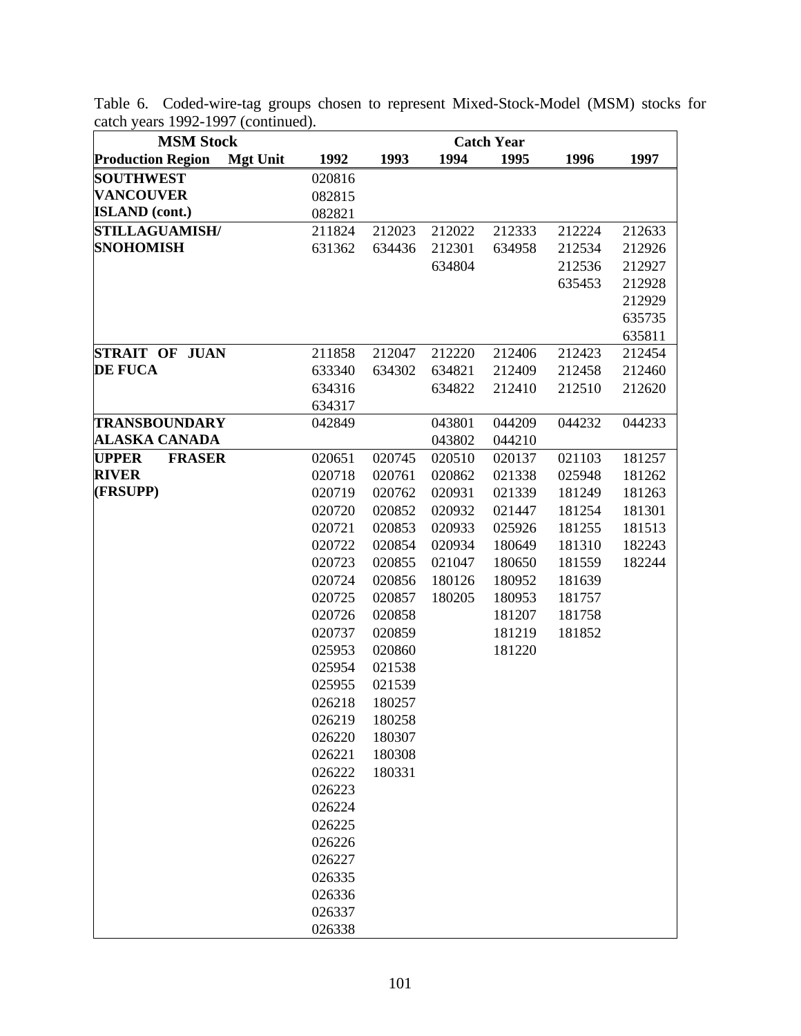Table 6. Coded-wire-tag groups chosen to represent Mixed-Stock-Model (MSM) stocks for catch years 1992-1997 (continued).

| MSM Stock | | Catch Year | | | | | |
|---|---|---|---|---|---|---|---|
| **Production Region** | **Mgt Unit** | **1992** | **1993** | **1994** | **1995** | **1996** | **1997** |
| **SOUTHWEST** | | 020816 | | | | | |
| **VANCOUVER** | | 082815 | | | | | |
| **ISLAND (cont.)** | | 082821 | | | | | |
| **STILLAGUAMISH/** | | 211824 | 212023 | 212022 | 212333 | 212224 | 212633 |
| **SNOHOMISH** | | 631362 | 634436 | 212301 | 634958 | 212534 | 212926 |
| | | | | 634804 | | 212536 | 212927 |
| | | | | | | 635453 | 212928 |
| | | | | | | | 212929 |
| | | | | | | | 635735 |
| | | | | | | | 635811 |
| **STRAIT OF JUAN** | | 211858 | 212047 | 212220 | 212406 | 212423 | 212454 |
| **DE FUCA** | | 633340 | 634302 | 634821 | 212409 | 212458 | 212460 |
| | | 634316 | | 634822 | 212410 | 212510 | 212620 |
| | | 634317 | | | | | |
| **TRANSBOUNDARY** | | 042849 | | 043801 | 044209 | 044232 | 044233 |
| **ALASKA CANADA** | | | | 043802 | 044210 | | |
| **UPPER FRASER** | | 020651 | 020745 | 020510 | 020137 | 021103 | 181257 |
| **RIVER** | | 020718 | 020761 | 020862 | 021338 | 025948 | 181262 |
| **(FRSUPP)** | | 020719 | 020762 | 020931 | 021339 | 181249 | 181263 |
| | | 020720 | 020852 | 020932 | 021447 | 181254 | 181301 |
| | | 020721 | 020853 | 020933 | 025926 | 181255 | 181513 |
| | | 020722 | 020854 | 020934 | 180649 | 181310 | 182243 |
| | | 020723 | 020855 | 021047 | 180650 | 181559 | 182244 |
| | | 020724 | 020856 | 180126 | 180952 | 181639 | |
| | | 020725 | 020857 | 180205 | 180953 | 181757 | |
| | | 020726 | 020858 | | 181207 | 181758 | |
| | | 020737 | 020859 | | 181219 | 181852 | |
| | | 025953 | 020860 | | 181220 | | |
| | | 025954 | 021538 | | | | |
| | | 025955 | 021539 | | | | |
| | | 026218 | 180257 | | | | |
| | | 026219 | 180258 | | | | |
| | | 026220 | 180307 | | | | |
| | | 026221 | 180308 | | | | |
| | | 026222 | 180331 | | | | |
| | | 026223 | | | | | |
| | | 026224 | | | | | |
| | | 026225 | | | | | |
| | | 026226 | | | | | |
| | | 026227 | | | | | |
| | | 026335 | | | | | |
| | | 026336 | | | | | |
| | | 026337 | | | | | |
| | | 026338 | | | | | |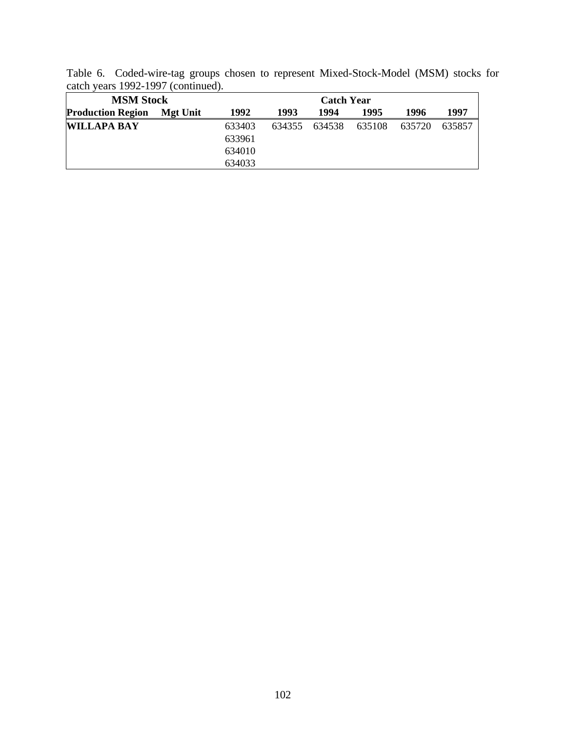Table 6. Coded-wire-tag groups chosen to represent Mixed-Stock-Model (MSM) stocks for catch years 1992-1997 (continued).

| **MSM Stock** | | **Catch Year** | | | | | |
|---|---|---|---|---|---|---|---|
| **Production Region** | **Mgt Unit** | **1992** | **1993** | **1994** | **1995** | **1996** | **1997** |
| **WILLAPA BAY** | | 633403 | 634355 | 634538 | 635108 | 635720 | 635857 |
| | | 633961 | | | | | |
| | | 634010 | | | | | |
| | | 634033 | | | | | |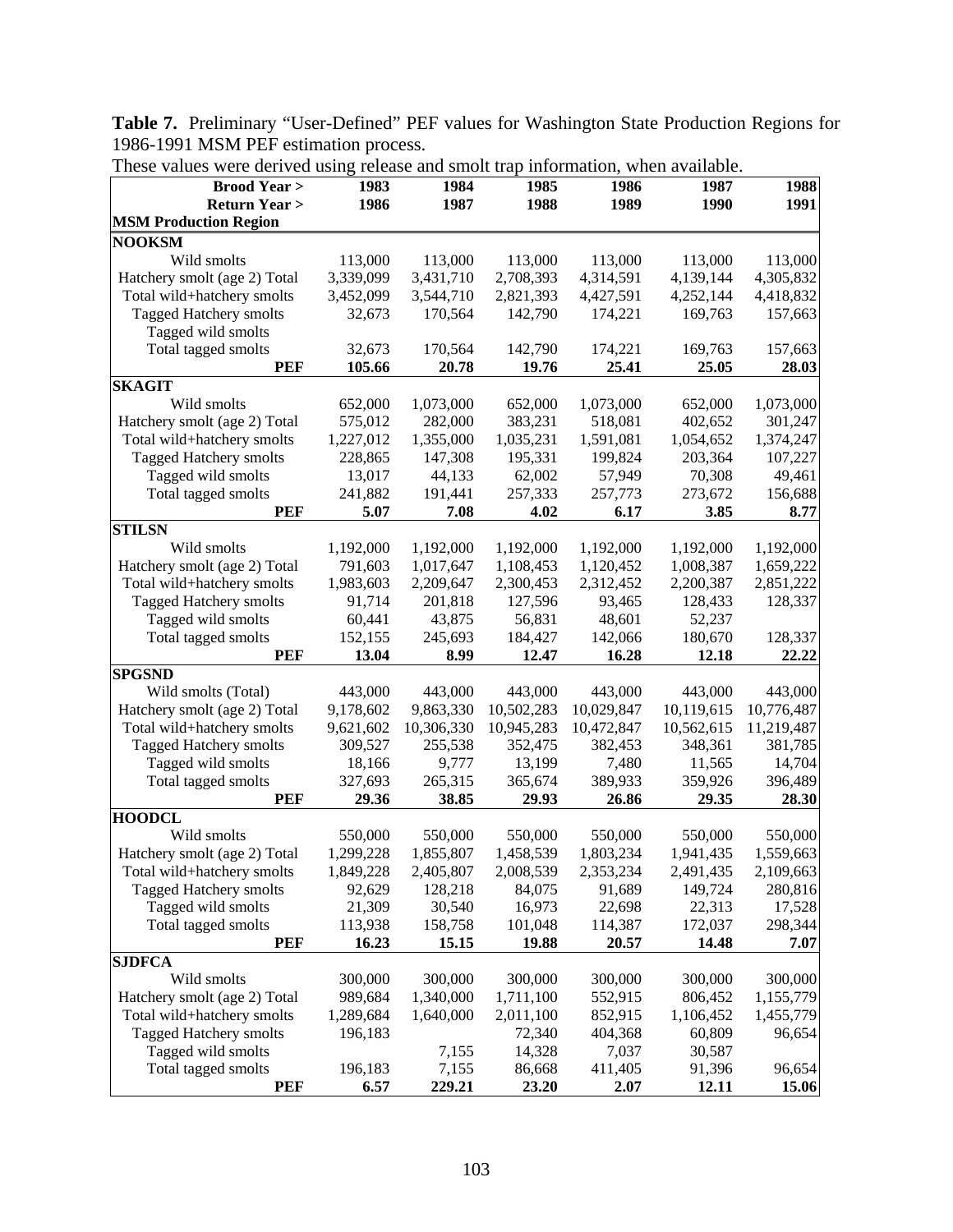**Table 7.** Preliminary "User-Defined" PEF values for Washington State Production Regions for 1986-1991 MSM PEF estimation process.

These values were derived using release and smolt trap information, when available.

| Brood Year > | 1983 | 1984 | 1985 | 1986 | 1987 | 1988 |
|---|---|---|---|---|---|---|
| **Return Year >** | **1986** | **1987** | **1988** | **1989** | **1990** | **1991** |
| **MSM Production Region** | | | | | | |
| **NOOKSM** | | | | | | |
| Wild smolts | 113,000 | 113,000 | 113,000 | 113,000 | 113,000 | 113,000 |
| Hatchery smolt (age 2) Total | 3,339,099 | 3,431,710 | 2,708,393 | 4,314,591 | 4,139,144 | 4,305,832 |
| Total wild+hatchery smolts | 3,452,099 | 3,544,710 | 2,821,393 | 4,427,591 | 4,252,144 | 4,418,832 |
| Tagged Hatchery smolts | 32,673 | 170,564 | 142,790 | 174,221 | 169,763 | 157,663 |
| Tagged wild smolts | | | | | | |
| Total tagged smolts | 32,673 | 170,564 | 142,790 | 174,221 | 169,763 | 157,663 |
| **PEF** | **105.66** | **20.78** | **19.76** | **25.41** | **25.05** | **28.03** |
| **SKAGIT** | | | | | | |
| Wild smolts | 652,000 | 1,073,000 | 652,000 | 1,073,000 | 652,000 | 1,073,000 |
| Hatchery smolt (age 2) Total | 575,012 | 282,000 | 383,231 | 518,081 | 402,652 | 301,247 |
| Total wild+hatchery smolts | 1,227,012 | 1,355,000 | 1,035,231 | 1,591,081 | 1,054,652 | 1,374,247 |
| Tagged Hatchery smolts | 228,865 | 147,308 | 195,331 | 199,824 | 203,364 | 107,227 |
| Tagged wild smolts | 13,017 | 44,133 | 62,002 | 57,949 | 70,308 | 49,461 |
| Total tagged smolts | 241,882 | 191,441 | 257,333 | 257,773 | 273,672 | 156,688 |
| **PEF** | **5.07** | **7.08** | **4.02** | **6.17** | **3.85** | **8.77** |
| **STILSN** | | | | | | |
| Wild smolts | 1,192,000 | 1,192,000 | 1,192,000 | 1,192,000 | 1,192,000 | 1,192,000 |
| Hatchery smolt (age 2) Total | 791,603 | 1,017,647 | 1,108,453 | 1,120,452 | 1,008,387 | 1,659,222 |
| Total wild+hatchery smolts | 1,983,603 | 2,209,647 | 2,300,453 | 2,312,452 | 2,200,387 | 2,851,222 |
| Tagged Hatchery smolts | 91,714 | 201,818 | 127,596 | 93,465 | 128,433 | 128,337 |
| Tagged wild smolts | 60,441 | 43,875 | 56,831 | 48,601 | 52,237 | |
| Total tagged smolts | 152,155 | 245,693 | 184,427 | 142,066 | 180,670 | 128,337 |
| **PEF** | **13.04** | **8.99** | **12.47** | **16.28** | **12.18** | **22.22** |
| **SPGSND** | | | | | | |
| Wild smolts (Total) | 443,000 | 443,000 | 443,000 | 443,000 | 443,000 | 443,000 |
| Hatchery smolt (age 2) Total | 9,178,602 | 9,863,330 | 10,502,283 | 10,029,847 | 10,119,615 | 10,776,487 |
| Total wild+hatchery smolts | 9,621,602 | 10,306,330 | 10,945,283 | 10,472,847 | 10,562,615 | 11,219,487 |
| Tagged Hatchery smolts | 309,527 | 255,538 | 352,475 | 382,453 | 348,361 | 381,785 |
| Tagged wild smolts | 18,166 | 9,777 | 13,199 | 7,480 | 11,565 | 14,704 |
| Total tagged smolts | 327,693 | 265,315 | 365,674 | 389,933 | 359,926 | 396,489 |
| **PEF** | **29.36** | **38.85** | **29.93** | **26.86** | **29.35** | **28.30** |
| **HOODCL** | | | | | | |
| Wild smolts | 550,000 | 550,000 | 550,000 | 550,000 | 550,000 | 550,000 |
| Hatchery smolt (age 2) Total | 1,299,228 | 1,855,807 | 1,458,539 | 1,803,234 | 1,941,435 | 1,559,663 |
| Total wild+hatchery smolts | 1,849,228 | 2,405,807 | 2,008,539 | 2,353,234 | 2,491,435 | 2,109,663 |
| Tagged Hatchery smolts | 92,629 | 128,218 | 84,075 | 91,689 | 149,724 | 280,816 |
| Tagged wild smolts | 21,309 | 30,540 | 16,973 | 22,698 | 22,313 | 17,528 |
| Total tagged smolts | 113,938 | 158,758 | 101,048 | 114,387 | 172,037 | 298,344 |
| **PEF** | **16.23** | **15.15** | **19.88** | **20.57** | **14.48** | **7.07** |
| **SJDFCA** | | | | | | |
| Wild smolts | 300,000 | 300,000 | 300,000 | 300,000 | 300,000 | 300,000 |
| Hatchery smolt (age 2) Total | 989,684 | 1,340,000 | 1,711,100 | 552,915 | 806,452 | 1,155,779 |
| Total wild+hatchery smolts | 1,289,684 | 1,640,000 | 2,011,100 | 852,915 | 1,106,452 | 1,455,779 |
| Tagged Hatchery smolts | 196,183 | | 72,340 | 404,368 | 60,809 | 96,654 |
| Tagged wild smolts | | 7,155 | 14,328 | 7,037 | 30,587 | |
| Total tagged smolts | 196,183 | 7,155 | 86,668 | 411,405 | 91,396 | 96,654 |
| **PEF** | **6.57** | **229.21** | **23.20** | **2.07** | **12.11** | **15.06** |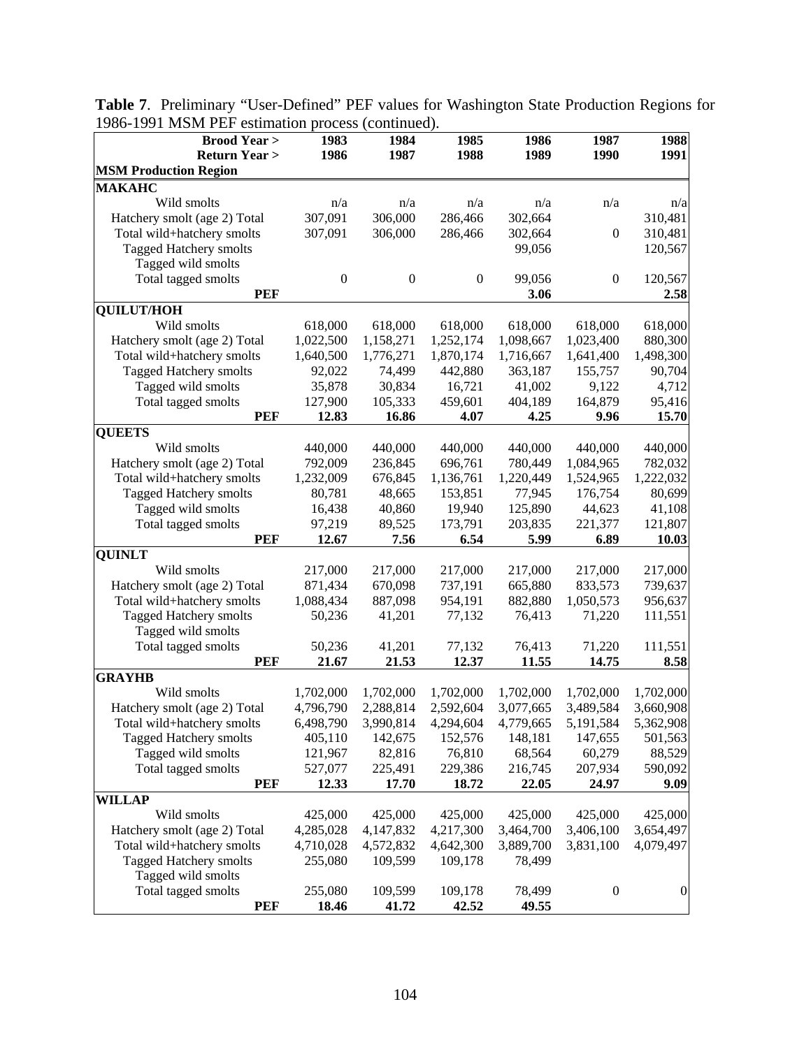**Table 7**. Preliminary "User-Defined" PEF values for Washington State Production Regions for 1986-1991 MSM PEF estimation process (continued).

| Brood Year > | 1983 | 1984 | 1985 | 1986 | 1987 | 1988 |
|---|---|---|---|---|---|---|
| Return Year > | 1986 | 1987 | 1988 | 1989 | 1990 | 1991 |
| **MSM Production Region** | | | | | | |
| **MAKAHC** | | | | | | |
| Wild smolts | n/a | n/a | n/a | n/a | n/a | n/a |
| Hatchery smolt (age 2) Total | 307,091 | 306,000 | 286,466 | 302,664 | | 310,481 |
| Total wild+hatchery smolts | 307,091 | 306,000 | 286,466 | 302,664 | 0 | 310,481 |
| Tagged Hatchery smolts | | | | 99,056 | | 120,567 |
| Tagged wild smolts | | | | | | |
| Total tagged smolts | 0 | 0 | 0 | 99,056 | 0 | 120,567 |
| **PEF** | | | | **3.06** | | **2.58** |
| **QUILUT/HOH** | | | | | | |
| Wild smolts | 618,000 | 618,000 | 618,000 | 618,000 | 618,000 | 618,000 |
| Hatchery smolt (age 2) Total | 1,022,500 | 1,158,271 | 1,252,174 | 1,098,667 | 1,023,400 | 880,300 |
| Total wild+hatchery smolts | 1,640,500 | 1,776,271 | 1,870,174 | 1,716,667 | 1,641,400 | 1,498,300 |
| Tagged Hatchery smolts | 92,022 | 74,499 | 442,880 | 363,187 | 155,757 | 90,704 |
| Tagged wild smolts | 35,878 | 30,834 | 16,721 | 41,002 | 9,122 | 4,712 |
| Total tagged smolts | 127,900 | 105,333 | 459,601 | 404,189 | 164,879 | 95,416 |
| **PEF** | **12.83** | **16.86** | **4.07** | **4.25** | **9.96** | **15.70** |
| **QUEETS** | | | | | | |
| Wild smolts | 440,000 | 440,000 | 440,000 | 440,000 | 440,000 | 440,000 |
| Hatchery smolt (age 2) Total | 792,009 | 236,845 | 696,761 | 780,449 | 1,084,965 | 782,032 |
| Total wild+hatchery smolts | 1,232,009 | 676,845 | 1,136,761 | 1,220,449 | 1,524,965 | 1,222,032 |
| Tagged Hatchery smolts | 80,781 | 48,665 | 153,851 | 77,945 | 176,754 | 80,699 |
| Tagged wild smolts | 16,438 | 40,860 | 19,940 | 125,890 | 44,623 | 41,108 |
| Total tagged smolts | 97,219 | 89,525 | 173,791 | 203,835 | 221,377 | 121,807 |
| **PEF** | **12.67** | **7.56** | **6.54** | **5.99** | **6.89** | **10.03** |
| **QUINLT** | | | | | | |
| Wild smolts | 217,000 | 217,000 | 217,000 | 217,000 | 217,000 | 217,000 |
| Hatchery smolt (age 2) Total | 871,434 | 670,098 | 737,191 | 665,880 | 833,573 | 739,637 |
| Total wild+hatchery smolts | 1,088,434 | 887,098 | 954,191 | 882,880 | 1,050,573 | 956,637 |
| Tagged Hatchery smolts | 50,236 | 41,201 | 77,132 | 76,413 | 71,220 | 111,551 |
| Tagged wild smolts | | | | | | |
| Total tagged smolts | 50,236 | 41,201 | 77,132 | 76,413 | 71,220 | 111,551 |
| **PEF** | **21.67** | **21.53** | **12.37** | **11.55** | **14.75** | **8.58** |
| **GRAYHB** | | | | | | |
| Wild smolts | 1,702,000 | 1,702,000 | 1,702,000 | 1,702,000 | 1,702,000 | 1,702,000 |
| Hatchery smolt (age 2) Total | 4,796,790 | 2,288,814 | 2,592,604 | 3,077,665 | 3,489,584 | 3,660,908 |
| Total wild+hatchery smolts | 6,498,790 | 3,990,814 | 4,294,604 | 4,779,665 | 5,191,584 | 5,362,908 |
| Tagged Hatchery smolts | 405,110 | 142,675 | 152,576 | 148,181 | 147,655 | 501,563 |
| Tagged wild smolts | 121,967 | 82,816 | 76,810 | 68,564 | 60,279 | 88,529 |
| Total tagged smolts | 527,077 | 225,491 | 229,386 | 216,745 | 207,934 | 590,092 |
| **PEF** | **12.33** | **17.70** | **18.72** | **22.05** | **24.97** | **9.09** |
| **WILLAP** | | | | | | |
| Wild smolts | 425,000 | 425,000 | 425,000 | 425,000 | 425,000 | 425,000 |
| Hatchery smolt (age 2) Total | 4,285,028 | 4,147,832 | 4,217,300 | 3,464,700 | 3,406,100 | 3,654,497 |
| Total wild+hatchery smolts | 4,710,028 | 4,572,832 | 4,642,300 | 3,889,700 | 3,831,100 | 4,079,497 |
| Tagged Hatchery smolts | 255,080 | 109,599 | 109,178 | 78,499 | | |
| Tagged wild smolts | | | | | | |
| Total tagged smolts | 255,080 | 109,599 | 109,178 | 78,499 | 0 | 0 |
| **PEF** | **18.46** | **41.72** | **42.52** | **49.55** | | |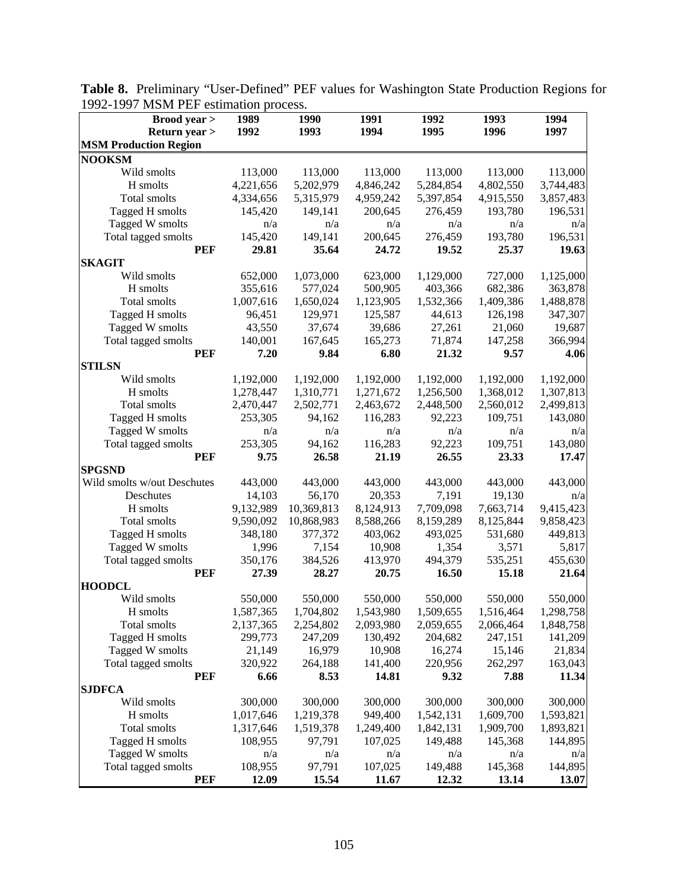**Table 8.** Preliminary "User-Defined" PEF values for Washington State Production Regions for 1992-1997 MSM PEF estimation process.

| Brood year > | 1989 | 1990 | 1991 | 1992 | 1993 | 1994 |
|---|---|---|---|---|---|---|
| Return year > | 1992 | 1993 | 1994 | 1995 | 1996 | 1997 |
| **MSM Production Region** | | | | | | |
| **NOOKSM** | | | | | | |
| Wild smolts | 113,000 | 113,000 | 113,000 | 113,000 | 113,000 | 113,000 |
| H smolts | 4,221,656 | 5,202,979 | 4,846,242 | 5,284,854 | 4,802,550 | 3,744,483 |
| Total smolts | 4,334,656 | 5,315,979 | 4,959,242 | 5,397,854 | 4,915,550 | 3,857,483 |
| Tagged H smolts | 145,420 | 149,141 | 200,645 | 276,459 | 193,780 | 196,531 |
| Tagged W smolts | n/a | n/a | n/a | n/a | n/a | n/a |
| Total tagged smolts | 145,420 | 149,141 | 200,645 | 276,459 | 193,780 | 196,531 |
| **PEF** | **29.81** | **35.64** | **24.72** | **19.52** | **25.37** | **19.63** |
| **SKAGIT** | | | | | | |
| Wild smolts | 652,000 | 1,073,000 | 623,000 | 1,129,000 | 727,000 | 1,125,000 |
| H smolts | 355,616 | 577,024 | 500,905 | 403,366 | 682,386 | 363,878 |
| Total smolts | 1,007,616 | 1,650,024 | 1,123,905 | 1,532,366 | 1,409,386 | 1,488,878 |
| Tagged H smolts | 96,451 | 129,971 | 125,587 | 44,613 | 126,198 | 347,307 |
| Tagged W smolts | 43,550 | 37,674 | 39,686 | 27,261 | 21,060 | 19,687 |
| Total tagged smolts | 140,001 | 167,645 | 165,273 | 71,874 | 147,258 | 366,994 |
| **PEF** | **7.20** | **9.84** | **6.80** | **21.32** | **9.57** | **4.06** |
| **STILSN** | | | | | | |
| Wild smolts | 1,192,000 | 1,192,000 | 1,192,000 | 1,192,000 | 1,192,000 | 1,192,000 |
| H smolts | 1,278,447 | 1,310,771 | 1,271,672 | 1,256,500 | 1,368,012 | 1,307,813 |
| Total smolts | 2,470,447 | 2,502,771 | 2,463,672 | 2,448,500 | 2,560,012 | 2,499,813 |
| Tagged H smolts | 253,305 | 94,162 | 116,283 | 92,223 | 109,751 | 143,080 |
| Tagged W smolts | n/a | n/a | n/a | n/a | n/a | n/a |
| Total tagged smolts | 253,305 | 94,162 | 116,283 | 92,223 | 109,751 | 143,080 |
| **PEF** | **9.75** | **26.58** | **21.19** | **26.55** | **23.33** | **17.47** |
| **SPGSND** | | | | | | |
| Wild smolts w/out Deschutes | 443,000 | 443,000 | 443,000 | 443,000 | 443,000 | 443,000 |
| Deschutes | 14,103 | 56,170 | 20,353 | 7,191 | 19,130 | n/a |
| H smolts | 9,132,989 | 10,369,813 | 8,124,913 | 7,709,098 | 7,663,714 | 9,415,423 |
| Total smolts | 9,590,092 | 10,868,983 | 8,588,266 | 8,159,289 | 8,125,844 | 9,858,423 |
| Tagged H smolts | 348,180 | 377,372 | 403,062 | 493,025 | 531,680 | 449,813 |
| Tagged W smolts | 1,996 | 7,154 | 10,908 | 1,354 | 3,571 | 5,817 |
| Total tagged smolts | 350,176 | 384,526 | 413,970 | 494,379 | 535,251 | 455,630 |
| **PEF** | **27.39** | **28.27** | **20.75** | **16.50** | **15.18** | **21.64** |
| **HOODCL** | | | | | | |
| Wild smolts | 550,000 | 550,000 | 550,000 | 550,000 | 550,000 | 550,000 |
| H smolts | 1,587,365 | 1,704,802 | 1,543,980 | 1,509,655 | 1,516,464 | 1,298,758 |
| Total smolts | 2,137,365 | 2,254,802 | 2,093,980 | 2,059,655 | 2,066,464 | 1,848,758 |
| Tagged H smolts | 299,773 | 247,209 | 130,492 | 204,682 | 247,151 | 141,209 |
| Tagged W smolts | 21,149 | 16,979 | 10,908 | 16,274 | 15,146 | 21,834 |
| Total tagged smolts | 320,922 | 264,188 | 141,400 | 220,956 | 262,297 | 163,043 |
| **PEF** | **6.66** | **8.53** | **14.81** | **9.32** | **7.88** | **11.34** |
| **SJDFCA** | | | | | | |
| Wild smolts | 300,000 | 300,000 | 300,000 | 300,000 | 300,000 | 300,000 |
| H smolts | 1,017,646 | 1,219,378 | 949,400 | 1,542,131 | 1,609,700 | 1,593,821 |
| Total smolts | 1,317,646 | 1,519,378 | 1,249,400 | 1,842,131 | 1,909,700 | 1,893,821 |
| Tagged H smolts | 108,955 | 97,791 | 107,025 | 149,488 | 145,368 | 144,895 |
| Tagged W smolts | n/a | n/a | n/a | n/a | n/a | n/a |
| Total tagged smolts | 108,955 | 97,791 | 107,025 | 149,488 | 145,368 | 144,895 |
| **PEF** | **12.09** | **15.54** | **11.67** | **12.32** | **13.14** | **13.07** |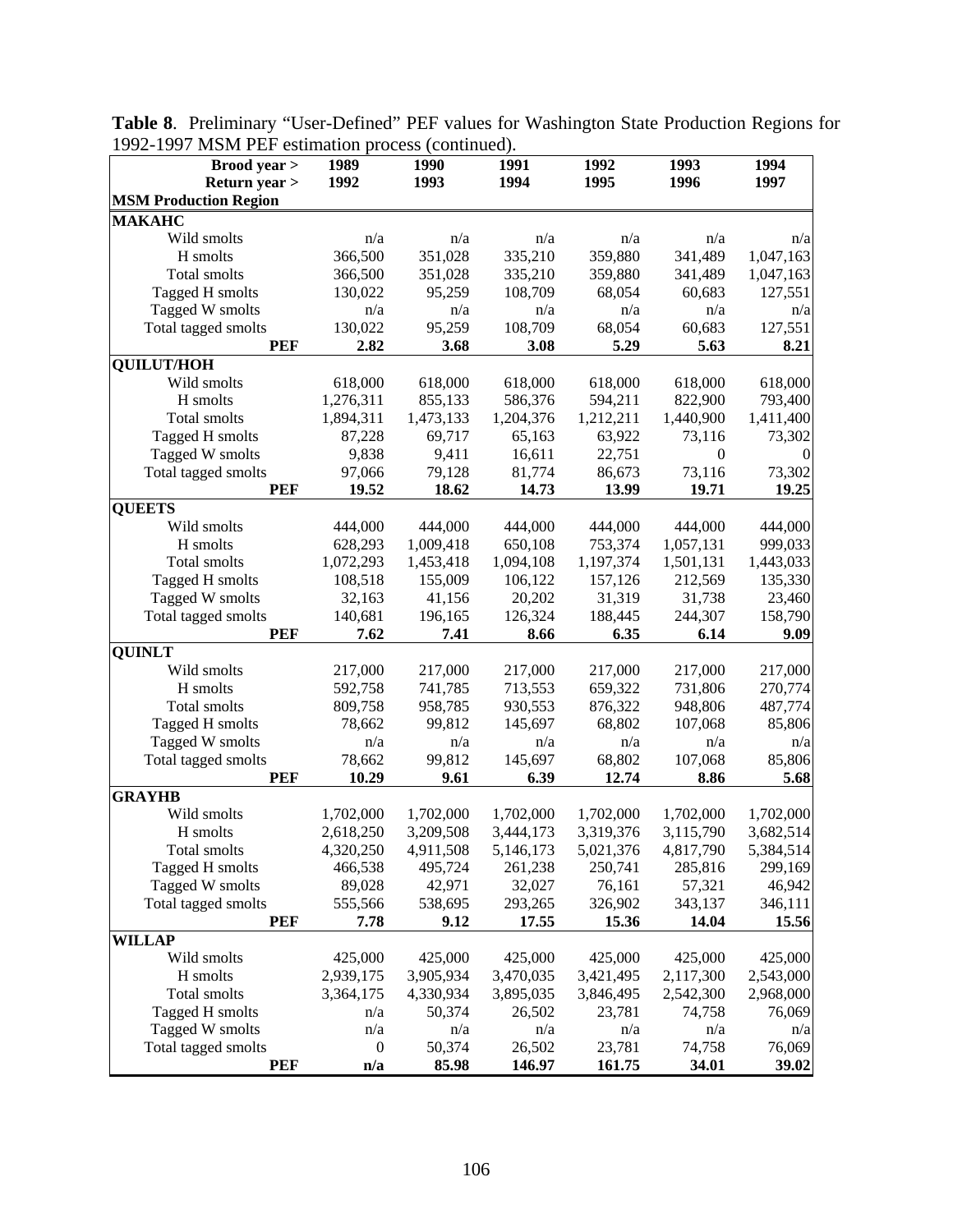**Table 8**. Preliminary "User-Defined" PEF values for Washington State Production Regions for 1992-1997 MSM PEF estimation process (continued).

| Brood year > | 1989 | 1990 | 1991 | 1992 | 1993 | 1994 |
|---|---|---|---|---|---|---|
| Return year > | 1992 | 1993 | 1994 | 1995 | 1996 | 1997 |
| **MSM Production Region** | | | | | | |
| **MAKAHC** | | | | | | |
| Wild smolts | n/a | n/a | n/a | n/a | n/a | n/a |
| H smolts | 366,500 | 351,028 | 335,210 | 359,880 | 341,489 | 1,047,163 |
| Total smolts | 366,500 | 351,028 | 335,210 | 359,880 | 341,489 | 1,047,163 |
| Tagged H smolts | 130,022 | 95,259 | 108,709 | 68,054 | 60,683 | 127,551 |
| Tagged W smolts | n/a | n/a | n/a | n/a | n/a | n/a |
| Total tagged smolts | 130,022 | 95,259 | 108,709 | 68,054 | 60,683 | 127,551 |
| **PEF** | **2.82** | **3.68** | **3.08** | **5.29** | **5.63** | **8.21** |
| **QUILUT/HOH** | | | | | | |
| Wild smolts | 618,000 | 618,000 | 618,000 | 618,000 | 618,000 | 618,000 |
| H smolts | 1,276,311 | 855,133 | 586,376 | 594,211 | 822,900 | 793,400 |
| Total smolts | 1,894,311 | 1,473,133 | 1,204,376 | 1,212,211 | 1,440,900 | 1,411,400 |
| Tagged H smolts | 87,228 | 69,717 | 65,163 | 63,922 | 73,116 | 73,302 |
| Tagged W smolts | 9,838 | 9,411 | 16,611 | 22,751 | 0 | 0 |
| Total tagged smolts | 97,066 | 79,128 | 81,774 | 86,673 | 73,116 | 73,302 |
| **PEF** | **19.52** | **18.62** | **14.73** | **13.99** | **19.71** | **19.25** |
| **QUEETS** | | | | | | |
| Wild smolts | 444,000 | 444,000 | 444,000 | 444,000 | 444,000 | 444,000 |
| H smolts | 628,293 | 1,009,418 | 650,108 | 753,374 | 1,057,131 | 999,033 |
| Total smolts | 1,072,293 | 1,453,418 | 1,094,108 | 1,197,374 | 1,501,131 | 1,443,033 |
| Tagged H smolts | 108,518 | 155,009 | 106,122 | 157,126 | 212,569 | 135,330 |
| Tagged W smolts | 32,163 | 41,156 | 20,202 | 31,319 | 31,738 | 23,460 |
| Total tagged smolts | 140,681 | 196,165 | 126,324 | 188,445 | 244,307 | 158,790 |
| **PEF** | **7.62** | **7.41** | **8.66** | **6.35** | **6.14** | **9.09** |
| **QUINLT** | | | | | | |
| Wild smolts | 217,000 | 217,000 | 217,000 | 217,000 | 217,000 | 217,000 |
| H smolts | 592,758 | 741,785 | 713,553 | 659,322 | 731,806 | 270,774 |
| Total smolts | 809,758 | 958,785 | 930,553 | 876,322 | 948,806 | 487,774 |
| Tagged H smolts | 78,662 | 99,812 | 145,697 | 68,802 | 107,068 | 85,806 |
| Tagged W smolts | n/a | n/a | n/a | n/a | n/a | n/a |
| Total tagged smolts | 78,662 | 99,812 | 145,697 | 68,802 | 107,068 | 85,806 |
| **PEF** | **10.29** | **9.61** | **6.39** | **12.74** | **8.86** | **5.68** |
| **GRAYHB** | | | | | | |
| Wild smolts | 1,702,000 | 1,702,000 | 1,702,000 | 1,702,000 | 1,702,000 | 1,702,000 |
| H smolts | 2,618,250 | 3,209,508 | 3,444,173 | 3,319,376 | 3,115,790 | 3,682,514 |
| Total smolts | 4,320,250 | 4,911,508 | 5,146,173 | 5,021,376 | 4,817,790 | 5,384,514 |
| Tagged H smolts | 466,538 | 495,724 | 261,238 | 250,741 | 285,816 | 299,169 |
| Tagged W smolts | 89,028 | 42,971 | 32,027 | 76,161 | 57,321 | 46,942 |
| Total tagged smolts | 555,566 | 538,695 | 293,265 | 326,902 | 343,137 | 346,111 |
| **PEF** | **7.78** | **9.12** | **17.55** | **15.36** | **14.04** | **15.56** |
| **WILLAP** | | | | | | |
| Wild smolts | 425,000 | 425,000 | 425,000 | 425,000 | 425,000 | 425,000 |
| H smolts | 2,939,175 | 3,905,934 | 3,470,035 | 3,421,495 | 2,117,300 | 2,543,000 |
| Total smolts | 3,364,175 | 4,330,934 | 3,895,035 | 3,846,495 | 2,542,300 | 2,968,000 |
| Tagged H smolts | n/a | 50,374 | 26,502 | 23,781 | 74,758 | 76,069 |
| Tagged W smolts | n/a | n/a | n/a | n/a | n/a | n/a |
| Total tagged smolts | 0 | 50,374 | 26,502 | 23,781 | 74,758 | 76,069 |
| **PEF** | **n/a** | **85.98** | **146.97** | **161.75** | **34.01** | **39.02** |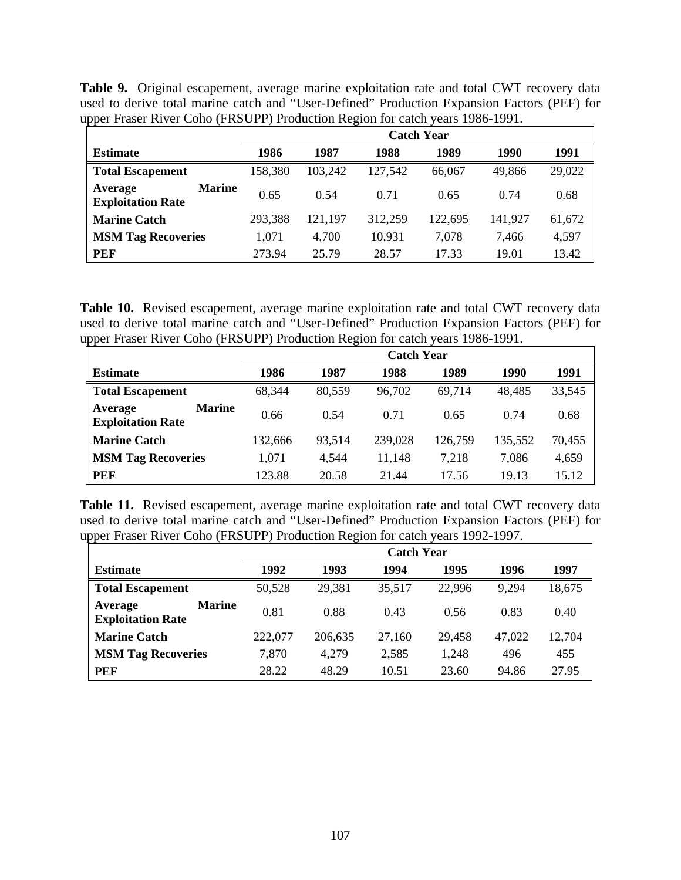**Table 9.** Original escapement, average marine exploitation rate and total CWT recovery data used to derive total marine catch and "User-Defined" Production Expansion Factors (PEF) for upper Fraser River Coho (FRSUPP) Production Region for catch years 1986-1991.

| | Catch Year | | | | | |
|---|---|---|---|---|---|---|
| **Estimate** | **1986** | **1987** | **1988** | **1989** | **1990** | **1991** |
| **Total Escapement** | 158,380 | 103,242 | 127,542 | 66,067 | 49,866 | 29,022 |
| **Average Marine Exploitation Rate** | 0.65 | 0.54 | 0.71 | 0.65 | 0.74 | 0.68 |
| **Marine Catch** | 293,388 | 121,197 | 312,259 | 122,695 | 141,927 | 61,672 |
| **MSM Tag Recoveries** | 1,071 | 4,700 | 10,931 | 7,078 | 7,466 | 4,597 |
| **PEF** | 273.94 | 25.79 | 28.57 | 17.33 | 19.01 | 13.42 |

**Table 10.** Revised escapement, average marine exploitation rate and total CWT recovery data used to derive total marine catch and "User-Defined" Production Expansion Factors (PEF) for upper Fraser River Coho (FRSUPP) Production Region for catch years 1986-1991.

| | Catch Year | | | | | |
|---|---|---|---|---|---|---|
| **Estimate** | **1986** | **1987** | **1988** | **1989** | **1990** | **1991** |
| **Total Escapement** | 68,344 | 80,559 | 96,702 | 69,714 | 48,485 | 33,545 |
| **Average Marine Exploitation Rate** | 0.66 | 0.54 | 0.71 | 0.65 | 0.74 | 0.68 |
| **Marine Catch** | 132,666 | 93,514 | 239,028 | 126,759 | 135,552 | 70,455 |
| **MSM Tag Recoveries** | 1,071 | 4,544 | 11,148 | 7,218 | 7,086 | 4,659 |
| **PEF** | 123.88 | 20.58 | 21.44 | 17.56 | 19.13 | 15.12 |

**Table 11.** Revised escapement, average marine exploitation rate and total CWT recovery data used to derive total marine catch and "User-Defined" Production Expansion Factors (PEF) for upper Fraser River Coho (FRSUPP) Production Region for catch years 1992-1997.

| | Catch Year | | | | | |
|---|---|---|---|---|---|---|
| **Estimate** | **1992** | **1993** | **1994** | **1995** | **1996** | **1997** |
| **Total Escapement** | 50,528 | 29,381 | 35,517 | 22,996 | 9,294 | 18,675 |
| **Average Marine Exploitation Rate** | 0.81 | 0.88 | 0.43 | 0.56 | 0.83 | 0.40 |
| **Marine Catch** | 222,077 | 206,635 | 27,160 | 29,458 | 47,022 | 12,704 |
| **MSM Tag Recoveries** | 7,870 | 4,279 | 2,585 | 1,248 | 496 | 455 |
| **PEF** | 28.22 | 48.29 | 10.51 | 23.60 | 94.86 | 27.95 |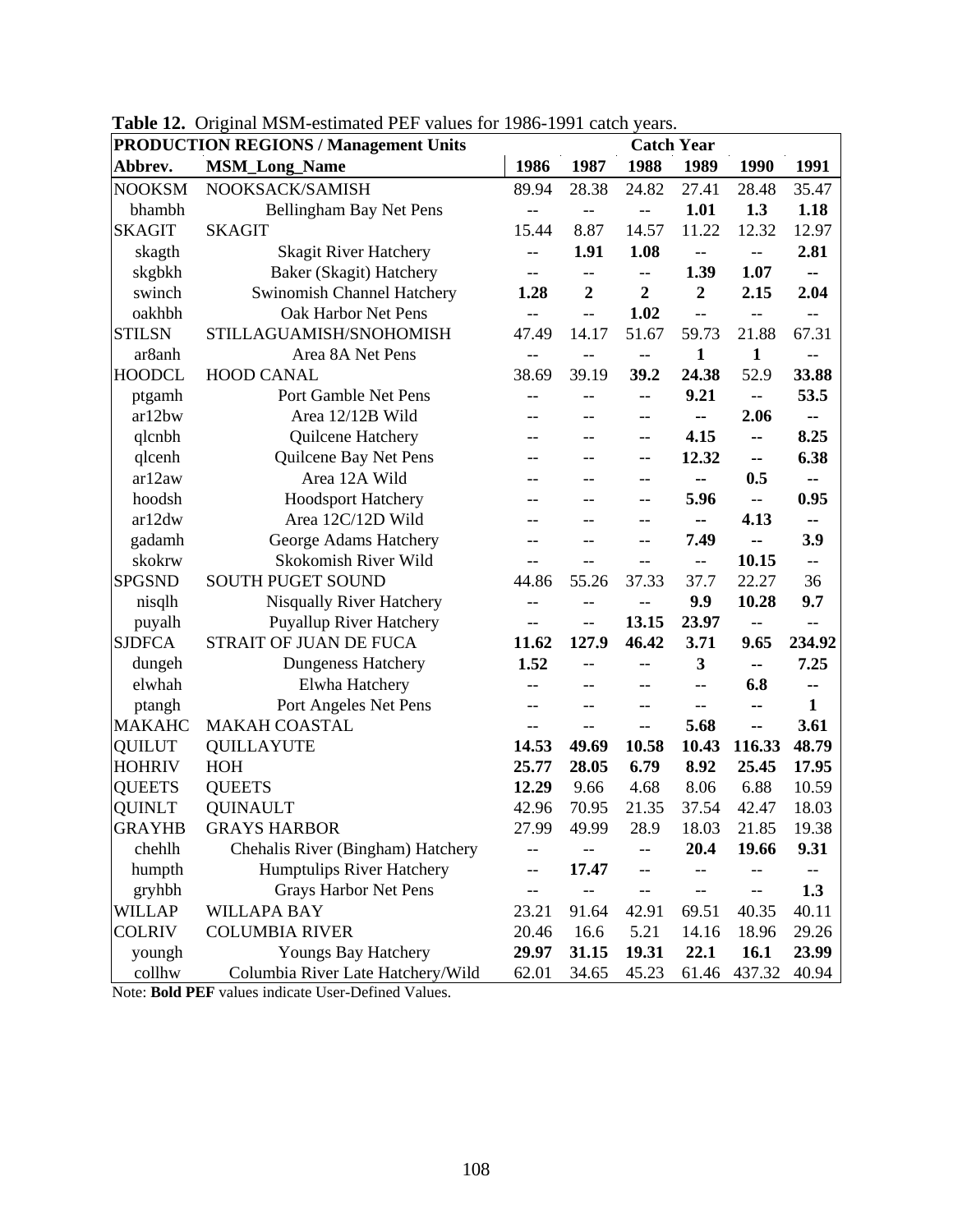**Table 12.** Original MSM-estimated PEF values for 1986-1991 catch years.

| PRODUCTION REGIONS / Management Units | | Catch Year | | | | | |
|---|---|---|---|---|---|---|---|
| **Abbrev.** | **MSM_Long_Name** | **1986** | **1987** | **1988** | **1989** | **1990** | **1991** |
| NOOKSM | NOOKSACK/SAMISH | 89.94 | 28.38 | 24.82 | 27.41 | 28.48 | 35.47 |
| bhambh | Bellingham Bay Net Pens | -- | -- | -- | **1.01** | **1.3** | **1.18** |
| SKAGIT | SKAGIT | 15.44 | 8.87 | 14.57 | 11.22 | 12.32 | 12.97 |
| skagth | Skagit River Hatchery | -- | **1.91** | **1.08** | -- | -- | **2.81** |
| skgbkh | Baker (Skagit) Hatchery | -- | -- | -- | **1.39** | **1.07** | -- |
| swinch | Swinomish Channel Hatchery | **1.28** | **2** | **2** | **2** | **2.15** | **2.04** |
| oakhbh | Oak Harbor Net Pens | -- | -- | **1.02** | -- | -- | -- |
| STILSN | STILLAGUAMISH/SNOHOMISH | 47.49 | 14.17 | 51.67 | 59.73 | 21.88 | 67.31 |
| ar8anh | Area 8A Net Pens | -- | -- | -- | **1** | **1** | -- |
| HOODCL | HOOD CANAL | 38.69 | 39.19 | **39.2** | **24.38** | 52.9 | **33.88** |
| ptgamh | Port Gamble Net Pens | -- | -- | -- | **9.21** | -- | **53.5** |
| ar12bw | Area 12/12B Wild | -- | -- | -- | -- | **2.06** | -- |
| qlcnbh | Quilcene Hatchery | -- | -- | -- | **4.15** | -- | **8.25** |
| qlcenh | Quilcene Bay Net Pens | -- | -- | -- | **12.32** | -- | **6.38** |
| ar12aw | Area 12A Wild | -- | -- | -- | -- | **0.5** | -- |
| hoodsh | Hoodsport Hatchery | -- | -- | -- | **5.96** | -- | **0.95** |
| ar12dw | Area 12C/12D Wild | -- | -- | -- | -- | **4.13** | -- |
| gadamh | George Adams Hatchery | -- | -- | -- | **7.49** | -- | **3.9** |
| skokrw | Skokomish River Wild | -- | -- | -- | -- | **10.15** | -- |
| SPGSND | SOUTH PUGET SOUND | 44.86 | 55.26 | 37.33 | 37.7 | 22.27 | 36 |
| nisqlh | Nisqually River Hatchery | -- | -- | -- | **9.9** | **10.28** | **9.7** |
| puyalh | Puyallup River Hatchery | -- | -- | **13.15** | **23.97** | -- | -- |
| SJDFCA | STRAIT OF JUAN DE FUCA | **11.62** | **127.9** | **46.42** | **3.71** | **9.65** | **234.92** |
| dungeh | Dungeness Hatchery | **1.52** | -- | -- | **3** | -- | **7.25** |
| elwhah | Elwha Hatchery | -- | -- | -- | -- | **6.8** | -- |
| ptangh | Port Angeles Net Pens | -- | -- | -- | -- | -- | **1** |
| MAKAHC | MAKAH COASTAL | -- | -- | -- | **5.68** | -- | **3.61** |
| QUILUT | QUILLAYUTE | **14.53** | **49.69** | **10.58** | **10.43** | **116.33** | **48.79** |
| HOHRIV | HOH | **25.77** | **28.05** | **6.79** | **8.92** | **25.45** | **17.95** |
| QUEETS | QUEETS | **12.29** | 9.66 | 4.68 | 8.06 | 6.88 | 10.59 |
| QUINLT | QUINAULT | 42.96 | 70.95 | 21.35 | 37.54 | 42.47 | 18.03 |
| GRAYHB | GRAYS HARBOR | 27.99 | 49.99 | 28.9 | 18.03 | 21.85 | 19.38 |
| chehlh | Chehalis River (Bingham) Hatchery | -- | -- | -- | **20.4** | **19.66** | **9.31** |
| humpth | Humptulips River Hatchery | -- | **17.47** | -- | -- | -- | -- |
| gryhbh | Grays Harbor Net Pens | -- | -- | -- | -- | -- | **1.3** |
| WILLAP | WILLAPA BAY | 23.21 | 91.64 | 42.91 | 69.51 | 40.35 | 40.11 |
| COLRIV | COLUMBIA RIVER | 20.46 | 16.6 | 5.21 | 14.16 | 18.96 | 29.26 |
| youngh | Youngs Bay Hatchery | **29.97** | **31.15** | **19.31** | **22.1** | **16.1** | **23.99** |
| collhw | Columbia River Late Hatchery/Wild | 62.01 | 34.65 | 45.23 | 61.46 | 437.32 | 40.94 |

Note: **Bold PEF** values indicate User-Defined Values.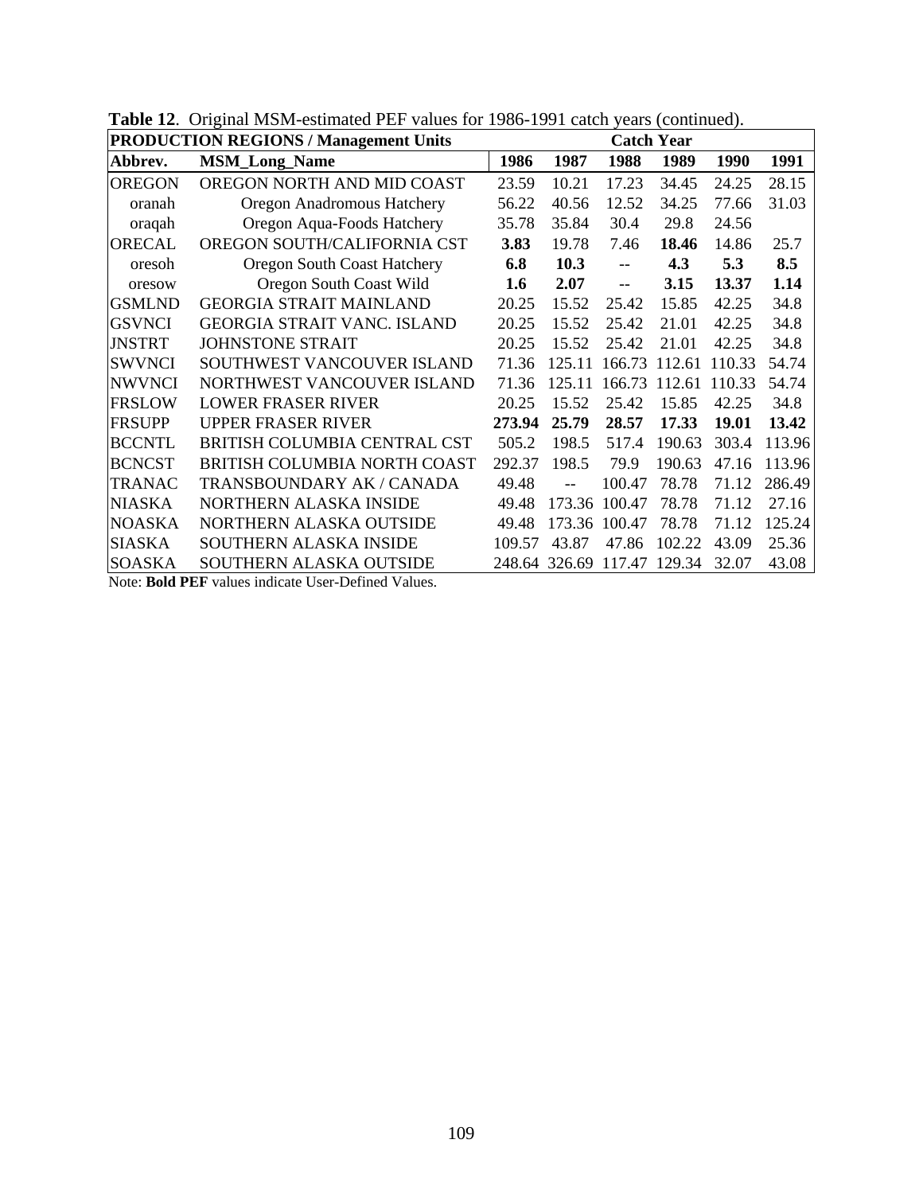**Table 12**. Original MSM-estimated PEF values for 1986-1991 catch years (continued).

| **PRODUCTION REGIONS / Management Units** | | **Catch Year** | | | | | |
|---|---|---|---|---|---|---|---|
| **Abbrev.** | **MSM_Long_Name** | **1986** | **1987** | **1988** | **1989** | **1990** | **1991** |
| OREGON | OREGON NORTH AND MID COAST | 23.59 | 10.21 | 17.23 | 34.45 | 24.25 | 28.15 |
| oranah | Oregon Anadromous Hatchery | 56.22 | 40.56 | 12.52 | 34.25 | 77.66 | 31.03 |
| oraqah | Oregon Aqua-Foods Hatchery | 35.78 | 35.84 | 30.4 | 29.8 | 24.56 | |
| ORECAL | OREGON SOUTH/CALIFORNIA CST | **3.83** | 19.78 | 7.46 | **18.46** | 14.86 | 25.7 |
| oresoh | Oregon South Coast Hatchery | **6.8** | **10.3** | -- | **4.3** | **5.3** | **8.5** |
| oresow | Oregon South Coast Wild | **1.6** | **2.07** | -- | **3.15** | **13.37** | **1.14** |
| GSMLND | GEORGIA STRAIT MAINLAND | 20.25 | 15.52 | 25.42 | 15.85 | 42.25 | 34.8 |
| GSVNCI | GEORGIA STRAIT VANC. ISLAND | 20.25 | 15.52 | 25.42 | 21.01 | 42.25 | 34.8 |
| JNSTRT | JOHNSTONE STRAIT | 20.25 | 15.52 | 25.42 | 21.01 | 42.25 | 34.8 |
| SWVNCI | SOUTHWEST VANCOUVER ISLAND | 71.36 | 125.11 | 166.73 | 112.61 | 110.33 | 54.74 |
| NWVNCI | NORTHWEST VANCOUVER ISLAND | 71.36 | 125.11 | 166.73 | 112.61 | 110.33 | 54.74 |
| FRSLOW | LOWER FRASER RIVER | 20.25 | 15.52 | 25.42 | 15.85 | 42.25 | 34.8 |
| FRSUPP | UPPER FRASER RIVER | **273.94** | **25.79** | **28.57** | **17.33** | **19.01** | **13.42** |
| BCCNTL | BRITISH COLUMBIA CENTRAL CST | 505.2 | 198.5 | 517.4 | 190.63 | 303.4 | 113.96 |
| BCNCST | BRITISH COLUMBIA NORTH COAST | 292.37 | 198.5 | 79.9 | 190.63 | 47.16 | 113.96 |
| TRANAC | TRANSBOUNDARY AK / CANADA | 49.48 | -- | 100.47 | 78.78 | 71.12 | 286.49 |
| NIASKA | NORTHERN ALASKA INSIDE | 49.48 | 173.36 | 100.47 | 78.78 | 71.12 | 27.16 |
| NOASKA | NORTHERN ALASKA OUTSIDE | 49.48 | 173.36 | 100.47 | 78.78 | 71.12 | 125.24 |
| SIASKA | SOUTHERN ALASKA INSIDE | 109.57 | 43.87 | 47.86 | 102.22 | 43.09 | 25.36 |
| SOASKA | SOUTHERN ALASKA OUTSIDE | 248.64 | 326.69 | 117.47 | 129.34 | 32.07 | 43.08 |

Note: **Bold PEF** values indicate User-Defined Values.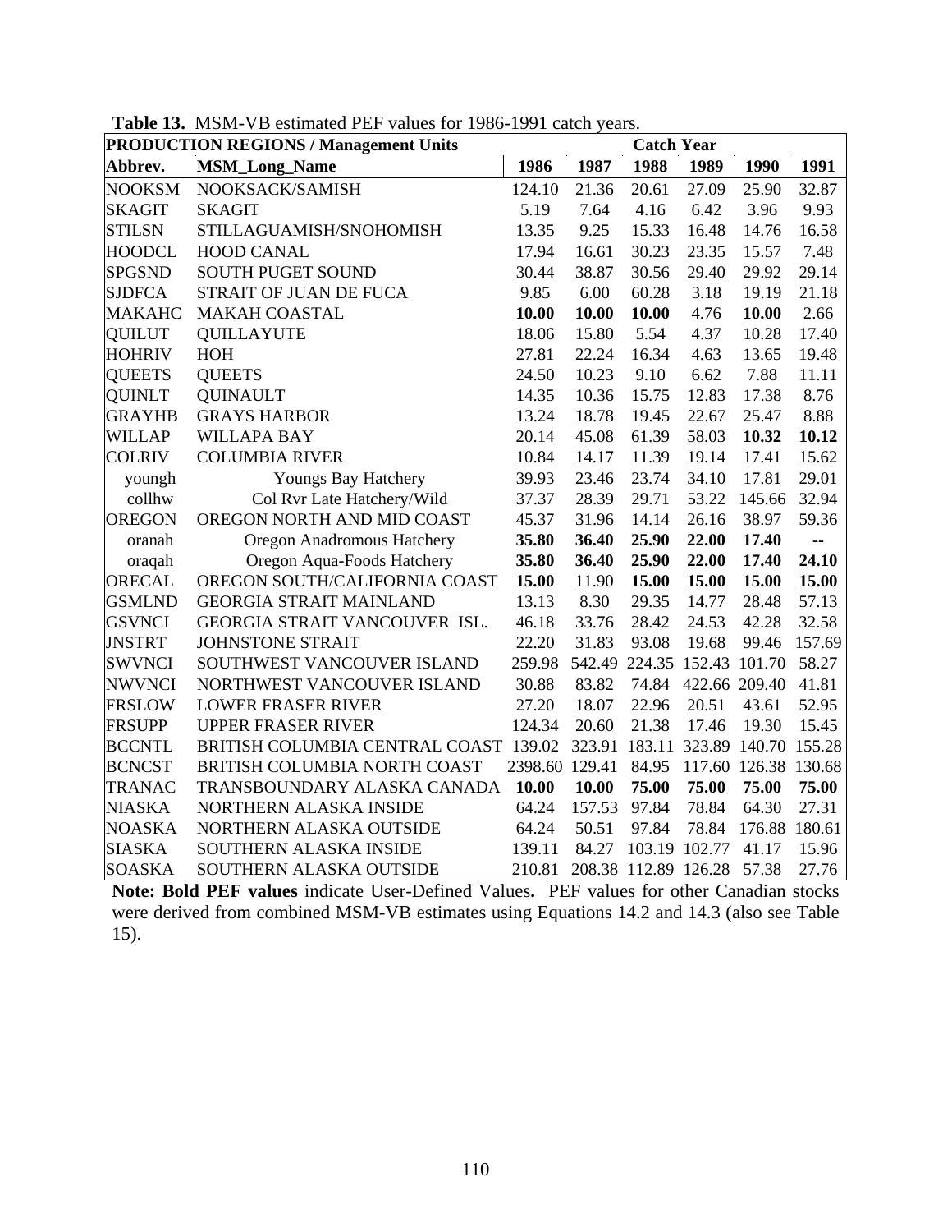**Table 13.** MSM-VB estimated PEF values for 1986-1991 catch years.

| PRODUCTION REGIONS / Management Units | | Catch Year | | | | | |
|---|---|---|---|---|---|---|---|
| Abbrev. | MSM_Long_Name | 1986 | 1987 | 1988 | 1989 | 1990 | 1991 |
| NOOKSM | NOOKSACK/SAMISH | 124.10 | 21.36 | 20.61 | 27.09 | 25.90 | 32.87 |
| SKAGIT | SKAGIT | 5.19 | 7.64 | 4.16 | 6.42 | 3.96 | 9.93 |
| STILSN | STILLAGUAMISH/SNOHOMISH | 13.35 | 9.25 | 15.33 | 16.48 | 14.76 | 16.58 |
| HOODCL | HOOD CANAL | 17.94 | 16.61 | 30.23 | 23.35 | 15.57 | 7.48 |
| SPGSND | SOUTH PUGET SOUND | 30.44 | 38.87 | 30.56 | 29.40 | 29.92 | 29.14 |
| SJDFCA | STRAIT OF JUAN DE FUCA | 9.85 | 6.00 | 60.28 | 3.18 | 19.19 | 21.18 |
| MAKAHC | MAKAH COASTAL | **10.00** | **10.00** | **10.00** | 4.76 | **10.00** | 2.66 |
| QUILUT | QUILLAYUTE | 18.06 | 15.80 | 5.54 | 4.37 | 10.28 | 17.40 |
| HOHRIV | HOH | 27.81 | 22.24 | 16.34 | 4.63 | 13.65 | 19.48 |
| QUEETS | QUEETS | 24.50 | 10.23 | 9.10 | 6.62 | 7.88 | 11.11 |
| QUINLT | QUINAULT | 14.35 | 10.36 | 15.75 | 12.83 | 17.38 | 8.76 |
| GRAYHB | GRAYS HARBOR | 13.24 | 18.78 | 19.45 | 22.67 | 25.47 | 8.88 |
| WILLAP | WILLAPA BAY | 20.14 | 45.08 | 61.39 | 58.03 | **10.32** | **10.12** |
| COLRIV | COLUMBIA RIVER | 10.84 | 14.17 | 11.39 | 19.14 | 17.41 | 15.62 |
| youngh | Youngs Bay Hatchery | 39.93 | 23.46 | 23.74 | 34.10 | 17.81 | 29.01 |
| collhw | Col Rvr Late Hatchery/Wild | 37.37 | 28.39 | 29.71 | 53.22 | 145.66 | 32.94 |
| OREGON | OREGON NORTH AND MID COAST | 45.37 | 31.96 | 14.14 | 26.16 | 38.97 | 59.36 |
| oranah | Oregon Anadromous Hatchery | **35.80** | **36.40** | **25.90** | **22.00** | **17.40** | **--** |
| oraqah | Oregon Aqua-Foods Hatchery | **35.80** | **36.40** | **25.90** | **22.00** | **17.40** | **24.10** |
| ORECAL | OREGON SOUTH/CALIFORNIA COAST | **15.00** | 11.90 | **15.00** | **15.00** | **15.00** | **15.00** |
| GSMLND | GEORGIA STRAIT MAINLAND | 13.13 | 8.30 | 29.35 | 14.77 | 28.48 | 57.13 |
| GSVNCI | GEORGIA STRAIT VANCOUVER ISL. | 46.18 | 33.76 | 28.42 | 24.53 | 42.28 | 32.58 |
| JNSTRT | JOHNSTONE STRAIT | 22.20 | 31.83 | 93.08 | 19.68 | 99.46 | 157.69 |
| SWVNCI | SOUTHWEST VANCOUVER ISLAND | 259.98 | 542.49 | 224.35 | 152.43 | 101.70 | 58.27 |
| NWVNCI | NORTHWEST VANCOUVER ISLAND | 30.88 | 83.82 | 74.84 | 422.66 | 209.40 | 41.81 |
| FRSLOW | LOWER FRASER RIVER | 27.20 | 18.07 | 22.96 | 20.51 | 43.61 | 52.95 |
| FRSUPP | UPPER FRASER RIVER | 124.34 | 20.60 | 21.38 | 17.46 | 19.30 | 15.45 |
| BCCNTL | BRITISH COLUMBIA CENTRAL COAST | 139.02 | 323.91 | 183.11 | 323.89 | 140.70 | 155.28 |
| BCNCST | BRITISH COLUMBIA NORTH COAST | 2398.60 | 129.41 | 84.95 | 117.60 | 126.38 | 130.68 |
| TRANAC | TRANSBOUNDARY ALASKA CANADA | **10.00** | **10.00** | **75.00** | **75.00** | **75.00** | **75.00** |
| NIASKA | NORTHERN ALASKA INSIDE | 64.24 | 157.53 | 97.84 | 78.84 | 64.30 | 27.31 |
| NOASKA | NORTHERN ALASKA OUTSIDE | 64.24 | 50.51 | 97.84 | 78.84 | 176.88 | 180.61 |
| SIASKA | SOUTHERN ALASKA INSIDE | 139.11 | 84.27 | 103.19 | 102.77 | 41.17 | 15.96 |
| SOASKA | SOUTHERN ALASKA OUTSIDE | 210.81 | 208.38 | 112.89 | 126.28 | 57.38 | 27.76 |

**Note: Bold PEF values** indicate User-Defined Values**.** PEF values for other Canadian stocks were derived from combined MSM-VB estimates using Equations 14.2 and 14.3 (also see Table 15).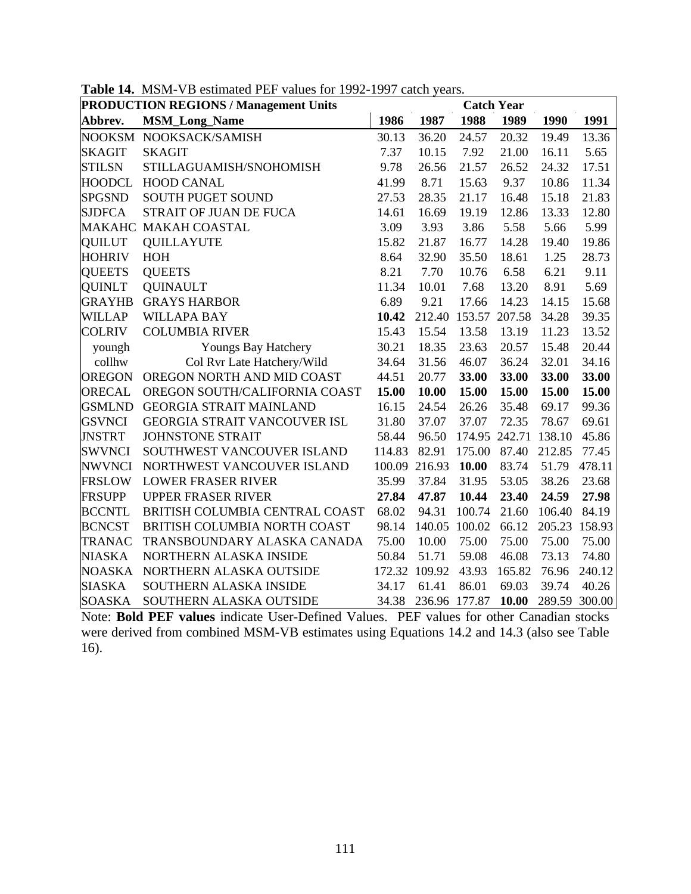**Table 14.** MSM-VB estimated PEF values for 1992-1997 catch years.

| PRODUCTION REGIONS / Management Units | | Catch Year | | | | | |
|---|---|---|---|---|---|---|---|
| **Abbrev.** | **MSM_Long_Name** | **1986** | **1987** | **1988** | **1989** | **1990** | **1991** |
| NOOKSM | NOOKSACK/SAMISH | 30.13 | 36.20 | 24.57 | 20.32 | 19.49 | 13.36 |
| SKAGIT | SKAGIT | 7.37 | 10.15 | 7.92 | 21.00 | 16.11 | 5.65 |
| STILSN | STILLAGUAMISH/SNOHOMISH | 9.78 | 26.56 | 21.57 | 26.52 | 24.32 | 17.51 |
| HOODCL | HOOD CANAL | 41.99 | 8.71 | 15.63 | 9.37 | 10.86 | 11.34 |
| SPGSND | SOUTH PUGET SOUND | 27.53 | 28.35 | 21.17 | 16.48 | 15.18 | 21.83 |
| SJDFCA | STRAIT OF JUAN DE FUCA | 14.61 | 16.69 | 19.19 | 12.86 | 13.33 | 12.80 |
| MAKAHC | MAKAH COASTAL | 3.09 | 3.93 | 3.86 | 5.58 | 5.66 | 5.99 |
| QUILUT | QUILLAYUTE | 15.82 | 21.87 | 16.77 | 14.28 | 19.40 | 19.86 |
| HOHRIV | HOH | 8.64 | 32.90 | 35.50 | 18.61 | 1.25 | 28.73 |
| QUEETS | QUEETS | 8.21 | 7.70 | 10.76 | 6.58 | 6.21 | 9.11 |
| QUINLT | QUINAULT | 11.34 | 10.01 | 7.68 | 13.20 | 8.91 | 5.69 |
| GRAYHB | GRAYS HARBOR | 6.89 | 9.21 | 17.66 | 14.23 | 14.15 | 15.68 |
| WILLAP | WILLAPA BAY | **10.42** | 212.40 | 153.57 | 207.58 | 34.28 | 39.35 |
| COLRIV | COLUMBIA RIVER | 15.43 | 15.54 | 13.58 | 13.19 | 11.23 | 13.52 |
| youngh | Youngs Bay Hatchery | 30.21 | 18.35 | 23.63 | 20.57 | 15.48 | 20.44 |
| collhw | Col Rvr Late Hatchery/Wild | 34.64 | 31.56 | 46.07 | 36.24 | 32.01 | 34.16 |
| OREGON | OREGON NORTH AND MID COAST | 44.51 | 20.77 | **33.00** | **33.00** | **33.00** | **33.00** |
| ORECAL | OREGON SOUTH/CALIFORNIA COAST | **15.00** | **10.00** | **15.00** | **15.00** | **15.00** | **15.00** |
| GSMLND | GEORGIA STRAIT MAINLAND | 16.15 | 24.54 | 26.26 | 35.48 | 69.17 | 99.36 |
| GSVNCI | GEORGIA STRAIT VANCOUVER ISL | 31.80 | 37.07 | 37.07 | 72.35 | 78.67 | 69.61 |
| JNSTRT | JOHNSTONE STRAIT | 58.44 | 96.50 | 174.95 | 242.71 | 138.10 | 45.86 |
| SWVNCI | SOUTHWEST VANCOUVER ISLAND | 114.83 | 82.91 | 175.00 | 87.40 | 212.85 | 77.45 |
| NWVNCI | NORTHWEST VANCOUVER ISLAND | 100.09 | 216.93 | **10.00** | 83.74 | 51.79 | 478.11 |
| FRSLOW | LOWER FRASER RIVER | 35.99 | 37.84 | 31.95 | 53.05 | 38.26 | 23.68 |
| FRSUPP | UPPER FRASER RIVER | **27.84** | **47.87** | **10.44** | **23.40** | **24.59** | **27.98** |
| BCCNTL | BRITISH COLUMBIA CENTRAL COAST | 68.02 | 94.31 | 100.74 | 21.60 | 106.40 | 84.19 |
| BCNCST | BRITISH COLUMBIA NORTH COAST | 98.14 | 140.05 | 100.02 | 66.12 | 205.23 | 158.93 |
| TRANAC | TRANSBOUNDARY ALASKA CANADA | 75.00 | 10.00 | 75.00 | 75.00 | 75.00 | 75.00 |
| NIASKA | NORTHERN ALASKA INSIDE | 50.84 | 51.71 | 59.08 | 46.08 | 73.13 | 74.80 |
| NOASKA | NORTHERN ALASKA OUTSIDE | 172.32 | 109.92 | 43.93 | 165.82 | 76.96 | 240.12 |
| SIASKA | SOUTHERN ALASKA INSIDE | 34.17 | 61.41 | 86.01 | 69.03 | 39.74 | 40.26 |
| SOASKA | SOUTHERN ALASKA OUTSIDE | 34.38 | 236.96 | 177.87 | **10.00** | 289.59 | 300.00 |

Note: **Bold PEF values** indicate User-Defined Values. PEF values for other Canadian stocks were derived from combined MSM-VB estimates using Equations 14.2 and 14.3 (also see Table 16).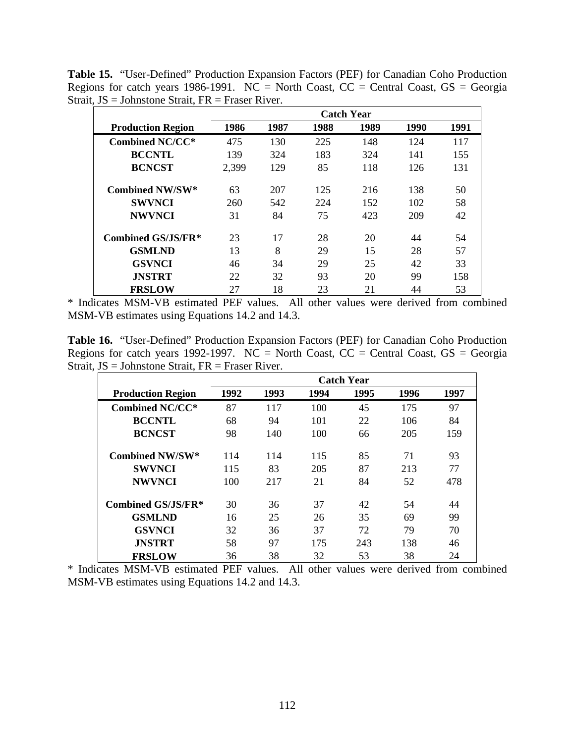**Table 15.** "User-Defined" Production Expansion Factors (PEF) for Canadian Coho Production Regions for catch years 1986-1991. NC = North Coast, CC = Central Coast, GS = Georgia Strait, JS = Johnstone Strait, FR = Fraser River.

| | Catch Year | | | | | |
|---|---|---|---|---|---|---|
| **Production Region** | **1986** | **1987** | **1988** | **1989** | **1990** | **1991** |
| **Combined NC/CC*** | 475 | 130 | 225 | 148 | 124 | 117 |
| **BCCNTL** | 139 | 324 | 183 | 324 | 141 | 155 |
| **BCNCST** | 2,399 | 129 | 85 | 118 | 126 | 131 |
| **Combined NW/SW*** | 63 | 207 | 125 | 216 | 138 | 50 |
| **SWVNCI** | 260 | 542 | 224 | 152 | 102 | 58 |
| **NWVNCI** | 31 | 84 | 75 | 423 | 209 | 42 |
| **Combined GS/JS/FR*** | 23 | 17 | 28 | 20 | 44 | 54 |
| **GSMLND** | 13 | 8 | 29 | 15 | 28 | 57 |
| **GSVNCI** | 46 | 34 | 29 | 25 | 42 | 33 |
| **JNSTRT** | 22 | 32 | 93 | 20 | 99 | 158 |
| **FRSLOW** | 27 | 18 | 23 | 21 | 44 | 53 |

* Indicates MSM-VB estimated PEF values. All other values were derived from combined MSM-VB estimates using Equations 14.2 and 14.3.

**Table 16.** "User-Defined" Production Expansion Factors (PEF) for Canadian Coho Production Regions for catch years 1992-1997. NC = North Coast, CC = Central Coast, GS = Georgia Strait, JS = Johnstone Strait, FR = Fraser River.

| | Catch Year | | | | | |
|---|---|---|---|---|---|---|
| **Production Region** | **1992** | **1993** | **1994** | **1995** | **1996** | **1997** |
| **Combined NC/CC*** | 87 | 117 | 100 | 45 | 175 | 97 |
| **BCCNTL** | 68 | 94 | 101 | 22 | 106 | 84 |
| **BCNCST** | 98 | 140 | 100 | 66 | 205 | 159 |
| **Combined NW/SW*** | 114 | 114 | 115 | 85 | 71 | 93 |
| **SWVNCI** | 115 | 83 | 205 | 87 | 213 | 77 |
| **NWVNCI** | 100 | 217 | 21 | 84 | 52 | 478 |
| **Combined GS/JS/FR*** | 30 | 36 | 37 | 42 | 54 | 44 |
| **GSMLND** | 16 | 25 | 26 | 35 | 69 | 99 |
| **GSVNCI** | 32 | 36 | 37 | 72 | 79 | 70 |
| **JNSTRT** | 58 | 97 | 175 | 243 | 138 | 46 |
| **FRSLOW** | 36 | 38 | 32 | 53 | 38 | 24 |

* Indicates MSM-VB estimated PEF values. All other values were derived from combined MSM-VB estimates using Equations 14.2 and 14.3.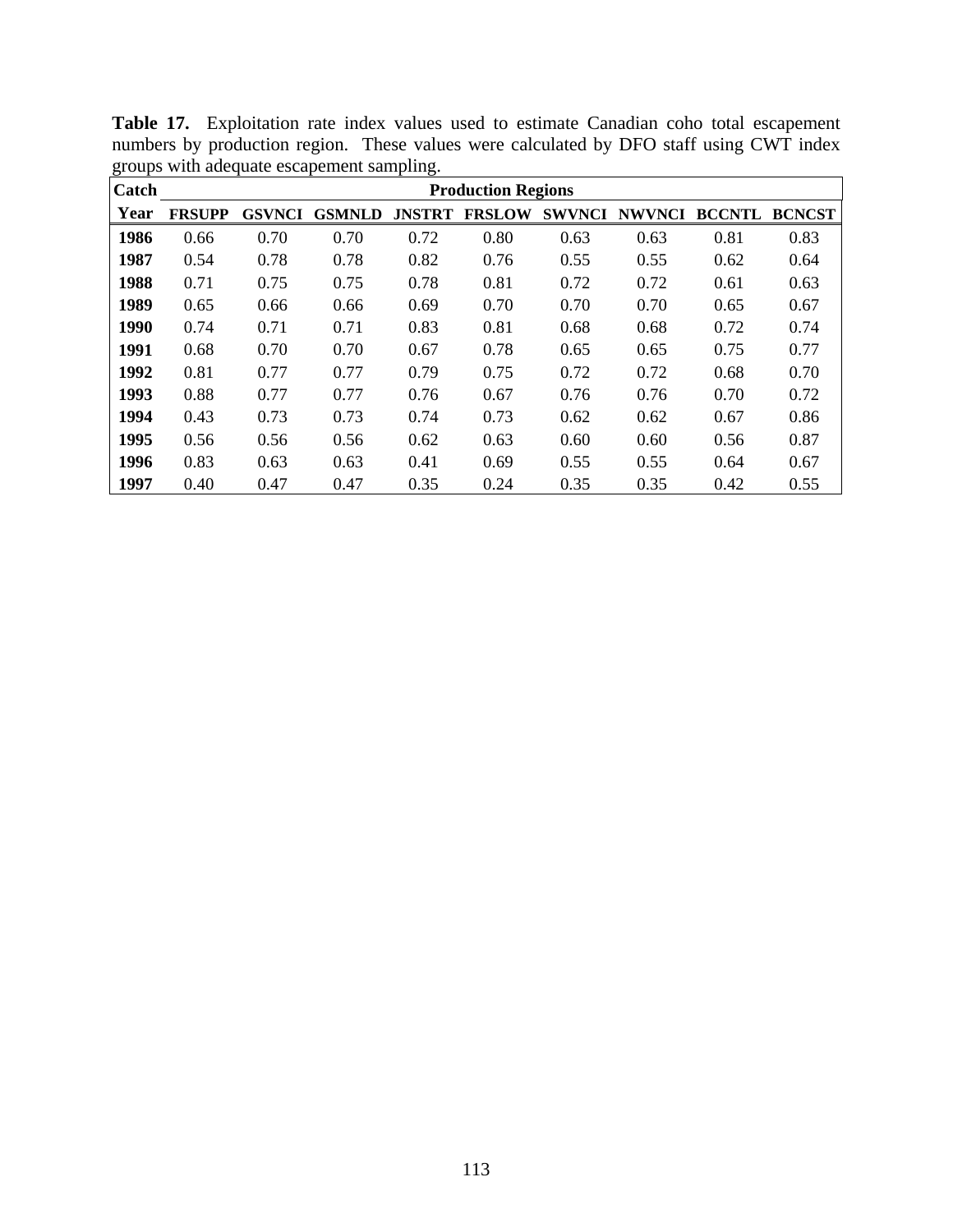**Table 17.** Exploitation rate index values used to estimate Canadian coho total escapement numbers by production region. These values were calculated by DFO staff using CWT index groups with adequate escapement sampling.

| Catch | Production Regions | | | | | | | | |
|---|---|---|---|---|---|---|---|---|---|
| **Year** | **FRSUPP** | **GSVNCI** | **GSMNLD** | **JNSTRT** | **FRSLOW** | **SWVNCI** | **NWVNCI** | **BCCNTL** | **BCNCST** |
| **1986** | 0.66 | 0.70 | 0.70 | 0.72 | 0.80 | 0.63 | 0.63 | 0.81 | 0.83 |
| **1987** | 0.54 | 0.78 | 0.78 | 0.82 | 0.76 | 0.55 | 0.55 | 0.62 | 0.64 |
| **1988** | 0.71 | 0.75 | 0.75 | 0.78 | 0.81 | 0.72 | 0.72 | 0.61 | 0.63 |
| **1989** | 0.65 | 0.66 | 0.66 | 0.69 | 0.70 | 0.70 | 0.70 | 0.65 | 0.67 |
| **1990** | 0.74 | 0.71 | 0.71 | 0.83 | 0.81 | 0.68 | 0.68 | 0.72 | 0.74 |
| **1991** | 0.68 | 0.70 | 0.70 | 0.67 | 0.78 | 0.65 | 0.65 | 0.75 | 0.77 |
| **1992** | 0.81 | 0.77 | 0.77 | 0.79 | 0.75 | 0.72 | 0.72 | 0.68 | 0.70 |
| **1993** | 0.88 | 0.77 | 0.77 | 0.76 | 0.67 | 0.76 | 0.76 | 0.70 | 0.72 |
| **1994** | 0.43 | 0.73 | 0.73 | 0.74 | 0.73 | 0.62 | 0.62 | 0.67 | 0.86 |
| **1995** | 0.56 | 0.56 | 0.56 | 0.62 | 0.63 | 0.60 | 0.60 | 0.56 | 0.87 |
| **1996** | 0.83 | 0.63 | 0.63 | 0.41 | 0.69 | 0.55 | 0.55 | 0.64 | 0.67 |
| **1997** | 0.40 | 0.47 | 0.47 | 0.35 | 0.24 | 0.35 | 0.35 | 0.42 | 0.55 |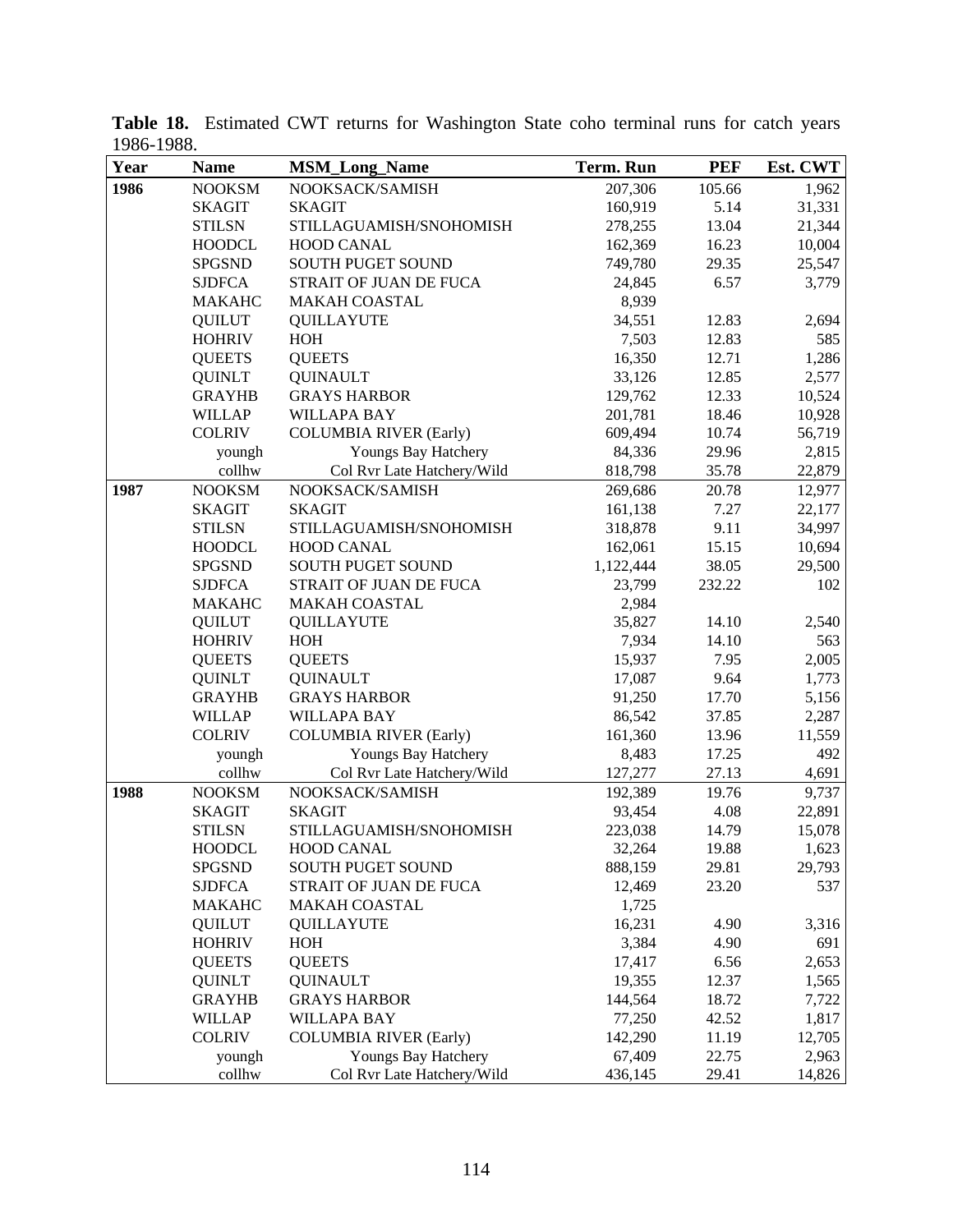**Table 18.** Estimated CWT returns for Washington State coho terminal runs for catch years 1986-1988.

| Year | Name | MSM_Long_Name | Term. Run | PEF | Est. CWT |
|---|---|---|---|---|---|
| **1986** | NOOKSM | NOOKSACK/SAMISH | 207,306 | 105.66 | 1,962 |
| | SKAGIT | SKAGIT | 160,919 | 5.14 | 31,331 |
| | STILSN | STILLAGUAMISH/SNOHOMISH | 278,255 | 13.04 | 21,344 |
| | HOODCL | HOOD CANAL | 162,369 | 16.23 | 10,004 |
| | SPGSND | SOUTH PUGET SOUND | 749,780 | 29.35 | 25,547 |
| | SJDFCA | STRAIT OF JUAN DE FUCA | 24,845 | 6.57 | 3,779 |
| | MAKAHC | MAKAH COASTAL | 8,939 | | |
| | QUILUT | QUILLAYUTE | 34,551 | 12.83 | 2,694 |
| | HOHRIV | HOH | 7,503 | 12.83 | 585 |
| | QUEETS | QUEETS | 16,350 | 12.71 | 1,286 |
| | QUINLT | QUINAULT | 33,126 | 12.85 | 2,577 |
| | GRAYHB | GRAYS HARBOR | 129,762 | 12.33 | 10,524 |
| | WILLAP | WILLAPA BAY | 201,781 | 18.46 | 10,928 |
| | COLRIV | COLUMBIA RIVER (Early) | 609,494 | 10.74 | 56,719 |
| | youngh | Youngs Bay Hatchery | 84,336 | 29.96 | 2,815 |
| | collhw | Col Rvr Late Hatchery/Wild | 818,798 | 35.78 | 22,879 |
| **1987** | NOOKSM | NOOKSACK/SAMISH | 269,686 | 20.78 | 12,977 |
| | SKAGIT | SKAGIT | 161,138 | 7.27 | 22,177 |
| | STILSN | STILLAGUAMISH/SNOHOMISH | 318,878 | 9.11 | 34,997 |
| | HOODCL | HOOD CANAL | 162,061 | 15.15 | 10,694 |
| | SPGSND | SOUTH PUGET SOUND | 1,122,444 | 38.05 | 29,500 |
| | SJDFCA | STRAIT OF JUAN DE FUCA | 23,799 | 232.22 | 102 |
| | MAKAHC | MAKAH COASTAL | 2,984 | | |
| | QUILUT | QUILLAYUTE | 35,827 | 14.10 | 2,540 |
| | HOHRIV | HOH | 7,934 | 14.10 | 563 |
| | QUEETS | QUEETS | 15,937 | 7.95 | 2,005 |
| | QUINLT | QUINAULT | 17,087 | 9.64 | 1,773 |
| | GRAYHB | GRAYS HARBOR | 91,250 | 17.70 | 5,156 |
| | WILLAP | WILLAPA BAY | 86,542 | 37.85 | 2,287 |
| | COLRIV | COLUMBIA RIVER (Early) | 161,360 | 13.96 | 11,559 |
| | youngh | Youngs Bay Hatchery | 8,483 | 17.25 | 492 |
| | collhw | Col Rvr Late Hatchery/Wild | 127,277 | 27.13 | 4,691 |
| **1988** | NOOKSM | NOOKSACK/SAMISH | 192,389 | 19.76 | 9,737 |
| | SKAGIT | SKAGIT | 93,454 | 4.08 | 22,891 |
| | STILSN | STILLAGUAMISH/SNOHOMISH | 223,038 | 14.79 | 15,078 |
| | HOODCL | HOOD CANAL | 32,264 | 19.88 | 1,623 |
| | SPGSND | SOUTH PUGET SOUND | 888,159 | 29.81 | 29,793 |
| | SJDFCA | STRAIT OF JUAN DE FUCA | 12,469 | 23.20 | 537 |
| | MAKAHC | MAKAH COASTAL | 1,725 | | |
| | QUILUT | QUILLAYUTE | 16,231 | 4.90 | 3,316 |
| | HOHRIV | HOH | 3,384 | 4.90 | 691 |
| | QUEETS | QUEETS | 17,417 | 6.56 | 2,653 |
| | QUINLT | QUINAULT | 19,355 | 12.37 | 1,565 |
| | GRAYHB | GRAYS HARBOR | 144,564 | 18.72 | 7,722 |
| | WILLAP | WILLAPA BAY | 77,250 | 42.52 | 1,817 |
| | COLRIV | COLUMBIA RIVER (Early) | 142,290 | 11.19 | 12,705 |
| | youngh | Youngs Bay Hatchery | 67,409 | 22.75 | 2,963 |
| | collhw | Col Rvr Late Hatchery/Wild | 436,145 | 29.41 | 14,826 |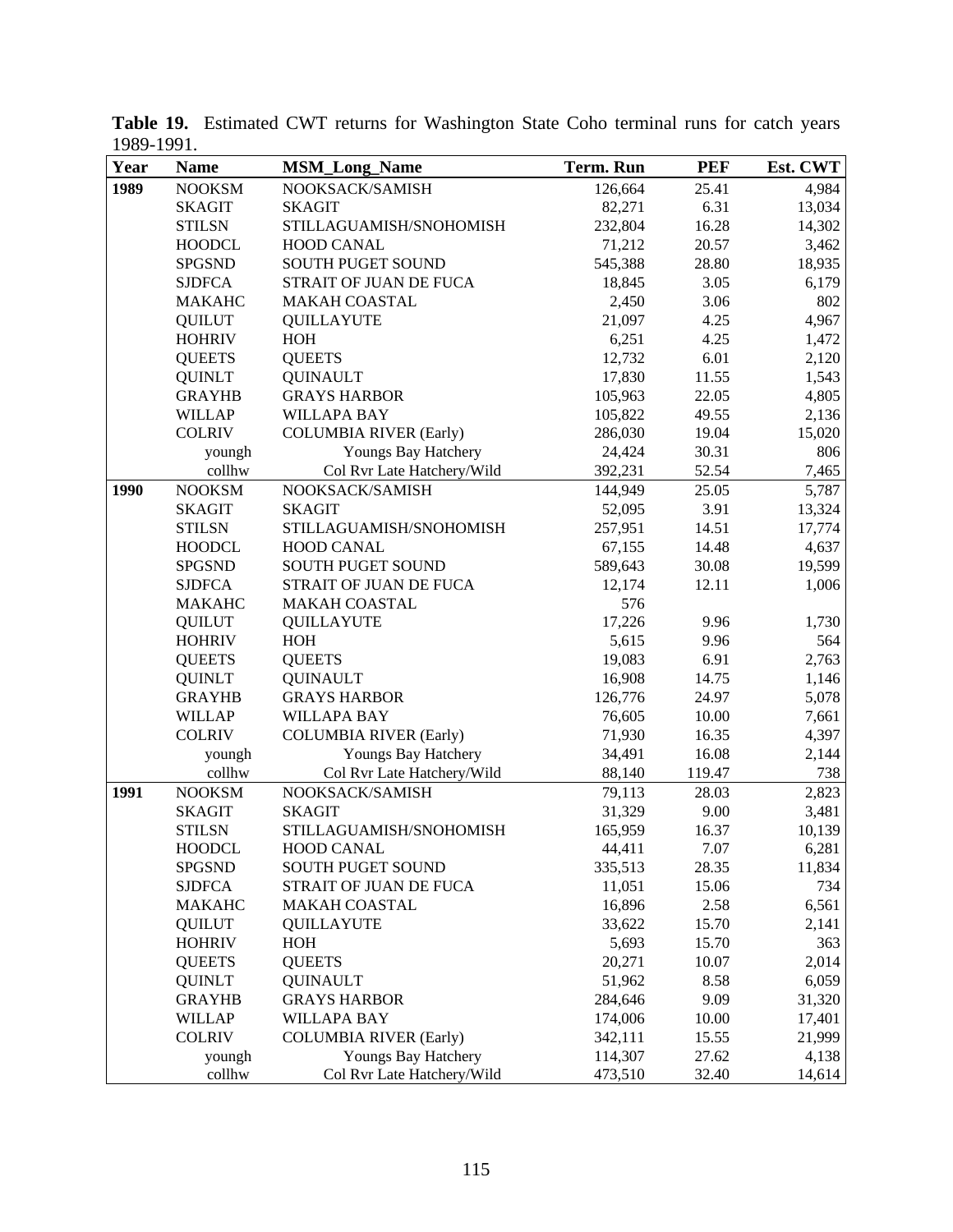**Table 19.** Estimated CWT returns for Washington State Coho terminal runs for catch years 1989-1991.

| Year | Name | MSM_Long_Name | Term. Run | PEF | Est. CWT |
|---|---|---|---|---|---|
| **1989** | NOOKSM | NOOKSACK/SAMISH | 126,664 | 25.41 | 4,984 |
| | SKAGIT | SKAGIT | 82,271 | 6.31 | 13,034 |
| | STILSN | STILLAGUAMISH/SNOHOMISH | 232,804 | 16.28 | 14,302 |
| | HOODCL | HOOD CANAL | 71,212 | 20.57 | 3,462 |
| | SPGSND | SOUTH PUGET SOUND | 545,388 | 28.80 | 18,935 |
| | SJDFCA | STRAIT OF JUAN DE FUCA | 18,845 | 3.05 | 6,179 |
| | MAKAHC | MAKAH COASTAL | 2,450 | 3.06 | 802 |
| | QUILUT | QUILLAYUTE | 21,097 | 4.25 | 4,967 |
| | HOHRIV | HOH | 6,251 | 4.25 | 1,472 |
| | QUEETS | QUEETS | 12,732 | 6.01 | 2,120 |
| | QUINLT | QUINAULT | 17,830 | 11.55 | 1,543 |
| | GRAYHB | GRAYS HARBOR | 105,963 | 22.05 | 4,805 |
| | WILLAP | WILLAPA BAY | 105,822 | 49.55 | 2,136 |
| | COLRIV | COLUMBIA RIVER (Early) | 286,030 | 19.04 | 15,020 |
| | youngh | Youngs Bay Hatchery | 24,424 | 30.31 | 806 |
| | collhw | Col Rvr Late Hatchery/Wild | 392,231 | 52.54 | 7,465 |
| **1990** | NOOKSM | NOOKSACK/SAMISH | 144,949 | 25.05 | 5,787 |
| | SKAGIT | SKAGIT | 52,095 | 3.91 | 13,324 |
| | STILSN | STILLAGUAMISH/SNOHOMISH | 257,951 | 14.51 | 17,774 |
| | HOODCL | HOOD CANAL | 67,155 | 14.48 | 4,637 |
| | SPGSND | SOUTH PUGET SOUND | 589,643 | 30.08 | 19,599 |
| | SJDFCA | STRAIT OF JUAN DE FUCA | 12,174 | 12.11 | 1,006 |
| | MAKAHC | MAKAH COASTAL | 576 | | |
| | QUILUT | QUILLAYUTE | 17,226 | 9.96 | 1,730 |
| | HOHRIV | HOH | 5,615 | 9.96 | 564 |
| | QUEETS | QUEETS | 19,083 | 6.91 | 2,763 |
| | QUINLT | QUINAULT | 16,908 | 14.75 | 1,146 |
| | GRAYHB | GRAYS HARBOR | 126,776 | 24.97 | 5,078 |
| | WILLAP | WILLAPA BAY | 76,605 | 10.00 | 7,661 |
| | COLRIV | COLUMBIA RIVER (Early) | 71,930 | 16.35 | 4,397 |
| | youngh | Youngs Bay Hatchery | 34,491 | 16.08 | 2,144 |
| | collhw | Col Rvr Late Hatchery/Wild | 88,140 | 119.47 | 738 |
| **1991** | NOOKSM | NOOKSACK/SAMISH | 79,113 | 28.03 | 2,823 |
| | SKAGIT | SKAGIT | 31,329 | 9.00 | 3,481 |
| | STILSN | STILLAGUAMISH/SNOHOMISH | 165,959 | 16.37 | 10,139 |
| | HOODCL | HOOD CANAL | 44,411 | 7.07 | 6,281 |
| | SPGSND | SOUTH PUGET SOUND | 335,513 | 28.35 | 11,834 |
| | SJDFCA | STRAIT OF JUAN DE FUCA | 11,051 | 15.06 | 734 |
| | MAKAHC | MAKAH COASTAL | 16,896 | 2.58 | 6,561 |
| | QUILUT | QUILLAYUTE | 33,622 | 15.70 | 2,141 |
| | HOHRIV | HOH | 5,693 | 15.70 | 363 |
| | QUEETS | QUEETS | 20,271 | 10.07 | 2,014 |
| | QUINLT | QUINAULT | 51,962 | 8.58 | 6,059 |
| | GRAYHB | GRAYS HARBOR | 284,646 | 9.09 | 31,320 |
| | WILLAP | WILLAPA BAY | 174,006 | 10.00 | 17,401 |
| | COLRIV | COLUMBIA RIVER (Early) | 342,111 | 15.55 | 21,999 |
| | youngh | Youngs Bay Hatchery | 114,307 | 27.62 | 4,138 |
| | collhw | Col Rvr Late Hatchery/Wild | 473,510 | 32.40 | 14,614 |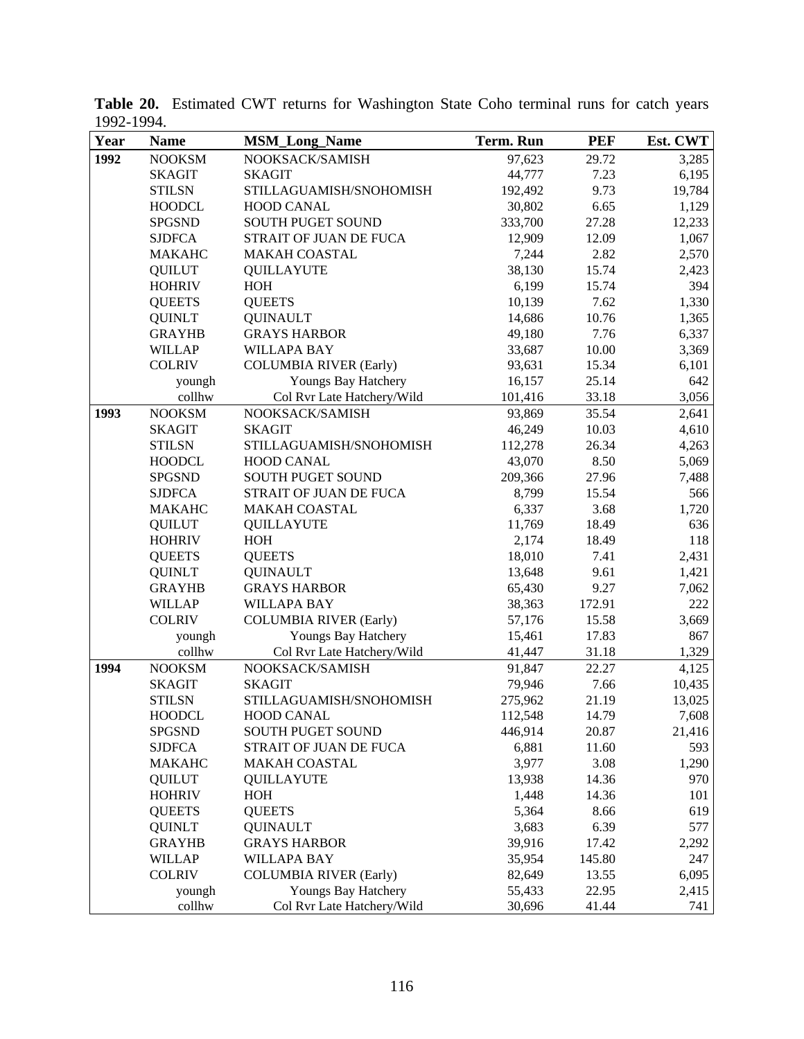**Table 20.** Estimated CWT returns for Washington State Coho terminal runs for catch years 1992-1994.

| Year | Name | MSM_Long_Name | Term. Run | PEF | Est. CWT |
|---|---|---|---|---|---|
| **1992** | NOOKSM | NOOKSACK/SAMISH | 97,623 | 29.72 | 3,285 |
| | SKAGIT | SKAGIT | 44,777 | 7.23 | 6,195 |
| | STILSN | STILLAGUAMISH/SNOHOMISH | 192,492 | 9.73 | 19,784 |
| | HOODCL | HOOD CANAL | 30,802 | 6.65 | 1,129 |
| | SPGSND | SOUTH PUGET SOUND | 333,700 | 27.28 | 12,233 |
| | SJDFCA | STRAIT OF JUAN DE FUCA | 12,909 | 12.09 | 1,067 |
| | MAKAHC | MAKAH COASTAL | 7,244 | 2.82 | 2,570 |
| | QUILUT | QUILLAYUTE | 38,130 | 15.74 | 2,423 |
| | HOHRIV | HOH | 6,199 | 15.74 | 394 |
| | QUEETS | QUEETS | 10,139 | 7.62 | 1,330 |
| | QUINLT | QUINAULT | 14,686 | 10.76 | 1,365 |
| | GRAYHB | GRAYS HARBOR | 49,180 | 7.76 | 6,337 |
| | WILLAP | WILLAPA BAY | 33,687 | 10.00 | 3,369 |
| | COLRIV | COLUMBIA RIVER (Early) | 93,631 | 15.34 | 6,101 |
| | youngh | Youngs Bay Hatchery | 16,157 | 25.14 | 642 |
| | collhw | Col Rvr Late Hatchery/Wild | 101,416 | 33.18 | 3,056 |
| **1993** | NOOKSM | NOOKSACK/SAMISH | 93,869 | 35.54 | 2,641 |
| | SKAGIT | SKAGIT | 46,249 | 10.03 | 4,610 |
| | STILSN | STILLAGUAMISH/SNOHOMISH | 112,278 | 26.34 | 4,263 |
| | HOODCL | HOOD CANAL | 43,070 | 8.50 | 5,069 |
| | SPGSND | SOUTH PUGET SOUND | 209,366 | 27.96 | 7,488 |
| | SJDFCA | STRAIT OF JUAN DE FUCA | 8,799 | 15.54 | 566 |
| | MAKAHC | MAKAH COASTAL | 6,337 | 3.68 | 1,720 |
| | QUILUT | QUILLAYUTE | 11,769 | 18.49 | 636 |
| | HOHRIV | HOH | 2,174 | 18.49 | 118 |
| | QUEETS | QUEETS | 18,010 | 7.41 | 2,431 |
| | QUINLT | QUINAULT | 13,648 | 9.61 | 1,421 |
| | GRAYHB | GRAYS HARBOR | 65,430 | 9.27 | 7,062 |
| | WILLAP | WILLAPA BAY | 38,363 | 172.91 | 222 |
| | COLRIV | COLUMBIA RIVER (Early) | 57,176 | 15.58 | 3,669 |
| | youngh | Youngs Bay Hatchery | 15,461 | 17.83 | 867 |
| | collhw | Col Rvr Late Hatchery/Wild | 41,447 | 31.18 | 1,329 |
| **1994** | NOOKSM | NOOKSACK/SAMISH | 91,847 | 22.27 | 4,125 |
| | SKAGIT | SKAGIT | 79,946 | 7.66 | 10,435 |
| | STILSN | STILLAGUAMISH/SNOHOMISH | 275,962 | 21.19 | 13,025 |
| | HOODCL | HOOD CANAL | 112,548 | 14.79 | 7,608 |
| | SPGSND | SOUTH PUGET SOUND | 446,914 | 20.87 | 21,416 |
| | SJDFCA | STRAIT OF JUAN DE FUCA | 6,881 | 11.60 | 593 |
| | MAKAHC | MAKAH COASTAL | 3,977 | 3.08 | 1,290 |
| | QUILUT | QUILLAYUTE | 13,938 | 14.36 | 970 |
| | HOHRIV | HOH | 1,448 | 14.36 | 101 |
| | QUEETS | QUEETS | 5,364 | 8.66 | 619 |
| | QUINLT | QUINAULT | 3,683 | 6.39 | 577 |
| | GRAYHB | GRAYS HARBOR | 39,916 | 17.42 | 2,292 |
| | WILLAP | WILLAPA BAY | 35,954 | 145.80 | 247 |
| | COLRIV | COLUMBIA RIVER (Early) | 82,649 | 13.55 | 6,095 |
| | youngh | Youngs Bay Hatchery | 55,433 | 22.95 | 2,415 |
| | collhw | Col Rvr Late Hatchery/Wild | 30,696 | 41.44 | 741 |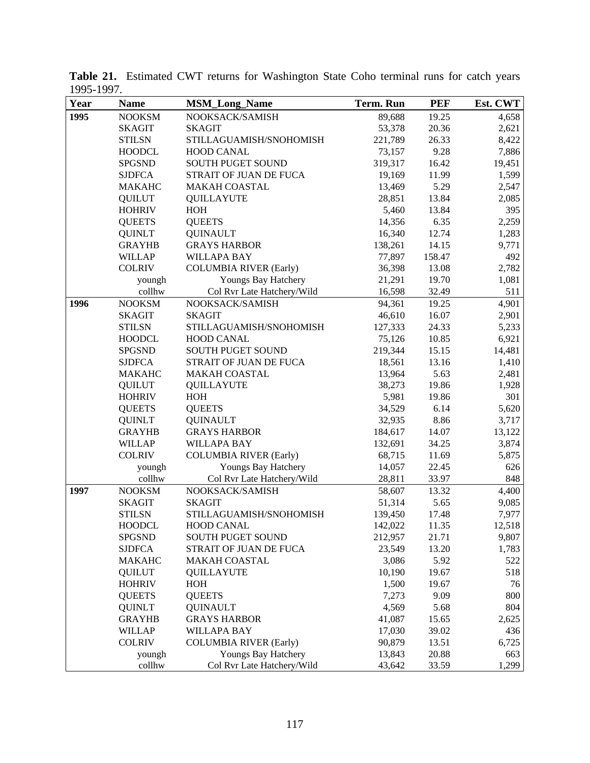**Table 21.** Estimated CWT returns for Washington State Coho terminal runs for catch years 1995-1997.

| Year | Name | MSM_Long_Name | Term. Run | PEF | Est. CWT |
|---|---|---|---|---|---|
| **1995** | NOOKSM | NOOKSACK/SAMISH | 89,688 | 19.25 | 4,658 |
| | SKAGIT | SKAGIT | 53,378 | 20.36 | 2,621 |
| | STILSN | STILLAGUAMISH/SNOHOMISH | 221,789 | 26.33 | 8,422 |
| | HOODCL | HOOD CANAL | 73,157 | 9.28 | 7,886 |
| | SPGSND | SOUTH PUGET SOUND | 319,317 | 16.42 | 19,451 |
| | SJDFCA | STRAIT OF JUAN DE FUCA | 19,169 | 11.99 | 1,599 |
| | MAKAHC | MAKAH COASTAL | 13,469 | 5.29 | 2,547 |
| | QUILUT | QUILLAYUTE | 28,851 | 13.84 | 2,085 |
| | HOHRIV | HOH | 5,460 | 13.84 | 395 |
| | QUEETS | QUEETS | 14,356 | 6.35 | 2,259 |
| | QUINLT | QUINAULT | 16,340 | 12.74 | 1,283 |
| | GRAYHB | GRAYS HARBOR | 138,261 | 14.15 | 9,771 |
| | WILLAP | WILLAPA BAY | 77,897 | 158.47 | 492 |
| | COLRIV | COLUMBIA RIVER (Early) | 36,398 | 13.08 | 2,782 |
| | youngh | Youngs Bay Hatchery | 21,291 | 19.70 | 1,081 |
| | collhw | Col Rvr Late Hatchery/Wild | 16,598 | 32.49 | 511 |
| **1996** | NOOKSM | NOOKSACK/SAMISH | 94,361 | 19.25 | 4,901 |
| | SKAGIT | SKAGIT | 46,610 | 16.07 | 2,901 |
| | STILSN | STILLAGUAMISH/SNOHOMISH | 127,333 | 24.33 | 5,233 |
| | HOODCL | HOOD CANAL | 75,126 | 10.85 | 6,921 |
| | SPGSND | SOUTH PUGET SOUND | 219,344 | 15.15 | 14,481 |
| | SJDFCA | STRAIT OF JUAN DE FUCA | 18,561 | 13.16 | 1,410 |
| | MAKAHC | MAKAH COASTAL | 13,964 | 5.63 | 2,481 |
| | QUILUT | QUILLAYUTE | 38,273 | 19.86 | 1,928 |
| | HOHRIV | HOH | 5,981 | 19.86 | 301 |
| | QUEETS | QUEETS | 34,529 | 6.14 | 5,620 |
| | QUINLT | QUINAULT | 32,935 | 8.86 | 3,717 |
| | GRAYHB | GRAYS HARBOR | 184,617 | 14.07 | 13,122 |
| | WILLAP | WILLAPA BAY | 132,691 | 34.25 | 3,874 |
| | COLRIV | COLUMBIA RIVER (Early) | 68,715 | 11.69 | 5,875 |
| | youngh | Youngs Bay Hatchery | 14,057 | 22.45 | 626 |
| | collhw | Col Rvr Late Hatchery/Wild | 28,811 | 33.97 | 848 |
| **1997** | NOOKSM | NOOKSACK/SAMISH | 58,607 | 13.32 | 4,400 |
| | SKAGIT | SKAGIT | 51,314 | 5.65 | 9,085 |
| | STILSN | STILLAGUAMISH/SNOHOMISH | 139,450 | 17.48 | 7,977 |
| | HOODCL | HOOD CANAL | 142,022 | 11.35 | 12,518 |
| | SPGSND | SOUTH PUGET SOUND | 212,957 | 21.71 | 9,807 |
| | SJDFCA | STRAIT OF JUAN DE FUCA | 23,549 | 13.20 | 1,783 |
| | MAKAHC | MAKAH COASTAL | 3,086 | 5.92 | 522 |
| | QUILUT | QUILLAYUTE | 10,190 | 19.67 | 518 |
| | HOHRIV | HOH | 1,500 | 19.67 | 76 |
| | QUEETS | QUEETS | 7,273 | 9.09 | 800 |
| | QUINLT | QUINAULT | 4,569 | 5.68 | 804 |
| | GRAYHB | GRAYS HARBOR | 41,087 | 15.65 | 2,625 |
| | WILLAP | WILLAPA BAY | 17,030 | 39.02 | 436 |
| | COLRIV | COLUMBIA RIVER (Early) | 90,879 | 13.51 | 6,725 |
| | youngh | Youngs Bay Hatchery | 13,843 | 20.88 | 663 |
| | collhw | Col Rvr Late Hatchery/Wild | 43,642 | 33.59 | 1,299 |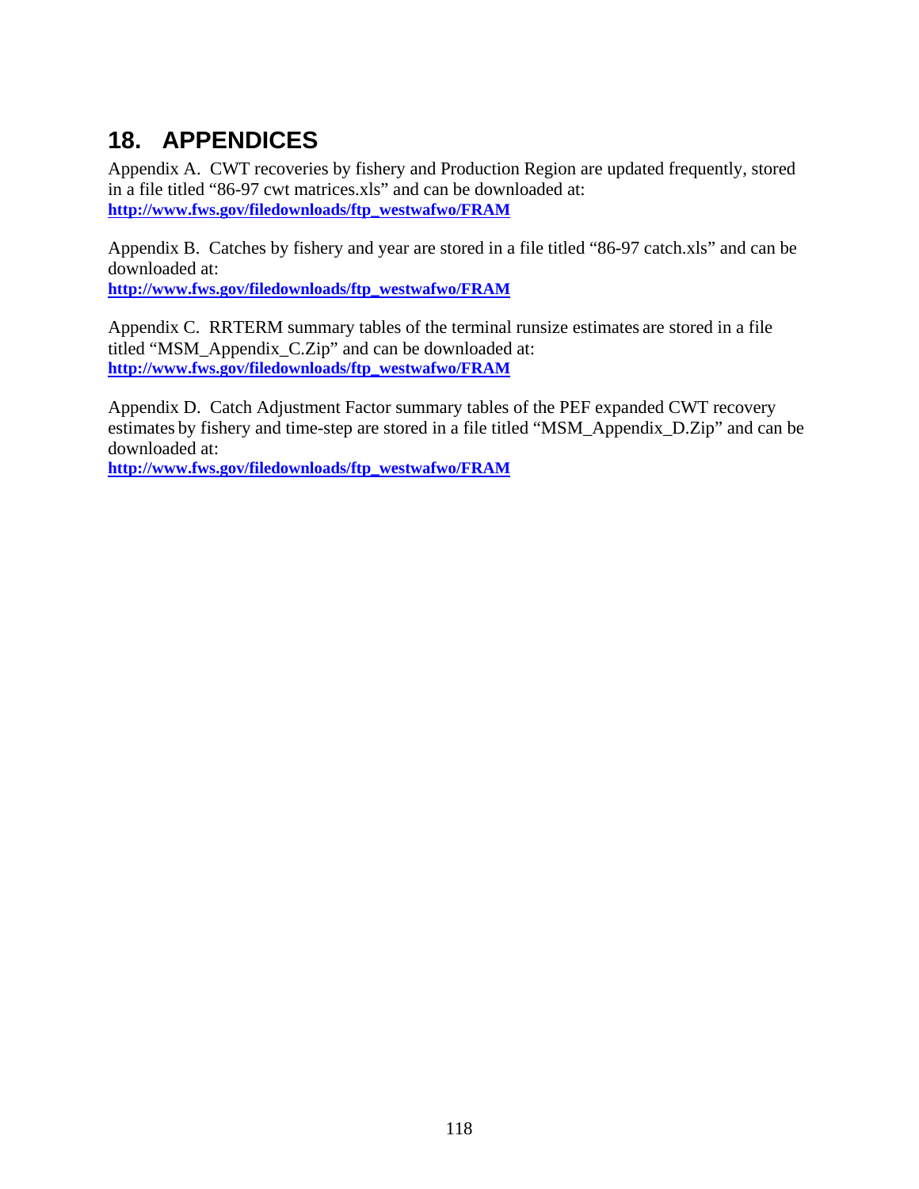# 18. APPENDICES

Appendix A. CWT recoveries by fishery and Production Region are updated frequently, stored in a file titled "86-97 cwt matrices.xls" and can be downloaded at:
**http://www.fws.gov/filedownloads/ftp_westwafwo/FRAM**

Appendix B. Catches by fishery and year are stored in a file titled "86-97 catch.xls" and can be downloaded at:
**http://www.fws.gov/filedownloads/ftp_westwafwo/FRAM**

Appendix C. RRTERM summary tables of the terminal runsize estimates are stored in a file titled "MSM_Appendix_C.Zip" and can be downloaded at:
**http://www.fws.gov/filedownloads/ftp_westwafwo/FRAM**

Appendix D. Catch Adjustment Factor summary tables of the PEF expanded CWT recovery estimates by fishery and time-step are stored in a file titled "MSM_Appendix_D.Zip" and can be downloaded at:
**http://www.fws.gov/filedownloads/ftp_westwafwo/FRAM**